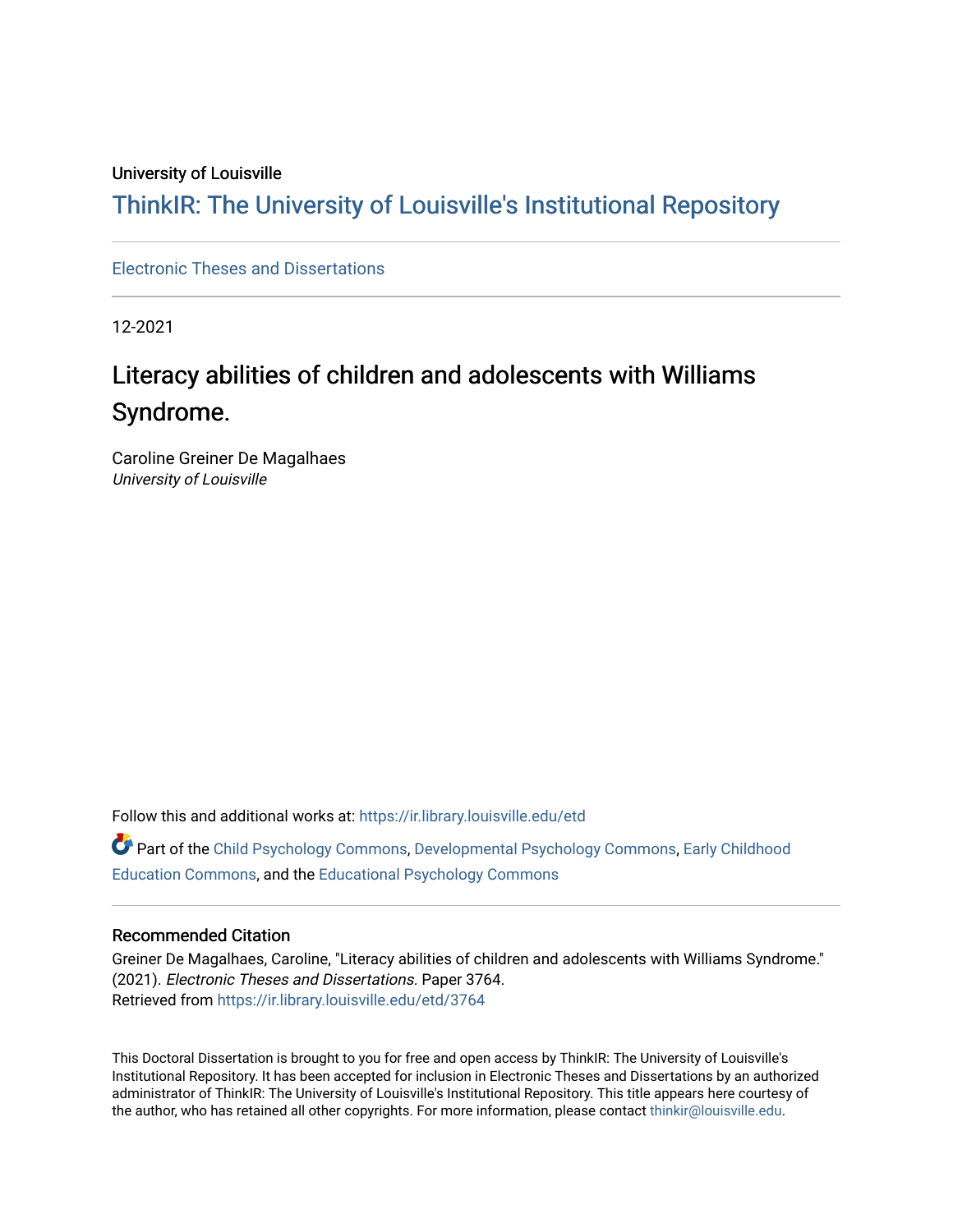University of Louisville

# ThinkIR: The University of Louisville's Institutional Repository

Electronic Theses and Dissertations

12-2021

# Literacy abilities of children and adolescents with Williams Syndrome.

Caroline Greiner De Magalhaes
*University of Louisville*

Follow this and additional works at: https://ir.library.louisville.edu/etd

Part of the Child Psychology Commons, Developmental Psychology Commons, Early Childhood Education Commons, and the Educational Psychology Commons

## Recommended Citation

Greiner De Magalhaes, Caroline, "Literacy abilities of children and adolescents with Williams Syndrome." (2021). *Electronic Theses and Dissertations.* Paper 3764.
Retrieved from https://ir.library.louisville.edu/etd/3764

This Doctoral Dissertation is brought to you for free and open access by ThinkIR: The University of Louisville's Institutional Repository. It has been accepted for inclusion in Electronic Theses and Dissertations by an authorized administrator of ThinkIR: The University of Louisville's Institutional Repository. This title appears here courtesy of the author, who has retained all other copyrights. For more information, please contact thinkir@louisville.edu.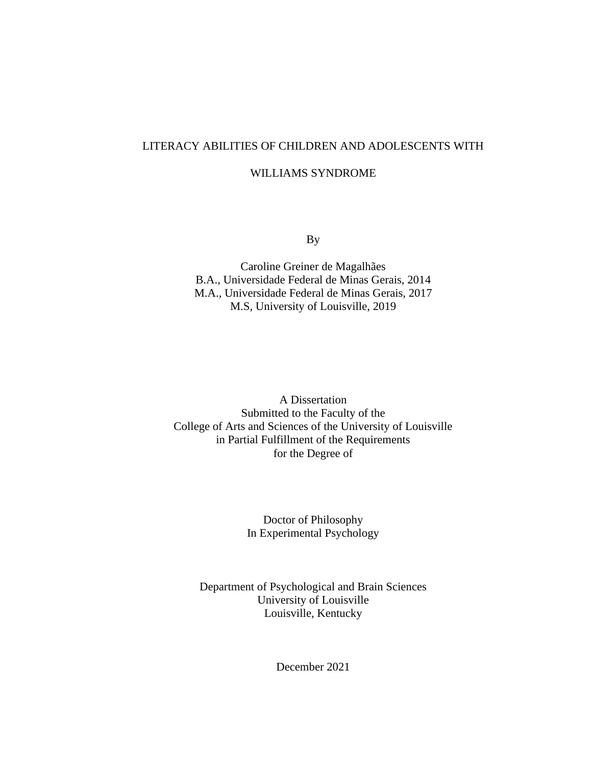# LITERACY ABILITIES OF CHILDREN AND ADOLESCENTS WITH WILLIAMS SYNDROME

By

Caroline Greiner de Magalhães
B.A., Universidade Federal de Minas Gerais, 2014
M.A., Universidade Federal de Minas Gerais, 2017
M.S, University of Louisville, 2019

A Dissertation
Submitted to the Faculty of the
College of Arts and Sciences of the University of Louisville
in Partial Fulfillment of the Requirements
for the Degree of

Doctor of Philosophy
In Experimental Psychology

Department of Psychological and Brain Sciences
University of Louisville
Louisville, Kentucky

December 2021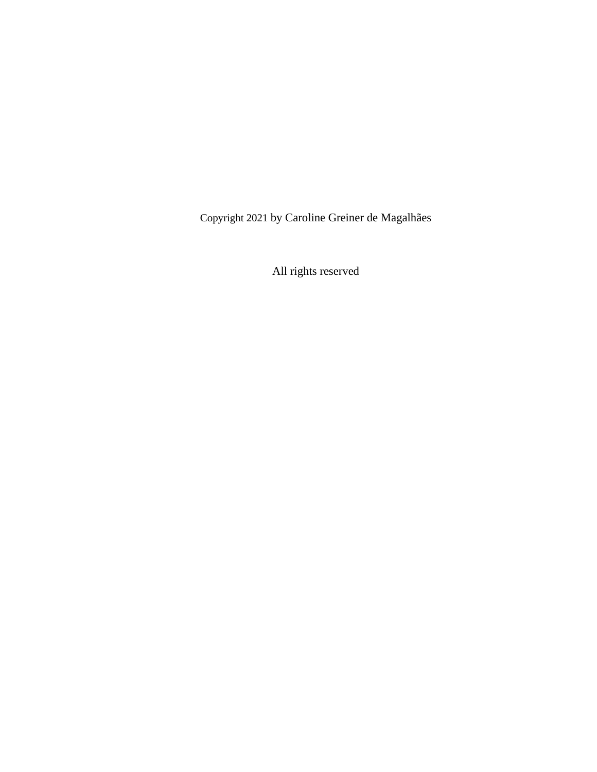Copyright 2021 by Caroline Greiner de Magalhães

All rights reserved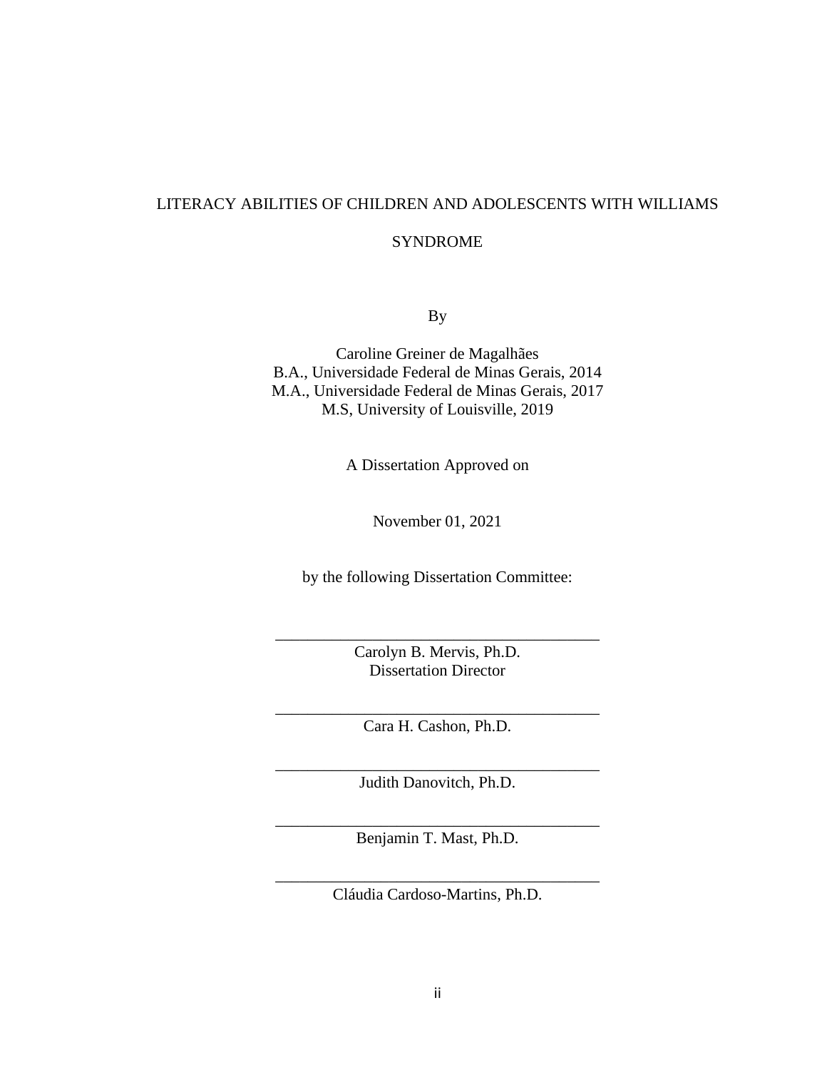LITERACY ABILITIES OF CHILDREN AND ADOLESCENTS WITH WILLIAMS SYNDROME

By

Caroline Greiner de Magalhães
B.A., Universidade Federal de Minas Gerais, 2014
M.A., Universidade Federal de Minas Gerais, 2017
M.S, University of Louisville, 2019

A Dissertation Approved on

November 01, 2021

by the following Dissertation Committee:

\_\_\_\_\_\_\_\_\_\_\_\_\_\_\_\_\_\_\_\_\_\_\_\_\_\_\_\_\_\_\_\_\_\_\_\_\_\_\_\_
Carolyn B. Mervis, Ph.D.
Dissertation Director

\_\_\_\_\_\_\_\_\_\_\_\_\_\_\_\_\_\_\_\_\_\_\_\_\_\_\_\_\_\_\_\_\_\_\_\_\_\_\_\_
Cara H. Cashon, Ph.D.

\_\_\_\_\_\_\_\_\_\_\_\_\_\_\_\_\_\_\_\_\_\_\_\_\_\_\_\_\_\_\_\_\_\_\_\_\_\_\_\_
Judith Danovitch, Ph.D.

\_\_\_\_\_\_\_\_\_\_\_\_\_\_\_\_\_\_\_\_\_\_\_\_\_\_\_\_\_\_\_\_\_\_\_\_\_\_\_\_
Benjamin T. Mast, Ph.D.

\_\_\_\_\_\_\_\_\_\_\_\_\_\_\_\_\_\_\_\_\_\_\_\_\_\_\_\_\_\_\_\_\_\_\_\_\_\_\_\_
Cláudia Cardoso-Martins, Ph.D.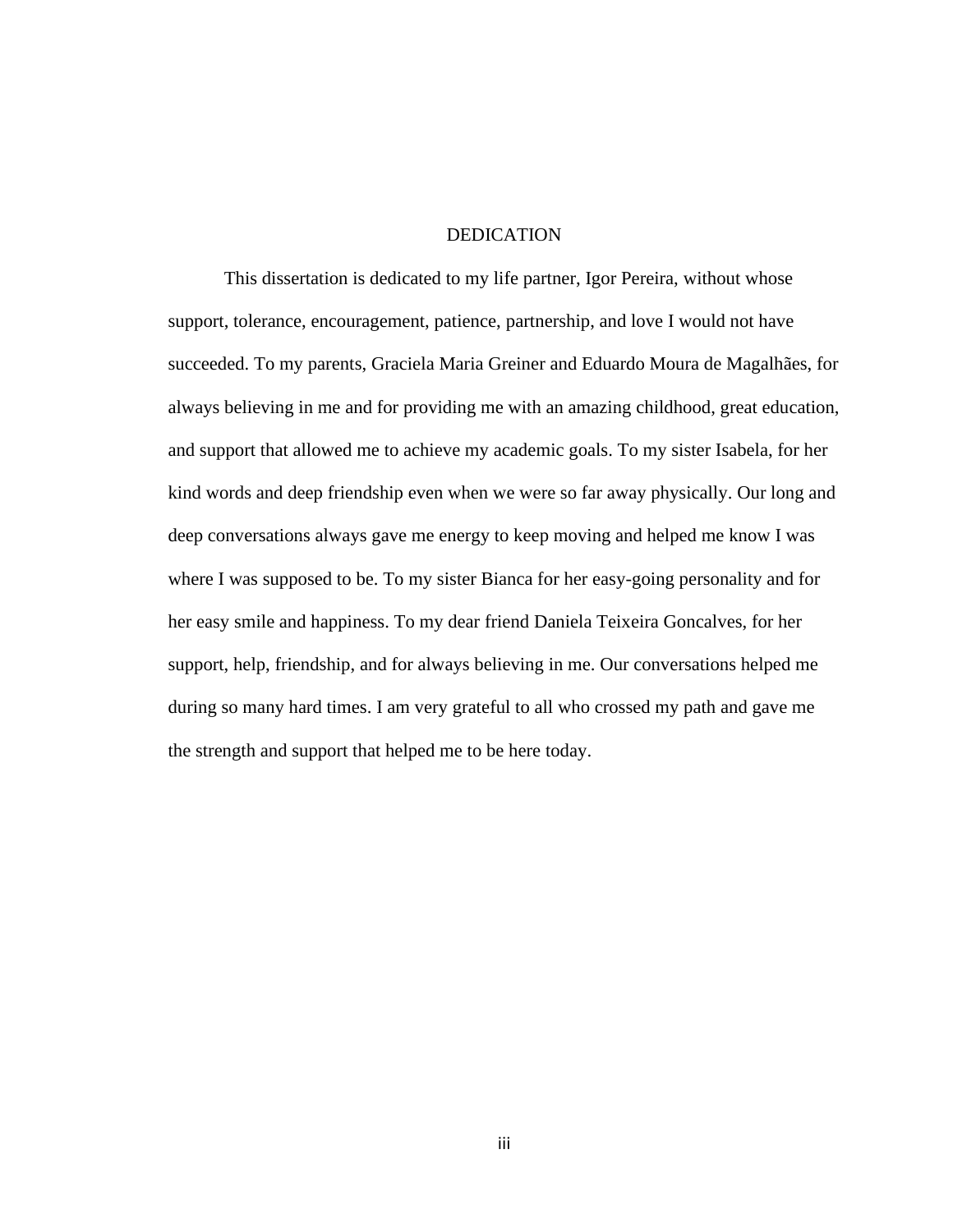# DEDICATION

This dissertation is dedicated to my life partner, Igor Pereira, without whose support, tolerance, encouragement, patience, partnership, and love I would not have succeeded. To my parents, Graciela Maria Greiner and Eduardo Moura de Magalhães, for always believing in me and for providing me with an amazing childhood, great education, and support that allowed me to achieve my academic goals. To my sister Isabela, for her kind words and deep friendship even when we were so far away physically. Our long and deep conversations always gave me energy to keep moving and helped me know I was where I was supposed to be. To my sister Bianca for her easy-going personality and for her easy smile and happiness. To my dear friend Daniela Teixeira Goncalves, for her support, help, friendship, and for always believing in me. Our conversations helped me during so many hard times. I am very grateful to all who crossed my path and gave me the strength and support that helped me to be here today.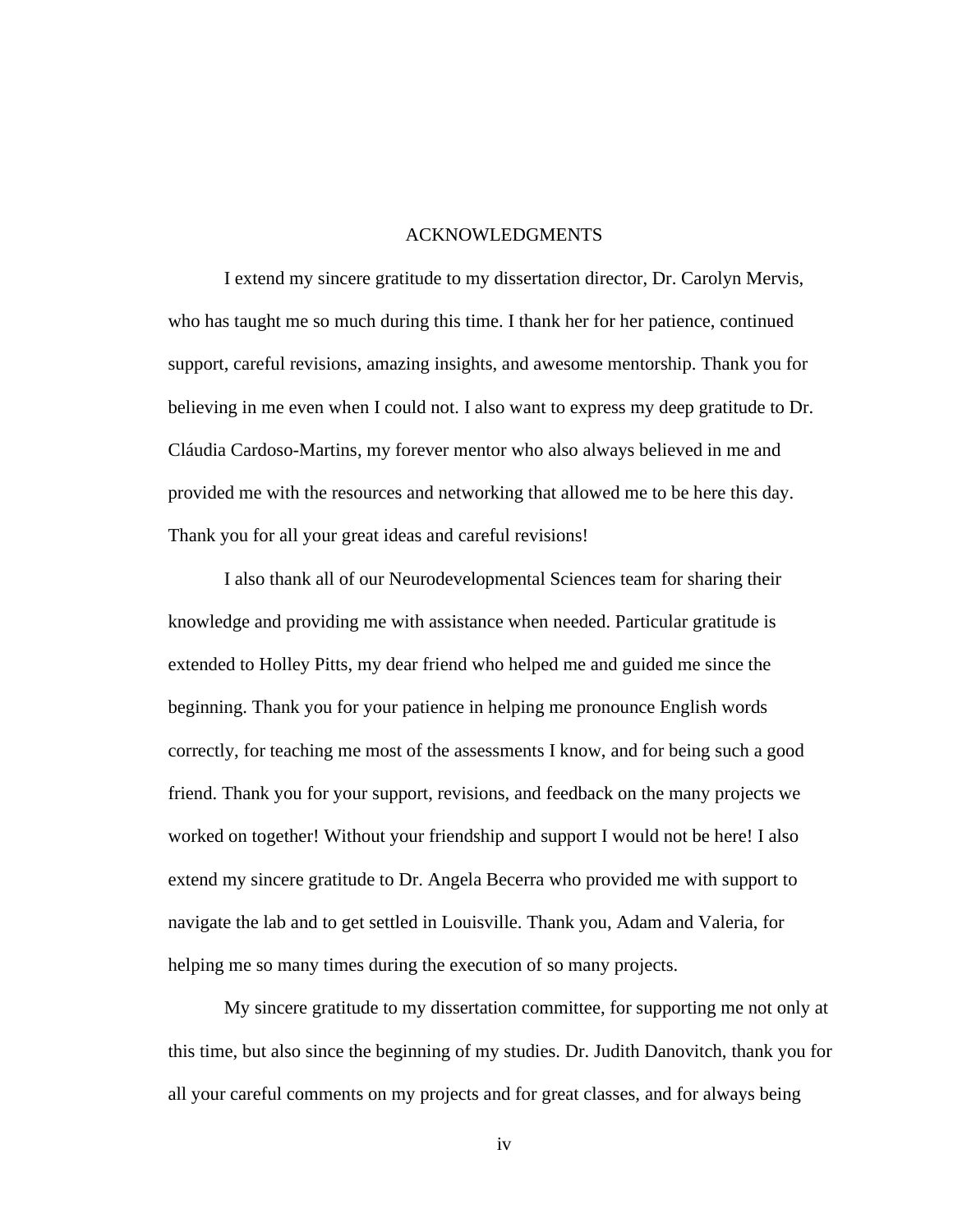# ACKNOWLEDGMENTS

I extend my sincere gratitude to my dissertation director, Dr. Carolyn Mervis, who has taught me so much during this time. I thank her for her patience, continued support, careful revisions, amazing insights, and awesome mentorship. Thank you for believing in me even when I could not. I also want to express my deep gratitude to Dr. Cláudia Cardoso-Martins, my forever mentor who also always believed in me and provided me with the resources and networking that allowed me to be here this day. Thank you for all your great ideas and careful revisions!

I also thank all of our Neurodevelopmental Sciences team for sharing their knowledge and providing me with assistance when needed. Particular gratitude is extended to Holley Pitts, my dear friend who helped me and guided me since the beginning. Thank you for your patience in helping me pronounce English words correctly, for teaching me most of the assessments I know, and for being such a good friend. Thank you for your support, revisions, and feedback on the many projects we worked on together! Without your friendship and support I would not be here! I also extend my sincere gratitude to Dr. Angela Becerra who provided me with support to navigate the lab and to get settled in Louisville. Thank you, Adam and Valeria, for helping me so many times during the execution of so many projects.

My sincere gratitude to my dissertation committee, for supporting me not only at this time, but also since the beginning of my studies. Dr. Judith Danovitch, thank you for all your careful comments on my projects and for great classes, and for always being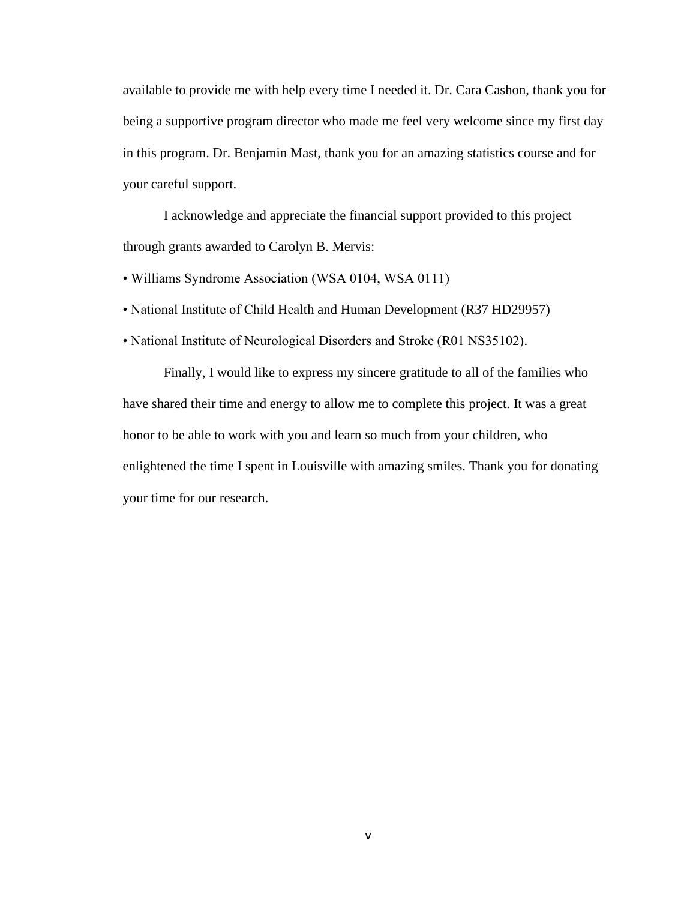available to provide me with help every time I needed it. Dr. Cara Cashon, thank you for being a supportive program director who made me feel very welcome since my first day in this program. Dr. Benjamin Mast, thank you for an amazing statistics course and for your careful support.

I acknowledge and appreciate the financial support provided to this project through grants awarded to Carolyn B. Mervis:

- Williams Syndrome Association (WSA 0104, WSA 0111)
- National Institute of Child Health and Human Development (R37 HD29957)
- National Institute of Neurological Disorders and Stroke (R01 NS35102).

Finally, I would like to express my sincere gratitude to all of the families who have shared their time and energy to allow me to complete this project. It was a great honor to be able to work with you and learn so much from your children, who enlightened the time I spent in Louisville with amazing smiles. Thank you for donating your time for our research.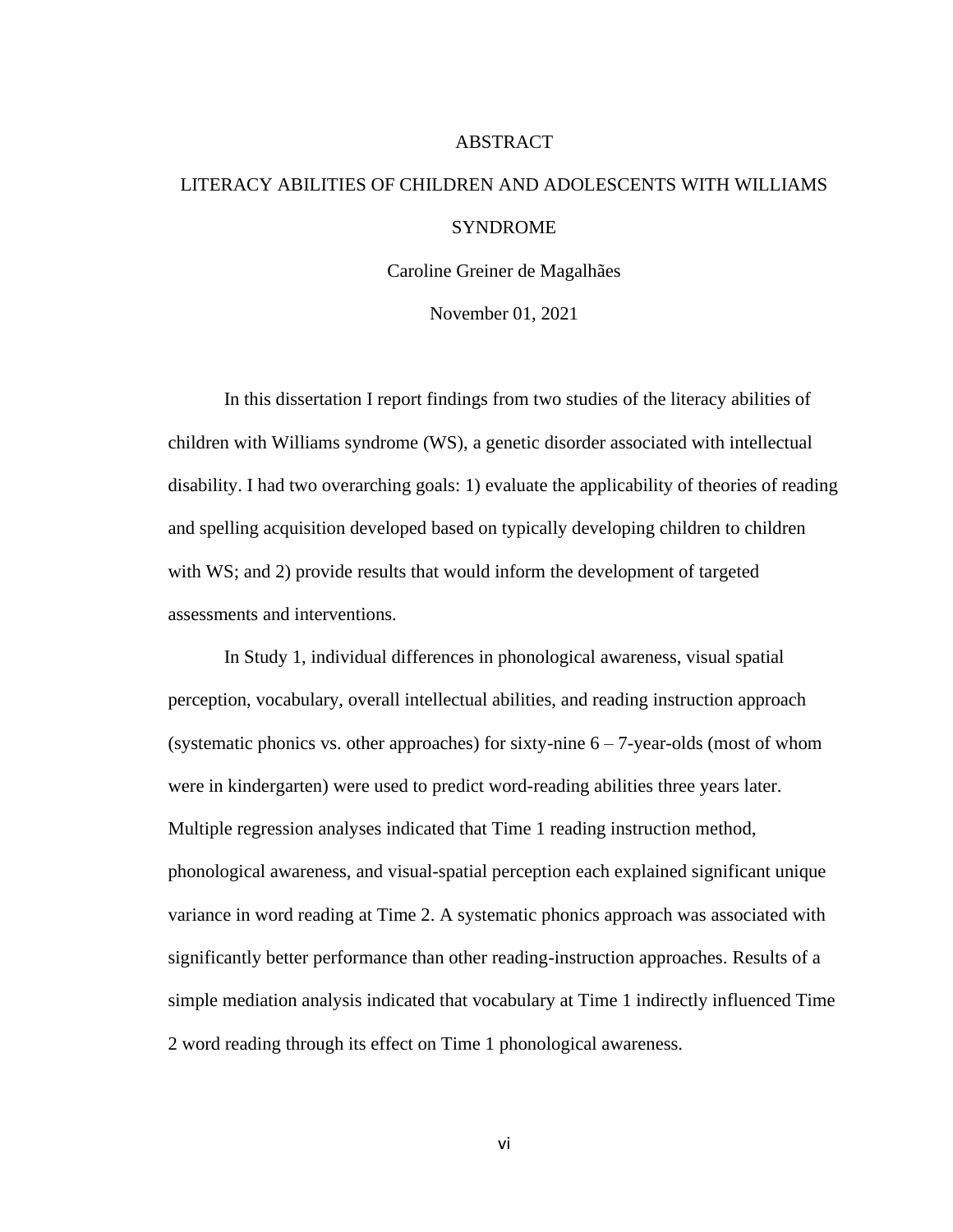# ABSTRACT

## LITERACY ABILITIES OF CHILDREN AND ADOLESCENTS WITH WILLIAMS SYNDROME

Caroline Greiner de Magalhães

November 01, 2021

In this dissertation I report findings from two studies of the literacy abilities of children with Williams syndrome (WS), a genetic disorder associated with intellectual disability. I had two overarching goals: 1) evaluate the applicability of theories of reading and spelling acquisition developed based on typically developing children to children with WS; and 2) provide results that would inform the development of targeted assessments and interventions.

In Study 1, individual differences in phonological awareness, visual spatial perception, vocabulary, overall intellectual abilities, and reading instruction approach (systematic phonics vs. other approaches) for sixty-nine 6 – 7-year-olds (most of whom were in kindergarten) were used to predict word-reading abilities three years later. Multiple regression analyses indicated that Time 1 reading instruction method, phonological awareness, and visual-spatial perception each explained significant unique variance in word reading at Time 2. A systematic phonics approach was associated with significantly better performance than other reading-instruction approaches. Results of a simple mediation analysis indicated that vocabulary at Time 1 indirectly influenced Time 2 word reading through its effect on Time 1 phonological awareness.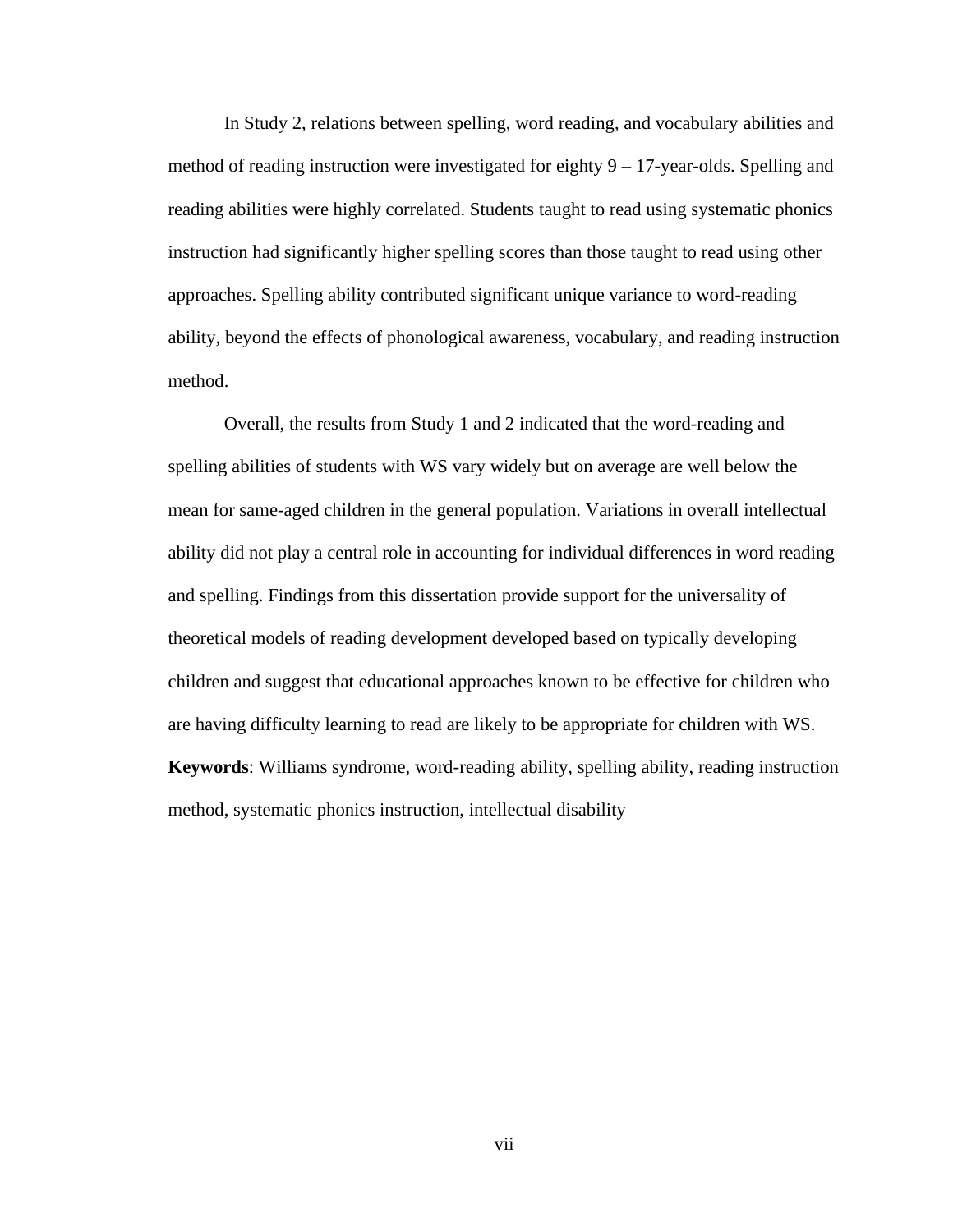In Study 2, relations between spelling, word reading, and vocabulary abilities and method of reading instruction were investigated for eighty 9 – 17-year-olds. Spelling and reading abilities were highly correlated. Students taught to read using systematic phonics instruction had significantly higher spelling scores than those taught to read using other approaches. Spelling ability contributed significant unique variance to word-reading ability, beyond the effects of phonological awareness, vocabulary, and reading instruction method.

Overall, the results from Study 1 and 2 indicated that the word-reading and spelling abilities of students with WS vary widely but on average are well below the mean for same-aged children in the general population. Variations in overall intellectual ability did not play a central role in accounting for individual differences in word reading and spelling. Findings from this dissertation provide support for the universality of theoretical models of reading development developed based on typically developing children and suggest that educational approaches known to be effective for children who are having difficulty learning to read are likely to be appropriate for children with WS.

**Keywords**: Williams syndrome, word-reading ability, spelling ability, reading instruction method, systematic phonics instruction, intellectual disability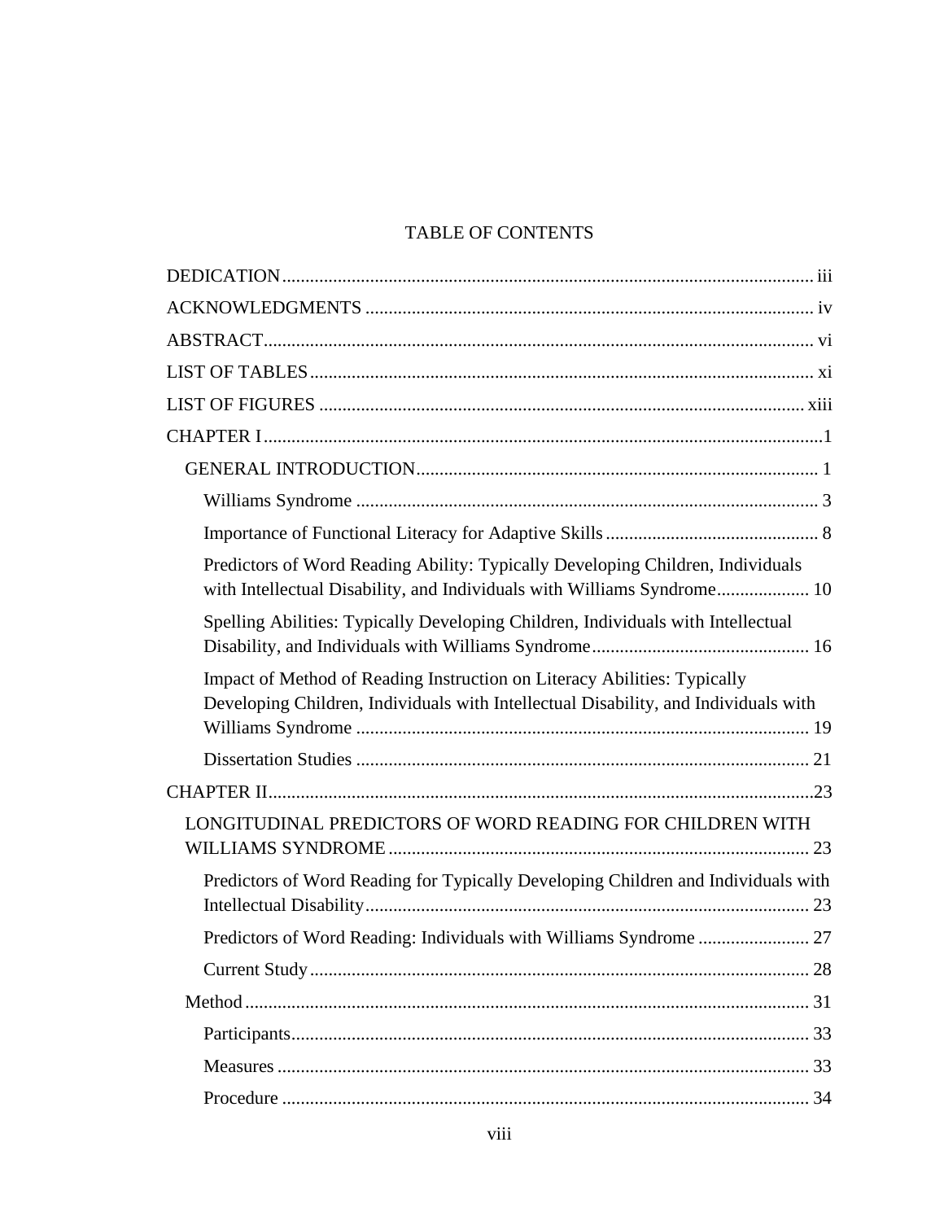# TABLE OF CONTENTS

DEDICATION ..... iii

ACKNOWLEDGMENTS ..... iv

ABSTRACT ..... vi

LIST OF TABLES ..... xi

LIST OF FIGURES ..... xiii

CHAPTER I ..... 1

- GENERAL INTRODUCTION ..... 1
  - Williams Syndrome ..... 3
  - Importance of Functional Literacy for Adaptive Skills ..... 8
  - Predictors of Word Reading Ability: Typically Developing Children, Individuals with Intellectual Disability, and Individuals with Williams Syndrome ..... 10
  - Spelling Abilities: Typically Developing Children, Individuals with Intellectual Disability, and Individuals with Williams Syndrome ..... 16
  - Impact of Method of Reading Instruction on Literacy Abilities: Typically Developing Children, Individuals with Intellectual Disability, and Individuals with Williams Syndrome ..... 19
  - Dissertation Studies ..... 21

CHAPTER II ..... 23

- LONGITUDINAL PREDICTORS OF WORD READING FOR CHILDREN WITH WILLIAMS SYNDROME ..... 23
  - Predictors of Word Reading for Typically Developing Children and Individuals with Intellectual Disability ..... 23
  - Predictors of Word Reading: Individuals with Williams Syndrome ..... 27
  - Current Study ..... 28
- Method ..... 31
  - Participants ..... 33
  - Measures ..... 33
  - Procedure ..... 34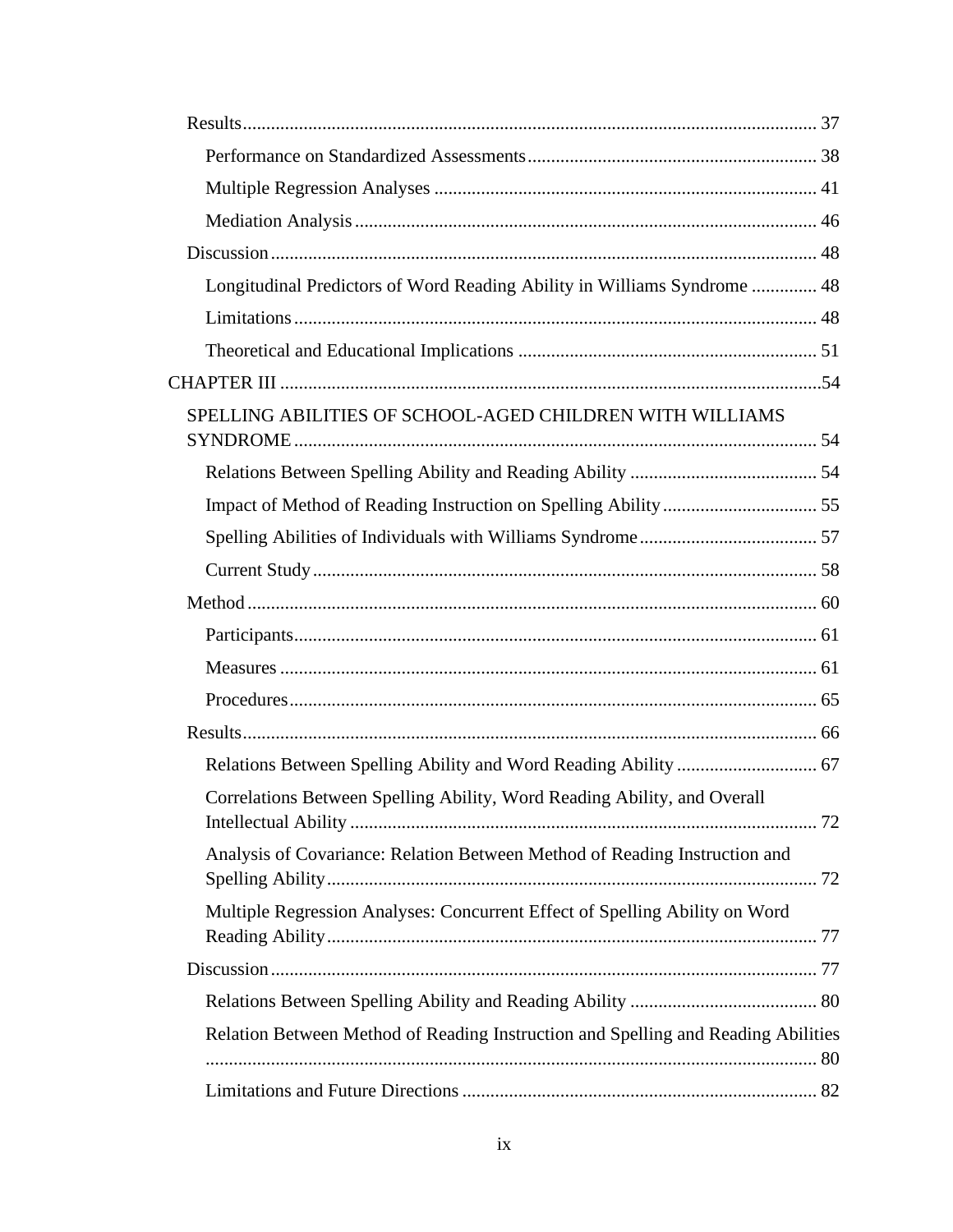Results .......................................................................................................................... 37

Performance on Standardized Assessments .............................................................. 38

Multiple Regression Analyses .................................................................................. 41

Mediation Analysis .................................................................................................. 46

Discussion .................................................................................................................... 48

Longitudinal Predictors of Word Reading Ability in Williams Syndrome .............. 48

Limitations ............................................................................................................... 48

Theoretical and Educational Implications ................................................................ 51

CHAPTER III ................................................................................................................... 54

SPELLING ABILITIES OF SCHOOL-AGED CHILDREN WITH WILLIAMS SYNDROME ............................................................................................................... 54

Relations Between Spelling Ability and Reading Ability ........................................ 54

Impact of Method of Reading Instruction on Spelling Ability ................................. 55

Spelling Abilities of Individuals with Williams Syndrome ...................................... 57

Current Study ........................................................................................................... 58

Method ......................................................................................................................... 60

Participants ............................................................................................................... 61

Measures .................................................................................................................. 61

Procedures ................................................................................................................ 65

Results .......................................................................................................................... 66

Relations Between Spelling Ability and Word Reading Ability .............................. 67

Correlations Between Spelling Ability, Word Reading Ability, and Overall Intellectual Ability .................................................................................................... 72

Analysis of Covariance: Relation Between Method of Reading Instruction and Spelling Ability ......................................................................................................... 72

Multiple Regression Analyses: Concurrent Effect of Spelling Ability on Word Reading Ability ......................................................................................................... 77

Discussion .................................................................................................................... 77

Relations Between Spelling Ability and Reading Ability ........................................ 80

Relation Between Method of Reading Instruction and Spelling and Reading Abilities .................................................................................................................................. 80

Limitations and Future Directions ............................................................................ 82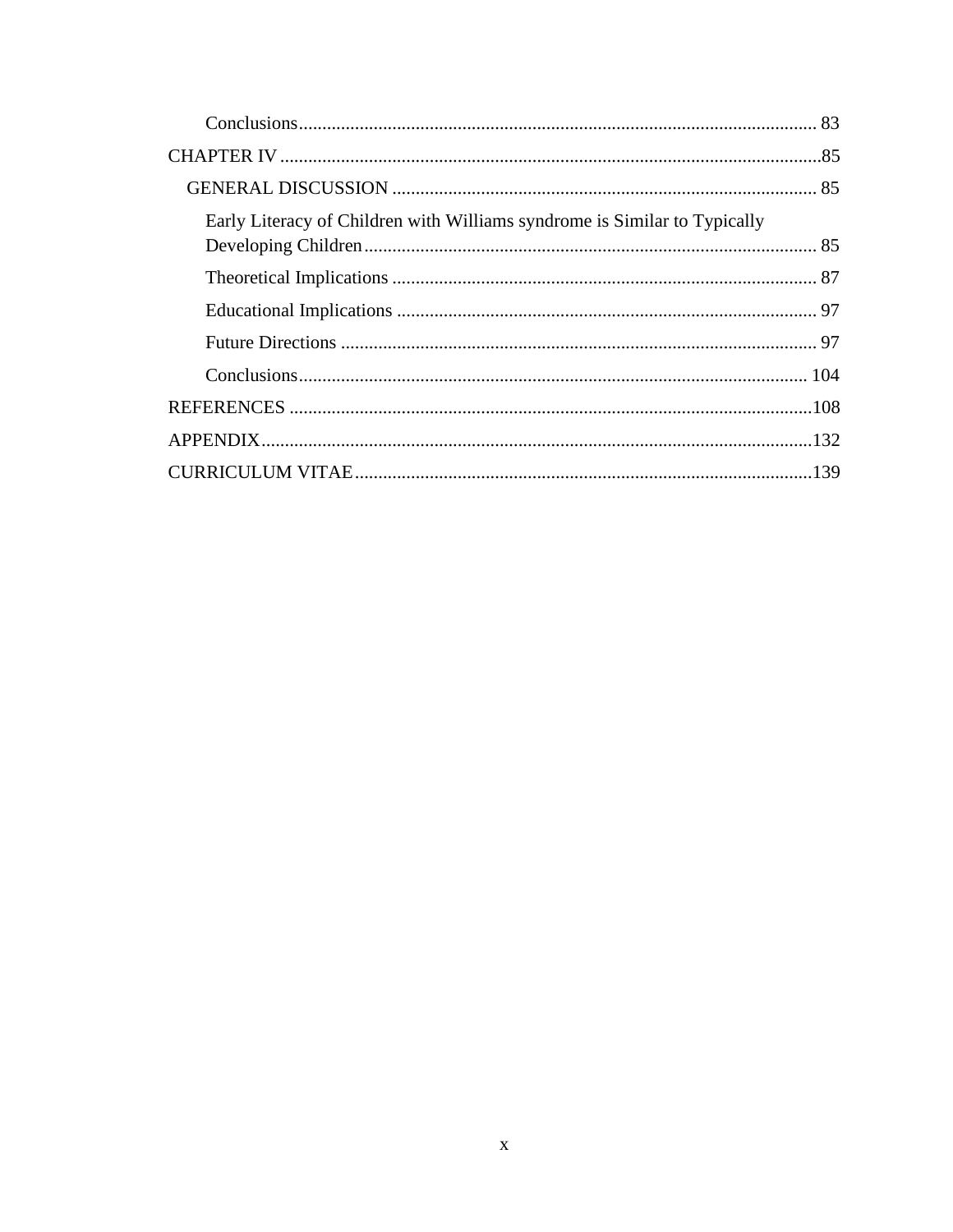Conclusions .................................................................................................... 83

CHAPTER IV .................................................................................................... 85

GENERAL DISCUSSION .............................................................................. 85

Early Literacy of Children with Williams syndrome is Similar to Typically Developing Children ..................................................................................... 85

Theoretical Implications .............................................................................. 87

Educational Implications ............................................................................. 97

Future Directions ......................................................................................... 97

Conclusions .................................................................................................. 104

REFERENCES .................................................................................................. 108

APPENDIX ........................................................................................................ 132

CURRICULUM VITAE ................................................................................... 139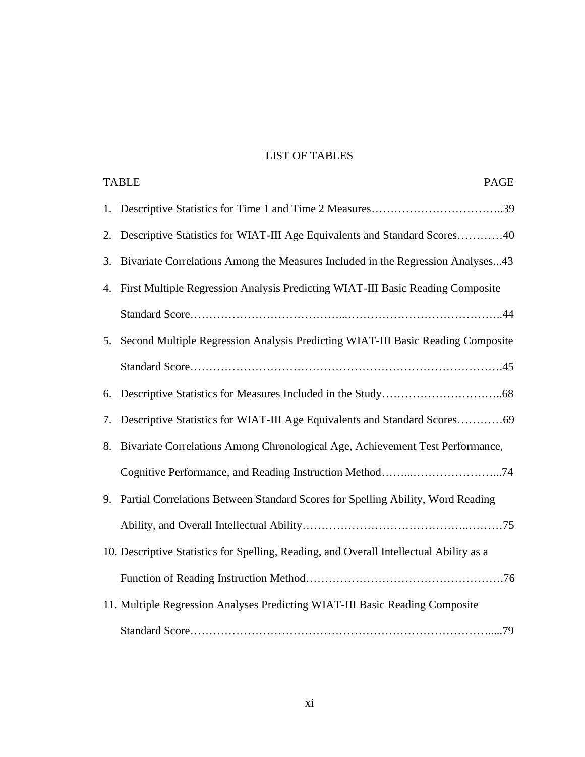# LIST OF TABLES

| TABLE | PAGE |
|---|---|
| 1. Descriptive Statistics for Time 1 and Time 2 Measures | 39 |
| 2. Descriptive Statistics for WIAT-III Age Equivalents and Standard Scores | 40 |
| 3. Bivariate Correlations Among the Measures Included in the Regression Analyses | 43 |
| 4. First Multiple Regression Analysis Predicting WIAT-III Basic Reading Composite Standard Score | 44 |
| 5. Second Multiple Regression Analysis Predicting WIAT-III Basic Reading Composite Standard Score | 45 |
| 6. Descriptive Statistics for Measures Included in the Study | 68 |
| 7. Descriptive Statistics for WIAT-III Age Equivalents and Standard Scores | 69 |
| 8. Bivariate Correlations Among Chronological Age, Achievement Test Performance, Cognitive Performance, and Reading Instruction Method | 74 |
| 9. Partial Correlations Between Standard Scores for Spelling Ability, Word Reading Ability, and Overall Intellectual Ability | 75 |
| 10. Descriptive Statistics for Spelling, Reading, and Overall Intellectual Ability as a Function of Reading Instruction Method | 76 |
| 11. Multiple Regression Analyses Predicting WIAT-III Basic Reading Composite Standard Score | 79 |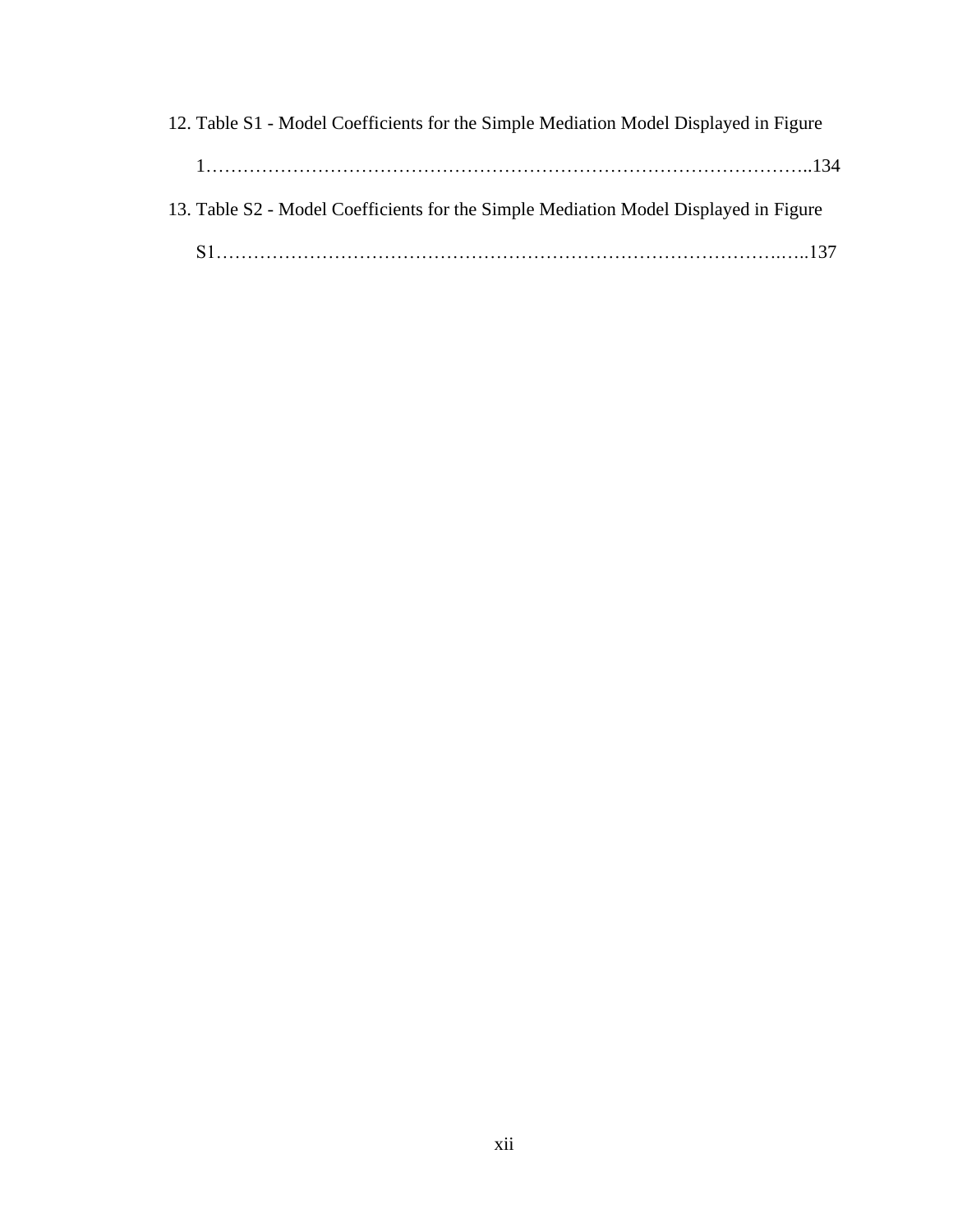12. Table S1 - Model Coefficients for the Simple Mediation Model Displayed in Figure 1…………………………………………………………………………………..134
13. Table S2 - Model Coefficients for the Simple Mediation Model Displayed in Figure S1……………………………………………………………………………..…..137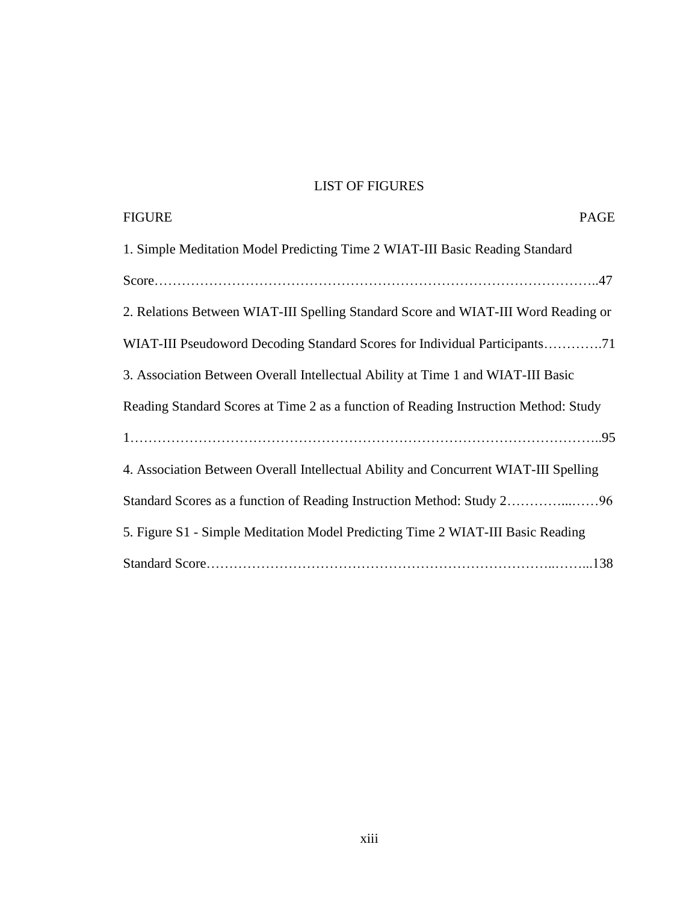# LIST OF FIGURES

FIGURE PAGE

1. Simple Meditation Model Predicting Time 2 WIAT-III Basic Reading Standard Score……………………………………………………………………………………..47

2. Relations Between WIAT-III Spelling Standard Score and WIAT-III Word Reading or WIAT-III Pseudoword Decoding Standard Scores for Individual Participants………….71

3. Association Between Overall Intellectual Ability at Time 1 and WIAT-III Basic Reading Standard Scores at Time 2 as a function of Reading Instruction Method: Study 1………………………………………………………………………………………..95

4. Association Between Overall Intellectual Ability and Concurrent WIAT-III Spelling Standard Scores as a function of Reading Instruction Method: Study 2…………...……96

5. Figure S1 - Simple Meditation Model Predicting Time 2 WIAT-III Basic Reading Standard Score………………………………………………………………..……...138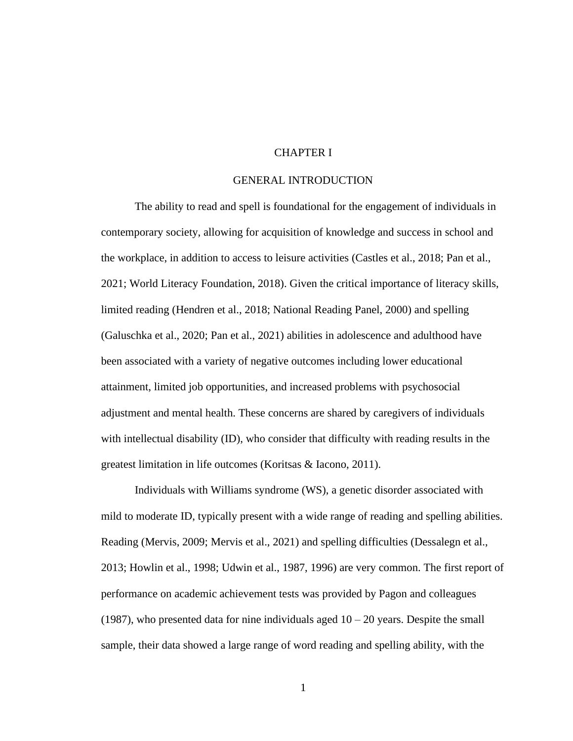# CHAPTER I

## GENERAL INTRODUCTION

The ability to read and spell is foundational for the engagement of individuals in contemporary society, allowing for acquisition of knowledge and success in school and the workplace, in addition to access to leisure activities (Castles et al., 2018; Pan et al., 2021; World Literacy Foundation, 2018). Given the critical importance of literacy skills, limited reading (Hendren et al., 2018; National Reading Panel, 2000) and spelling (Galuschka et al., 2020; Pan et al., 2021) abilities in adolescence and adulthood have been associated with a variety of negative outcomes including lower educational attainment, limited job opportunities, and increased problems with psychosocial adjustment and mental health. These concerns are shared by caregivers of individuals with intellectual disability (ID), who consider that difficulty with reading results in the greatest limitation in life outcomes (Koritsas & Iacono, 2011).

Individuals with Williams syndrome (WS), a genetic disorder associated with mild to moderate ID, typically present with a wide range of reading and spelling abilities. Reading (Mervis, 2009; Mervis et al., 2021) and spelling difficulties (Dessalegn et al., 2013; Howlin et al., 1998; Udwin et al., 1987, 1996) are very common. The first report of performance on academic achievement tests was provided by Pagon and colleagues (1987), who presented data for nine individuals aged 10 – 20 years. Despite the small sample, their data showed a large range of word reading and spelling ability, with the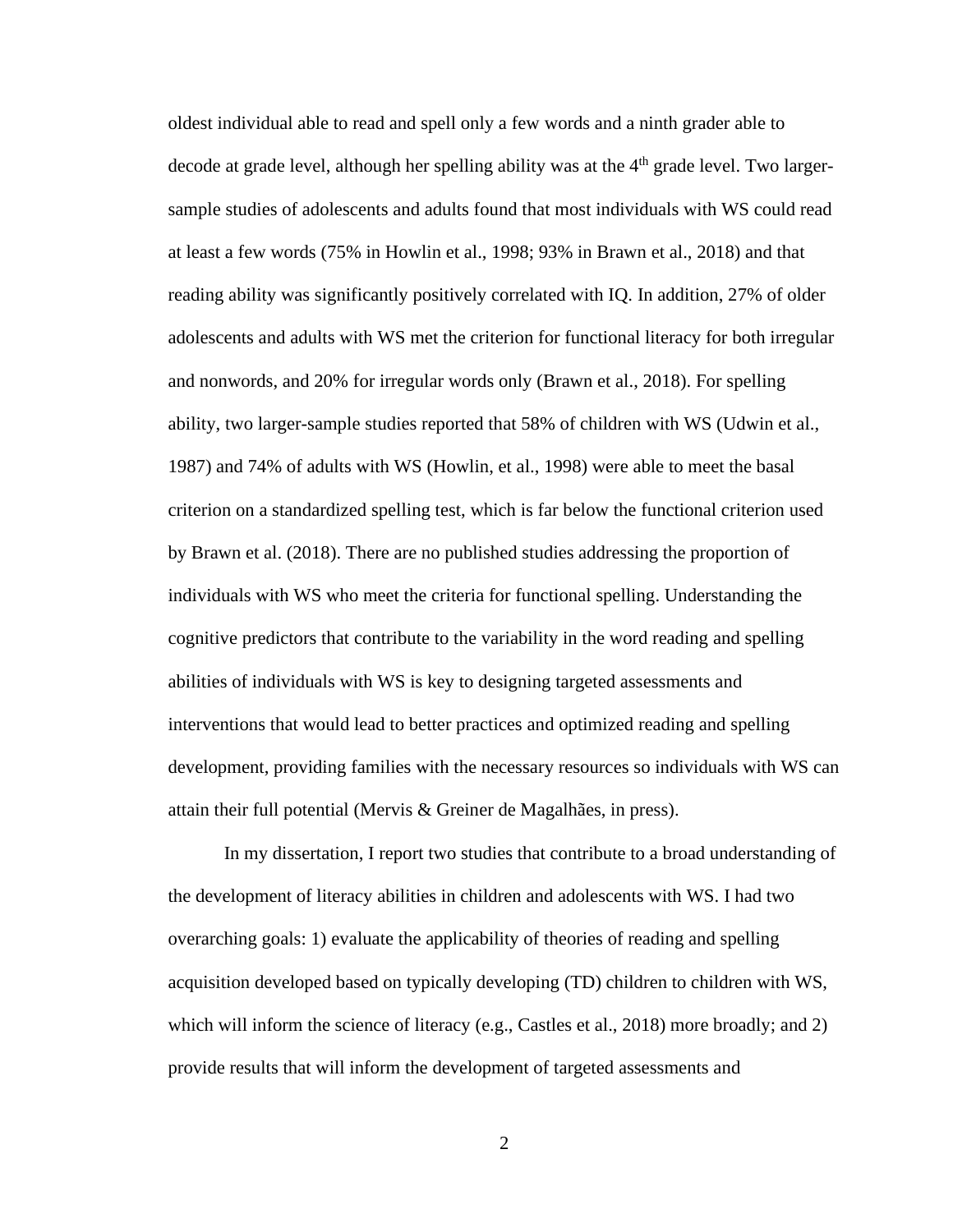oldest individual able to read and spell only a few words and a ninth grader able to decode at grade level, although her spelling ability was at the 4th grade level. Two larger-sample studies of adolescents and adults found that most individuals with WS could read at least a few words (75% in Howlin et al., 1998; 93% in Brawn et al., 2018) and that reading ability was significantly positively correlated with IQ. In addition, 27% of older adolescents and adults with WS met the criterion for functional literacy for both irregular and nonwords, and 20% for irregular words only (Brawn et al., 2018). For spelling ability, two larger-sample studies reported that 58% of children with WS (Udwin et al., 1987) and 74% of adults with WS (Howlin, et al., 1998) were able to meet the basal criterion on a standardized spelling test, which is far below the functional criterion used by Brawn et al. (2018). There are no published studies addressing the proportion of individuals with WS who meet the criteria for functional spelling. Understanding the cognitive predictors that contribute to the variability in the word reading and spelling abilities of individuals with WS is key to designing targeted assessments and interventions that would lead to better practices and optimized reading and spelling development, providing families with the necessary resources so individuals with WS can attain their full potential (Mervis & Greiner de Magalhães, in press).

In my dissertation, I report two studies that contribute to a broad understanding of the development of literacy abilities in children and adolescents with WS. I had two overarching goals: 1) evaluate the applicability of theories of reading and spelling acquisition developed based on typically developing (TD) children to children with WS, which will inform the science of literacy (e.g., Castles et al., 2018) more broadly; and 2) provide results that will inform the development of targeted assessments and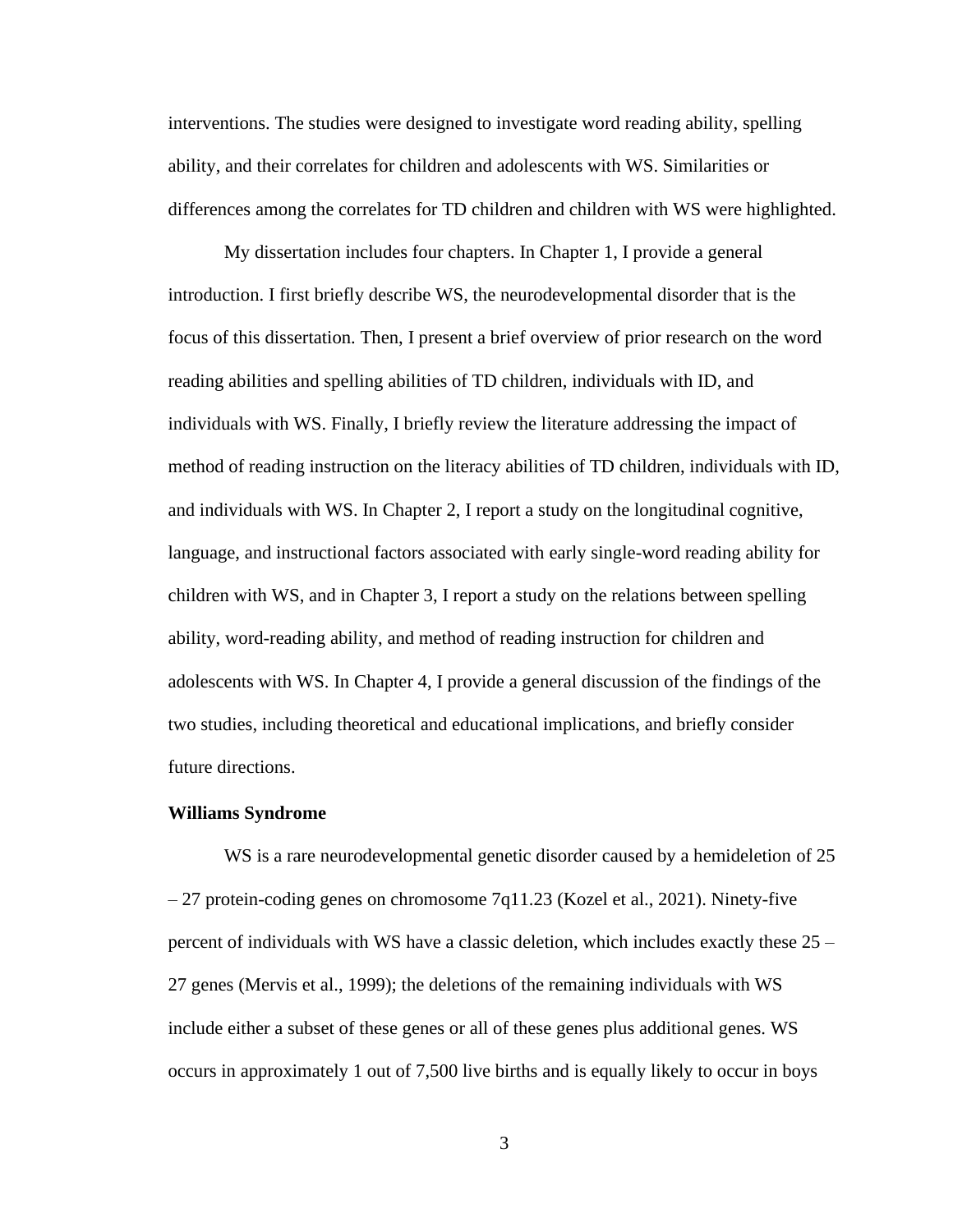interventions. The studies were designed to investigate word reading ability, spelling ability, and their correlates for children and adolescents with WS. Similarities or differences among the correlates for TD children and children with WS were highlighted.

My dissertation includes four chapters. In Chapter 1, I provide a general introduction. I first briefly describe WS, the neurodevelopmental disorder that is the focus of this dissertation. Then, I present a brief overview of prior research on the word reading abilities and spelling abilities of TD children, individuals with ID, and individuals with WS. Finally, I briefly review the literature addressing the impact of method of reading instruction on the literacy abilities of TD children, individuals with ID, and individuals with WS. In Chapter 2, I report a study on the longitudinal cognitive, language, and instructional factors associated with early single-word reading ability for children with WS, and in Chapter 3, I report a study on the relations between spelling ability, word-reading ability, and method of reading instruction for children and adolescents with WS. In Chapter 4, I provide a general discussion of the findings of the two studies, including theoretical and educational implications, and briefly consider future directions.

**Williams Syndrome**

WS is a rare neurodevelopmental genetic disorder caused by a hemideletion of 25 – 27 protein-coding genes on chromosome 7q11.23 (Kozel et al., 2021). Ninety-five percent of individuals with WS have a classic deletion, which includes exactly these 25 – 27 genes (Mervis et al., 1999); the deletions of the remaining individuals with WS include either a subset of these genes or all of these genes plus additional genes. WS occurs in approximately 1 out of 7,500 live births and is equally likely to occur in boys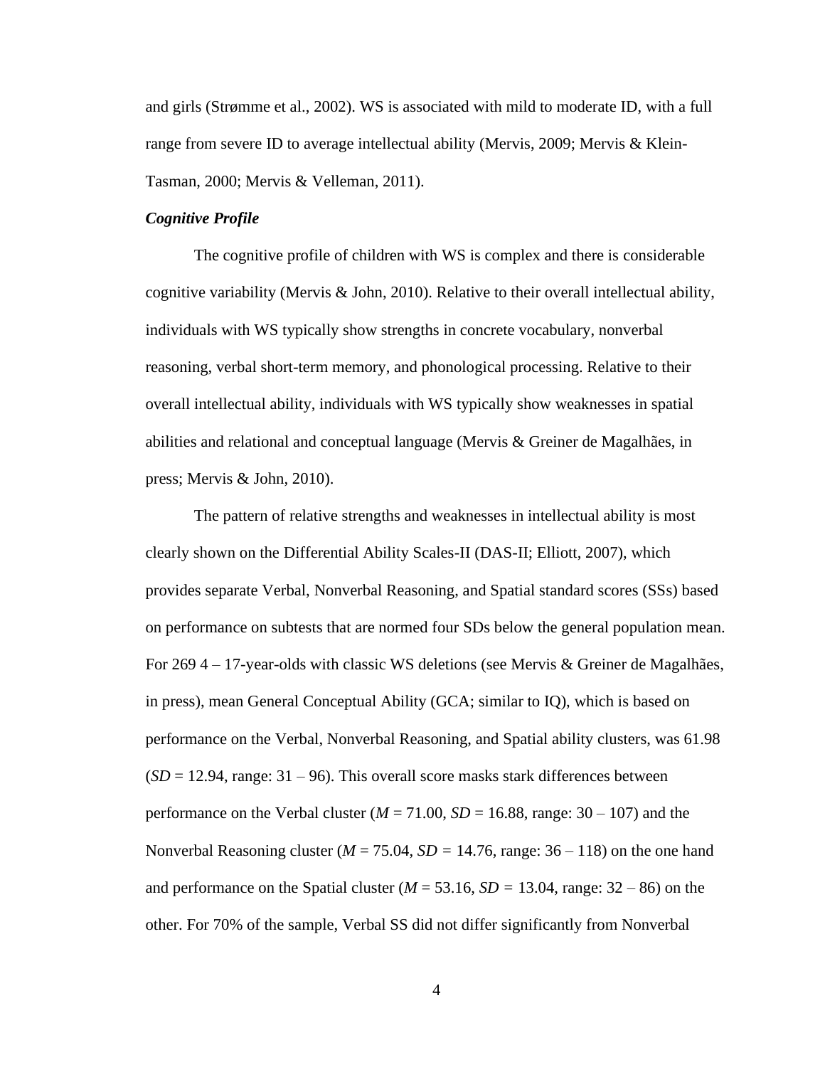and girls (Strømme et al., 2002). WS is associated with mild to moderate ID, with a full range from severe ID to average intellectual ability (Mervis, 2009; Mervis & Klein-Tasman, 2000; Mervis & Velleman, 2011).

### *Cognitive Profile*

The cognitive profile of children with WS is complex and there is considerable cognitive variability (Mervis & John, 2010). Relative to their overall intellectual ability, individuals with WS typically show strengths in concrete vocabulary, nonverbal reasoning, verbal short-term memory, and phonological processing. Relative to their overall intellectual ability, individuals with WS typically show weaknesses in spatial abilities and relational and conceptual language (Mervis & Greiner de Magalhães, in press; Mervis & John, 2010).

The pattern of relative strengths and weaknesses in intellectual ability is most clearly shown on the Differential Ability Scales-II (DAS-II; Elliott, 2007), which provides separate Verbal, Nonverbal Reasoning, and Spatial standard scores (SSs) based on performance on subtests that are normed four SDs below the general population mean. For 269 4 – 17-year-olds with classic WS deletions (see Mervis & Greiner de Magalhães, in press), mean General Conceptual Ability (GCA; similar to IQ), which is based on performance on the Verbal, Nonverbal Reasoning, and Spatial ability clusters, was 61.98 (*SD* = 12.94, range: 31 – 96). This overall score masks stark differences between performance on the Verbal cluster (*M* = 71.00, *SD* = 16.88, range: 30 – 107) and the Nonverbal Reasoning cluster (*M* = 75.04, *SD =* 14.76, range: 36 – 118) on the one hand and performance on the Spatial cluster (*M* = 53.16, *SD =* 13.04, range: 32 – 86) on the other. For 70% of the sample, Verbal SS did not differ significantly from Nonverbal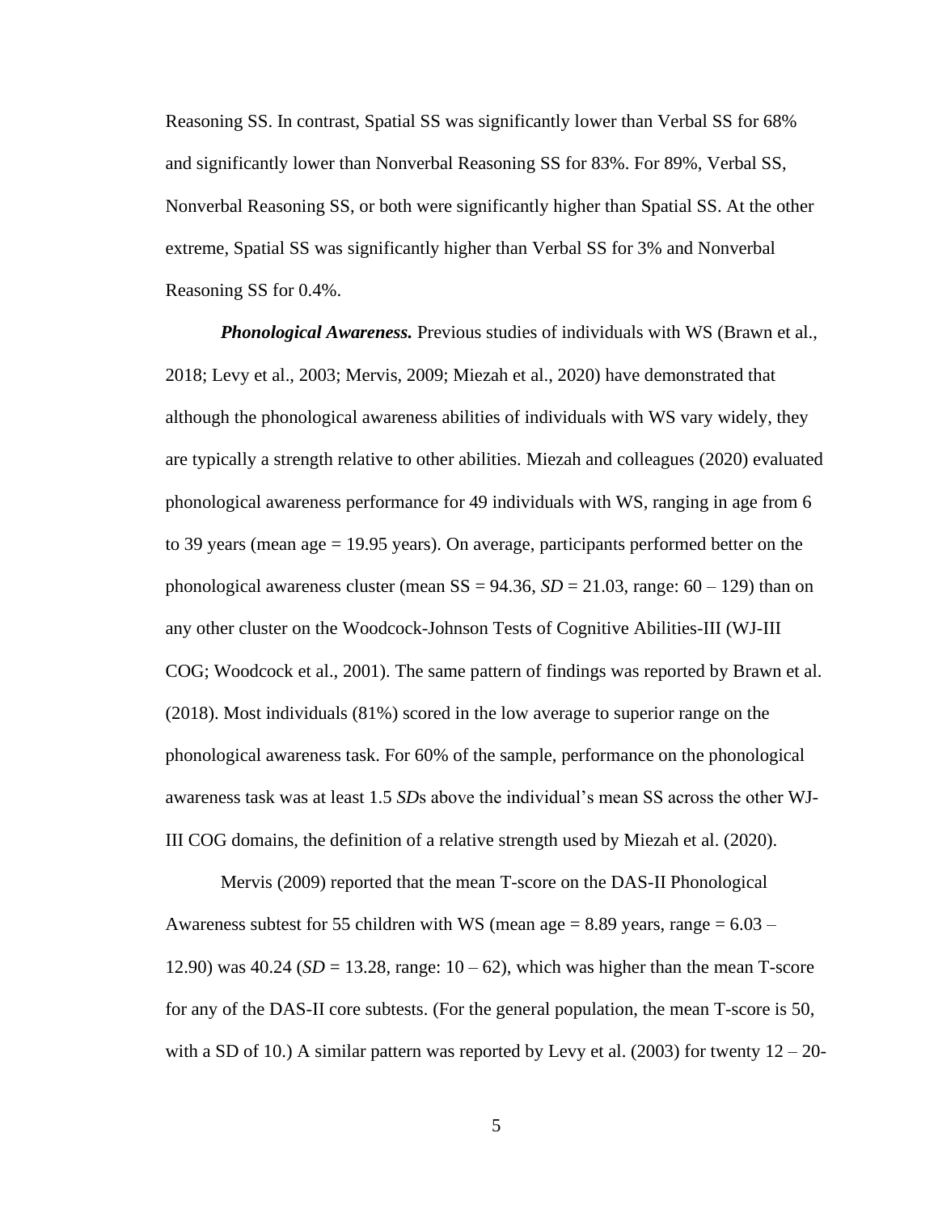Reasoning SS. In contrast, Spatial SS was significantly lower than Verbal SS for 68% and significantly lower than Nonverbal Reasoning SS for 83%. For 89%, Verbal SS, Nonverbal Reasoning SS, or both were significantly higher than Spatial SS. At the other extreme, Spatial SS was significantly higher than Verbal SS for 3% and Nonverbal Reasoning SS for 0.4%.

***Phonological Awareness.*** Previous studies of individuals with WS (Brawn et al., 2018; Levy et al., 2003; Mervis, 2009; Miezah et al., 2020) have demonstrated that although the phonological awareness abilities of individuals with WS vary widely, they are typically a strength relative to other abilities. Miezah and colleagues (2020) evaluated phonological awareness performance for 49 individuals with WS, ranging in age from 6 to 39 years (mean age = 19.95 years). On average, participants performed better on the phonological awareness cluster (mean SS = 94.36, *SD* = 21.03, range: 60 – 129) than on any other cluster on the Woodcock-Johnson Tests of Cognitive Abilities-III (WJ-III COG; Woodcock et al., 2001). The same pattern of findings was reported by Brawn et al. (2018). Most individuals (81%) scored in the low average to superior range on the phonological awareness task. For 60% of the sample, performance on the phonological awareness task was at least 1.5 *SD*s above the individual's mean SS across the other WJ-III COG domains, the definition of a relative strength used by Miezah et al. (2020).

Mervis (2009) reported that the mean T-score on the DAS-II Phonological Awareness subtest for 55 children with WS (mean age = 8.89 years, range = 6.03 – 12.90) was 40.24 (*SD* = 13.28, range: 10 – 62), which was higher than the mean T-score for any of the DAS-II core subtests. (For the general population, the mean T-score is 50, with a SD of 10.) A similar pattern was reported by Levy et al. (2003) for twenty 12 – 20-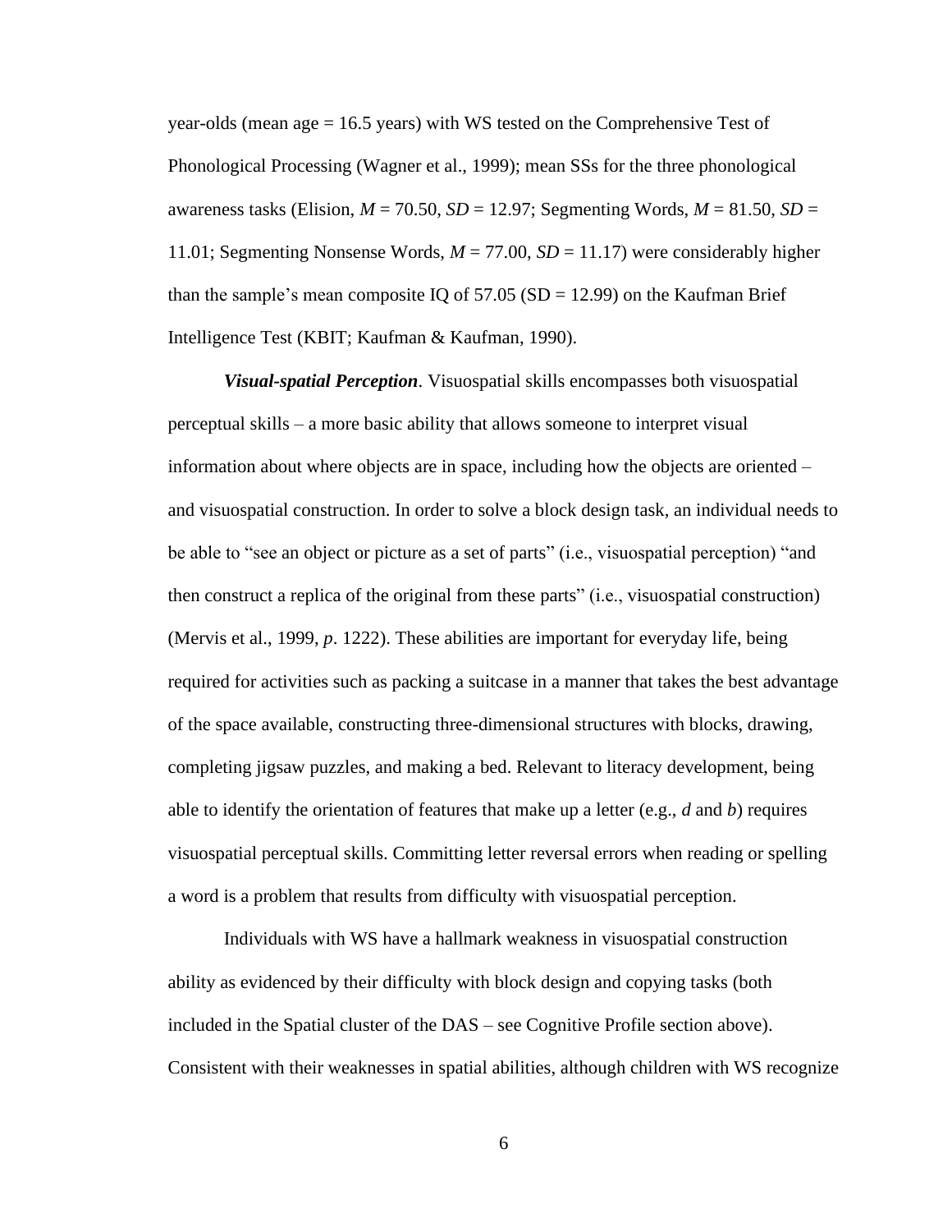year-olds (mean age = 16.5 years) with WS tested on the Comprehensive Test of Phonological Processing (Wagner et al., 1999); mean SSs for the three phonological awareness tasks (Elision, *M* = 70.50, *SD* = 12.97; Segmenting Words, *M* = 81.50, *SD* = 11.01; Segmenting Nonsense Words, *M* = 77.00, *SD* = 11.17) were considerably higher than the sample's mean composite IQ of 57.05 (SD = 12.99) on the Kaufman Brief Intelligence Test (KBIT; Kaufman & Kaufman, 1990).

***Visual-spatial Perception***. Visuospatial skills encompasses both visuospatial perceptual skills – a more basic ability that allows someone to interpret visual information about where objects are in space, including how the objects are oriented – and visuospatial construction. In order to solve a block design task, an individual needs to be able to "see an object or picture as a set of parts" (i.e., visuospatial perception) "and then construct a replica of the original from these parts" (i.e., visuospatial construction) (Mervis et al., 1999, *p*. 1222). These abilities are important for everyday life, being required for activities such as packing a suitcase in a manner that takes the best advantage of the space available, constructing three-dimensional structures with blocks, drawing, completing jigsaw puzzles, and making a bed. Relevant to literacy development, being able to identify the orientation of features that make up a letter (e.g., *d* and *b*) requires visuospatial perceptual skills. Committing letter reversal errors when reading or spelling a word is a problem that results from difficulty with visuospatial perception.

Individuals with WS have a hallmark weakness in visuospatial construction ability as evidenced by their difficulty with block design and copying tasks (both included in the Spatial cluster of the DAS – see Cognitive Profile section above). Consistent with their weaknesses in spatial abilities, although children with WS recognize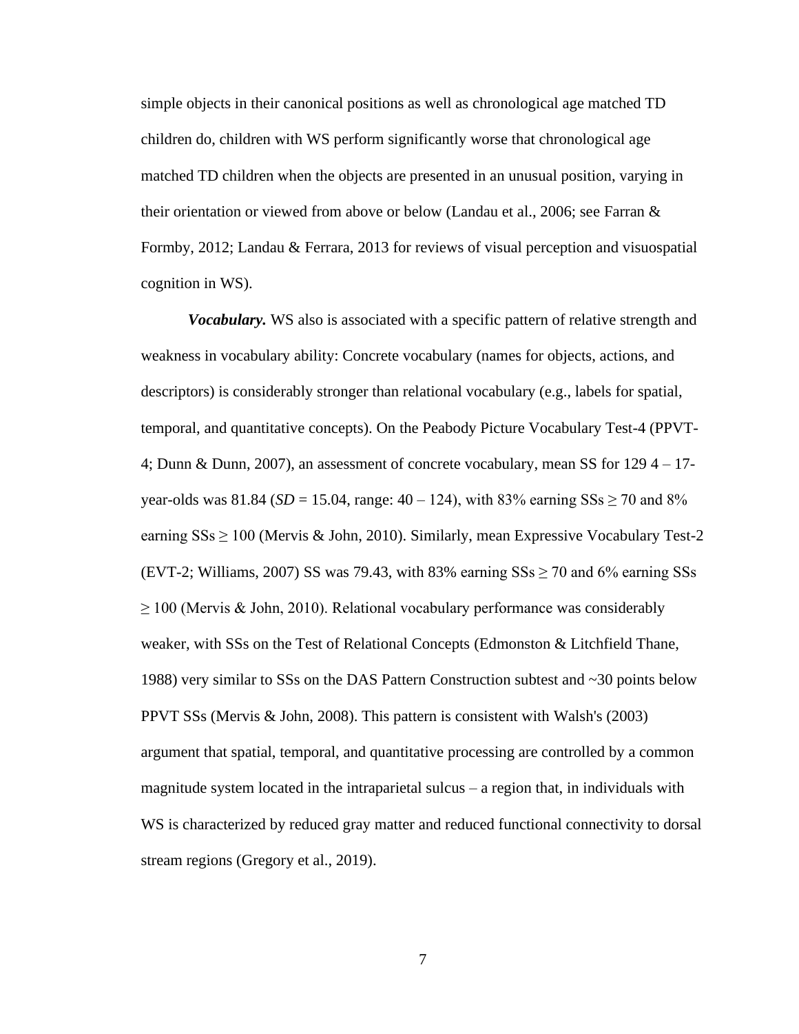simple objects in their canonical positions as well as chronological age matched TD children do, children with WS perform significantly worse that chronological age matched TD children when the objects are presented in an unusual position, varying in their orientation or viewed from above or below (Landau et al., 2006; see Farran & Formby, 2012; Landau & Ferrara, 2013 for reviews of visual perception and visuospatial cognition in WS).

***Vocabulary.*** WS also is associated with a specific pattern of relative strength and weakness in vocabulary ability: Concrete vocabulary (names for objects, actions, and descriptors) is considerably stronger than relational vocabulary (e.g., labels for spatial, temporal, and quantitative concepts). On the Peabody Picture Vocabulary Test-4 (PPVT-4; Dunn & Dunn, 2007), an assessment of concrete vocabulary, mean SS for 129 4 – 17-year-olds was 81.84 (*SD* = 15.04, range: 40 – 124), with 83% earning SSs ≥ 70 and 8% earning SSs ≥ 100 (Mervis & John, 2010). Similarly, mean Expressive Vocabulary Test-2 (EVT-2; Williams, 2007) SS was 79.43, with 83% earning SSs ≥ 70 and 6% earning SSs ≥ 100 (Mervis & John, 2010). Relational vocabulary performance was considerably weaker, with SSs on the Test of Relational Concepts (Edmonston & Litchfield Thane, 1988) very similar to SSs on the DAS Pattern Construction subtest and ~30 points below PPVT SSs (Mervis & John, 2008). This pattern is consistent with Walsh's (2003) argument that spatial, temporal, and quantitative processing are controlled by a common magnitude system located in the intraparietal sulcus – a region that, in individuals with WS is characterized by reduced gray matter and reduced functional connectivity to dorsal stream regions (Gregory et al., 2019).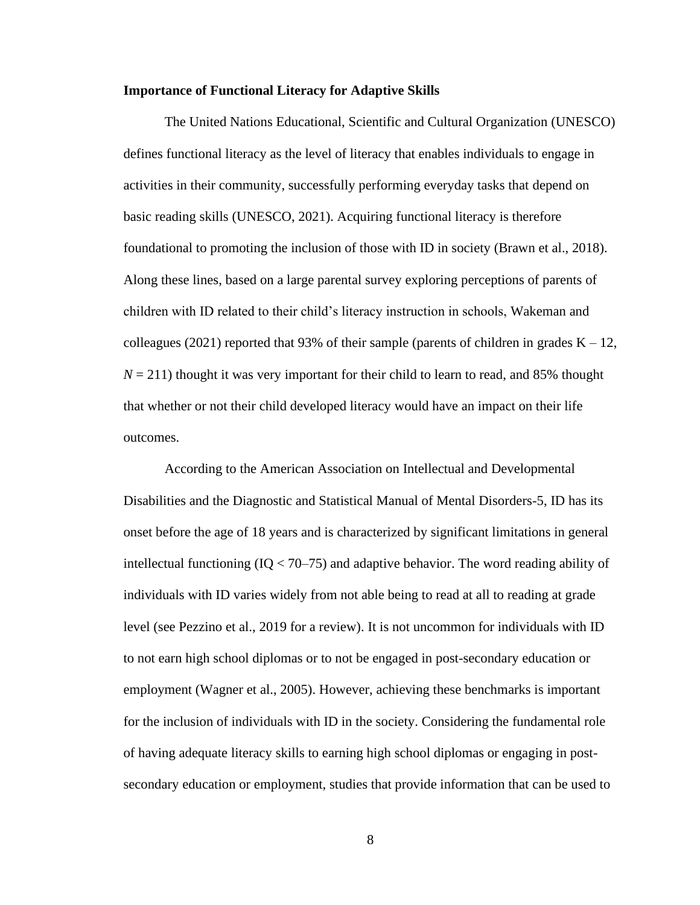**Importance of Functional Literacy for Adaptive Skills**

The United Nations Educational, Scientific and Cultural Organization (UNESCO) defines functional literacy as the level of literacy that enables individuals to engage in activities in their community, successfully performing everyday tasks that depend on basic reading skills (UNESCO, 2021). Acquiring functional literacy is therefore foundational to promoting the inclusion of those with ID in society (Brawn et al., 2018). Along these lines, based on a large parental survey exploring perceptions of parents of children with ID related to their child's literacy instruction in schools, Wakeman and colleagues (2021) reported that 93% of their sample (parents of children in grades K – 12, $N = 211$) thought it was very important for their child to learn to read, and 85% thought that whether or not their child developed literacy would have an impact on their life outcomes.

According to the American Association on Intellectual and Developmental Disabilities and the Diagnostic and Statistical Manual of Mental Disorders-5, ID has its onset before the age of 18 years and is characterized by significant limitations in general intellectual functioning (IQ < 70–75) and adaptive behavior. The word reading ability of individuals with ID varies widely from not able being to read at all to reading at grade level (see Pezzino et al., 2019 for a review). It is not uncommon for individuals with ID to not earn high school diplomas or to not be engaged in post-secondary education or employment (Wagner et al., 2005). However, achieving these benchmarks is important for the inclusion of individuals with ID in the society. Considering the fundamental role of having adequate literacy skills to earning high school diplomas or engaging in post-secondary education or employment, studies that provide information that can be used to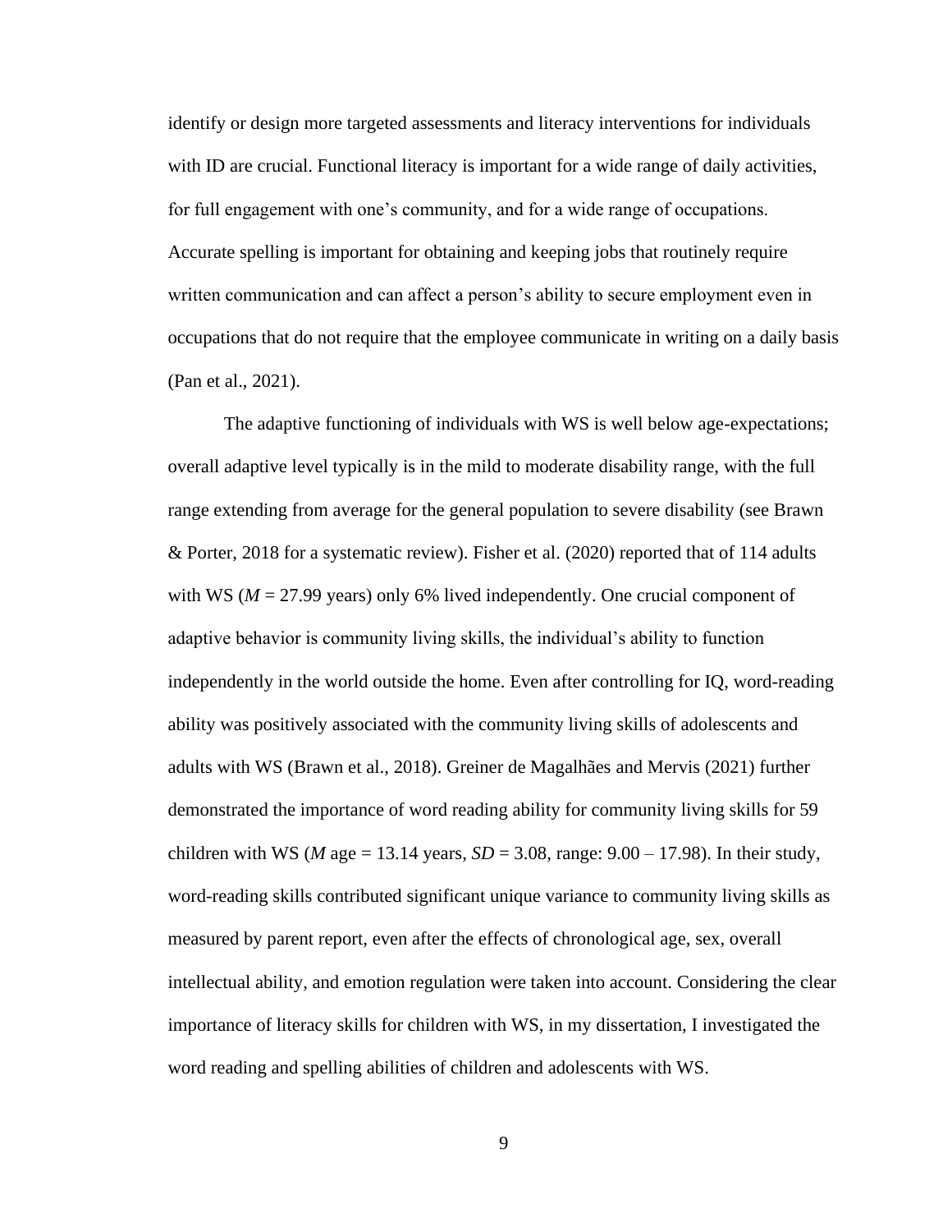identify or design more targeted assessments and literacy interventions for individuals with ID are crucial. Functional literacy is important for a wide range of daily activities, for full engagement with one's community, and for a wide range of occupations. Accurate spelling is important for obtaining and keeping jobs that routinely require written communication and can affect a person's ability to secure employment even in occupations that do not require that the employee communicate in writing on a daily basis (Pan et al., 2021).

The adaptive functioning of individuals with WS is well below age-expectations; overall adaptive level typically is in the mild to moderate disability range, with the full range extending from average for the general population to severe disability (see Brawn & Porter, 2018 for a systematic review). Fisher et al. (2020) reported that of 114 adults with WS (*M* = 27.99 years) only 6% lived independently. One crucial component of adaptive behavior is community living skills, the individual's ability to function independently in the world outside the home. Even after controlling for IQ, word-reading ability was positively associated with the community living skills of adolescents and adults with WS (Brawn et al., 2018). Greiner de Magalhães and Mervis (2021) further demonstrated the importance of word reading ability for community living skills for 59 children with WS (*M* age = 13.14 years, *SD* = 3.08, range: 9.00 – 17.98). In their study, word-reading skills contributed significant unique variance to community living skills as measured by parent report, even after the effects of chronological age, sex, overall intellectual ability, and emotion regulation were taken into account. Considering the clear importance of literacy skills for children with WS, in my dissertation, I investigated the word reading and spelling abilities of children and adolescents with WS.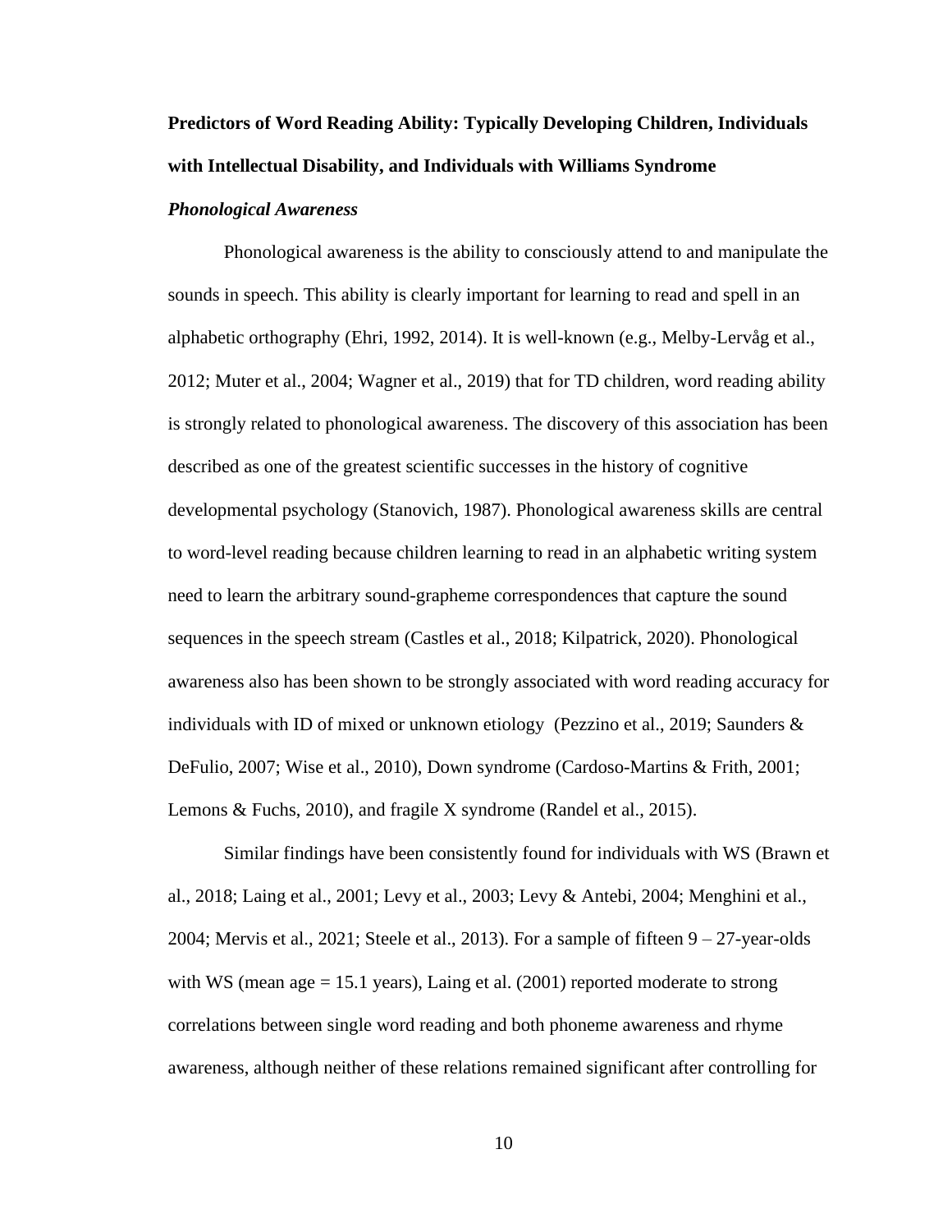## Predictors of Word Reading Ability: Typically Developing Children, Individuals with Intellectual Disability, and Individuals with Williams Syndrome

### *Phonological Awareness*

Phonological awareness is the ability to consciously attend to and manipulate the sounds in speech. This ability is clearly important for learning to read and spell in an alphabetic orthography (Ehri, 1992, 2014). It is well-known (e.g., Melby-Lervåg et al., 2012; Muter et al., 2004; Wagner et al., 2019) that for TD children, word reading ability is strongly related to phonological awareness. The discovery of this association has been described as one of the greatest scientific successes in the history of cognitive developmental psychology (Stanovich, 1987). Phonological awareness skills are central to word-level reading because children learning to read in an alphabetic writing system need to learn the arbitrary sound-grapheme correspondences that capture the sound sequences in the speech stream (Castles et al., 2018; Kilpatrick, 2020). Phonological awareness also has been shown to be strongly associated with word reading accuracy for individuals with ID of mixed or unknown etiology (Pezzino et al., 2019; Saunders & DeFulio, 2007; Wise et al., 2010), Down syndrome (Cardoso-Martins & Frith, 2001; Lemons & Fuchs, 2010), and fragile X syndrome (Randel et al., 2015).

Similar findings have been consistently found for individuals with WS (Brawn et al., 2018; Laing et al., 2001; Levy et al., 2003; Levy & Antebi, 2004; Menghini et al., 2004; Mervis et al., 2021; Steele et al., 2013). For a sample of fifteen 9 – 27-year-olds with WS (mean age = 15.1 years), Laing et al. (2001) reported moderate to strong correlations between single word reading and both phoneme awareness and rhyme awareness, although neither of these relations remained significant after controlling for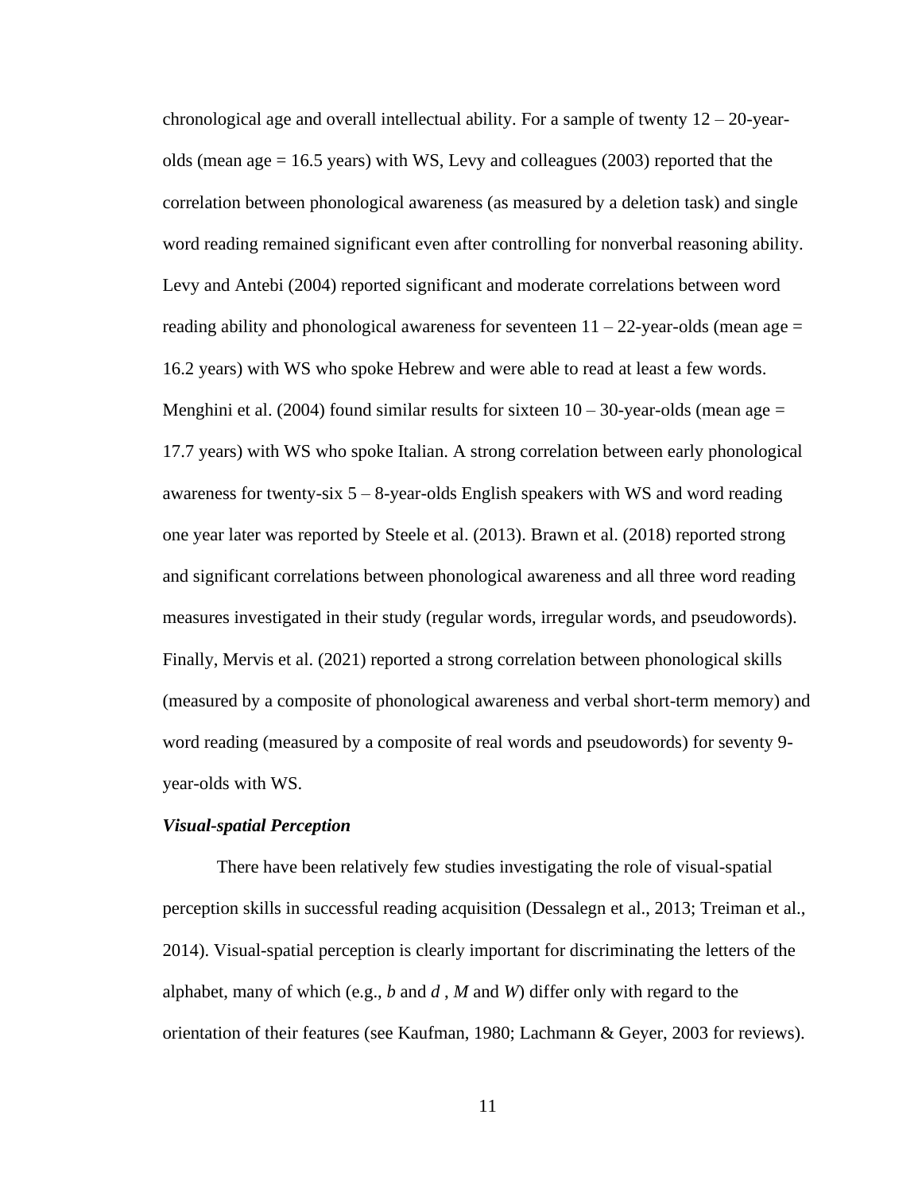chronological age and overall intellectual ability. For a sample of twenty 12 – 20-year-olds (mean age = 16.5 years) with WS, Levy and colleagues (2003) reported that the correlation between phonological awareness (as measured by a deletion task) and single word reading remained significant even after controlling for nonverbal reasoning ability. Levy and Antebi (2004) reported significant and moderate correlations between word reading ability and phonological awareness for seventeen 11 – 22-year-olds (mean age = 16.2 years) with WS who spoke Hebrew and were able to read at least a few words. Menghini et al. (2004) found similar results for sixteen 10 – 30-year-olds (mean age = 17.7 years) with WS who spoke Italian. A strong correlation between early phonological awareness for twenty-six 5 – 8-year-olds English speakers with WS and word reading one year later was reported by Steele et al. (2013). Brawn et al. (2018) reported strong and significant correlations between phonological awareness and all three word reading measures investigated in their study (regular words, irregular words, and pseudowords). Finally, Mervis et al. (2021) reported a strong correlation between phonological skills (measured by a composite of phonological awareness and verbal short-term memory) and word reading (measured by a composite of real words and pseudowords) for seventy 9-year-olds with WS.

***Visual-spatial Perception***

There have been relatively few studies investigating the role of visual-spatial perception skills in successful reading acquisition (Dessalegn et al., 2013; Treiman et al., 2014). Visual-spatial perception is clearly important for discriminating the letters of the alphabet, many of which (e.g., *b* and *d* , *M* and *W*) differ only with regard to the orientation of their features (see Kaufman, 1980; Lachmann & Geyer, 2003 for reviews).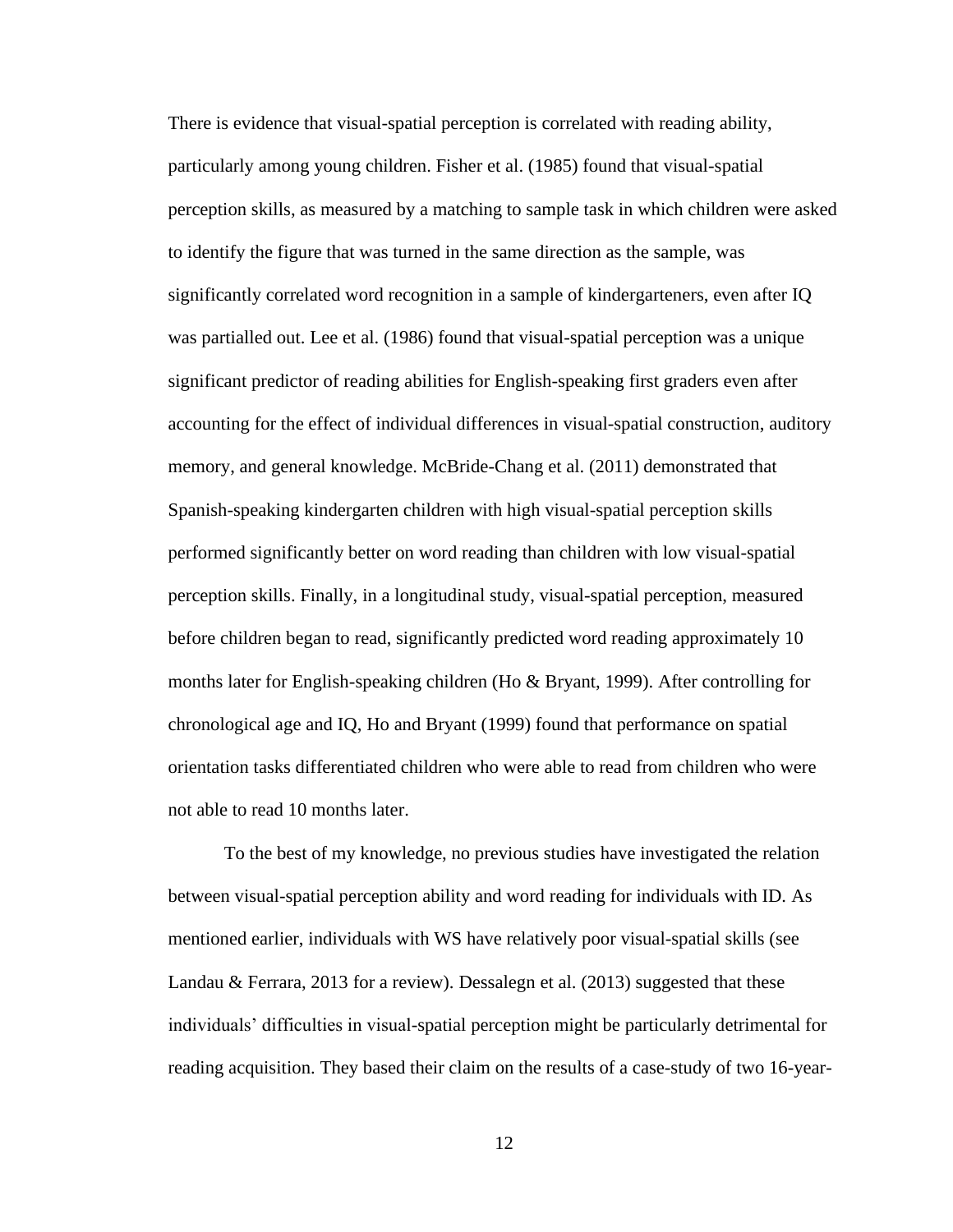There is evidence that visual-spatial perception is correlated with reading ability, particularly among young children. Fisher et al. (1985) found that visual-spatial perception skills, as measured by a matching to sample task in which children were asked to identify the figure that was turned in the same direction as the sample, was significantly correlated word recognition in a sample of kindergarteners, even after IQ was partialled out. Lee et al. (1986) found that visual-spatial perception was a unique significant predictor of reading abilities for English-speaking first graders even after accounting for the effect of individual differences in visual-spatial construction, auditory memory, and general knowledge. McBride-Chang et al. (2011) demonstrated that Spanish-speaking kindergarten children with high visual-spatial perception skills performed significantly better on word reading than children with low visual-spatial perception skills. Finally, in a longitudinal study, visual-spatial perception, measured before children began to read, significantly predicted word reading approximately 10 months later for English-speaking children (Ho & Bryant, 1999). After controlling for chronological age and IQ, Ho and Bryant (1999) found that performance on spatial orientation tasks differentiated children who were able to read from children who were not able to read 10 months later.

To the best of my knowledge, no previous studies have investigated the relation between visual-spatial perception ability and word reading for individuals with ID. As mentioned earlier, individuals with WS have relatively poor visual-spatial skills (see Landau & Ferrara, 2013 for a review). Dessalegn et al. (2013) suggested that these individuals' difficulties in visual-spatial perception might be particularly detrimental for reading acquisition. They based their claim on the results of a case-study of two 16-year-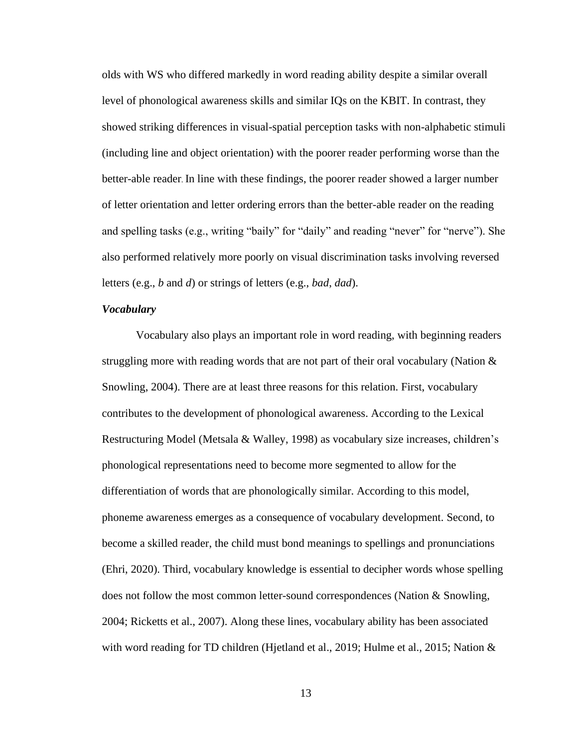olds with WS who differed markedly in word reading ability despite a similar overall level of phonological awareness skills and similar IQs on the KBIT. In contrast, they showed striking differences in visual-spatial perception tasks with non-alphabetic stimuli (including line and object orientation) with the poorer reader performing worse than the better-able reader. In line with these findings, the poorer reader showed a larger number of letter orientation and letter ordering errors than the better-able reader on the reading and spelling tasks (e.g., writing "baily" for "daily" and reading "never" for "nerve"). She also performed relatively more poorly on visual discrimination tasks involving reversed letters (e.g., *b* and *d*) or strings of letters (e.g., *bad*, *dad*).

***Vocabulary***

Vocabulary also plays an important role in word reading, with beginning readers struggling more with reading words that are not part of their oral vocabulary (Nation & Snowling, 2004). There are at least three reasons for this relation. First, vocabulary contributes to the development of phonological awareness. According to the Lexical Restructuring Model (Metsala & Walley, 1998) as vocabulary size increases, children's phonological representations need to become more segmented to allow for the differentiation of words that are phonologically similar. According to this model, phoneme awareness emerges as a consequence of vocabulary development. Second, to become a skilled reader, the child must bond meanings to spellings and pronunciations (Ehri, 2020). Third, vocabulary knowledge is essential to decipher words whose spelling does not follow the most common letter-sound correspondences (Nation & Snowling, 2004; Ricketts et al., 2007). Along these lines, vocabulary ability has been associated with word reading for TD children (Hjetland et al., 2019; Hulme et al., 2015; Nation &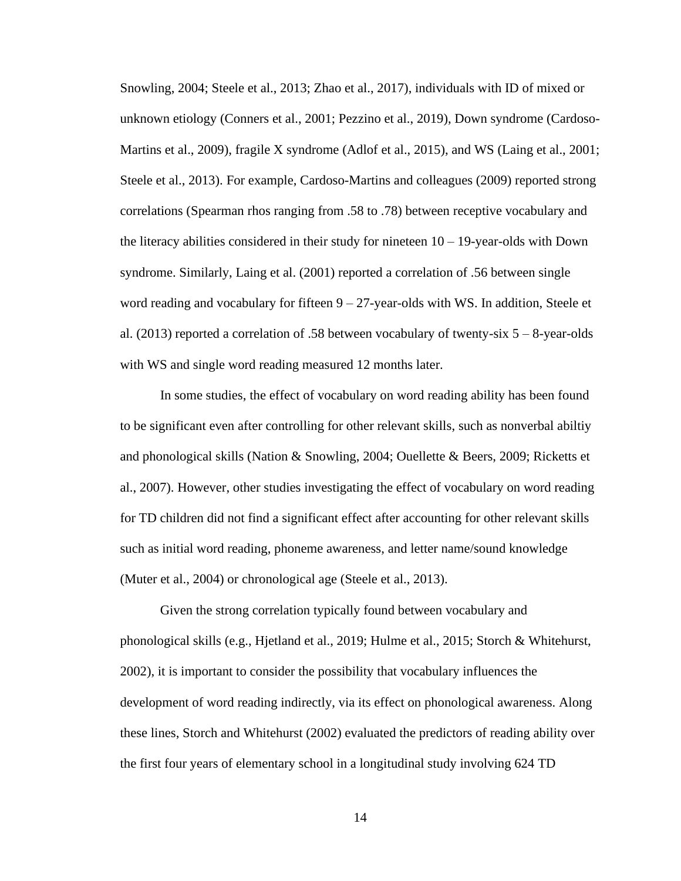Snowling, 2004; Steele et al., 2013; Zhao et al., 2017), individuals with ID of mixed or unknown etiology (Conners et al., 2001; Pezzino et al., 2019), Down syndrome (Cardoso-Martins et al., 2009), fragile X syndrome (Adlof et al., 2015), and WS (Laing et al., 2001; Steele et al., 2013). For example, Cardoso-Martins and colleagues (2009) reported strong correlations (Spearman rhos ranging from .58 to .78) between receptive vocabulary and the literacy abilities considered in their study for nineteen 10 – 19-year-olds with Down syndrome. Similarly, Laing et al. (2001) reported a correlation of .56 between single word reading and vocabulary for fifteen 9 – 27-year-olds with WS. In addition, Steele et al. (2013) reported a correlation of .58 between vocabulary of twenty-six 5 – 8-year-olds with WS and single word reading measured 12 months later.

In some studies, the effect of vocabulary on word reading ability has been found to be significant even after controlling for other relevant skills, such as nonverbal abiltiy and phonological skills (Nation & Snowling, 2004; Ouellette & Beers, 2009; Ricketts et al., 2007). However, other studies investigating the effect of vocabulary on word reading for TD children did not find a significant effect after accounting for other relevant skills such as initial word reading, phoneme awareness, and letter name/sound knowledge (Muter et al., 2004) or chronological age (Steele et al., 2013).

Given the strong correlation typically found between vocabulary and phonological skills (e.g., Hjetland et al., 2019; Hulme et al., 2015; Storch & Whitehurst, 2002), it is important to consider the possibility that vocabulary influences the development of word reading indirectly, via its effect on phonological awareness. Along these lines, Storch and Whitehurst (2002) evaluated the predictors of reading ability over the first four years of elementary school in a longitudinal study involving 624 TD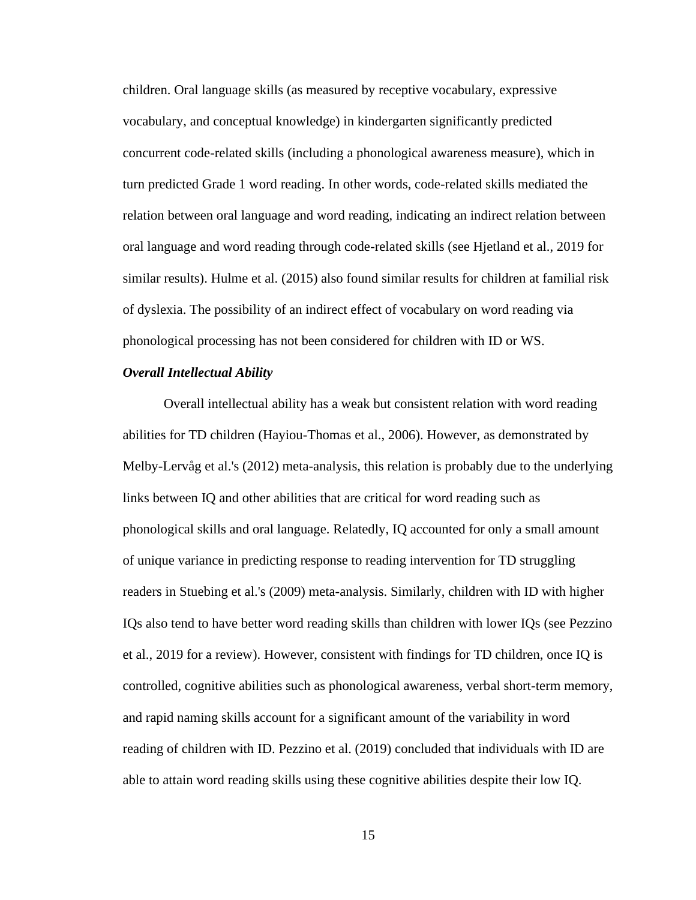children. Oral language skills (as measured by receptive vocabulary, expressive vocabulary, and conceptual knowledge) in kindergarten significantly predicted concurrent code-related skills (including a phonological awareness measure), which in turn predicted Grade 1 word reading. In other words, code-related skills mediated the relation between oral language and word reading, indicating an indirect relation between oral language and word reading through code-related skills (see Hjetland et al., 2019 for similar results). Hulme et al. (2015) also found similar results for children at familial risk of dyslexia. The possibility of an indirect effect of vocabulary on word reading via phonological processing has not been considered for children with ID or WS.

***Overall Intellectual Ability***

Overall intellectual ability has a weak but consistent relation with word reading abilities for TD children (Hayiou-Thomas et al., 2006). However, as demonstrated by Melby-Lervåg et al.'s (2012) meta-analysis, this relation is probably due to the underlying links between IQ and other abilities that are critical for word reading such as phonological skills and oral language. Relatedly, IQ accounted for only a small amount of unique variance in predicting response to reading intervention for TD struggling readers in Stuebing et al.'s (2009) meta-analysis. Similarly, children with ID with higher IQs also tend to have better word reading skills than children with lower IQs (see Pezzino et al., 2019 for a review). However, consistent with findings for TD children, once IQ is controlled, cognitive abilities such as phonological awareness, verbal short-term memory, and rapid naming skills account for a significant amount of the variability in word reading of children with ID. Pezzino et al. (2019) concluded that individuals with ID are able to attain word reading skills using these cognitive abilities despite their low IQ.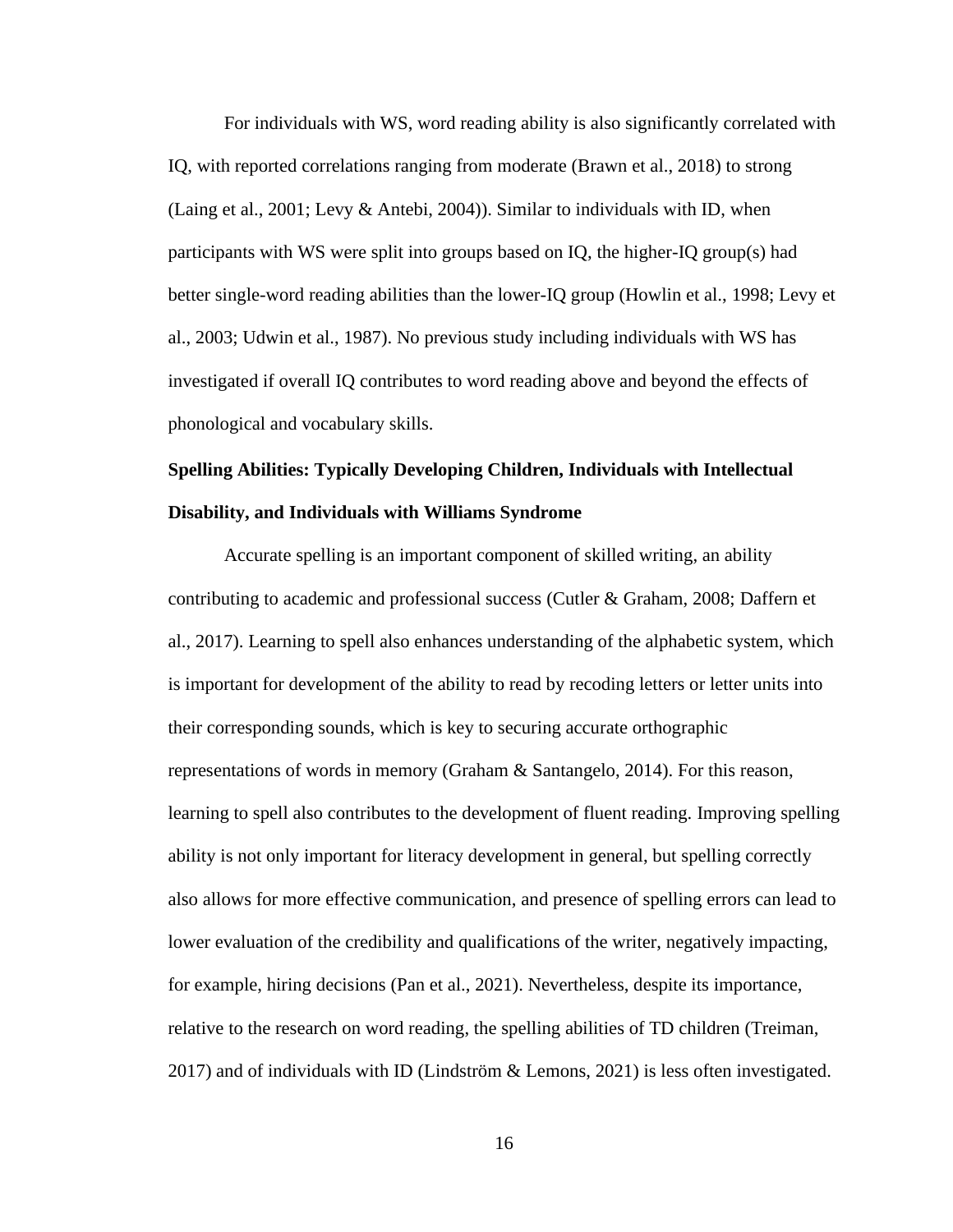For individuals with WS, word reading ability is also significantly correlated with IQ, with reported correlations ranging from moderate (Brawn et al., 2018) to strong (Laing et al., 2001; Levy & Antebi, 2004)). Similar to individuals with ID, when participants with WS were split into groups based on IQ, the higher-IQ group(s) had better single-word reading abilities than the lower-IQ group (Howlin et al., 1998; Levy et al., 2003; Udwin et al., 1987). No previous study including individuals with WS has investigated if overall IQ contributes to word reading above and beyond the effects of phonological and vocabulary skills.

## Spelling Abilities: Typically Developing Children, Individuals with Intellectual Disability, and Individuals with Williams Syndrome

Accurate spelling is an important component of skilled writing, an ability contributing to academic and professional success (Cutler & Graham, 2008; Daffern et al., 2017). Learning to spell also enhances understanding of the alphabetic system, which is important for development of the ability to read by recoding letters or letter units into their corresponding sounds, which is key to securing accurate orthographic representations of words in memory (Graham & Santangelo, 2014). For this reason, learning to spell also contributes to the development of fluent reading. Improving spelling ability is not only important for literacy development in general, but spelling correctly also allows for more effective communication, and presence of spelling errors can lead to lower evaluation of the credibility and qualifications of the writer, negatively impacting, for example, hiring decisions (Pan et al., 2021). Nevertheless, despite its importance, relative to the research on word reading, the spelling abilities of TD children (Treiman, 2017) and of individuals with ID (Lindström & Lemons, 2021) is less often investigated.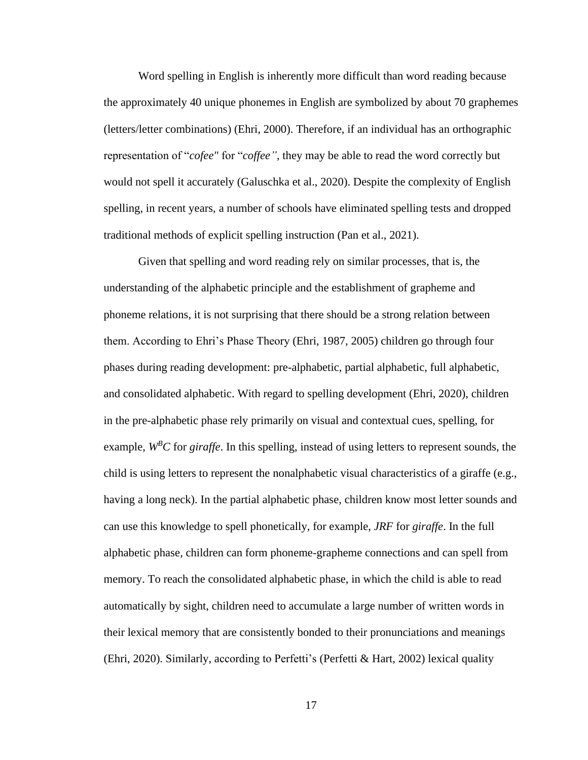Word spelling in English is inherently more difficult than word reading because the approximately 40 unique phonemes in English are symbolized by about 70 graphemes (letters/letter combinations) (Ehri, 2000). Therefore, if an individual has an orthographic representation of "*cofee"* for "*coffee"*, they may be able to read the word correctly but would not spell it accurately (Galuschka et al., 2020). Despite the complexity of English spelling, in recent years, a number of schools have eliminated spelling tests and dropped traditional methods of explicit spelling instruction (Pan et al., 2021).

Given that spelling and word reading rely on similar processes, that is, the understanding of the alphabetic principle and the establishment of grapheme and phoneme relations, it is not surprising that there should be a strong relation between them. According to Ehri's Phase Theory (Ehri, 1987, 2005) children go through four phases during reading development: pre-alphabetic, partial alphabetic, full alphabetic, and consolidated alphabetic. With regard to spelling development (Ehri, 2020), children in the pre-alphabetic phase rely primarily on visual and contextual cues, spelling, for example, $W^{B}C$ for *giraffe*. In this spelling, instead of using letters to represent sounds, the child is using letters to represent the nonalphabetic visual characteristics of a giraffe (e.g., having a long neck). In the partial alphabetic phase, children know most letter sounds and can use this knowledge to spell phonetically, for example, *JRF* for *giraffe*. In the full alphabetic phase, children can form phoneme-grapheme connections and can spell from memory. To reach the consolidated alphabetic phase, in which the child is able to read automatically by sight, children need to accumulate a large number of written words in their lexical memory that are consistently bonded to their pronunciations and meanings (Ehri, 2020). Similarly, according to Perfetti's (Perfetti & Hart, 2002) lexical quality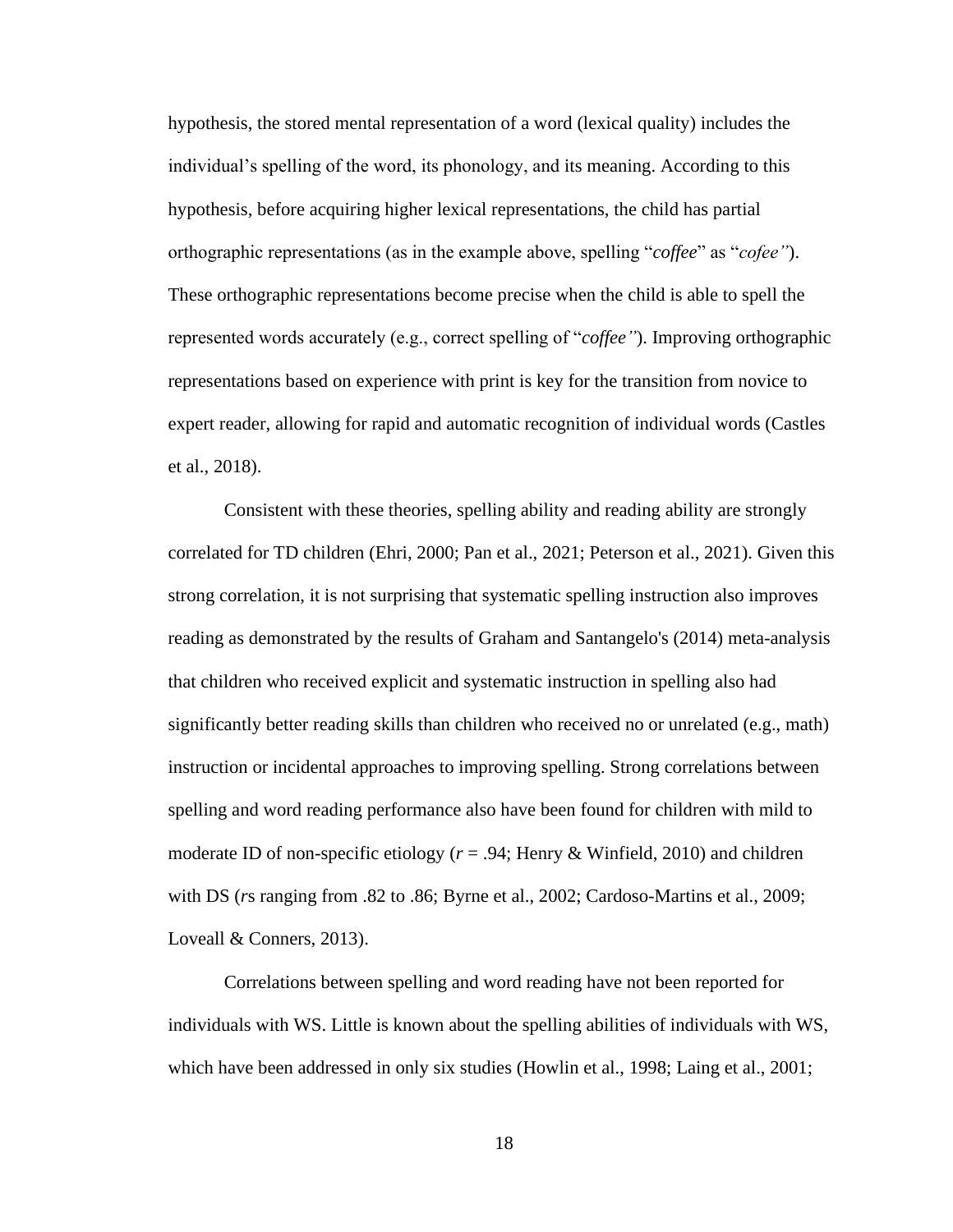hypothesis, the stored mental representation of a word (lexical quality) includes the individual's spelling of the word, its phonology, and its meaning. According to this hypothesis, before acquiring higher lexical representations, the child has partial orthographic representations (as in the example above, spelling "*coffee*" as "*cofee*"). These orthographic representations become precise when the child is able to spell the represented words accurately (e.g., correct spelling of "*coffee*"). Improving orthographic representations based on experience with print is key for the transition from novice to expert reader, allowing for rapid and automatic recognition of individual words (Castles et al., 2018).

Consistent with these theories, spelling ability and reading ability are strongly correlated for TD children (Ehri, 2000; Pan et al., 2021; Peterson et al., 2021). Given this strong correlation, it is not surprising that systematic spelling instruction also improves reading as demonstrated by the results of Graham and Santangelo's (2014) meta-analysis that children who received explicit and systematic instruction in spelling also had significantly better reading skills than children who received no or unrelated (e.g., math) instruction or incidental approaches to improving spelling. Strong correlations between spelling and word reading performance also have been found for children with mild to moderate ID of non-specific etiology ($r = .94$; Henry & Winfield, 2010) and children with DS (*r*s ranging from .82 to .86; Byrne et al., 2002; Cardoso-Martins et al., 2009; Loveall & Conners, 2013).

Correlations between spelling and word reading have not been reported for individuals with WS. Little is known about the spelling abilities of individuals with WS, which have been addressed in only six studies (Howlin et al., 1998; Laing et al., 2001;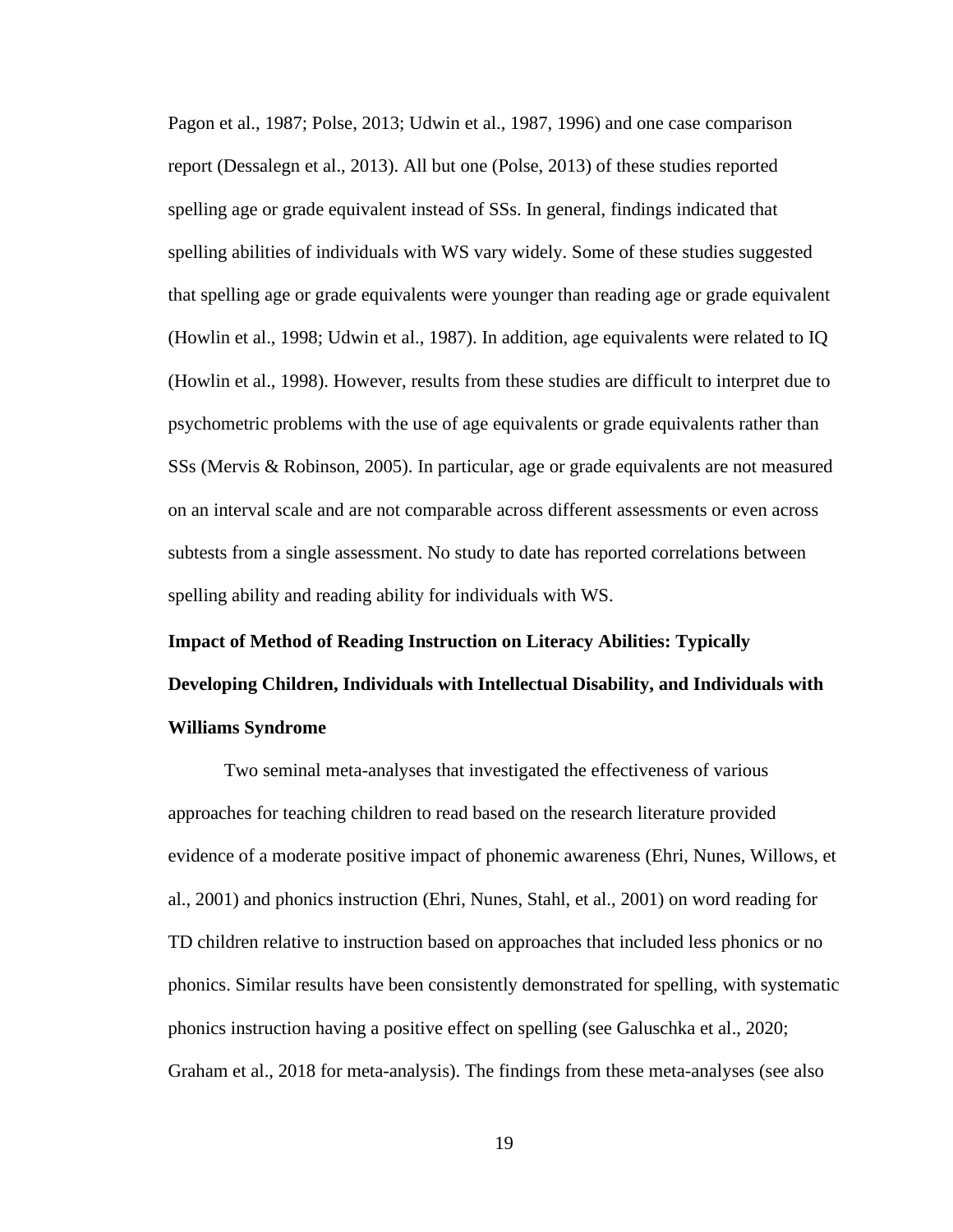Pagon et al., 1987; Polse, 2013; Udwin et al., 1987, 1996) and one case comparison report (Dessalegn et al., 2013). All but one (Polse, 2013) of these studies reported spelling age or grade equivalent instead of SSs. In general, findings indicated that spelling abilities of individuals with WS vary widely. Some of these studies suggested that spelling age or grade equivalents were younger than reading age or grade equivalent (Howlin et al., 1998; Udwin et al., 1987). In addition, age equivalents were related to IQ (Howlin et al., 1998). However, results from these studies are difficult to interpret due to psychometric problems with the use of age equivalents or grade equivalents rather than SSs (Mervis & Robinson, 2005). In particular, age or grade equivalents are not measured on an interval scale and are not comparable across different assessments or even across subtests from a single assessment. No study to date has reported correlations between spelling ability and reading ability for individuals with WS.

**Impact of Method of Reading Instruction on Literacy Abilities: Typically Developing Children, Individuals with Intellectual Disability, and Individuals with Williams Syndrome**

Two seminal meta-analyses that investigated the effectiveness of various approaches for teaching children to read based on the research literature provided evidence of a moderate positive impact of phonemic awareness (Ehri, Nunes, Willows, et al., 2001) and phonics instruction (Ehri, Nunes, Stahl, et al., 2001) on word reading for TD children relative to instruction based on approaches that included less phonics or no phonics. Similar results have been consistently demonstrated for spelling, with systematic phonics instruction having a positive effect on spelling (see Galuschka et al., 2020; Graham et al., 2018 for meta-analysis). The findings from these meta-analyses (see also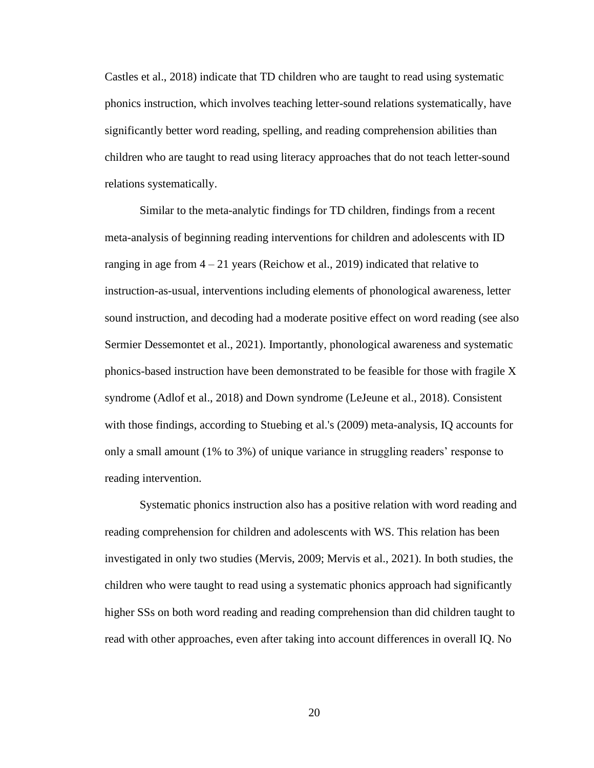Castles et al., 2018) indicate that TD children who are taught to read using systematic phonics instruction, which involves teaching letter-sound relations systematically, have significantly better word reading, spelling, and reading comprehension abilities than children who are taught to read using literacy approaches that do not teach letter-sound relations systematically.

Similar to the meta-analytic findings for TD children, findings from a recent meta-analysis of beginning reading interventions for children and adolescents with ID ranging in age from 4 – 21 years (Reichow et al., 2019) indicated that relative to instruction-as-usual, interventions including elements of phonological awareness, letter sound instruction, and decoding had a moderate positive effect on word reading (see also Sermier Dessemontet et al., 2021). Importantly, phonological awareness and systematic phonics-based instruction have been demonstrated to be feasible for those with fragile X syndrome (Adlof et al., 2018) and Down syndrome (LeJeune et al., 2018). Consistent with those findings, according to Stuebing et al.'s (2009) meta-analysis, IQ accounts for only a small amount (1% to 3%) of unique variance in struggling readers' response to reading intervention.

Systematic phonics instruction also has a positive relation with word reading and reading comprehension for children and adolescents with WS. This relation has been investigated in only two studies (Mervis, 2009; Mervis et al., 2021). In both studies, the children who were taught to read using a systematic phonics approach had significantly higher SSs on both word reading and reading comprehension than did children taught to read with other approaches, even after taking into account differences in overall IQ. No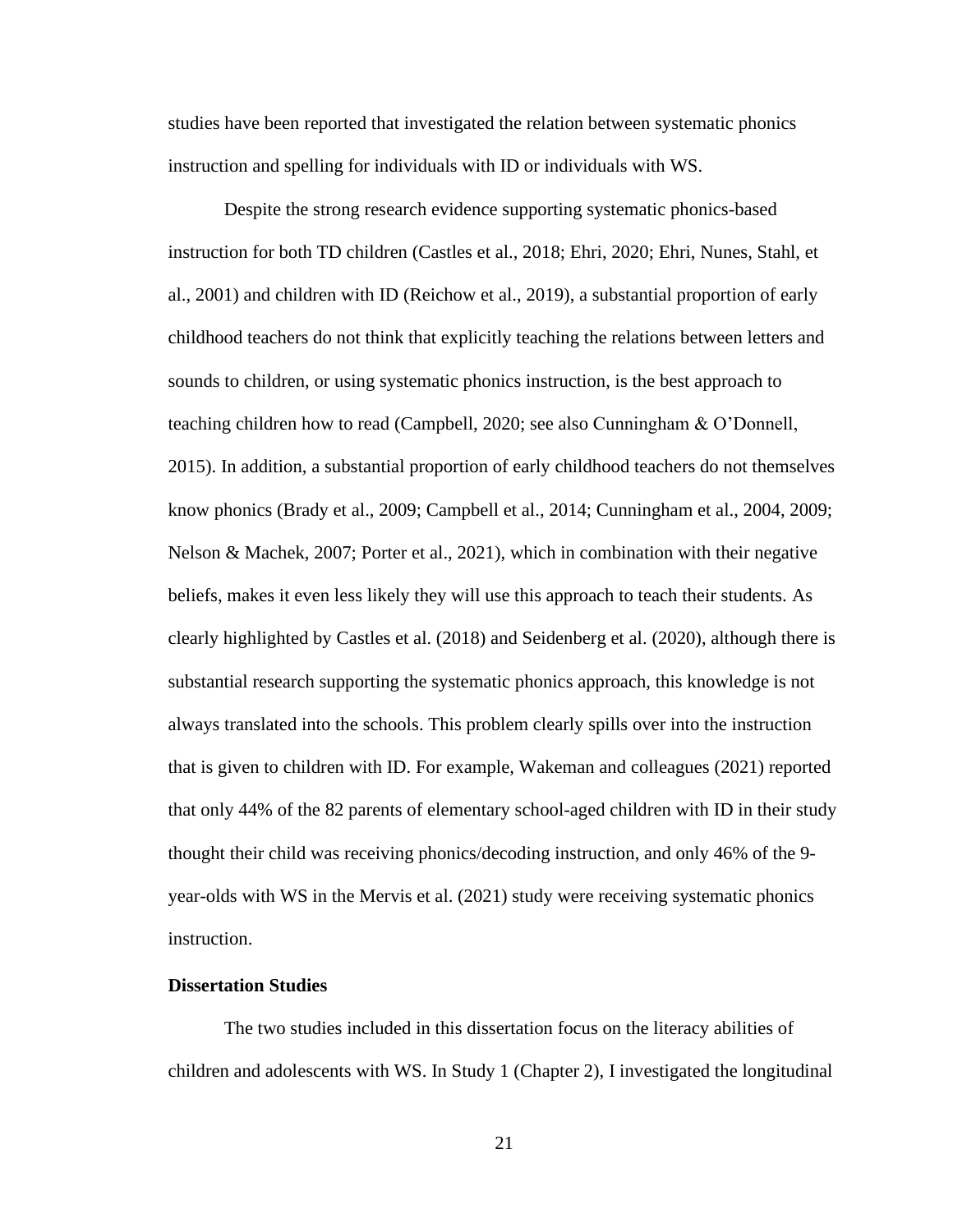studies have been reported that investigated the relation between systematic phonics instruction and spelling for individuals with ID or individuals with WS.

Despite the strong research evidence supporting systematic phonics-based instruction for both TD children (Castles et al., 2018; Ehri, 2020; Ehri, Nunes, Stahl, et al., 2001) and children with ID (Reichow et al., 2019), a substantial proportion of early childhood teachers do not think that explicitly teaching the relations between letters and sounds to children, or using systematic phonics instruction, is the best approach to teaching children how to read (Campbell, 2020; see also Cunningham & O'Donnell, 2015). In addition, a substantial proportion of early childhood teachers do not themselves know phonics (Brady et al., 2009; Campbell et al., 2014; Cunningham et al., 2004, 2009; Nelson & Machek, 2007; Porter et al., 2021), which in combination with their negative beliefs, makes it even less likely they will use this approach to teach their students. As clearly highlighted by Castles et al. (2018) and Seidenberg et al. (2020), although there is substantial research supporting the systematic phonics approach, this knowledge is not always translated into the schools. This problem clearly spills over into the instruction that is given to children with ID. For example, Wakeman and colleagues (2021) reported that only 44% of the 82 parents of elementary school-aged children with ID in their study thought their child was receiving phonics/decoding instruction, and only 46% of the 9-year-olds with WS in the Mervis et al. (2021) study were receiving systematic phonics instruction.

**Dissertation Studies**

The two studies included in this dissertation focus on the literacy abilities of children and adolescents with WS. In Study 1 (Chapter 2), I investigated the longitudinal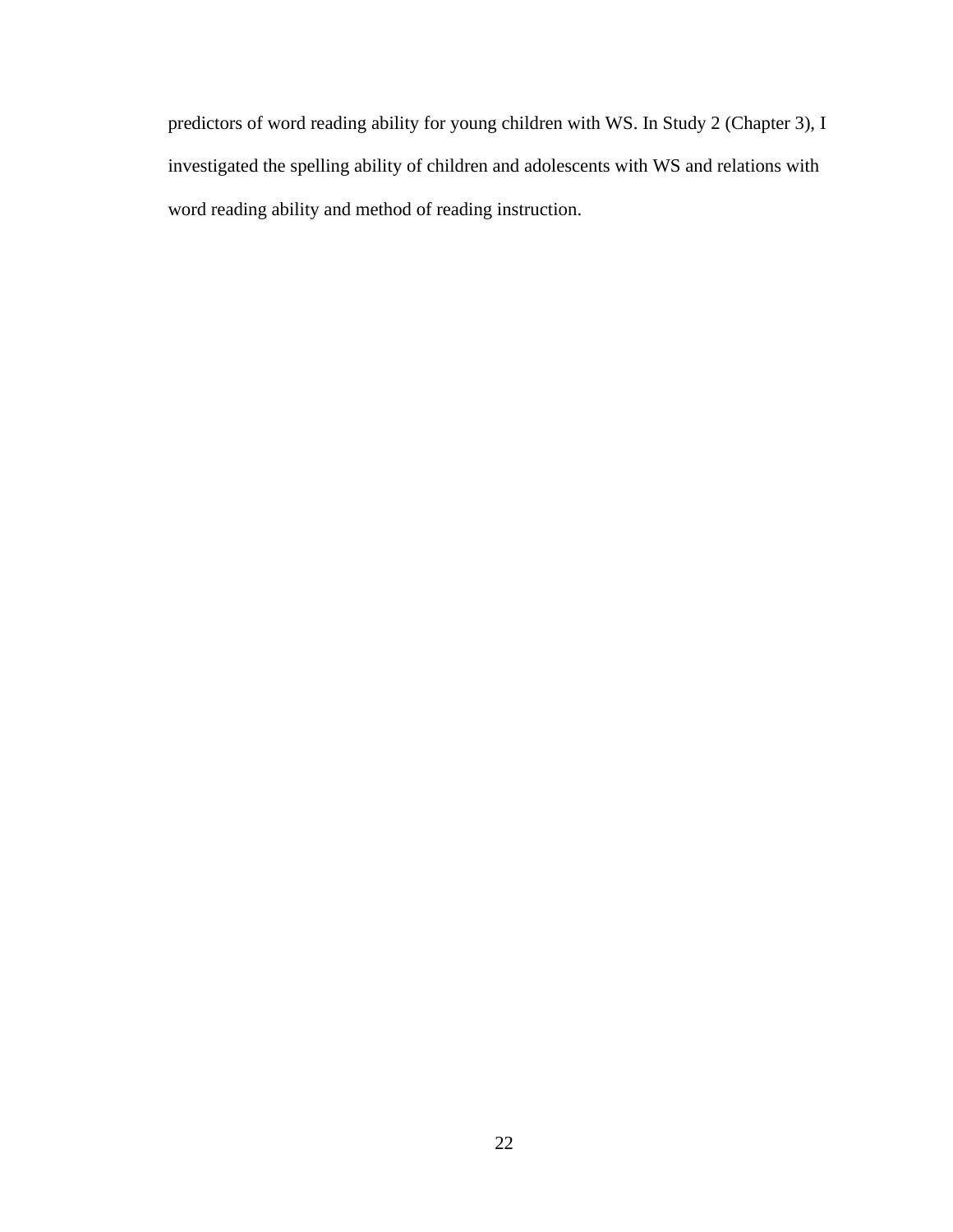predictors of word reading ability for young children with WS. In Study 2 (Chapter 3), I investigated the spelling ability of children and adolescents with WS and relations with word reading ability and method of reading instruction.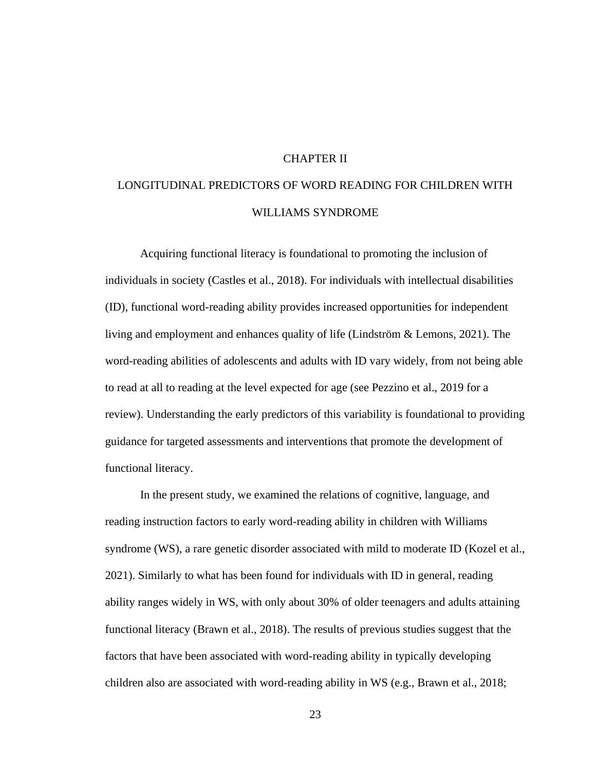# CHAPTER II

# LONGITUDINAL PREDICTORS OF WORD READING FOR CHILDREN WITH WILLIAMS SYNDROME

Acquiring functional literacy is foundational to promoting the inclusion of individuals in society (Castles et al., 2018). For individuals with intellectual disabilities (ID), functional word-reading ability provides increased opportunities for independent living and employment and enhances quality of life (Lindström & Lemons, 2021). The word-reading abilities of adolescents and adults with ID vary widely, from not being able to read at all to reading at the level expected for age (see Pezzino et al., 2019 for a review). Understanding the early predictors of this variability is foundational to providing guidance for targeted assessments and interventions that promote the development of functional literacy.

In the present study, we examined the relations of cognitive, language, and reading instruction factors to early word-reading ability in children with Williams syndrome (WS), a rare genetic disorder associated with mild to moderate ID (Kozel et al., 2021). Similarly to what has been found for individuals with ID in general, reading ability ranges widely in WS, with only about 30% of older teenagers and adults attaining functional literacy (Brawn et al., 2018). The results of previous studies suggest that the factors that have been associated with word-reading ability in typically developing children also are associated with word-reading ability in WS (e.g., Brawn et al., 2018;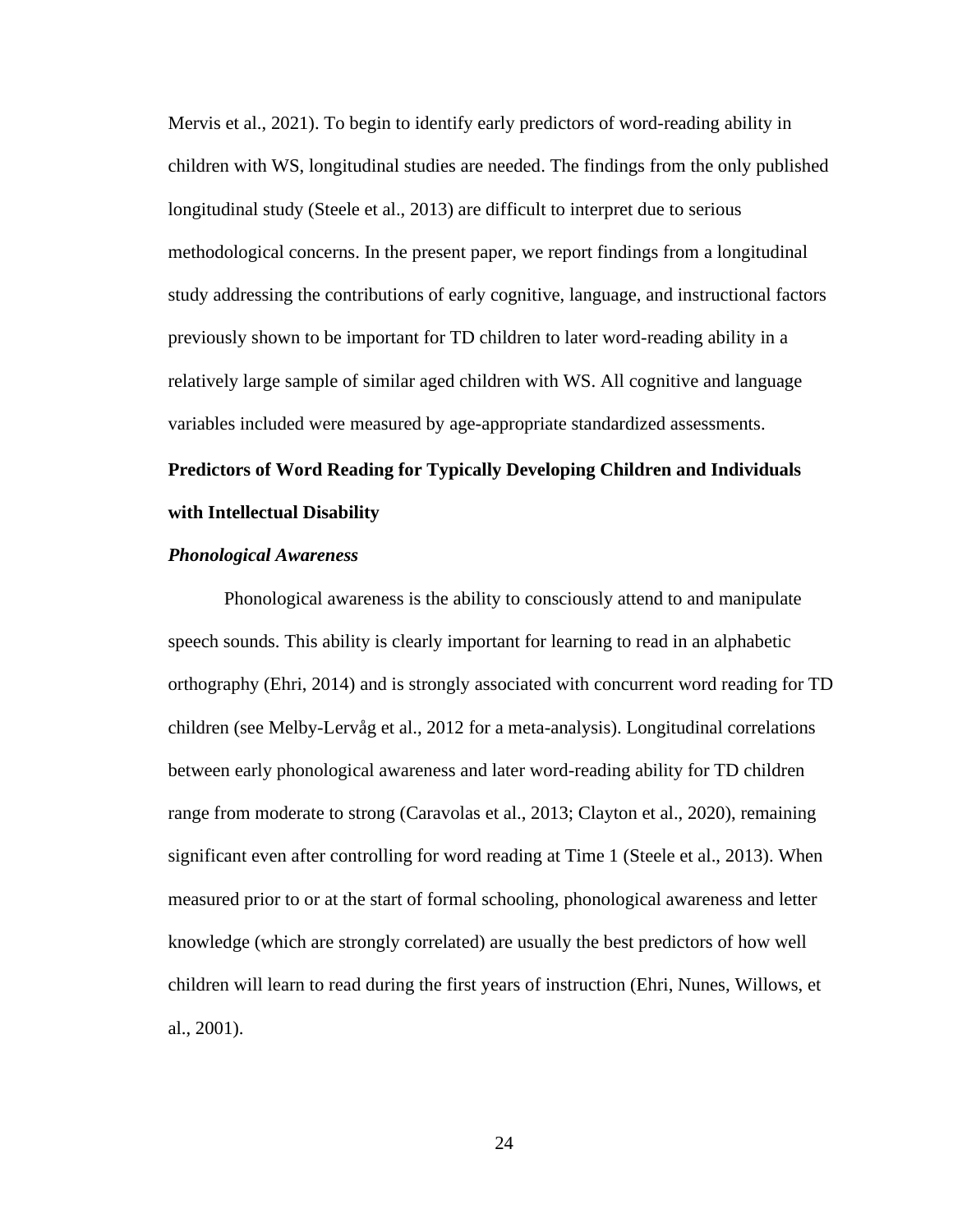Mervis et al., 2021). To begin to identify early predictors of word-reading ability in children with WS, longitudinal studies are needed. The findings from the only published longitudinal study (Steele et al., 2013) are difficult to interpret due to serious methodological concerns. In the present paper, we report findings from a longitudinal study addressing the contributions of early cognitive, language, and instructional factors previously shown to be important for TD children to later word-reading ability in a relatively large sample of similar aged children with WS. All cognitive and language variables included were measured by age-appropriate standardized assessments.

## Predictors of Word Reading for Typically Developing Children and Individuals with Intellectual Disability

### *Phonological Awareness*

Phonological awareness is the ability to consciously attend to and manipulate speech sounds. This ability is clearly important for learning to read in an alphabetic orthography (Ehri, 2014) and is strongly associated with concurrent word reading for TD children (see Melby-Lervåg et al., 2012 for a meta-analysis). Longitudinal correlations between early phonological awareness and later word-reading ability for TD children range from moderate to strong (Caravolas et al., 2013; Clayton et al., 2020), remaining significant even after controlling for word reading at Time 1 (Steele et al., 2013). When measured prior to or at the start of formal schooling, phonological awareness and letter knowledge (which are strongly correlated) are usually the best predictors of how well children will learn to read during the first years of instruction (Ehri, Nunes, Willows, et al., 2001).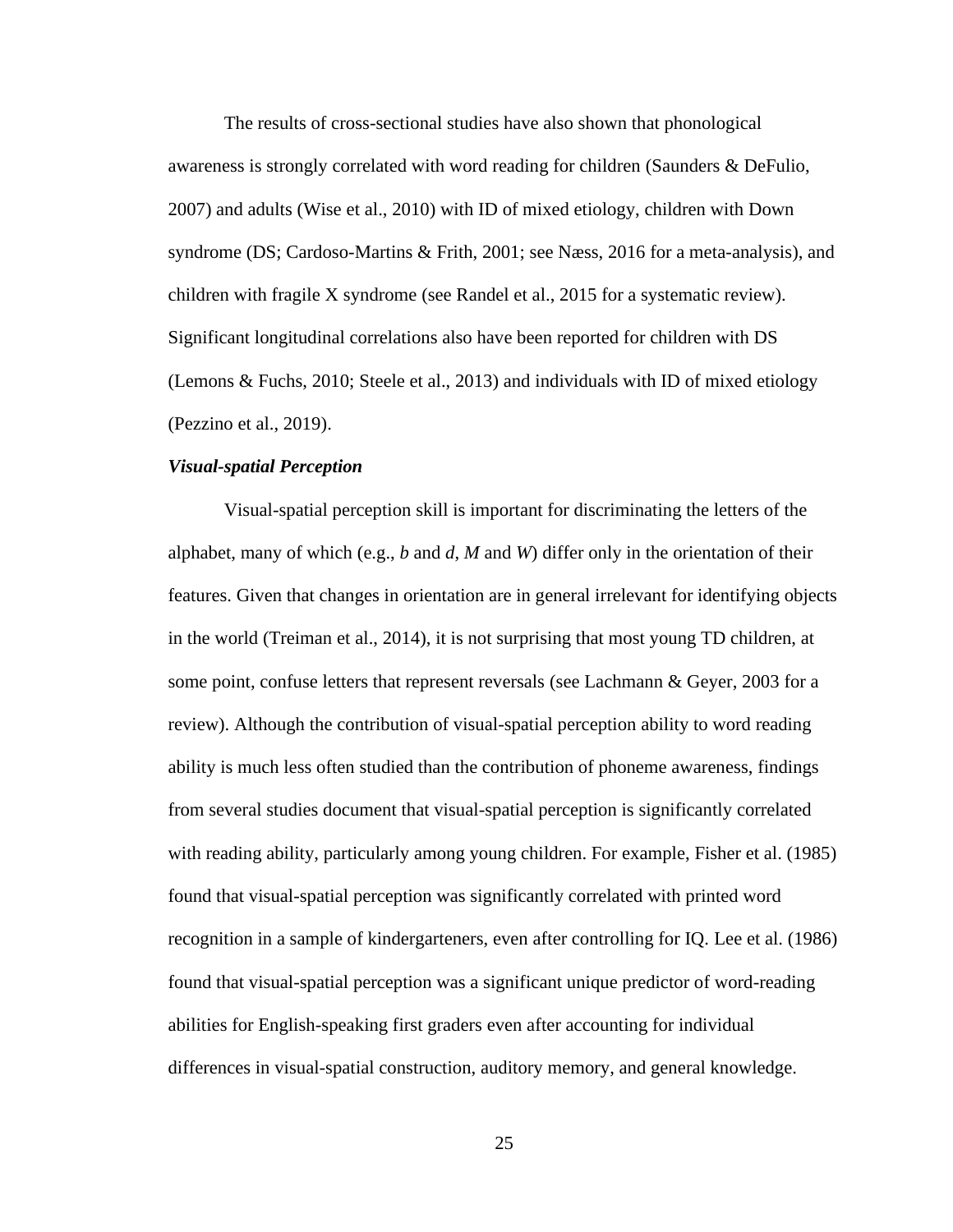The results of cross-sectional studies have also shown that phonological awareness is strongly correlated with word reading for children (Saunders & DeFulio, 2007) and adults (Wise et al., 2010) with ID of mixed etiology, children with Down syndrome (DS; Cardoso-Martins & Frith, 2001; see Næss, 2016 for a meta-analysis), and children with fragile X syndrome (see Randel et al., 2015 for a systematic review). Significant longitudinal correlations also have been reported for children with DS (Lemons & Fuchs, 2010; Steele et al., 2013) and individuals with ID of mixed etiology (Pezzino et al., 2019).

***Visual-spatial Perception***

Visual-spatial perception skill is important for discriminating the letters of the alphabet, many of which (e.g., *b* and *d*, *M* and *W*) differ only in the orientation of their features. Given that changes in orientation are in general irrelevant for identifying objects in the world (Treiman et al., 2014), it is not surprising that most young TD children, at some point, confuse letters that represent reversals (see Lachmann & Geyer, 2003 for a review). Although the contribution of visual-spatial perception ability to word reading ability is much less often studied than the contribution of phoneme awareness, findings from several studies document that visual-spatial perception is significantly correlated with reading ability, particularly among young children. For example, Fisher et al. (1985) found that visual-spatial perception was significantly correlated with printed word recognition in a sample of kindergarteners, even after controlling for IQ. Lee et al. (1986) found that visual-spatial perception was a significant unique predictor of word-reading abilities for English-speaking first graders even after accounting for individual differences in visual-spatial construction, auditory memory, and general knowledge.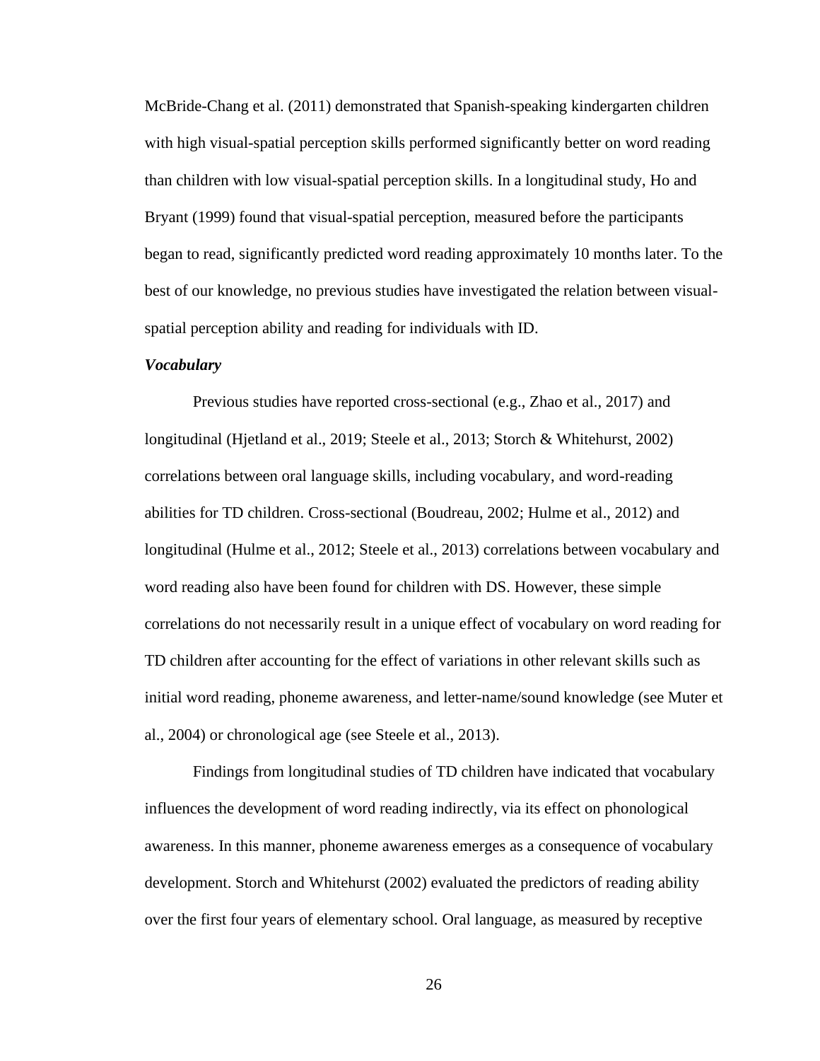McBride-Chang et al. (2011) demonstrated that Spanish-speaking kindergarten children with high visual-spatial perception skills performed significantly better on word reading than children with low visual-spatial perception skills. In a longitudinal study, Ho and Bryant (1999) found that visual-spatial perception, measured before the participants began to read, significantly predicted word reading approximately 10 months later. To the best of our knowledge, no previous studies have investigated the relation between visual-spatial perception ability and reading for individuals with ID.

### *Vocabulary*

Previous studies have reported cross-sectional (e.g., Zhao et al., 2017) and longitudinal (Hjetland et al., 2019; Steele et al., 2013; Storch & Whitehurst, 2002) correlations between oral language skills, including vocabulary, and word-reading abilities for TD children. Cross-sectional (Boudreau, 2002; Hulme et al., 2012) and longitudinal (Hulme et al., 2012; Steele et al., 2013) correlations between vocabulary and word reading also have been found for children with DS. However, these simple correlations do not necessarily result in a unique effect of vocabulary on word reading for TD children after accounting for the effect of variations in other relevant skills such as initial word reading, phoneme awareness, and letter-name/sound knowledge (see Muter et al., 2004) or chronological age (see Steele et al., 2013).

Findings from longitudinal studies of TD children have indicated that vocabulary influences the development of word reading indirectly, via its effect on phonological awareness. In this manner, phoneme awareness emerges as a consequence of vocabulary development. Storch and Whitehurst (2002) evaluated the predictors of reading ability over the first four years of elementary school. Oral language, as measured by receptive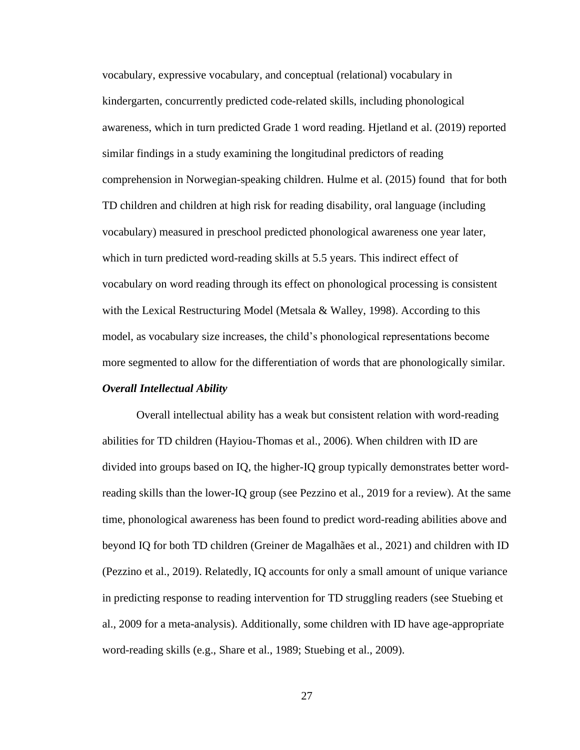vocabulary, expressive vocabulary, and conceptual (relational) vocabulary in kindergarten, concurrently predicted code-related skills, including phonological awareness, which in turn predicted Grade 1 word reading. Hjetland et al. (2019) reported similar findings in a study examining the longitudinal predictors of reading comprehension in Norwegian-speaking children. Hulme et al. (2015) found that for both TD children and children at high risk for reading disability, oral language (including vocabulary) measured in preschool predicted phonological awareness one year later, which in turn predicted word-reading skills at 5.5 years. This indirect effect of vocabulary on word reading through its effect on phonological processing is consistent with the Lexical Restructuring Model (Metsala & Walley, 1998). According to this model, as vocabulary size increases, the child's phonological representations become more segmented to allow for the differentiation of words that are phonologically similar.

### *Overall Intellectual Ability*

Overall intellectual ability has a weak but consistent relation with word-reading abilities for TD children (Hayiou-Thomas et al., 2006). When children with ID are divided into groups based on IQ, the higher-IQ group typically demonstrates better word-reading skills than the lower-IQ group (see Pezzino et al., 2019 for a review). At the same time, phonological awareness has been found to predict word-reading abilities above and beyond IQ for both TD children (Greiner de Magalhães et al., 2021) and children with ID (Pezzino et al., 2019). Relatedly, IQ accounts for only a small amount of unique variance in predicting response to reading intervention for TD struggling readers (see Stuebing et al., 2009 for a meta-analysis). Additionally, some children with ID have age-appropriate word-reading skills (e.g., Share et al., 1989; Stuebing et al., 2009).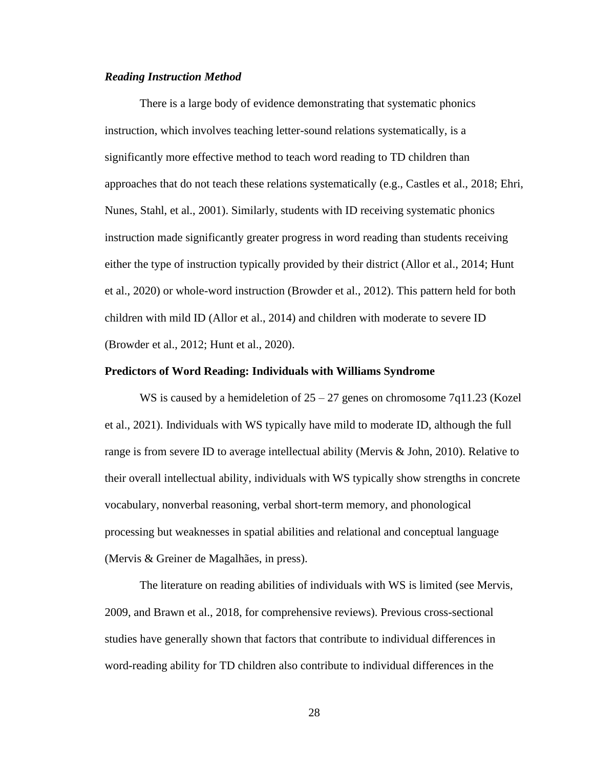### *Reading Instruction Method*

There is a large body of evidence demonstrating that systematic phonics instruction, which involves teaching letter-sound relations systematically, is a significantly more effective method to teach word reading to TD children than approaches that do not teach these relations systematically (e.g., Castles et al., 2018; Ehri, Nunes, Stahl, et al., 2001). Similarly, students with ID receiving systematic phonics instruction made significantly greater progress in word reading than students receiving either the type of instruction typically provided by their district (Allor et al., 2014; Hunt et al., 2020) or whole-word instruction (Browder et al., 2012). This pattern held for both children with mild ID (Allor et al., 2014) and children with moderate to severe ID (Browder et al., 2012; Hunt et al., 2020).

## Predictors of Word Reading: Individuals with Williams Syndrome

WS is caused by a hemideletion of 25 – 27 genes on chromosome 7q11.23 (Kozel et al., 2021). Individuals with WS typically have mild to moderate ID, although the full range is from severe ID to average intellectual ability (Mervis & John, 2010). Relative to their overall intellectual ability, individuals with WS typically show strengths in concrete vocabulary, nonverbal reasoning, verbal short-term memory, and phonological processing but weaknesses in spatial abilities and relational and conceptual language (Mervis & Greiner de Magalhães, in press).

The literature on reading abilities of individuals with WS is limited (see Mervis, 2009, and Brawn et al., 2018, for comprehensive reviews). Previous cross-sectional studies have generally shown that factors that contribute to individual differences in word-reading ability for TD children also contribute to individual differences in the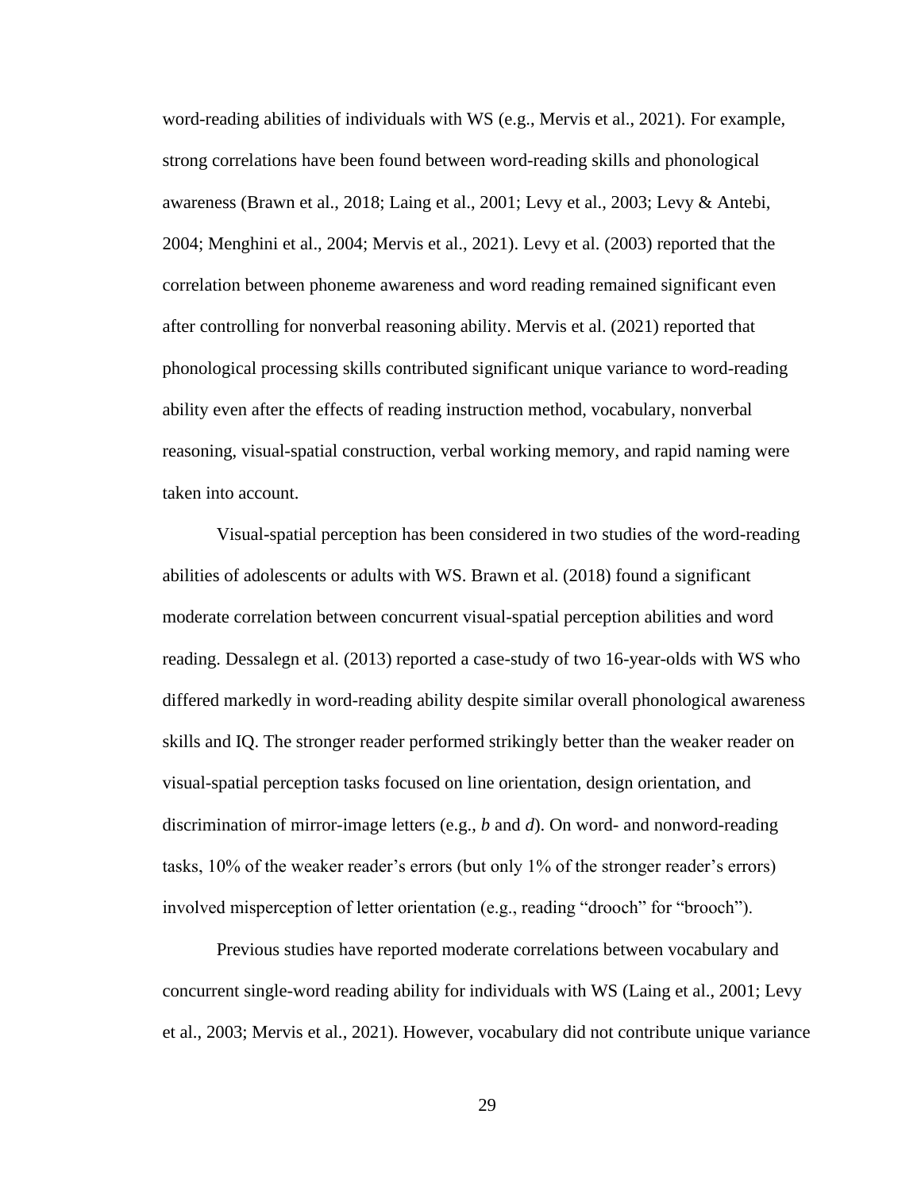word-reading abilities of individuals with WS (e.g., Mervis et al., 2021). For example, strong correlations have been found between word-reading skills and phonological awareness (Brawn et al., 2018; Laing et al., 2001; Levy et al., 2003; Levy & Antebi, 2004; Menghini et al., 2004; Mervis et al., 2021). Levy et al. (2003) reported that the correlation between phoneme awareness and word reading remained significant even after controlling for nonverbal reasoning ability. Mervis et al. (2021) reported that phonological processing skills contributed significant unique variance to word-reading ability even after the effects of reading instruction method, vocabulary, nonverbal reasoning, visual-spatial construction, verbal working memory, and rapid naming were taken into account.

Visual-spatial perception has been considered in two studies of the word-reading abilities of adolescents or adults with WS. Brawn et al. (2018) found a significant moderate correlation between concurrent visual-spatial perception abilities and word reading. Dessalegn et al. (2013) reported a case-study of two 16-year-olds with WS who differed markedly in word-reading ability despite similar overall phonological awareness skills and IQ. The stronger reader performed strikingly better than the weaker reader on visual-spatial perception tasks focused on line orientation, design orientation, and discrimination of mirror-image letters (e.g., *b* and *d*). On word- and nonword-reading tasks, 10% of the weaker reader's errors (but only 1% of the stronger reader's errors) involved misperception of letter orientation (e.g., reading "drooch" for "brooch").

Previous studies have reported moderate correlations between vocabulary and concurrent single-word reading ability for individuals with WS (Laing et al., 2001; Levy et al., 2003; Mervis et al., 2021). However, vocabulary did not contribute unique variance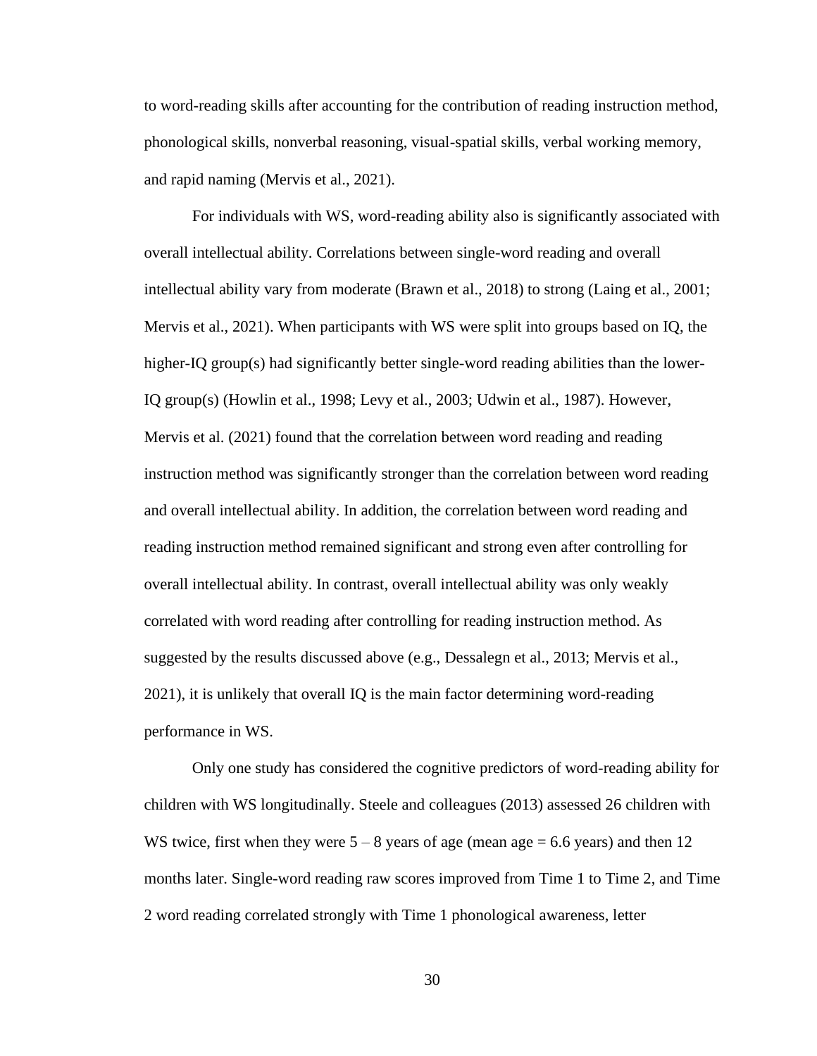to word-reading skills after accounting for the contribution of reading instruction method, phonological skills, nonverbal reasoning, visual-spatial skills, verbal working memory, and rapid naming (Mervis et al., 2021).

For individuals with WS, word-reading ability also is significantly associated with overall intellectual ability. Correlations between single-word reading and overall intellectual ability vary from moderate (Brawn et al., 2018) to strong (Laing et al., 2001; Mervis et al., 2021). When participants with WS were split into groups based on IQ, the higher-IQ group(s) had significantly better single-word reading abilities than the lower-IQ group(s) (Howlin et al., 1998; Levy et al., 2003; Udwin et al., 1987). However, Mervis et al. (2021) found that the correlation between word reading and reading instruction method was significantly stronger than the correlation between word reading and overall intellectual ability. In addition, the correlation between word reading and reading instruction method remained significant and strong even after controlling for overall intellectual ability. In contrast, overall intellectual ability was only weakly correlated with word reading after controlling for reading instruction method. As suggested by the results discussed above (e.g., Dessalegn et al., 2013; Mervis et al., 2021), it is unlikely that overall IQ is the main factor determining word-reading performance in WS.

Only one study has considered the cognitive predictors of word-reading ability for children with WS longitudinally. Steele and colleagues (2013) assessed 26 children with WS twice, first when they were 5 – 8 years of age (mean age = 6.6 years) and then 12 months later. Single-word reading raw scores improved from Time 1 to Time 2, and Time 2 word reading correlated strongly with Time 1 phonological awareness, letter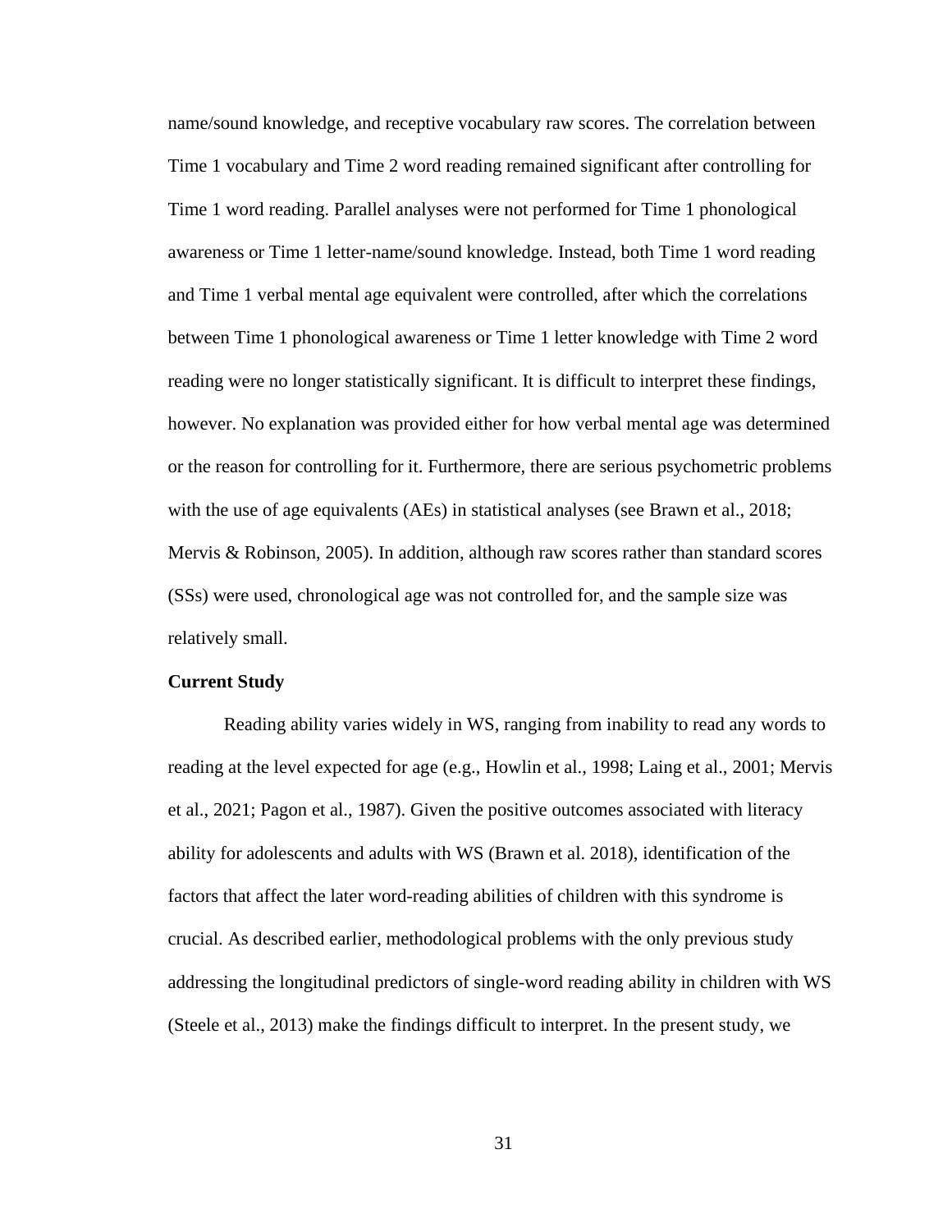name/sound knowledge, and receptive vocabulary raw scores. The correlation between Time 1 vocabulary and Time 2 word reading remained significant after controlling for Time 1 word reading. Parallel analyses were not performed for Time 1 phonological awareness or Time 1 letter-name/sound knowledge. Instead, both Time 1 word reading and Time 1 verbal mental age equivalent were controlled, after which the correlations between Time 1 phonological awareness or Time 1 letter knowledge with Time 2 word reading were no longer statistically significant. It is difficult to interpret these findings, however. No explanation was provided either for how verbal mental age was determined or the reason for controlling for it. Furthermore, there are serious psychometric problems with the use of age equivalents (AEs) in statistical analyses (see Brawn et al., 2018; Mervis & Robinson, 2005). In addition, although raw scores rather than standard scores (SSs) were used, chronological age was not controlled for, and the sample size was relatively small.

**Current Study**

Reading ability varies widely in WS, ranging from inability to read any words to reading at the level expected for age (e.g., Howlin et al., 1998; Laing et al., 2001; Mervis et al., 2021; Pagon et al., 1987). Given the positive outcomes associated with literacy ability for adolescents and adults with WS (Brawn et al. 2018), identification of the factors that affect the later word-reading abilities of children with this syndrome is crucial. As described earlier, methodological problems with the only previous study addressing the longitudinal predictors of single-word reading ability in children with WS (Steele et al., 2013) make the findings difficult to interpret. In the present study, we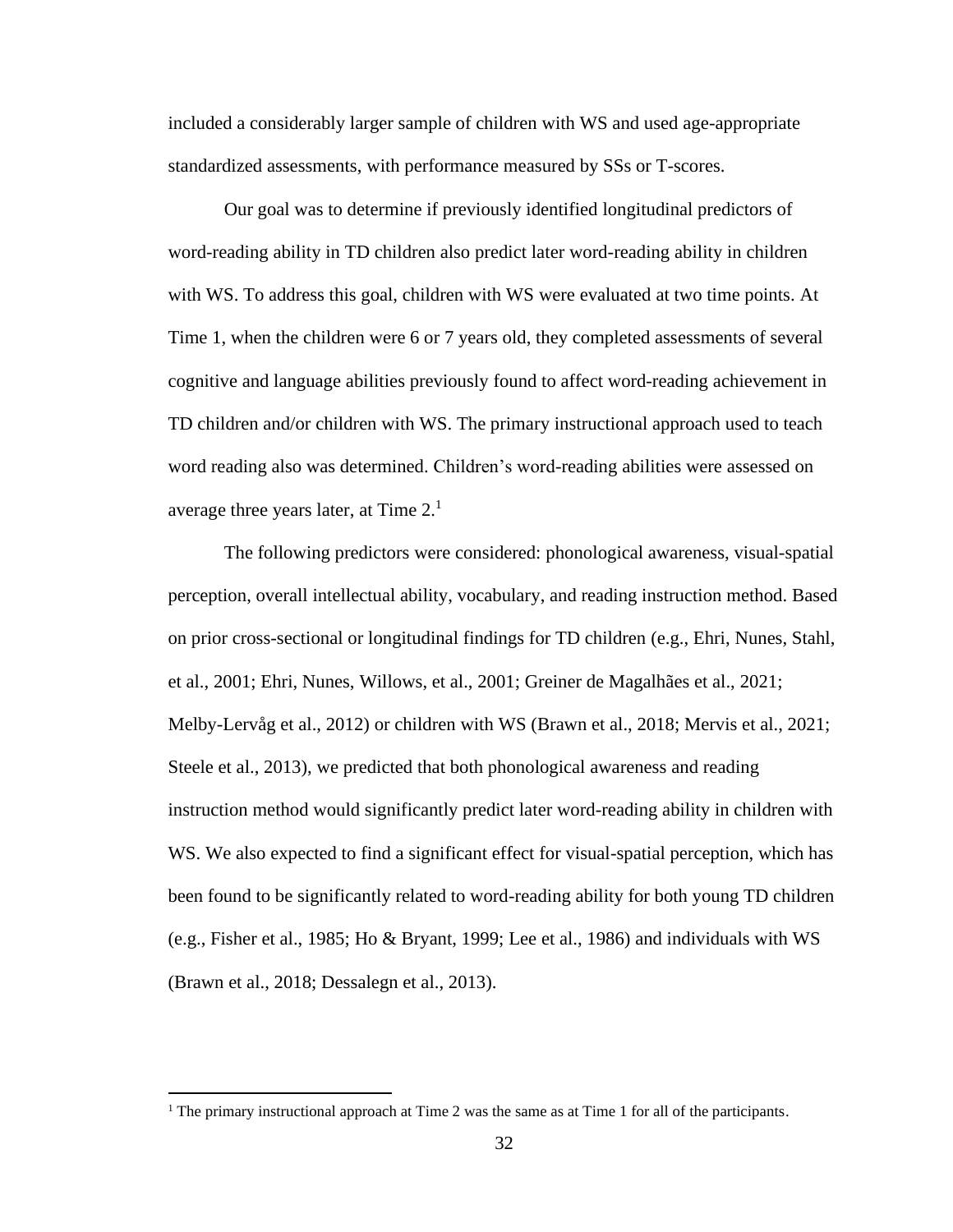included a considerably larger sample of children with WS and used age-appropriate standardized assessments, with performance measured by SSs or T-scores.

Our goal was to determine if previously identified longitudinal predictors of word-reading ability in TD children also predict later word-reading ability in children with WS. To address this goal, children with WS were evaluated at two time points. At Time 1, when the children were 6 or 7 years old, they completed assessments of several cognitive and language abilities previously found to affect word-reading achievement in TD children and/or children with WS. The primary instructional approach used to teach word reading also was determined. Children's word-reading abilities were assessed on average three years later, at Time 2.[1]

The following predictors were considered: phonological awareness, visual-spatial perception, overall intellectual ability, vocabulary, and reading instruction method. Based on prior cross-sectional or longitudinal findings for TD children (e.g., Ehri, Nunes, Stahl, et al., 2001; Ehri, Nunes, Willows, et al., 2001; Greiner de Magalhães et al., 2021; Melby-Lervåg et al., 2012) or children with WS (Brawn et al., 2018; Mervis et al., 2021; Steele et al., 2013), we predicted that both phonological awareness and reading instruction method would significantly predict later word-reading ability in children with WS. We also expected to find a significant effect for visual-spatial perception, which has been found to be significantly related to word-reading ability for both young TD children (e.g., Fisher et al., 1985; Ho & Bryant, 1999; Lee et al., 1986) and individuals with WS (Brawn et al., 2018; Dessalegn et al., 2013).

[1] The primary instructional approach at Time 2 was the same as at Time 1 for all of the participants.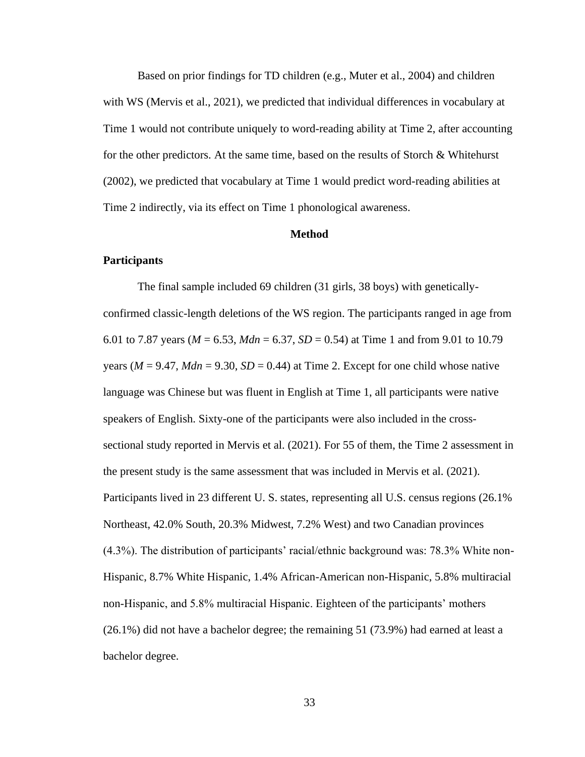Based on prior findings for TD children (e.g., Muter et al., 2004) and children with WS (Mervis et al., 2021), we predicted that individual differences in vocabulary at Time 1 would not contribute uniquely to word-reading ability at Time 2, after accounting for the other predictors. At the same time, based on the results of Storch & Whitehurst (2002), we predicted that vocabulary at Time 1 would predict word-reading abilities at Time 2 indirectly, via its effect on Time 1 phonological awareness.

## Method

### Participants

The final sample included 69 children (31 girls, 38 boys) with genetically-confirmed classic-length deletions of the WS region. The participants ranged in age from 6.01 to 7.87 years (*M* = 6.53, *Mdn* = 6.37, *SD* = 0.54) at Time 1 and from 9.01 to 10.79 years (*M* = 9.47, *Mdn* = 9.30, *SD* = 0.44) at Time 2. Except for one child whose native language was Chinese but was fluent in English at Time 1, all participants were native speakers of English. Sixty-one of the participants were also included in the cross-sectional study reported in Mervis et al. (2021). For 55 of them, the Time 2 assessment in the present study is the same assessment that was included in Mervis et al. (2021). Participants lived in 23 different U. S. states, representing all U.S. census regions (26.1% Northeast, 42.0% South, 20.3% Midwest, 7.2% West) and two Canadian provinces (4.3%). The distribution of participants' racial/ethnic background was: 78.3% White non-Hispanic, 8.7% White Hispanic, 1.4% African-American non-Hispanic, 5.8% multiracial non-Hispanic, and 5.8% multiracial Hispanic. Eighteen of the participants' mothers (26.1%) did not have a bachelor degree; the remaining 51 (73.9%) had earned at least a bachelor degree.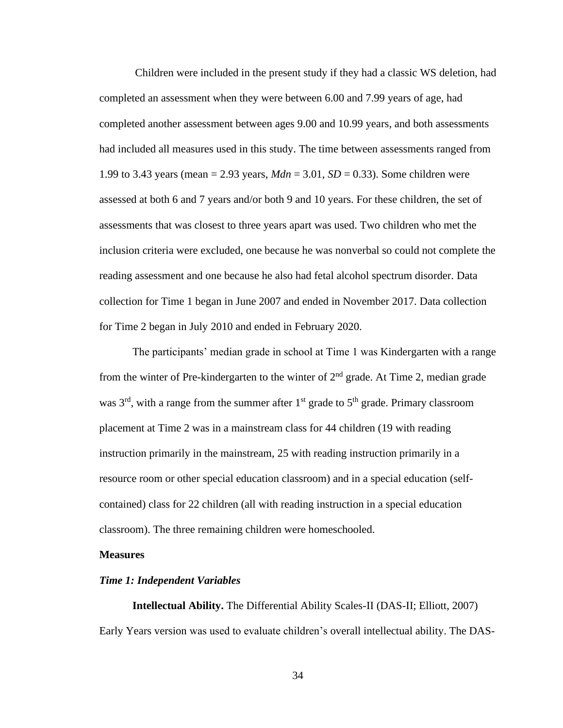Children were included in the present study if they had a classic WS deletion, had completed an assessment when they were between 6.00 and 7.99 years of age, had completed another assessment between ages 9.00 and 10.99 years, and both assessments had included all measures used in this study. The time between assessments ranged from 1.99 to 3.43 years (mean = 2.93 years, *Mdn* = 3.01, *SD* = 0.33). Some children were assessed at both 6 and 7 years and/or both 9 and 10 years. For these children, the set of assessments that was closest to three years apart was used. Two children who met the inclusion criteria were excluded, one because he was nonverbal so could not complete the reading assessment and one because he also had fetal alcohol spectrum disorder. Data collection for Time 1 began in June 2007 and ended in November 2017. Data collection for Time 2 began in July 2010 and ended in February 2020.

The participants' median grade in school at Time 1 was Kindergarten with a range from the winter of Pre-kindergarten to the winter of 2nd grade. At Time 2, median grade was 3rd, with a range from the summer after 1st grade to 5th grade. Primary classroom placement at Time 2 was in a mainstream class for 44 children (19 with reading instruction primarily in the mainstream, 25 with reading instruction primarily in a resource room or other special education classroom) and in a special education (self-contained) class for 22 children (all with reading instruction in a special education classroom). The three remaining children were homeschooled.

## Measures

### *Time 1: Independent Variables*

**Intellectual Ability.** The Differential Ability Scales-II (DAS-II; Elliott, 2007) Early Years version was used to evaluate children's overall intellectual ability. The DAS-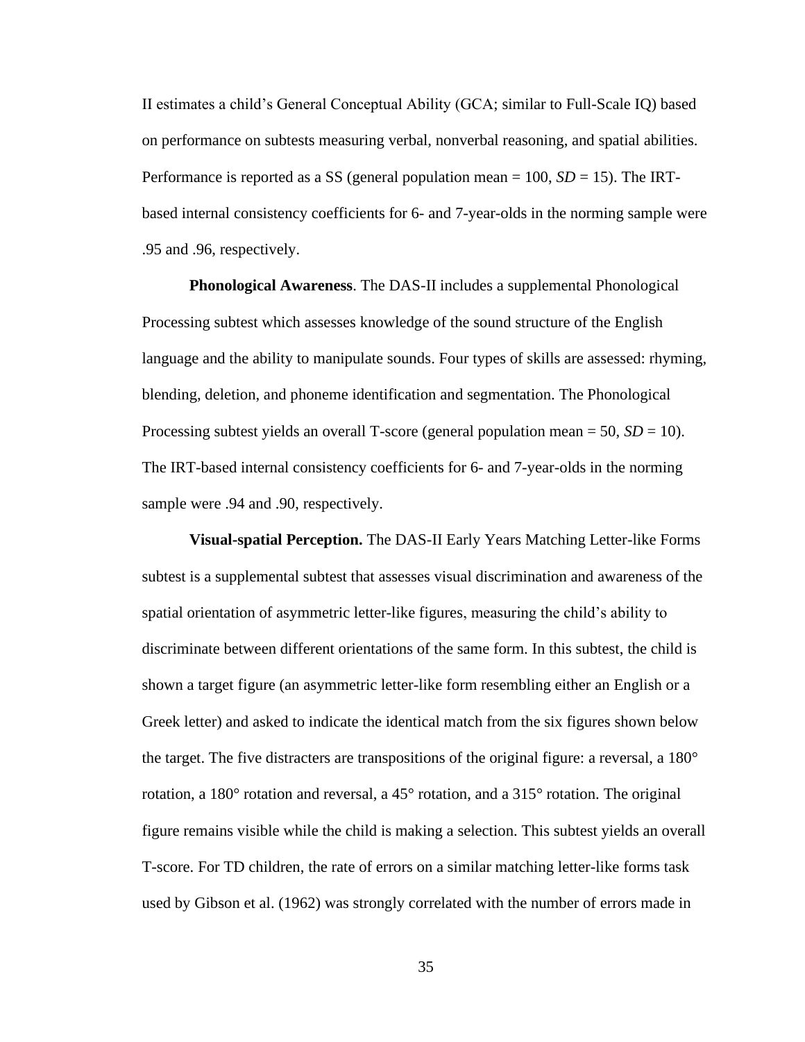II estimates a child's General Conceptual Ability (GCA; similar to Full-Scale IQ) based on performance on subtests measuring verbal, nonverbal reasoning, and spatial abilities. Performance is reported as a SS (general population mean = 100, *SD* = 15). The IRT-based internal consistency coefficients for 6- and 7-year-olds in the norming sample were .95 and .96, respectively.

**Phonological Awareness**. The DAS-II includes a supplemental Phonological Processing subtest which assesses knowledge of the sound structure of the English language and the ability to manipulate sounds. Four types of skills are assessed: rhyming, blending, deletion, and phoneme identification and segmentation. The Phonological Processing subtest yields an overall T-score (general population mean = 50, *SD* = 10). The IRT-based internal consistency coefficients for 6- and 7-year-olds in the norming sample were .94 and .90, respectively.

**Visual-spatial Perception.** The DAS-II Early Years Matching Letter-like Forms subtest is a supplemental subtest that assesses visual discrimination and awareness of the spatial orientation of asymmetric letter-like figures, measuring the child's ability to discriminate between different orientations of the same form. In this subtest, the child is shown a target figure (an asymmetric letter-like form resembling either an English or a Greek letter) and asked to indicate the identical match from the six figures shown below the target. The five distracters are transpositions of the original figure: a reversal, a 180° rotation, a 180° rotation and reversal, a 45° rotation, and a 315° rotation. The original figure remains visible while the child is making a selection. This subtest yields an overall T-score. For TD children, the rate of errors on a similar matching letter-like forms task used by Gibson et al. (1962) was strongly correlated with the number of errors made in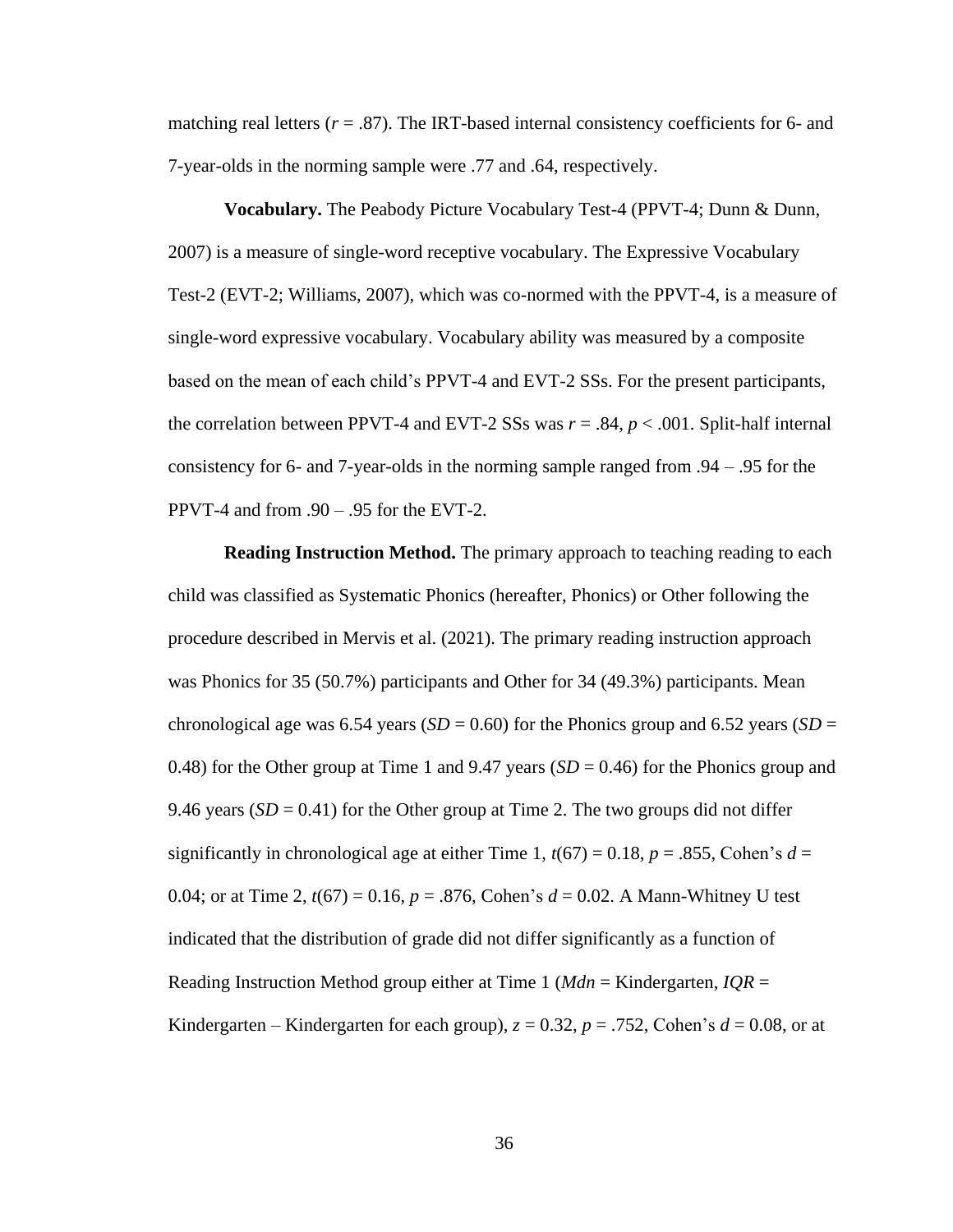matching real letters ($r = .87$). The IRT-based internal consistency coefficients for 6- and 7-year-olds in the norming sample were .77 and .64, respectively.

**Vocabulary.** The Peabody Picture Vocabulary Test-4 (PPVT-4; Dunn & Dunn, 2007) is a measure of single-word receptive vocabulary. The Expressive Vocabulary Test-2 (EVT-2; Williams, 2007), which was co-normed with the PPVT-4, is a measure of single-word expressive vocabulary. Vocabulary ability was measured by a composite based on the mean of each child's PPVT-4 and EVT-2 SSs. For the present participants, the correlation between PPVT-4 and EVT-2 SSs was $r = .84$, $p < .001$. Split-half internal consistency for 6- and 7-year-olds in the norming sample ranged from .94 – .95 for the PPVT-4 and from .90 – .95 for the EVT-2.

**Reading Instruction Method.** The primary approach to teaching reading to each child was classified as Systematic Phonics (hereafter, Phonics) or Other following the procedure described in Mervis et al. (2021). The primary reading instruction approach was Phonics for 35 (50.7%) participants and Other for 34 (49.3%) participants. Mean chronological age was 6.54 years ($SD = 0.60$) for the Phonics group and 6.52 years ($SD = 0.48$) for the Other group at Time 1 and 9.47 years ($SD = 0.46$) for the Phonics group and 9.46 years ($SD = 0.41$) for the Other group at Time 2. The two groups did not differ significantly in chronological age at either Time 1, $t(67) = 0.18$, $p = .855$, Cohen's $d = 0.04$; or at Time 2, $t(67) = 0.16$, $p = .876$, Cohen's $d = 0.02$. A Mann-Whitney U test indicated that the distribution of grade did not differ significantly as a function of Reading Instruction Method group either at Time 1 (*Mdn* = Kindergarten, *IQR* = Kindergarten – Kindergarten for each group), $z = 0.32$, $p = .752$, Cohen's $d = 0.08$, or at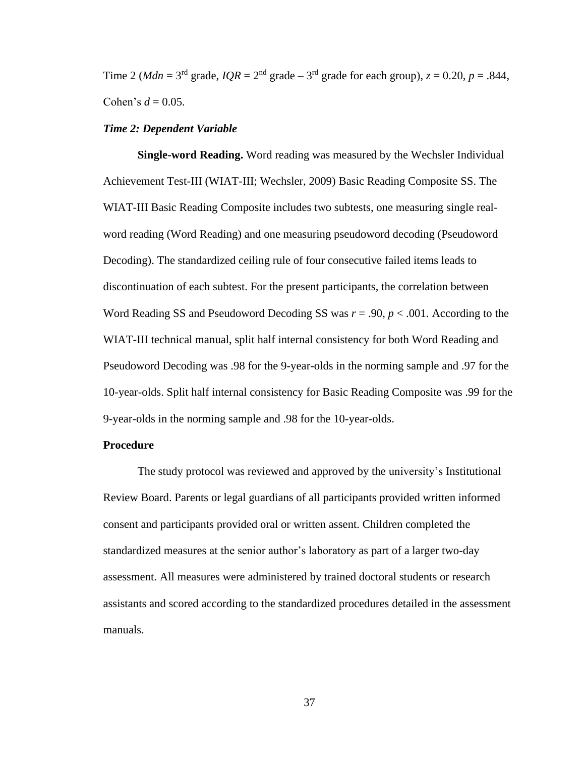Time 2 (*Mdn* = 3rd grade, *IQR* = 2nd grade – 3rd grade for each group), $z = 0.20$, $p = .844$, Cohen's $d = 0.05$.

### *Time 2: Dependent Variable*

**Single-word Reading.** Word reading was measured by the Wechsler Individual Achievement Test-III (WIAT-III; Wechsler, 2009) Basic Reading Composite SS. The WIAT-III Basic Reading Composite includes two subtests, one measuring single real-word reading (Word Reading) and one measuring pseudoword decoding (Pseudoword Decoding). The standardized ceiling rule of four consecutive failed items leads to discontinuation of each subtest. For the present participants, the correlation between Word Reading SS and Pseudoword Decoding SS was $r = .90$, $p < .001$. According to the WIAT-III technical manual, split half internal consistency for both Word Reading and Pseudoword Decoding was .98 for the 9-year-olds in the norming sample and .97 for the 10-year-olds. Split half internal consistency for Basic Reading Composite was .99 for the 9-year-olds in the norming sample and .98 for the 10-year-olds.

## Procedure

The study protocol was reviewed and approved by the university's Institutional Review Board. Parents or legal guardians of all participants provided written informed consent and participants provided oral or written assent. Children completed the standardized measures at the senior author's laboratory as part of a larger two-day assessment. All measures were administered by trained doctoral students or research assistants and scored according to the standardized procedures detailed in the assessment manuals.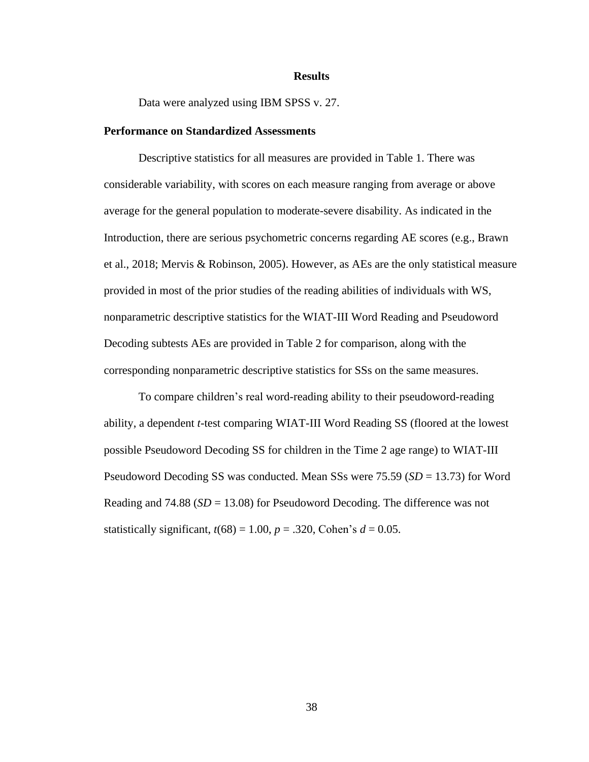# Results

Data were analyzed using IBM SPSS v. 27.

## Performance on Standardized Assessments

Descriptive statistics for all measures are provided in Table 1. There was considerable variability, with scores on each measure ranging from average or above average for the general population to moderate-severe disability. As indicated in the Introduction, there are serious psychometric concerns regarding AE scores (e.g., Brawn et al., 2018; Mervis & Robinson, 2005). However, as AEs are the only statistical measure provided in most of the prior studies of the reading abilities of individuals with WS, nonparametric descriptive statistics for the WIAT-III Word Reading and Pseudoword Decoding subtests AEs are provided in Table 2 for comparison, along with the corresponding nonparametric descriptive statistics for SSs on the same measures.

To compare children's real word-reading ability to their pseudoword-reading ability, a dependent *t*-test comparing WIAT-III Word Reading SS (floored at the lowest possible Pseudoword Decoding SS for children in the Time 2 age range) to WIAT-III Pseudoword Decoding SS was conducted. Mean SSs were 75.59 (*SD* = 13.73) for Word Reading and 74.88 (*SD* = 13.08) for Pseudoword Decoding. The difference was not statistically significant, $t(68) = 1.00$, $p = .320$, Cohen's $d = 0.05$.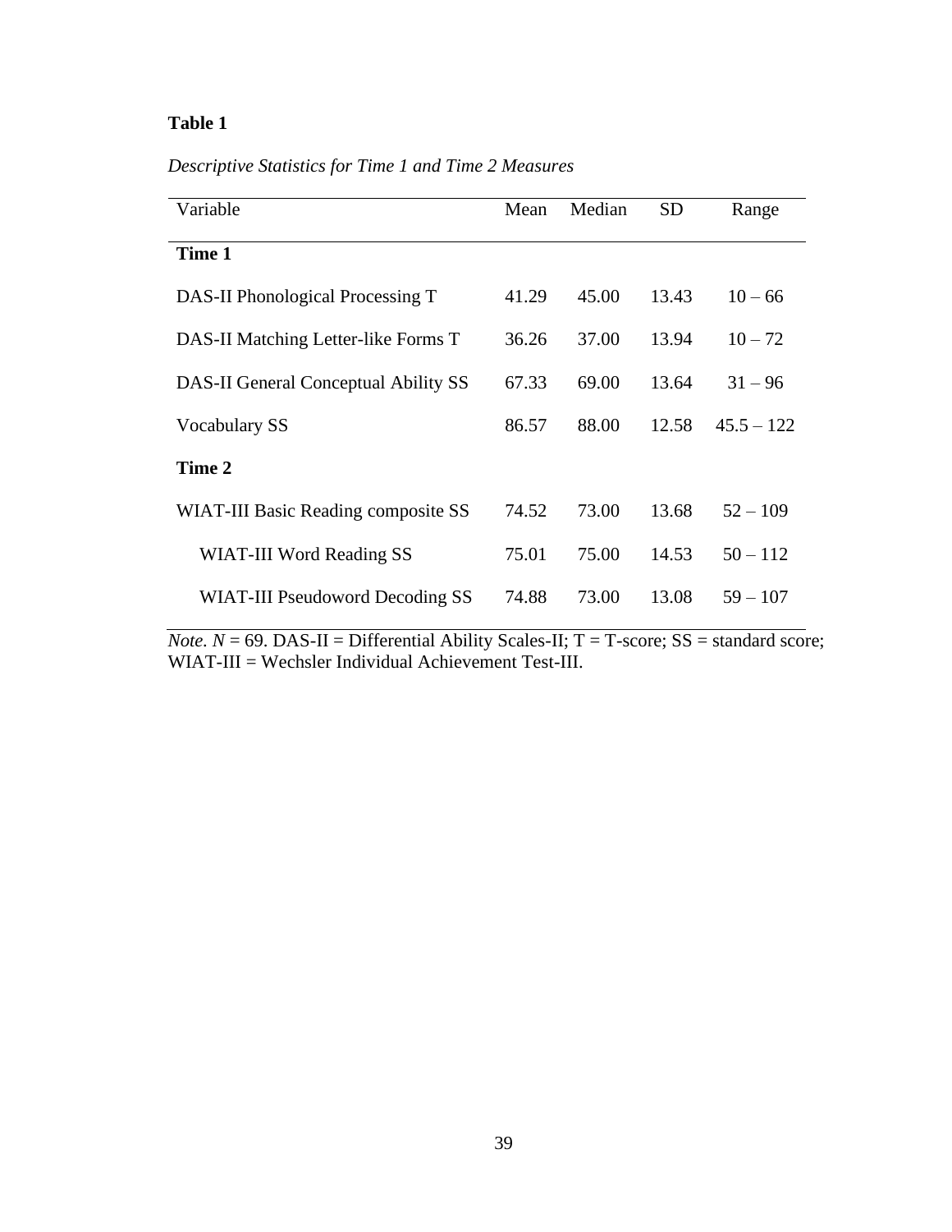**Table 1**

*Descriptive Statistics for Time 1 and Time 2 Measures*

| Variable | Mean | Median | SD | Range |
|---|---|---|---|---|
| **Time 1** | | | | |
| DAS-II Phonological Processing T | 41.29 | 45.00 | 13.43 | 10 – 66 |
| DAS-II Matching Letter-like Forms T | 36.26 | 37.00 | 13.94 | 10 – 72 |
| DAS-II General Conceptual Ability SS | 67.33 | 69.00 | 13.64 | 31 – 96 |
| Vocabulary SS | 86.57 | 88.00 | 12.58 | 45.5 – 122 |
| **Time 2** | | | | |
| WIAT-III Basic Reading composite SS | 74.52 | 73.00 | 13.68 | 52 – 109 |
| WIAT-III Word Reading SS | 75.01 | 75.00 | 14.53 | 50 – 112 |
| WIAT-III Pseudoword Decoding SS | 74.88 | 73.00 | 13.08 | 59 – 107 |

*Note.* $N$ = 69. DAS-II = Differential Ability Scales-II; T = T-score; SS = standard score; WIAT-III = Wechsler Individual Achievement Test-III.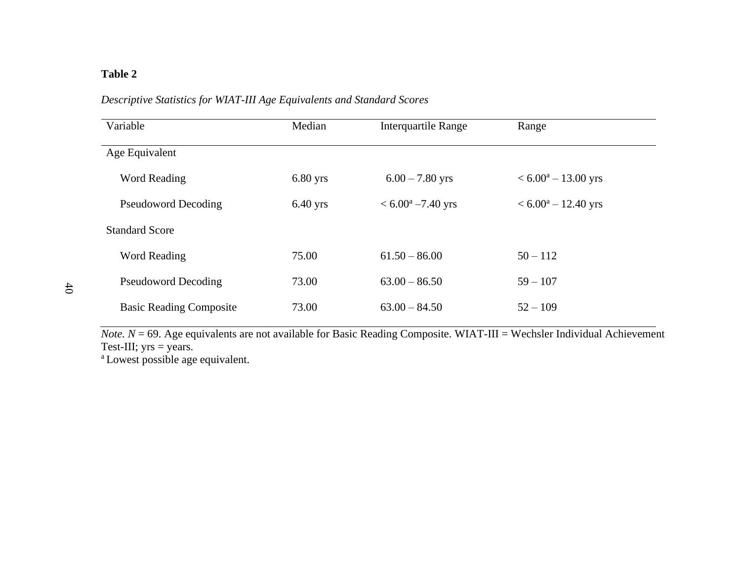**Table 2**

*Descriptive Statistics for WIAT-III Age Equivalents and Standard Scores*

| Variable | Median | Interquartile Range | Range |
|---|---|---|---|
| Age Equivalent | | | |
| Word Reading | 6.80 yrs | 6.00 – 7.80 yrs | < 6.00[a] – 13.00 yrs |
| Pseudoword Decoding | 6.40 yrs | < 6.00[a] –7.40 yrs | < 6.00[a] – 12.40 yrs |
| Standard Score | | | |
| Word Reading | 75.00 | 61.50 – 86.00 | 50 – 112 |
| Pseudoword Decoding | 73.00 | 63.00 – 86.50 | 59 – 107 |
| Basic Reading Composite | 73.00 | 63.00 – 84.50 | 52 – 109 |

*Note*. $N$ = 69. Age equivalents are not available for Basic Reading Composite. WIAT-III = Wechsler Individual Achievement Test-III; yrs = years.

[a] Lowest possible age equivalent.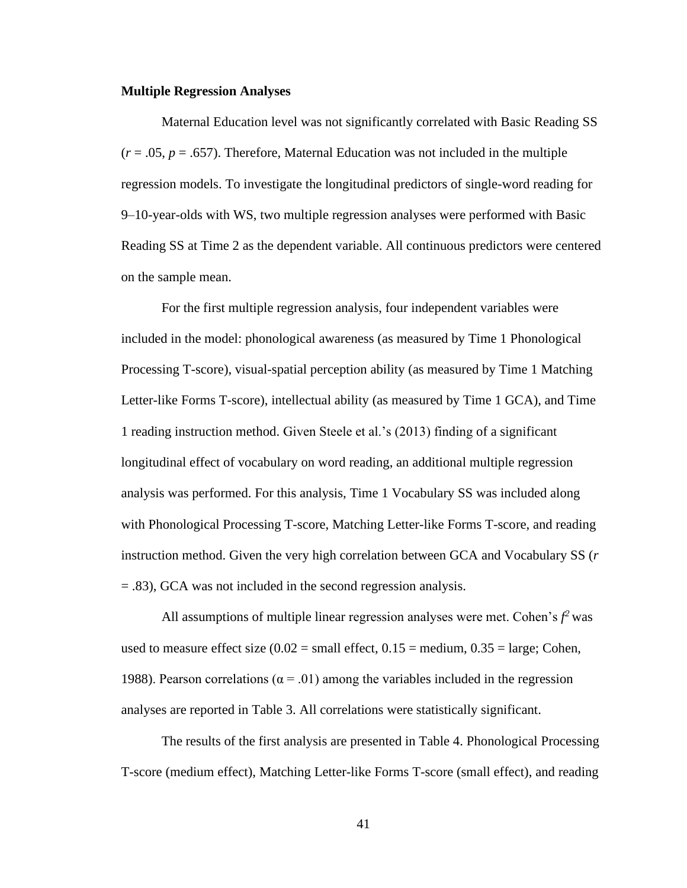### Multiple Regression Analyses

Maternal Education level was not significantly correlated with Basic Reading SS ($r = .05$, $p = .657$). Therefore, Maternal Education was not included in the multiple regression models. To investigate the longitudinal predictors of single-word reading for 9–10-year-olds with WS, two multiple regression analyses were performed with Basic Reading SS at Time 2 as the dependent variable. All continuous predictors were centered on the sample mean.

For the first multiple regression analysis, four independent variables were included in the model: phonological awareness (as measured by Time 1 Phonological Processing T-score), visual-spatial perception ability (as measured by Time 1 Matching Letter-like Forms T-score), intellectual ability (as measured by Time 1 GCA), and Time 1 reading instruction method. Given Steele et al.'s (2013) finding of a significant longitudinal effect of vocabulary on word reading, an additional multiple regression analysis was performed. For this analysis, Time 1 Vocabulary SS was included along with Phonological Processing T-score, Matching Letter-like Forms T-score, and reading instruction method. Given the very high correlation between GCA and Vocabulary SS ($r = .83$), GCA was not included in the second regression analysis.

All assumptions of multiple linear regression analyses were met. Cohen's $f^2$ was used to measure effect size (0.02 = small effect, 0.15 = medium, 0.35 = large; Cohen, 1988). Pearson correlations ($\alpha = .01$) among the variables included in the regression analyses are reported in Table 3. All correlations were statistically significant.

The results of the first analysis are presented in Table 4. Phonological Processing T-score (medium effect), Matching Letter-like Forms T-score (small effect), and reading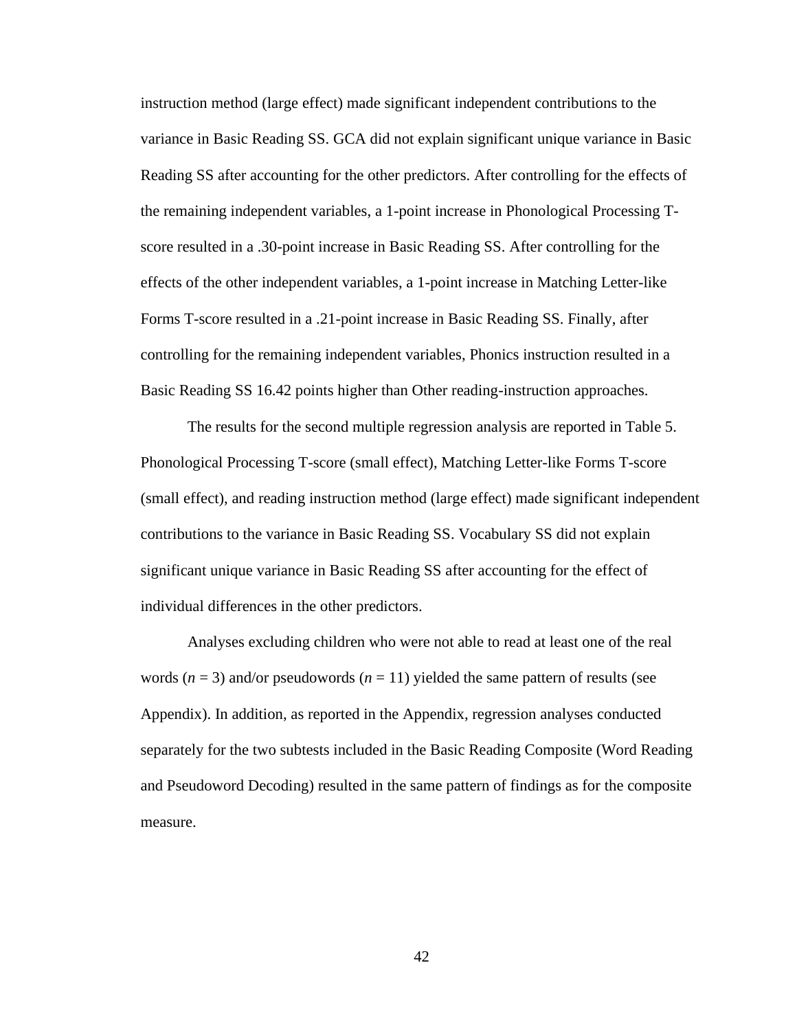instruction method (large effect) made significant independent contributions to the variance in Basic Reading SS. GCA did not explain significant unique variance in Basic Reading SS after accounting for the other predictors. After controlling for the effects of the remaining independent variables, a 1-point increase in Phonological Processing T-score resulted in a .30-point increase in Basic Reading SS. After controlling for the effects of the other independent variables, a 1-point increase in Matching Letter-like Forms T-score resulted in a .21-point increase in Basic Reading SS. Finally, after controlling for the remaining independent variables, Phonics instruction resulted in a Basic Reading SS 16.42 points higher than Other reading-instruction approaches.

The results for the second multiple regression analysis are reported in Table 5. Phonological Processing T-score (small effect), Matching Letter-like Forms T-score (small effect), and reading instruction method (large effect) made significant independent contributions to the variance in Basic Reading SS. Vocabulary SS did not explain significant unique variance in Basic Reading SS after accounting for the effect of individual differences in the other predictors.

Analyses excluding children who were not able to read at least one of the real words ($n$ = 3) and/or pseudowords ($n$ = 11) yielded the same pattern of results (see Appendix). In addition, as reported in the Appendix, regression analyses conducted separately for the two subtests included in the Basic Reading Composite (Word Reading and Pseudoword Decoding) resulted in the same pattern of findings as for the composite measure.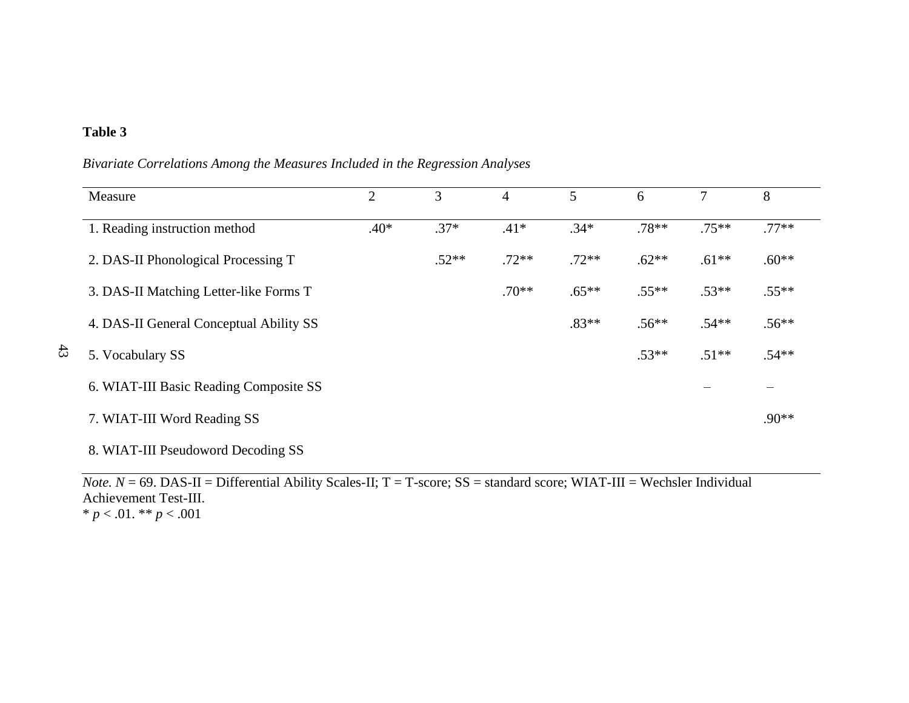**Table 3**

*Bivariate Correlations Among the Measures Included in the Regression Analyses*

| Measure | 2 | 3 | 4 | 5 | 6 | 7 | 8 |
|---|---|---|---|---|---|---|---|
| 1. Reading instruction method | .40* | .37* | .41* | .34* | .78** | .75** | .77** |
| 2. DAS-II Phonological Processing T | | .52** | .72** | .72** | .62** | .61** | .60** |
| 3. DAS-II Matching Letter-like Forms T | | | .70** | .65** | .55** | .53** | .55** |
| 4. DAS-II General Conceptual Ability SS | | | | .83** | .56** | .54** | .56** |
| 5. Vocabulary SS | | | | | .53** | .51** | .54** |
| 6. WIAT-III Basic Reading Composite SS | | | | | | – | – |
| 7. WIAT-III Word Reading SS | | | | | | | .90** |
| 8. WIAT-III Pseudoword Decoding SS | | | | | | | |

*Note.* $N = 69$. DAS-II = Differential Ability Scales-II; T = T-score; SS = standard score; WIAT-III = Wechsler Individual Achievement Test-III.
* $p < .01$. ** $p < .001$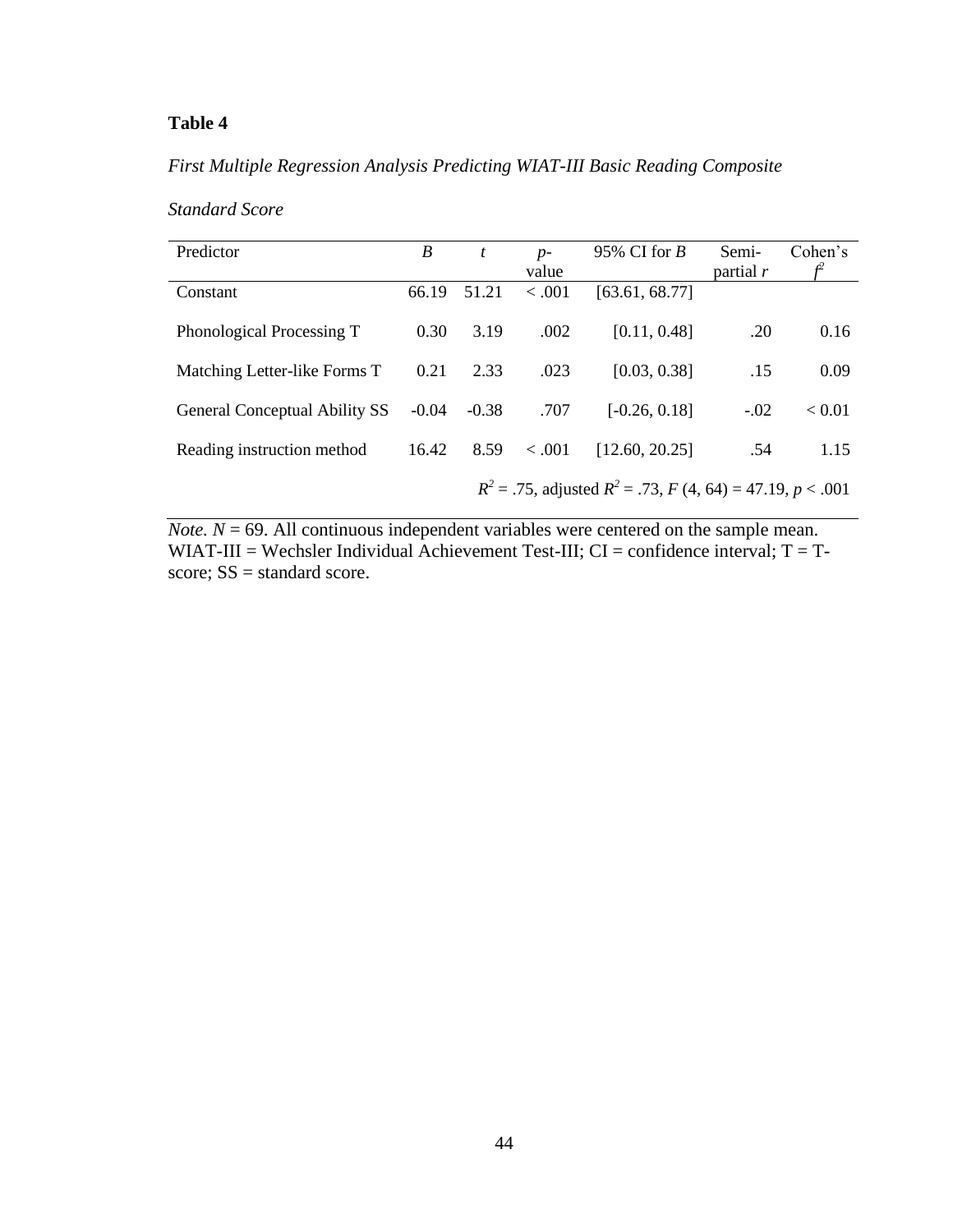**Table 4**

*First Multiple Regression Analysis Predicting WIAT-III Basic Reading Composite Standard Score*

| Predictor | *B* | *t* | *p*-value | 95% CI for *B* | Semi-partial *r* | Cohen's $f^2$ |
|---|---|---|---|---|---|---|
| Constant | 66.19 | 51.21 | < .001 | [63.61, 68.77] | | |
| Phonological Processing T | 0.30 | 3.19 | .002 | [0.11, 0.48] | .20 | 0.16 |
| Matching Letter-like Forms T | 0.21 | 2.33 | .023 | [0.03, 0.38] | .15 | 0.09 |
| General Conceptual Ability SS | -0.04 | -0.38 | .707 | [-0.26, 0.18] | -.02 | < 0.01 |
| Reading instruction method | 16.42 | 8.59 | < .001 | [12.60, 20.25] | .54 | 1.15 |
| | | | $R^2$ = .75, adjusted $R^2$ = .73, $F$ (4, 64) = 47.19, $p$ < .001 | | | |

*Note.* $N$ = 69. All continuous independent variables were centered on the sample mean. WIAT-III = Wechsler Individual Achievement Test-III; CI = confidence interval; T = T-score; SS = standard score.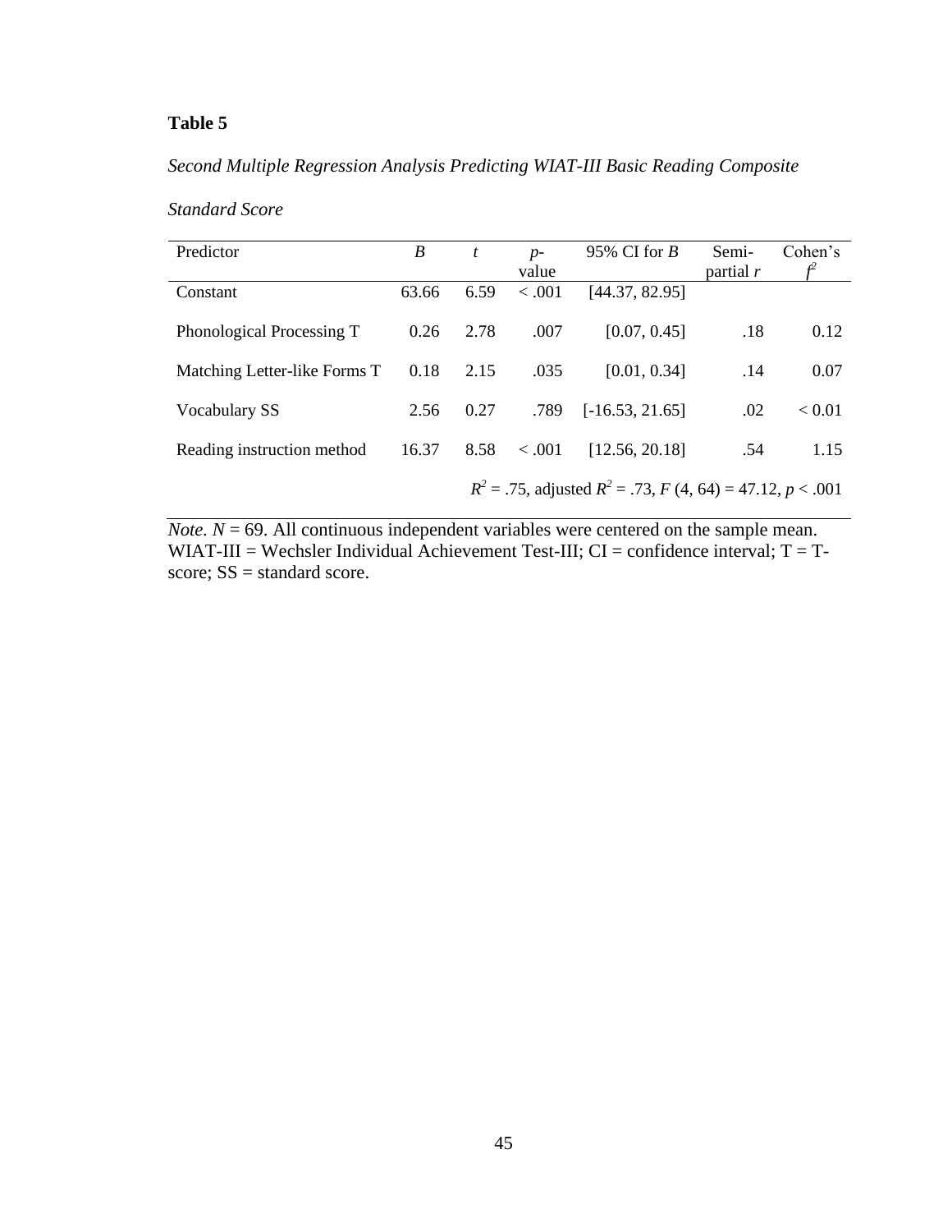**Table 5**

*Second Multiple Regression Analysis Predicting WIAT-III Basic Reading Composite Standard Score*

| Predictor | *B* | *t* | *p*-value | 95% CI for *B* | Semi-partial *r* | Cohen's $f^2$ |
|---|---|---|---|---|---|---|
| Constant | 63.66 | 6.59 | < .001 | [44.37, 82.95] | | |
| Phonological Processing T | 0.26 | 2.78 | .007 | [0.07, 0.45] | .18 | 0.12 |
| Matching Letter-like Forms T | 0.18 | 2.15 | .035 | [0.01, 0.34] | .14 | 0.07 |
| Vocabulary SS | 2.56 | 0.27 | .789 | [-16.53, 21.65] | .02 | < 0.01 |
| Reading instruction method | 16.37 | 8.58 | < .001 | [12.56, 20.18] | .54 | 1.15 |
| | | | $R^2$ = .75, adjusted $R^2$ = .73, $F$ (4, 64) = 47.12, $p$ < .001 | | | |

*Note.* $N$ = 69. All continuous independent variables were centered on the sample mean. WIAT-III = Wechsler Individual Achievement Test-III; CI = confidence interval; T = T-score; SS = standard score.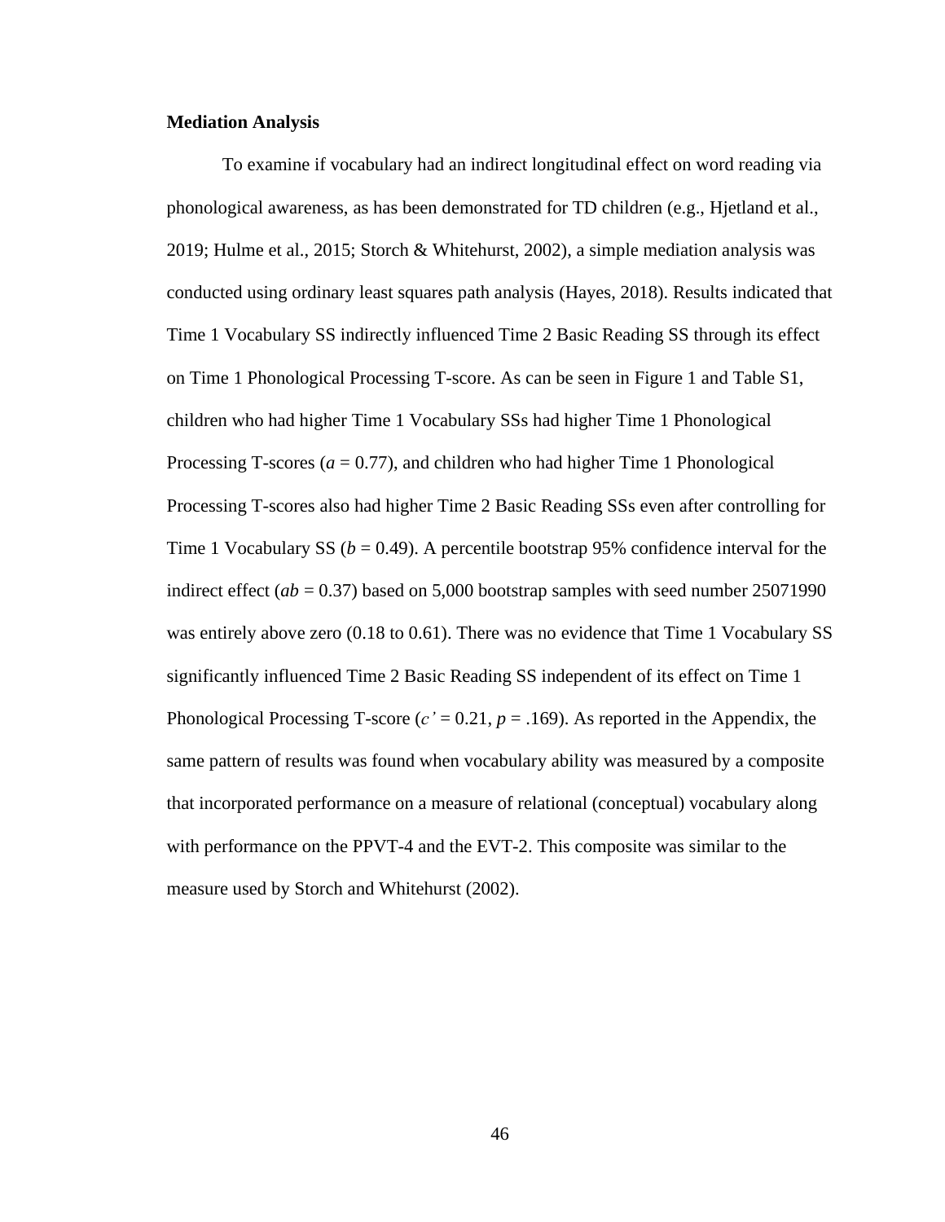**Mediation Analysis**

To examine if vocabulary had an indirect longitudinal effect on word reading via phonological awareness, as has been demonstrated for TD children (e.g., Hjetland et al., 2019; Hulme et al., 2015; Storch & Whitehurst, 2002), a simple mediation analysis was conducted using ordinary least squares path analysis (Hayes, 2018). Results indicated that Time 1 Vocabulary SS indirectly influenced Time 2 Basic Reading SS through its effect on Time 1 Phonological Processing T-score. As can be seen in Figure 1 and Table S1, children who had higher Time 1 Vocabulary SSs had higher Time 1 Phonological Processing T-scores ($a = 0.77$), and children who had higher Time 1 Phonological Processing T-scores also had higher Time 2 Basic Reading SSs even after controlling for Time 1 Vocabulary SS ($b = 0.49$). A percentile bootstrap 95% confidence interval for the indirect effect ($ab = 0.37$) based on 5,000 bootstrap samples with seed number 25071990 was entirely above zero (0.18 to 0.61). There was no evidence that Time 1 Vocabulary SS significantly influenced Time 2 Basic Reading SS independent of its effect on Time 1 Phonological Processing T-score ($c' = 0.21$, $p = .169$). As reported in the Appendix, the same pattern of results was found when vocabulary ability was measured by a composite that incorporated performance on a measure of relational (conceptual) vocabulary along with performance on the PPVT-4 and the EVT-2. This composite was similar to the measure used by Storch and Whitehurst (2002).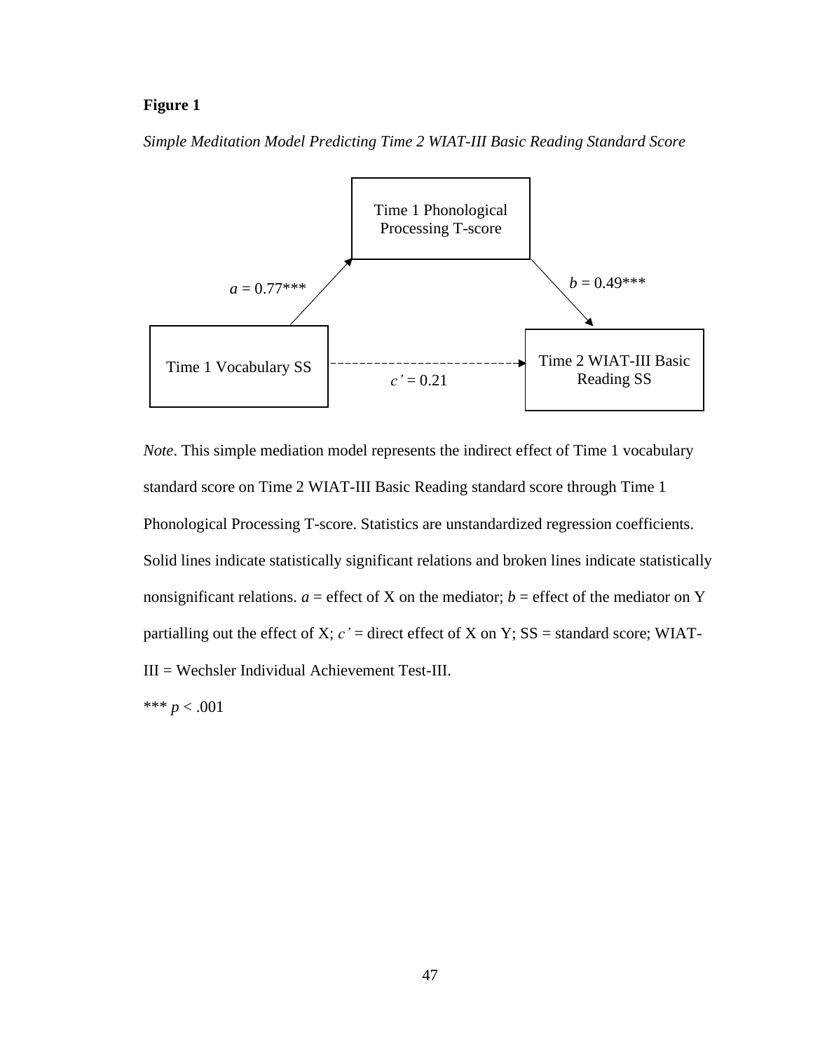**Figure 1**

*Simple Meditation Model Predicting Time 2 WIAT-III Basic Reading Standard Score*

Time 1 Phonological Processing T-score

*a* = 0.77***

*b* = 0.49***

Time 1 Vocabulary SS

Time 2 WIAT-III Basic Reading SS

*c'* = 0.21

*Note*. This simple mediation model represents the indirect effect of Time 1 vocabulary standard score on Time 2 WIAT-III Basic Reading standard score through Time 1 Phonological Processing T-score. Statistics are unstandardized regression coefficients. Solid lines indicate statistically significant relations and broken lines indicate statistically nonsignificant relations. *a* = effect of X on the mediator; *b* = effect of the mediator on Y partialling out the effect of X; *c'* = direct effect of X on Y; SS = standard score; WIAT-III = Wechsler Individual Achievement Test-III.

*** $p < .001$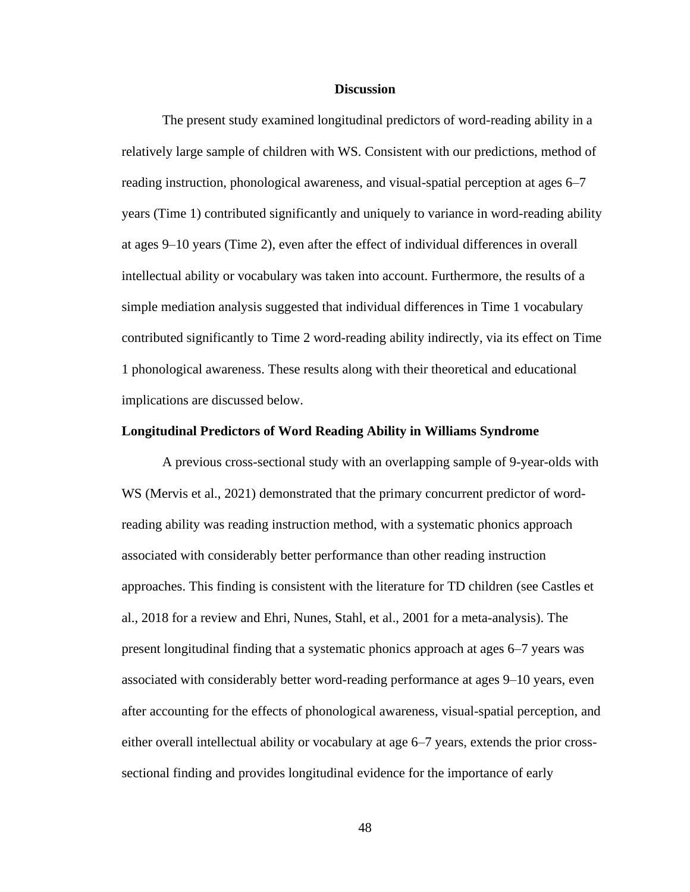# Discussion

The present study examined longitudinal predictors of word-reading ability in a relatively large sample of children with WS. Consistent with our predictions, method of reading instruction, phonological awareness, and visual-spatial perception at ages 6–7 years (Time 1) contributed significantly and uniquely to variance in word-reading ability at ages 9–10 years (Time 2), even after the effect of individual differences in overall intellectual ability or vocabulary was taken into account. Furthermore, the results of a simple mediation analysis suggested that individual differences in Time 1 vocabulary contributed significantly to Time 2 word-reading ability indirectly, via its effect on Time 1 phonological awareness. These results along with their theoretical and educational implications are discussed below.

## Longitudinal Predictors of Word Reading Ability in Williams Syndrome

A previous cross-sectional study with an overlapping sample of 9-year-olds with WS (Mervis et al., 2021) demonstrated that the primary concurrent predictor of word-reading ability was reading instruction method, with a systematic phonics approach associated with considerably better performance than other reading instruction approaches. This finding is consistent with the literature for TD children (see Castles et al., 2018 for a review and Ehri, Nunes, Stahl, et al., 2001 for a meta-analysis). The present longitudinal finding that a systematic phonics approach at ages 6–7 years was associated with considerably better word-reading performance at ages 9–10 years, even after accounting for the effects of phonological awareness, visual-spatial perception, and either overall intellectual ability or vocabulary at age 6–7 years, extends the prior cross-sectional finding and provides longitudinal evidence for the importance of early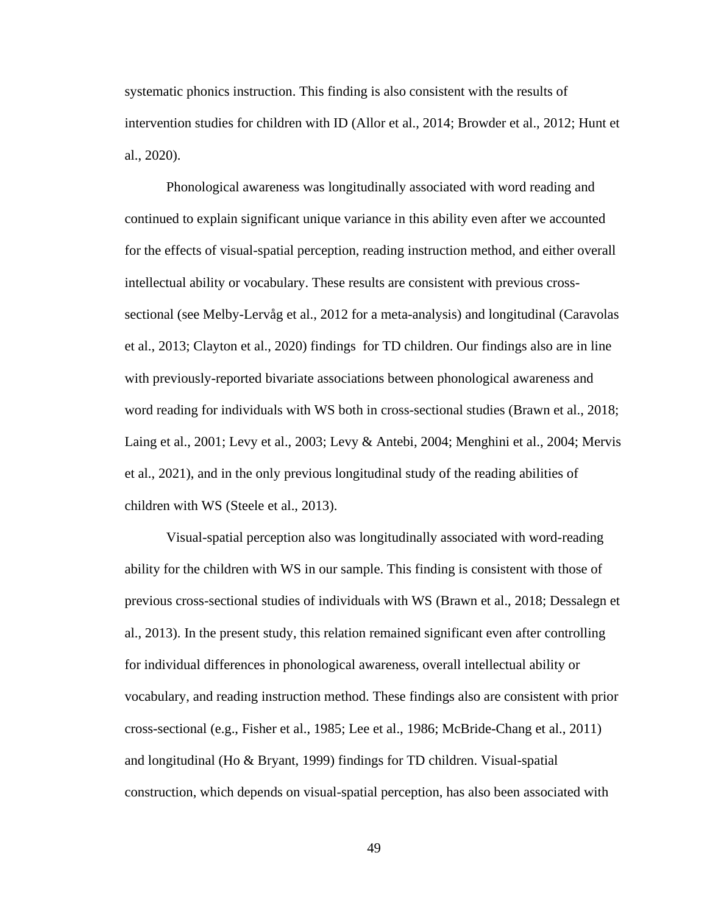systematic phonics instruction. This finding is also consistent with the results of intervention studies for children with ID (Allor et al., 2014; Browder et al., 2012; Hunt et al., 2020).

Phonological awareness was longitudinally associated with word reading and continued to explain significant unique variance in this ability even after we accounted for the effects of visual-spatial perception, reading instruction method, and either overall intellectual ability or vocabulary. These results are consistent with previous cross-sectional (see Melby-Lervåg et al., 2012 for a meta-analysis) and longitudinal (Caravolas et al., 2013; Clayton et al., 2020) findings for TD children. Our findings also are in line with previously-reported bivariate associations between phonological awareness and word reading for individuals with WS both in cross-sectional studies (Brawn et al., 2018; Laing et al., 2001; Levy et al., 2003; Levy & Antebi, 2004; Menghini et al., 2004; Mervis et al., 2021), and in the only previous longitudinal study of the reading abilities of children with WS (Steele et al., 2013).

Visual-spatial perception also was longitudinally associated with word-reading ability for the children with WS in our sample. This finding is consistent with those of previous cross-sectional studies of individuals with WS (Brawn et al., 2018; Dessalegn et al., 2013). In the present study, this relation remained significant even after controlling for individual differences in phonological awareness, overall intellectual ability or vocabulary, and reading instruction method. These findings also are consistent with prior cross-sectional (e.g., Fisher et al., 1985; Lee et al., 1986; McBride-Chang et al., 2011) and longitudinal (Ho & Bryant, 1999) findings for TD children. Visual-spatial construction, which depends on visual-spatial perception, has also been associated with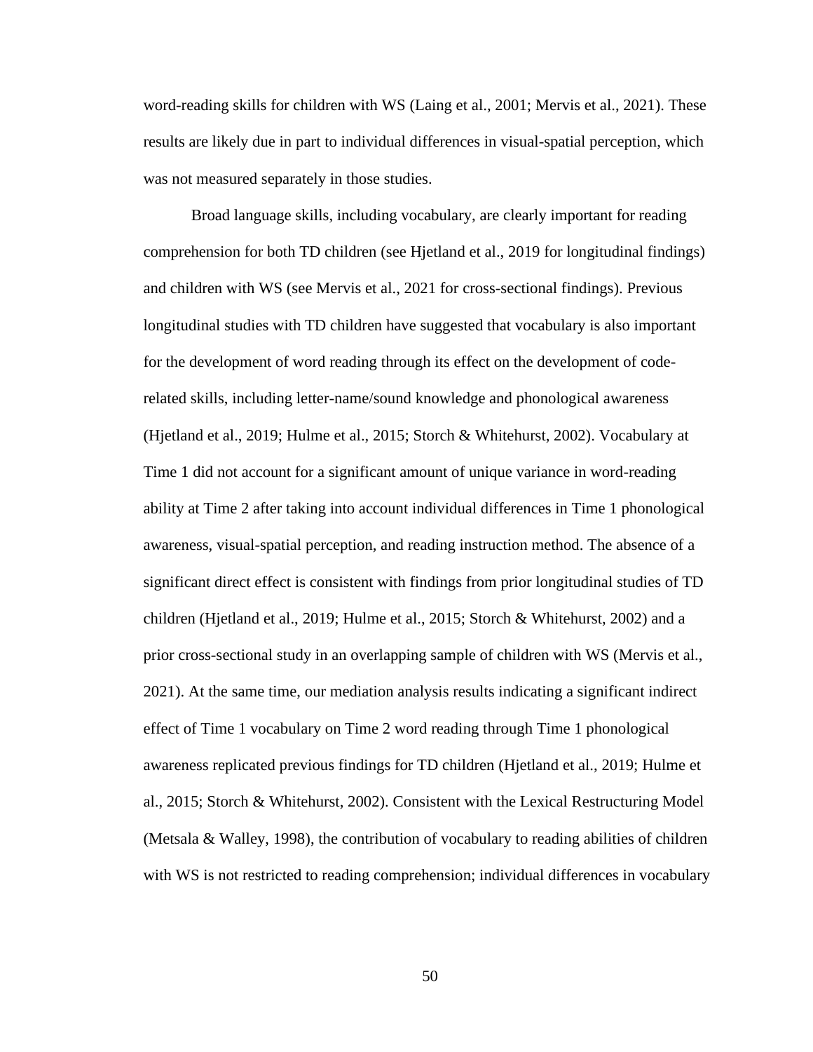word-reading skills for children with WS (Laing et al., 2001; Mervis et al., 2021). These results are likely due in part to individual differences in visual-spatial perception, which was not measured separately in those studies.

Broad language skills, including vocabulary, are clearly important for reading comprehension for both TD children (see Hjetland et al., 2019 for longitudinal findings) and children with WS (see Mervis et al., 2021 for cross-sectional findings). Previous longitudinal studies with TD children have suggested that vocabulary is also important for the development of word reading through its effect on the development of code-related skills, including letter-name/sound knowledge and phonological awareness (Hjetland et al., 2019; Hulme et al., 2015; Storch & Whitehurst, 2002). Vocabulary at Time 1 did not account for a significant amount of unique variance in word-reading ability at Time 2 after taking into account individual differences in Time 1 phonological awareness, visual-spatial perception, and reading instruction method. The absence of a significant direct effect is consistent with findings from prior longitudinal studies of TD children (Hjetland et al., 2019; Hulme et al., 2015; Storch & Whitehurst, 2002) and a prior cross-sectional study in an overlapping sample of children with WS (Mervis et al., 2021). At the same time, our mediation analysis results indicating a significant indirect effect of Time 1 vocabulary on Time 2 word reading through Time 1 phonological awareness replicated previous findings for TD children (Hjetland et al., 2019; Hulme et al., 2015; Storch & Whitehurst, 2002). Consistent with the Lexical Restructuring Model (Metsala & Walley, 1998), the contribution of vocabulary to reading abilities of children with WS is not restricted to reading comprehension; individual differences in vocabulary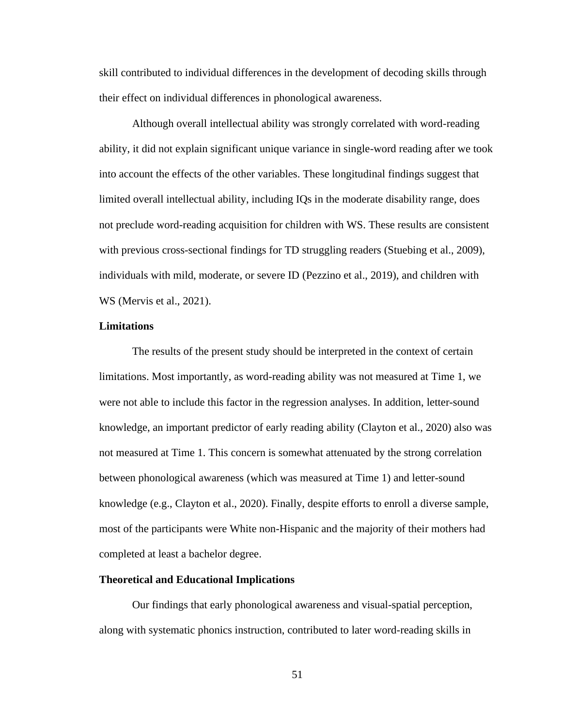skill contributed to individual differences in the development of decoding skills through their effect on individual differences in phonological awareness.

Although overall intellectual ability was strongly correlated with word-reading ability, it did not explain significant unique variance in single-word reading after we took into account the effects of the other variables. These longitudinal findings suggest that limited overall intellectual ability, including IQs in the moderate disability range, does not preclude word-reading acquisition for children with WS. These results are consistent with previous cross-sectional findings for TD struggling readers (Stuebing et al., 2009), individuals with mild, moderate, or severe ID (Pezzino et al., 2019), and children with WS (Mervis et al., 2021).

**Limitations**

The results of the present study should be interpreted in the context of certain limitations. Most importantly, as word-reading ability was not measured at Time 1, we were not able to include this factor in the regression analyses. In addition, letter-sound knowledge, an important predictor of early reading ability (Clayton et al., 2020) also was not measured at Time 1. This concern is somewhat attenuated by the strong correlation between phonological awareness (which was measured at Time 1) and letter-sound knowledge (e.g., Clayton et al., 2020). Finally, despite efforts to enroll a diverse sample, most of the participants were White non-Hispanic and the majority of their mothers had completed at least a bachelor degree.

**Theoretical and Educational Implications**

Our findings that early phonological awareness and visual-spatial perception, along with systematic phonics instruction, contributed to later word-reading skills in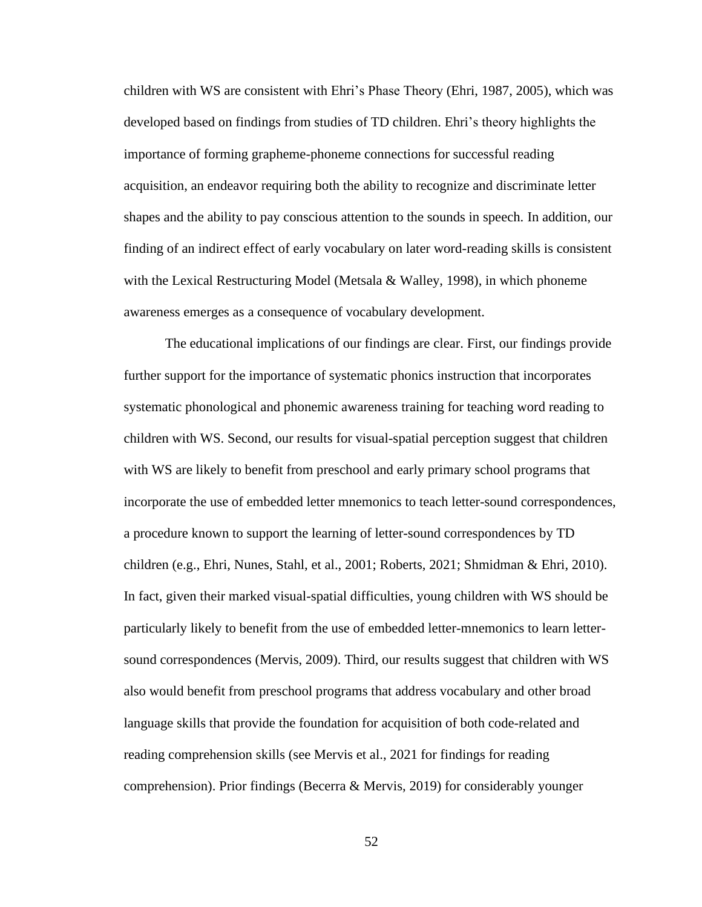children with WS are consistent with Ehri's Phase Theory (Ehri, 1987, 2005), which was developed based on findings from studies of TD children. Ehri's theory highlights the importance of forming grapheme-phoneme connections for successful reading acquisition, an endeavor requiring both the ability to recognize and discriminate letter shapes and the ability to pay conscious attention to the sounds in speech. In addition, our finding of an indirect effect of early vocabulary on later word-reading skills is consistent with the Lexical Restructuring Model (Metsala & Walley, 1998), in which phoneme awareness emerges as a consequence of vocabulary development.

The educational implications of our findings are clear. First, our findings provide further support for the importance of systematic phonics instruction that incorporates systematic phonological and phonemic awareness training for teaching word reading to children with WS. Second, our results for visual-spatial perception suggest that children with WS are likely to benefit from preschool and early primary school programs that incorporate the use of embedded letter mnemonics to teach letter-sound correspondences, a procedure known to support the learning of letter-sound correspondences by TD children (e.g., Ehri, Nunes, Stahl, et al., 2001; Roberts, 2021; Shmidman & Ehri, 2010). In fact, given their marked visual-spatial difficulties, young children with WS should be particularly likely to benefit from the use of embedded letter-mnemonics to learn letter-sound correspondences (Mervis, 2009). Third, our results suggest that children with WS also would benefit from preschool programs that address vocabulary and other broad language skills that provide the foundation for acquisition of both code-related and reading comprehension skills (see Mervis et al., 2021 for findings for reading comprehension). Prior findings (Becerra & Mervis, 2019) for considerably younger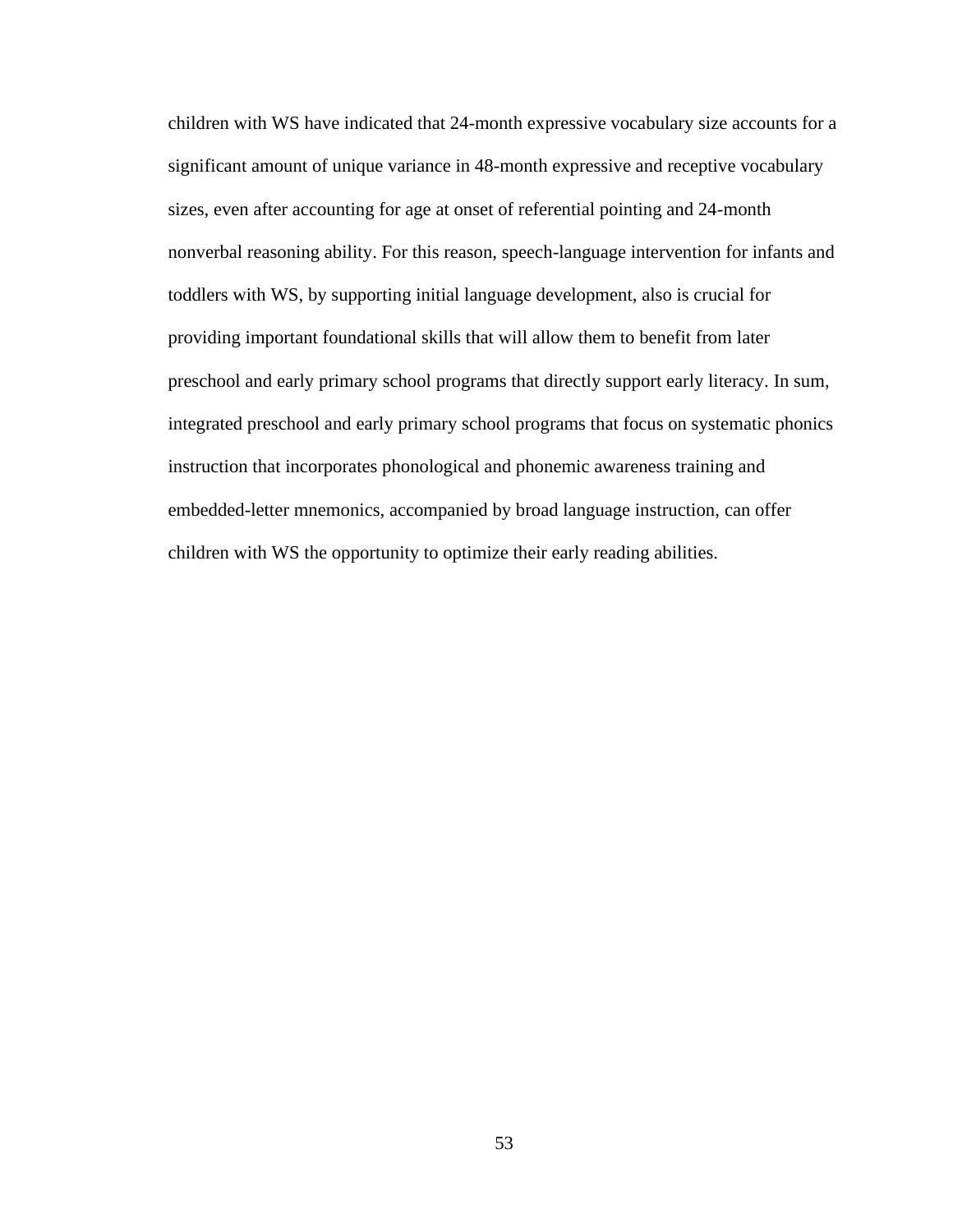children with WS have indicated that 24-month expressive vocabulary size accounts for a significant amount of unique variance in 48-month expressive and receptive vocabulary sizes, even after accounting for age at onset of referential pointing and 24-month nonverbal reasoning ability. For this reason, speech-language intervention for infants and toddlers with WS, by supporting initial language development, also is crucial for providing important foundational skills that will allow them to benefit from later preschool and early primary school programs that directly support early literacy. In sum, integrated preschool and early primary school programs that focus on systematic phonics instruction that incorporates phonological and phonemic awareness training and embedded-letter mnemonics, accompanied by broad language instruction, can offer children with WS the opportunity to optimize their early reading abilities.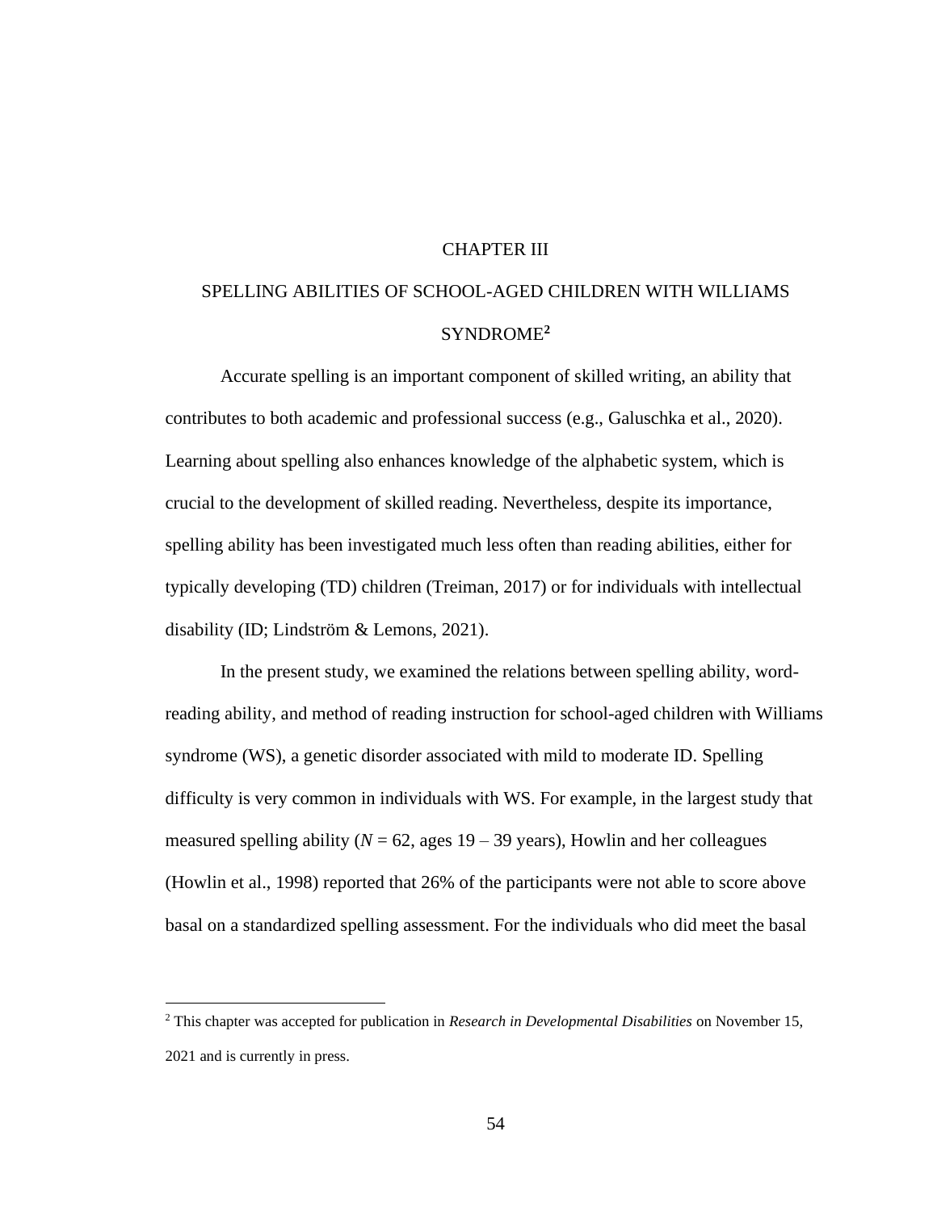# CHAPTER III

# SPELLING ABILITIES OF SCHOOL-AGED CHILDREN WITH WILLIAMS SYNDROME[2]

Accurate spelling is an important component of skilled writing, an ability that contributes to both academic and professional success (e.g., Galuschka et al., 2020). Learning about spelling also enhances knowledge of the alphabetic system, which is crucial to the development of skilled reading. Nevertheless, despite its importance, spelling ability has been investigated much less often than reading abilities, either for typically developing (TD) children (Treiman, 2017) or for individuals with intellectual disability (ID; Lindström & Lemons, 2021).

In the present study, we examined the relations between spelling ability, word-reading ability, and method of reading instruction for school-aged children with Williams syndrome (WS), a genetic disorder associated with mild to moderate ID. Spelling difficulty is very common in individuals with WS. For example, in the largest study that measured spelling ability (*N* = 62, ages 19 – 39 years), Howlin and her colleagues (Howlin et al., 1998) reported that 26% of the participants were not able to score above basal on a standardized spelling assessment. For the individuals who did meet the basal

---

[2] This chapter was accepted for publication in *Research in Developmental Disabilities* on November 15, 2021 and is currently in press.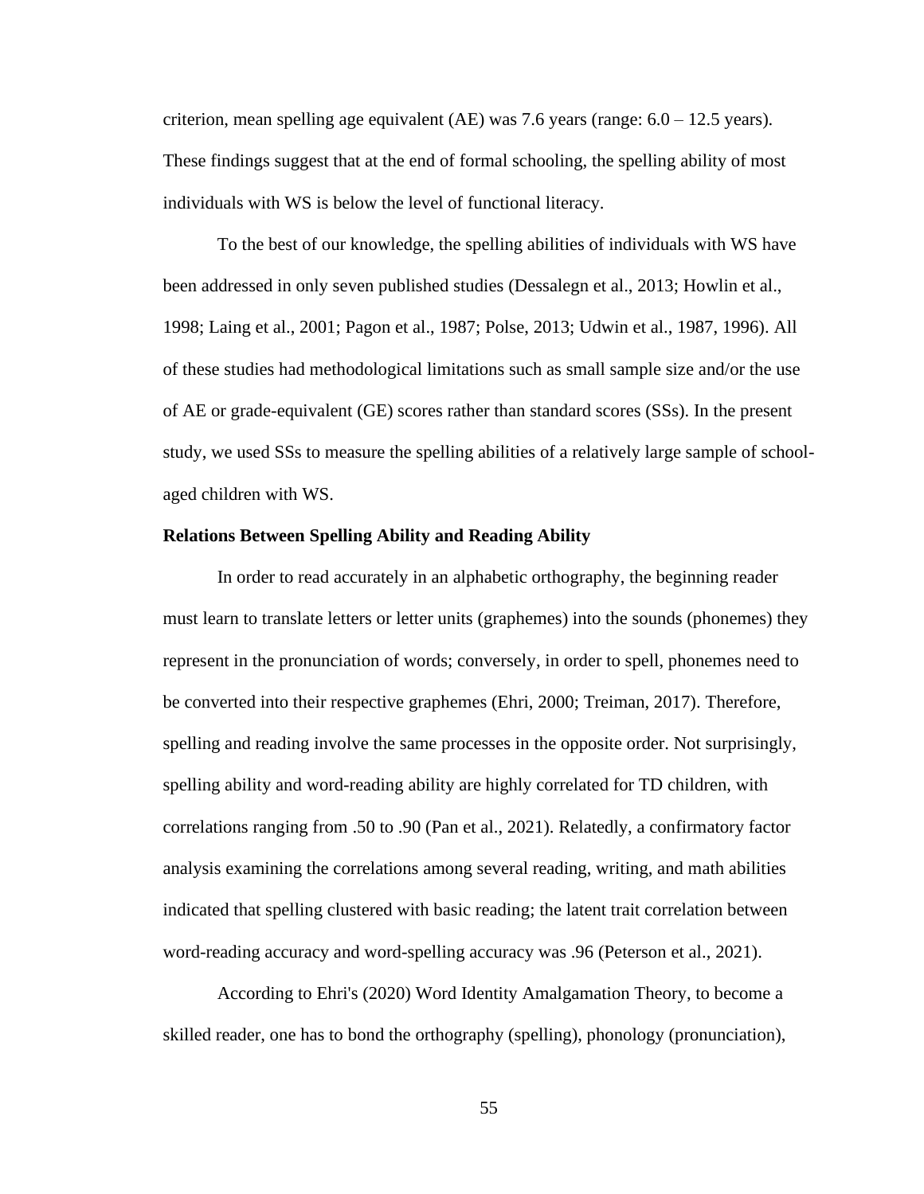criterion, mean spelling age equivalent (AE) was 7.6 years (range: 6.0 – 12.5 years). These findings suggest that at the end of formal schooling, the spelling ability of most individuals with WS is below the level of functional literacy.

To the best of our knowledge, the spelling abilities of individuals with WS have been addressed in only seven published studies (Dessalegn et al., 2013; Howlin et al., 1998; Laing et al., 2001; Pagon et al., 1987; Polse, 2013; Udwin et al., 1987, 1996). All of these studies had methodological limitations such as small sample size and/or the use of AE or grade-equivalent (GE) scores rather than standard scores (SSs). In the present study, we used SSs to measure the spelling abilities of a relatively large sample of school-aged children with WS.

**Relations Between Spelling Ability and Reading Ability**

In order to read accurately in an alphabetic orthography, the beginning reader must learn to translate letters or letter units (graphemes) into the sounds (phonemes) they represent in the pronunciation of words; conversely, in order to spell, phonemes need to be converted into their respective graphemes (Ehri, 2000; Treiman, 2017). Therefore, spelling and reading involve the same processes in the opposite order. Not surprisingly, spelling ability and word-reading ability are highly correlated for TD children, with correlations ranging from .50 to .90 (Pan et al., 2021). Relatedly, a confirmatory factor analysis examining the correlations among several reading, writing, and math abilities indicated that spelling clustered with basic reading; the latent trait correlation between word-reading accuracy and word-spelling accuracy was .96 (Peterson et al., 2021).

According to Ehri's (2020) Word Identity Amalgamation Theory, to become a skilled reader, one has to bond the orthography (spelling), phonology (pronunciation),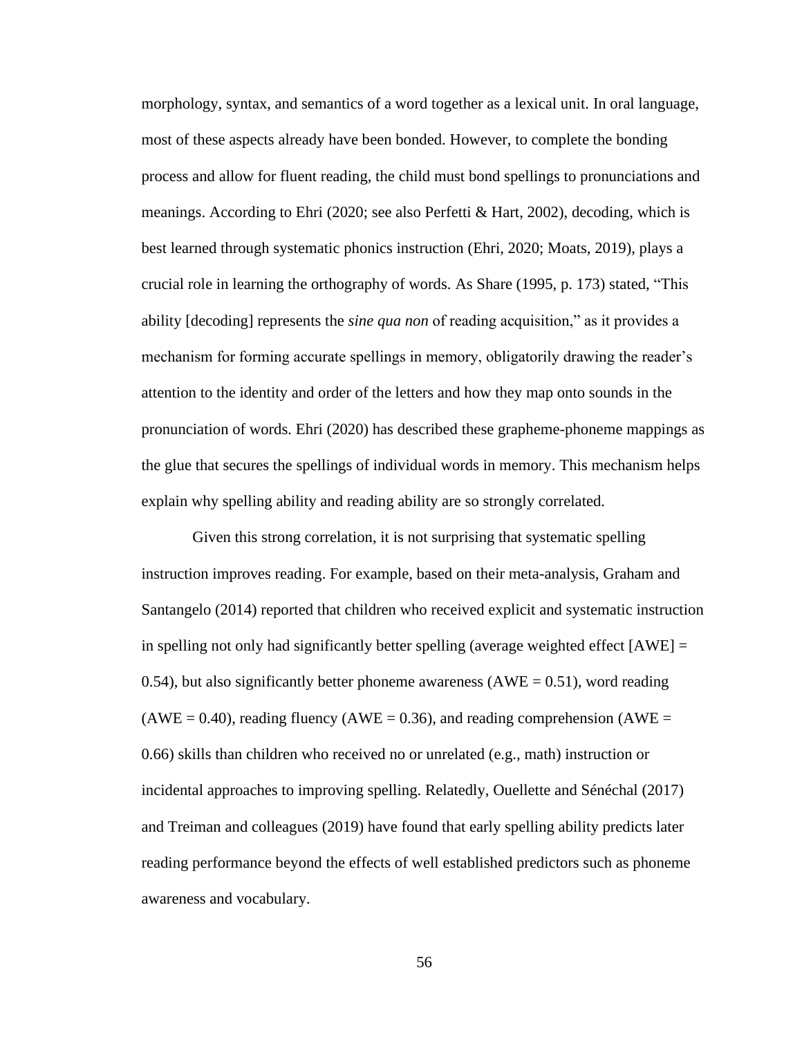morphology, syntax, and semantics of a word together as a lexical unit. In oral language, most of these aspects already have been bonded. However, to complete the bonding process and allow for fluent reading, the child must bond spellings to pronunciations and meanings. According to Ehri (2020; see also Perfetti & Hart, 2002), decoding, which is best learned through systematic phonics instruction (Ehri, 2020; Moats, 2019), plays a crucial role in learning the orthography of words. As Share (1995, p. 173) stated, "This ability [decoding] represents the *sine qua non* of reading acquisition," as it provides a mechanism for forming accurate spellings in memory, obligatorily drawing the reader's attention to the identity and order of the letters and how they map onto sounds in the pronunciation of words. Ehri (2020) has described these grapheme-phoneme mappings as the glue that secures the spellings of individual words in memory. This mechanism helps explain why spelling ability and reading ability are so strongly correlated.

Given this strong correlation, it is not surprising that systematic spelling instruction improves reading. For example, based on their meta-analysis, Graham and Santangelo (2014) reported that children who received explicit and systematic instruction in spelling not only had significantly better spelling (average weighted effect [AWE] = 0.54), but also significantly better phoneme awareness (AWE = 0.51), word reading (AWE = 0.40), reading fluency (AWE = 0.36), and reading comprehension (AWE = 0.66) skills than children who received no or unrelated (e.g., math) instruction or incidental approaches to improving spelling. Relatedly, Ouellette and Sénéchal (2017) and Treiman and colleagues (2019) have found that early spelling ability predicts later reading performance beyond the effects of well established predictors such as phoneme awareness and vocabulary.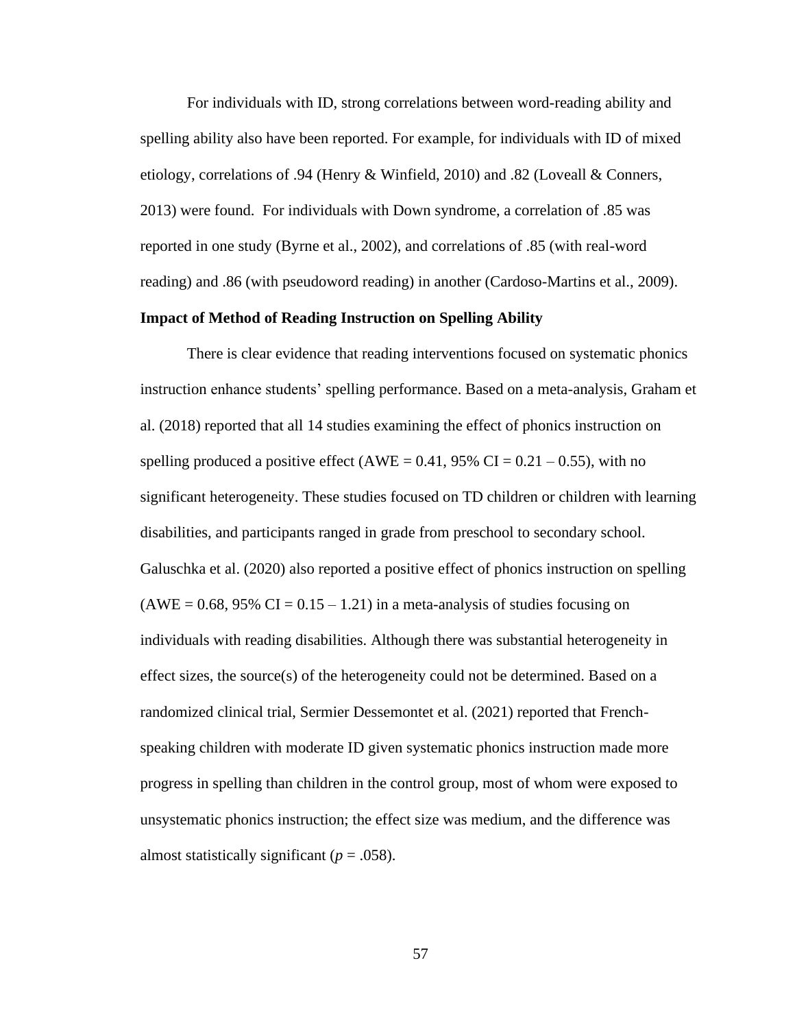For individuals with ID, strong correlations between word-reading ability and spelling ability also have been reported. For example, for individuals with ID of mixed etiology, correlations of .94 (Henry & Winfield, 2010) and .82 (Loveall & Conners, 2013) were found. For individuals with Down syndrome, a correlation of .85 was reported in one study (Byrne et al., 2002), and correlations of .85 (with real-word reading) and .86 (with pseudoword reading) in another (Cardoso-Martins et al., 2009).

**Impact of Method of Reading Instruction on Spelling Ability**

There is clear evidence that reading interventions focused on systematic phonics instruction enhance students' spelling performance. Based on a meta-analysis, Graham et al. (2018) reported that all 14 studies examining the effect of phonics instruction on spelling produced a positive effect (AWE = 0.41, 95% CI = 0.21 – 0.55), with no significant heterogeneity. These studies focused on TD children or children with learning disabilities, and participants ranged in grade from preschool to secondary school. Galuschka et al. (2020) also reported a positive effect of phonics instruction on spelling (AWE = 0.68, 95% CI = 0.15 – 1.21) in a meta-analysis of studies focusing on individuals with reading disabilities. Although there was substantial heterogeneity in effect sizes, the source(s) of the heterogeneity could not be determined. Based on a randomized clinical trial, Sermier Dessemontet et al. (2021) reported that French-speaking children with moderate ID given systematic phonics instruction made more progress in spelling than children in the control group, most of whom were exposed to unsystematic phonics instruction; the effect size was medium, and the difference was almost statistically significant ($p$ = .058).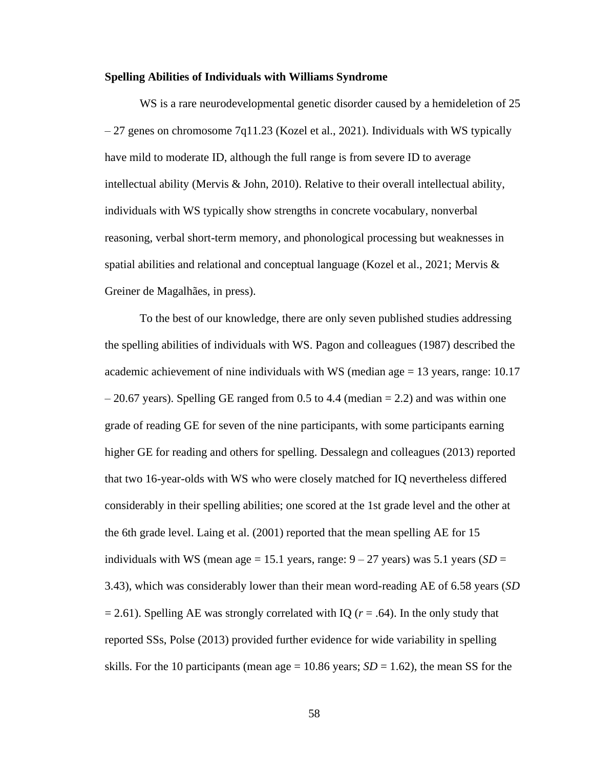### Spelling Abilities of Individuals with Williams Syndrome

WS is a rare neurodevelopmental genetic disorder caused by a hemideletion of 25 – 27 genes on chromosome 7q11.23 (Kozel et al., 2021). Individuals with WS typically have mild to moderate ID, although the full range is from severe ID to average intellectual ability (Mervis & John, 2010). Relative to their overall intellectual ability, individuals with WS typically show strengths in concrete vocabulary, nonverbal reasoning, verbal short-term memory, and phonological processing but weaknesses in spatial abilities and relational and conceptual language (Kozel et al., 2021; Mervis & Greiner de Magalhães, in press).

To the best of our knowledge, there are only seven published studies addressing the spelling abilities of individuals with WS. Pagon and colleagues (1987) described the academic achievement of nine individuals with WS (median age = 13 years, range: 10.17 – 20.67 years). Spelling GE ranged from 0.5 to 4.4 (median = 2.2) and was within one grade of reading GE for seven of the nine participants, with some participants earning higher GE for reading and others for spelling. Dessalegn and colleagues (2013) reported that two 16-year-olds with WS who were closely matched for IQ nevertheless differed considerably in their spelling abilities; one scored at the 1st grade level and the other at the 6th grade level. Laing et al. (2001) reported that the mean spelling AE for 15 individuals with WS (mean age = 15.1 years, range: 9 – 27 years) was 5.1 years (*SD* = 3.43), which was considerably lower than their mean word-reading AE of 6.58 years (*SD* = 2.61). Spelling AE was strongly correlated with IQ (*r* = .64). In the only study that reported SSs, Polse (2013) provided further evidence for wide variability in spelling skills. For the 10 participants (mean age = 10.86 years; *SD* = 1.62), the mean SS for the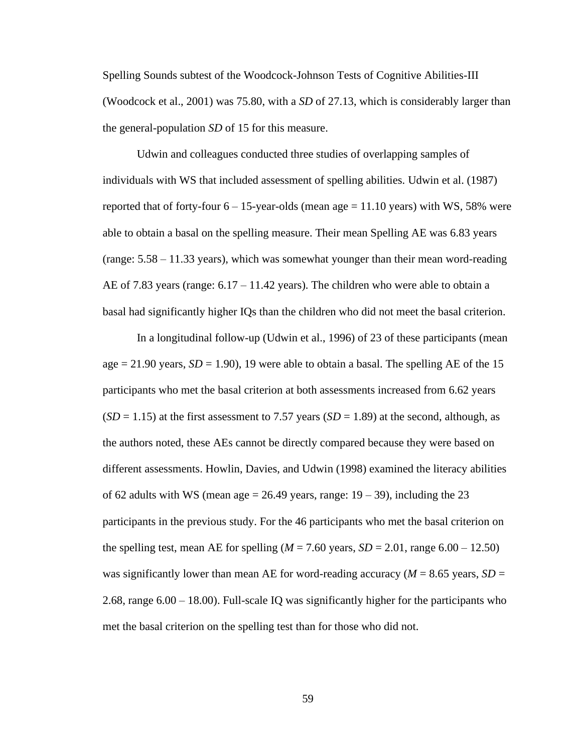Spelling Sounds subtest of the Woodcock-Johnson Tests of Cognitive Abilities-III (Woodcock et al., 2001) was 75.80, with a *SD* of 27.13, which is considerably larger than the general-population *SD* of 15 for this measure.

Udwin and colleagues conducted three studies of overlapping samples of individuals with WS that included assessment of spelling abilities. Udwin et al. (1987) reported that of forty-four 6 – 15-year-olds (mean age = 11.10 years) with WS, 58% were able to obtain a basal on the spelling measure. Their mean Spelling AE was 6.83 years (range: 5.58 – 11.33 years), which was somewhat younger than their mean word-reading AE of 7.83 years (range: 6.17 – 11.42 years). The children who were able to obtain a basal had significantly higher IQs than the children who did not meet the basal criterion.

In a longitudinal follow-up (Udwin et al., 1996) of 23 of these participants (mean age = 21.90 years, *SD* = 1.90), 19 were able to obtain a basal. The spelling AE of the 15 participants who met the basal criterion at both assessments increased from 6.62 years (*SD* = 1.15) at the first assessment to 7.57 years (*SD* = 1.89) at the second, although, as the authors noted, these AEs cannot be directly compared because they were based on different assessments. Howlin, Davies, and Udwin (1998) examined the literacy abilities of 62 adults with WS (mean age = 26.49 years, range: 19 – 39), including the 23 participants in the previous study. For the 46 participants who met the basal criterion on the spelling test, mean AE for spelling (*M* = 7.60 years, *SD* = 2.01, range 6.00 – 12.50) was significantly lower than mean AE for word-reading accuracy (*M* = 8.65 years, *SD* = 2.68, range 6.00 – 18.00). Full-scale IQ was significantly higher for the participants who met the basal criterion on the spelling test than for those who did not.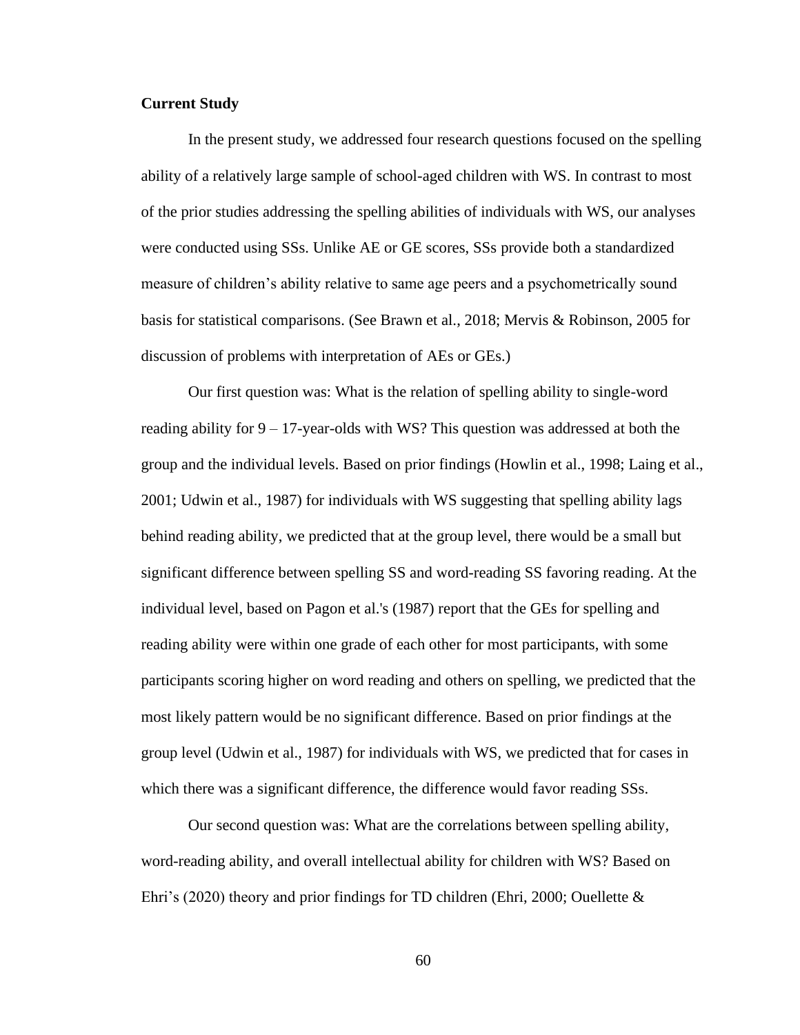**Current Study**

In the present study, we addressed four research questions focused on the spelling ability of a relatively large sample of school-aged children with WS. In contrast to most of the prior studies addressing the spelling abilities of individuals with WS, our analyses were conducted using SSs. Unlike AE or GE scores, SSs provide both a standardized measure of children's ability relative to same age peers and a psychometrically sound basis for statistical comparisons. (See Brawn et al., 2018; Mervis & Robinson, 2005 for discussion of problems with interpretation of AEs or GEs.)

Our first question was: What is the relation of spelling ability to single-word reading ability for 9 – 17-year-olds with WS? This question was addressed at both the group and the individual levels. Based on prior findings (Howlin et al., 1998; Laing et al., 2001; Udwin et al., 1987) for individuals with WS suggesting that spelling ability lags behind reading ability, we predicted that at the group level, there would be a small but significant difference between spelling SS and word-reading SS favoring reading. At the individual level, based on Pagon et al.'s (1987) report that the GEs for spelling and reading ability were within one grade of each other for most participants, with some participants scoring higher on word reading and others on spelling, we predicted that the most likely pattern would be no significant difference. Based on prior findings at the group level (Udwin et al., 1987) for individuals with WS, we predicted that for cases in which there was a significant difference, the difference would favor reading SSs.

Our second question was: What are the correlations between spelling ability, word-reading ability, and overall intellectual ability for children with WS? Based on Ehri's (2020) theory and prior findings for TD children (Ehri, 2000; Ouellette &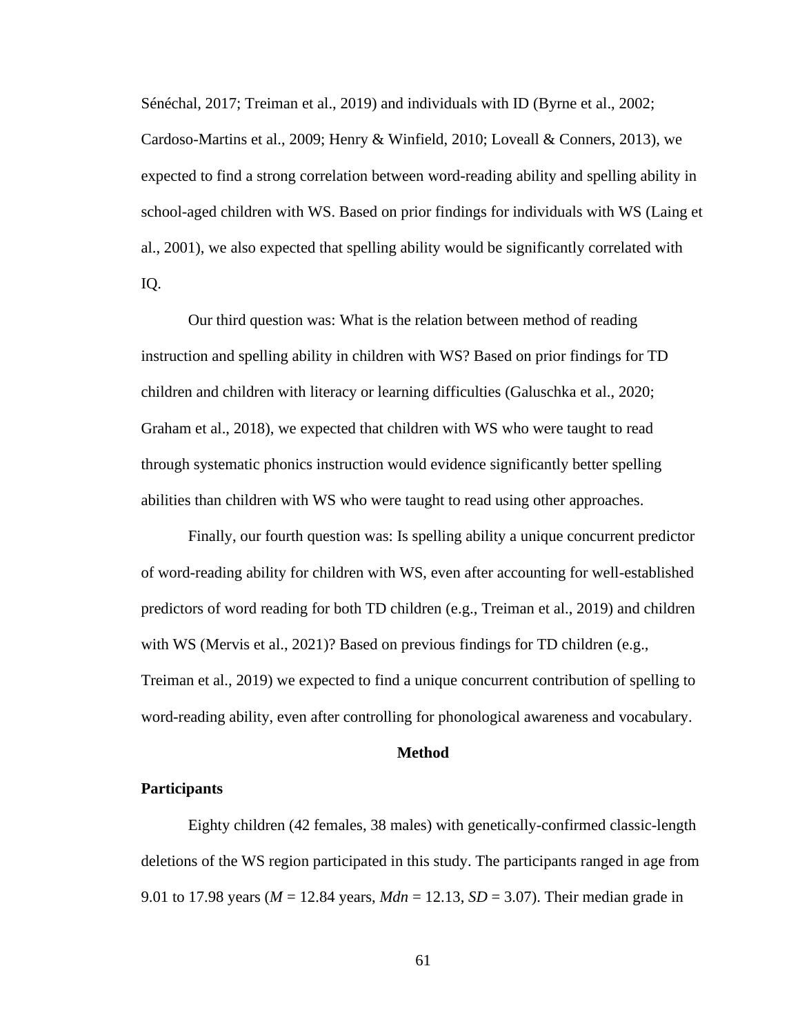Sénéchal, 2017; Treiman et al., 2019) and individuals with ID (Byrne et al., 2002; Cardoso-Martins et al., 2009; Henry & Winfield, 2010; Loveall & Conners, 2013), we expected to find a strong correlation between word-reading ability and spelling ability in school-aged children with WS. Based on prior findings for individuals with WS (Laing et al., 2001), we also expected that spelling ability would be significantly correlated with IQ.

Our third question was: What is the relation between method of reading instruction and spelling ability in children with WS? Based on prior findings for TD children and children with literacy or learning difficulties (Galuschka et al., 2020; Graham et al., 2018), we expected that children with WS who were taught to read through systematic phonics instruction would evidence significantly better spelling abilities than children with WS who were taught to read using other approaches.

Finally, our fourth question was: Is spelling ability a unique concurrent predictor of word-reading ability for children with WS, even after accounting for well-established predictors of word reading for both TD children (e.g., Treiman et al., 2019) and children with WS (Mervis et al., 2021)? Based on previous findings for TD children (e.g., Treiman et al., 2019) we expected to find a unique concurrent contribution of spelling to word-reading ability, even after controlling for phonological awareness and vocabulary.

## Method

### Participants

Eighty children (42 females, 38 males) with genetically-confirmed classic-length deletions of the WS region participated in this study. The participants ranged in age from 9.01 to 17.98 years (*M* = 12.84 years, *Mdn* = 12.13, *SD* = 3.07). Their median grade in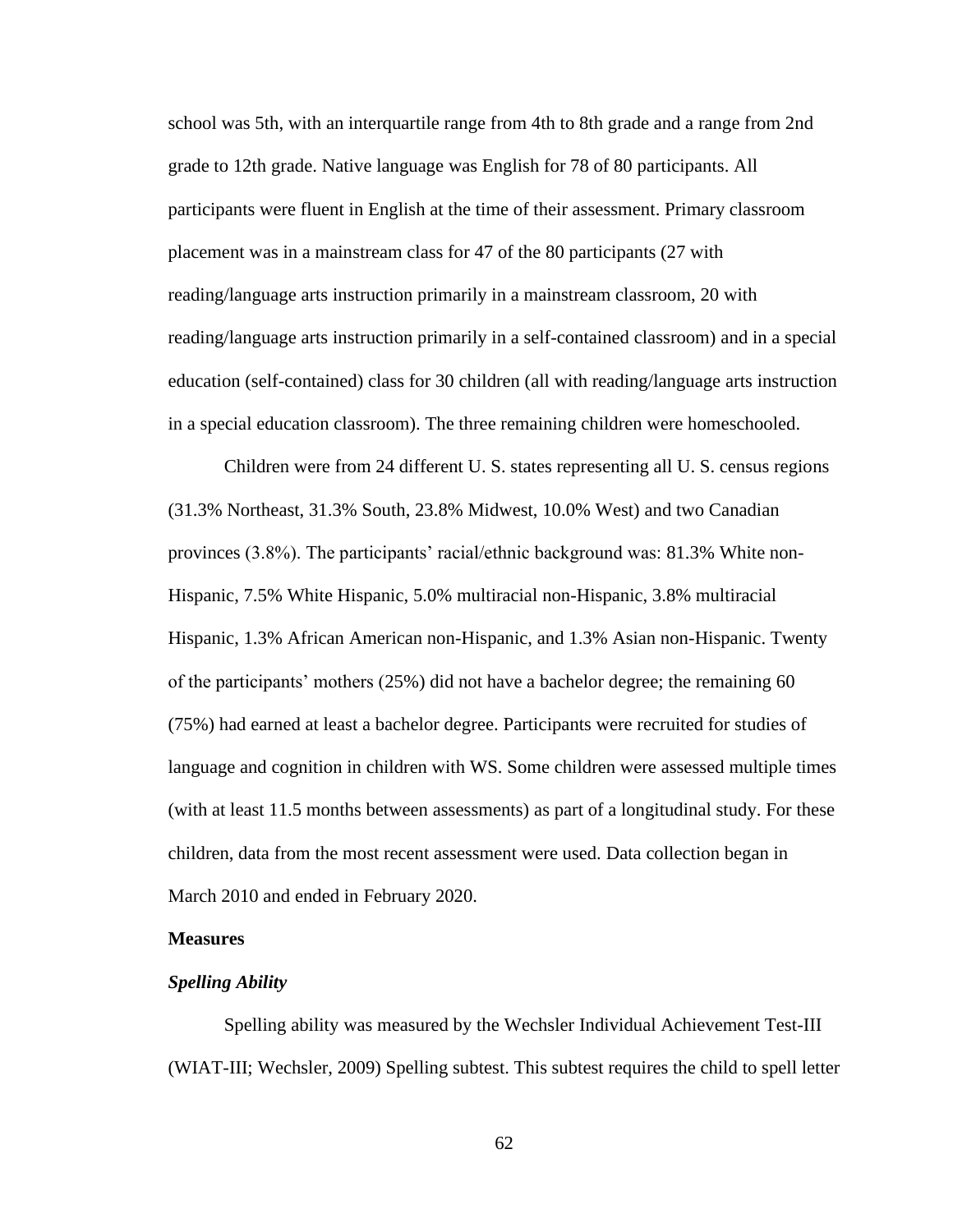school was 5th, with an interquartile range from 4th to 8th grade and a range from 2nd grade to 12th grade. Native language was English for 78 of 80 participants. All participants were fluent in English at the time of their assessment. Primary classroom placement was in a mainstream class for 47 of the 80 participants (27 with reading/language arts instruction primarily in a mainstream classroom, 20 with reading/language arts instruction primarily in a self-contained classroom) and in a special education (self-contained) class for 30 children (all with reading/language arts instruction in a special education classroom). The three remaining children were homeschooled.

Children were from 24 different U. S. states representing all U. S. census regions (31.3% Northeast, 31.3% South, 23.8% Midwest, 10.0% West) and two Canadian provinces (3.8%). The participants' racial/ethnic background was: 81.3% White non-Hispanic, 7.5% White Hispanic, 5.0% multiracial non-Hispanic, 3.8% multiracial Hispanic, 1.3% African American non-Hispanic, and 1.3% Asian non-Hispanic. Twenty of the participants' mothers (25%) did not have a bachelor degree; the remaining 60 (75%) had earned at least a bachelor degree. Participants were recruited for studies of language and cognition in children with WS. Some children were assessed multiple times (with at least 11.5 months between assessments) as part of a longitudinal study. For these children, data from the most recent assessment were used. Data collection began in March 2010 and ended in February 2020.

## Measures

### *Spelling Ability*

Spelling ability was measured by the Wechsler Individual Achievement Test-III (WIAT-III; Wechsler, 2009) Spelling subtest. This subtest requires the child to spell letter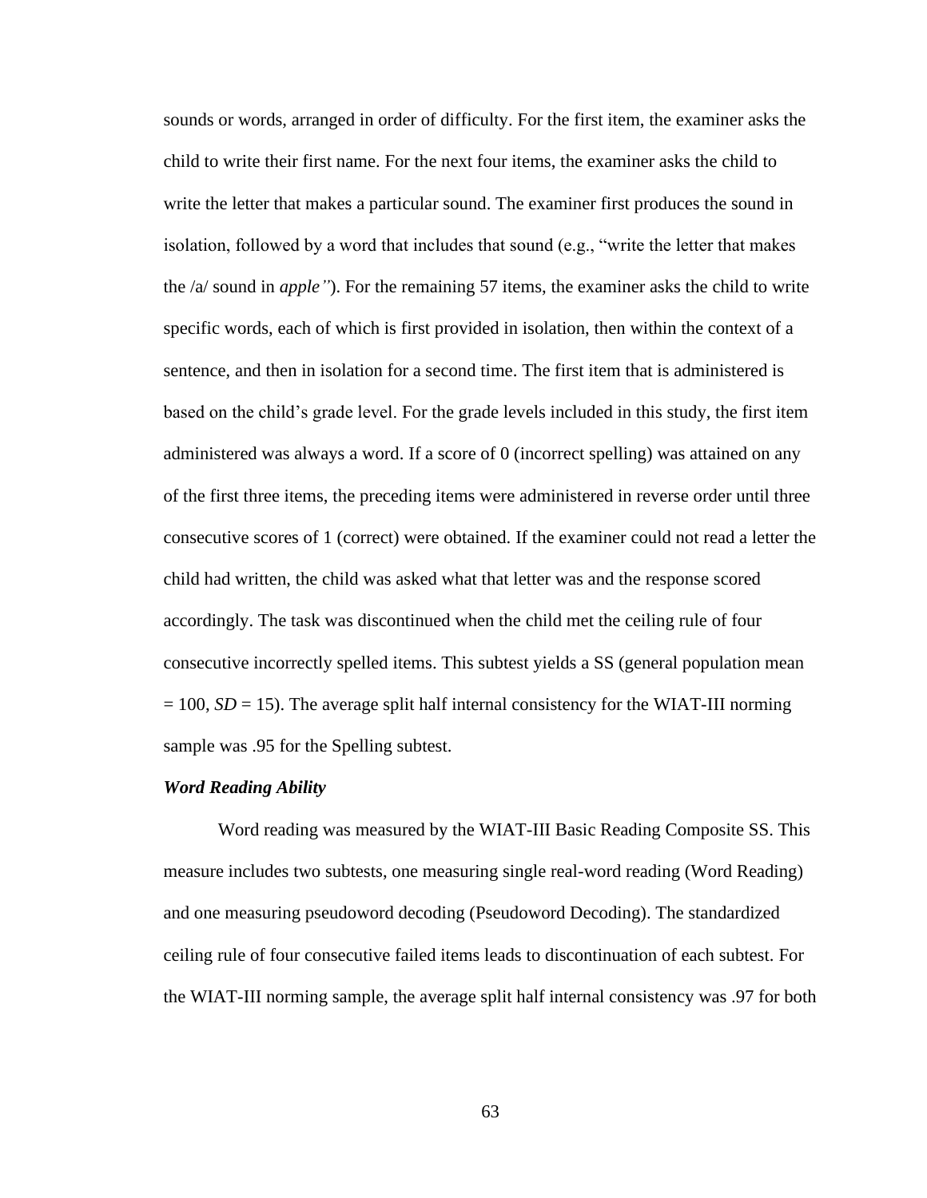sounds or words, arranged in order of difficulty. For the first item, the examiner asks the child to write their first name. For the next four items, the examiner asks the child to write the letter that makes a particular sound. The examiner first produces the sound in isolation, followed by a word that includes that sound (e.g., "write the letter that makes the /a/ sound in *apple"*). For the remaining 57 items, the examiner asks the child to write specific words, each of which is first provided in isolation, then within the context of a sentence, and then in isolation for a second time. The first item that is administered is based on the child's grade level. For the grade levels included in this study, the first item administered was always a word. If a score of 0 (incorrect spelling) was attained on any of the first three items, the preceding items were administered in reverse order until three consecutive scores of 1 (correct) were obtained. If the examiner could not read a letter the child had written, the child was asked what that letter was and the response scored accordingly. The task was discontinued when the child met the ceiling rule of four consecutive incorrectly spelled items. This subtest yields a SS (general population mean = 100, *SD* = 15). The average split half internal consistency for the WIAT-III norming sample was .95 for the Spelling subtest.

### *Word Reading Ability*

Word reading was measured by the WIAT-III Basic Reading Composite SS. This measure includes two subtests, one measuring single real-word reading (Word Reading) and one measuring pseudoword decoding (Pseudoword Decoding). The standardized ceiling rule of four consecutive failed items leads to discontinuation of each subtest. For the WIAT-III norming sample, the average split half internal consistency was .97 for both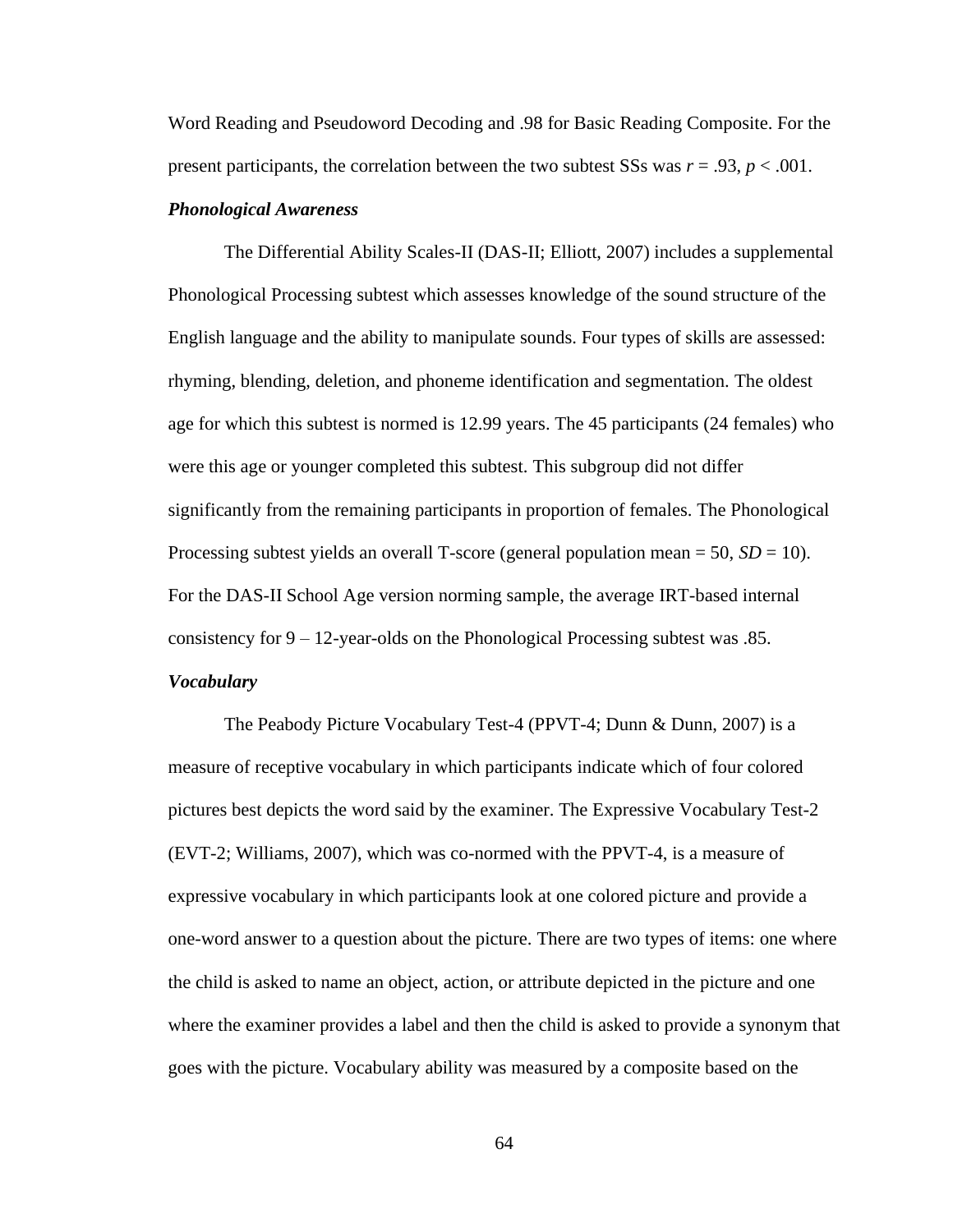Word Reading and Pseudoword Decoding and .98 for Basic Reading Composite. For the present participants, the correlation between the two subtest SSs was $r = .93$, $p < .001$.

### *Phonological Awareness*

The Differential Ability Scales-II (DAS-II; Elliott, 2007) includes a supplemental Phonological Processing subtest which assesses knowledge of the sound structure of the English language and the ability to manipulate sounds. Four types of skills are assessed: rhyming, blending, deletion, and phoneme identification and segmentation. The oldest age for which this subtest is normed is 12.99 years. The 45 participants (24 females) who were this age or younger completed this subtest. This subgroup did not differ significantly from the remaining participants in proportion of females. The Phonological Processing subtest yields an overall T-score (general population mean = 50, *SD* = 10). For the DAS-II School Age version norming sample, the average IRT-based internal consistency for 9 – 12-year-olds on the Phonological Processing subtest was .85.

### *Vocabulary*

The Peabody Picture Vocabulary Test-4 (PPVT-4; Dunn & Dunn, 2007) is a measure of receptive vocabulary in which participants indicate which of four colored pictures best depicts the word said by the examiner. The Expressive Vocabulary Test-2 (EVT-2; Williams, 2007), which was co-normed with the PPVT-4, is a measure of expressive vocabulary in which participants look at one colored picture and provide a one-word answer to a question about the picture. There are two types of items: one where the child is asked to name an object, action, or attribute depicted in the picture and one where the examiner provides a label and then the child is asked to provide a synonym that goes with the picture. Vocabulary ability was measured by a composite based on the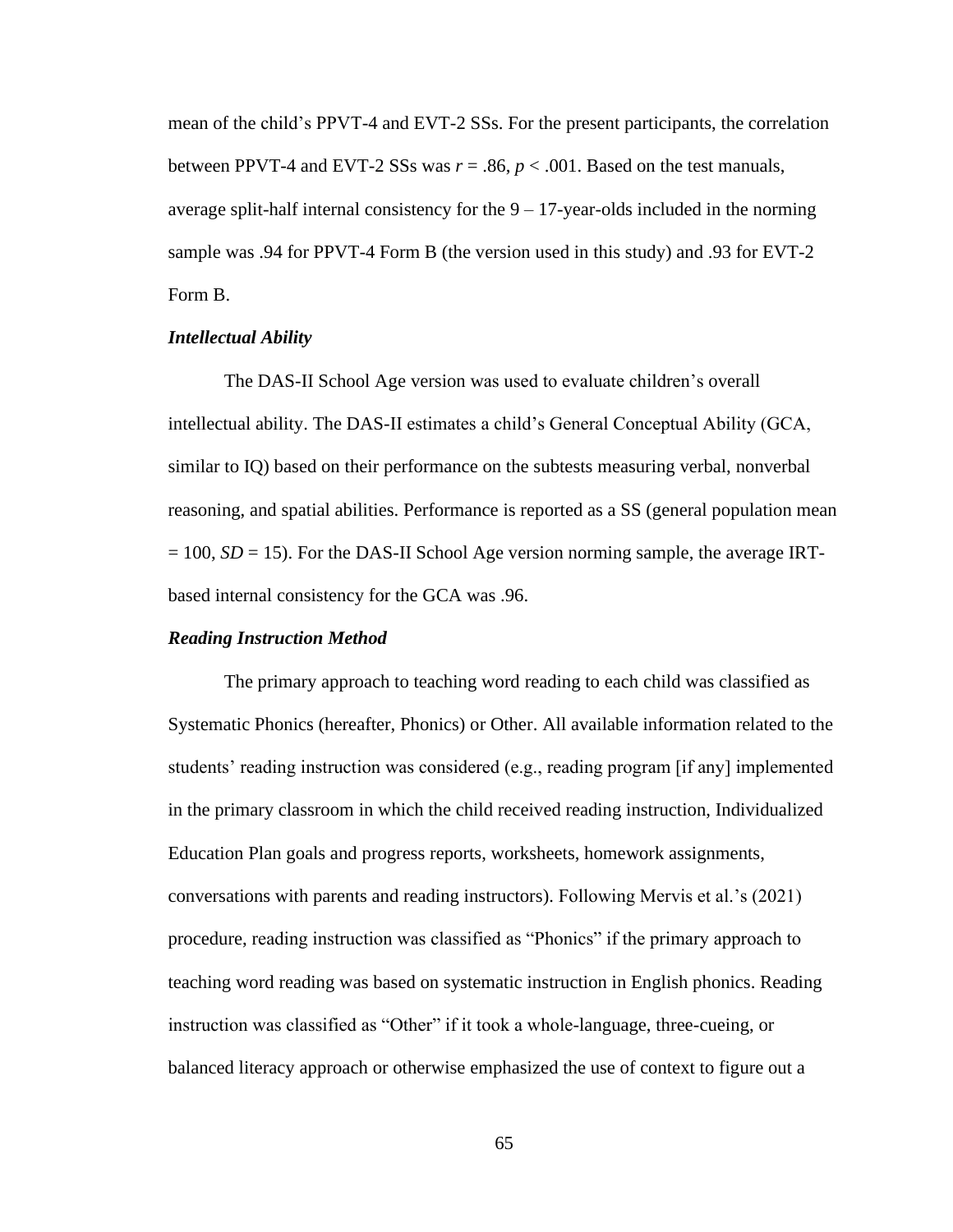mean of the child's PPVT-4 and EVT-2 SSs. For the present participants, the correlation between PPVT-4 and EVT-2 SSs was $r = .86$, $p < .001$. Based on the test manuals, average split-half internal consistency for the 9 – 17-year-olds included in the norming sample was .94 for PPVT-4 Form B (the version used in this study) and .93 for EVT-2 Form B.

### *Intellectual Ability*

The DAS-II School Age version was used to evaluate children's overall intellectual ability. The DAS-II estimates a child's General Conceptual Ability (GCA, similar to IQ) based on their performance on the subtests measuring verbal, nonverbal reasoning, and spatial abilities. Performance is reported as a SS (general population mean = 100, $SD = 15$). For the DAS-II School Age version norming sample, the average IRT-based internal consistency for the GCA was .96.

### *Reading Instruction Method*

The primary approach to teaching word reading to each child was classified as Systematic Phonics (hereafter, Phonics) or Other. All available information related to the students' reading instruction was considered (e.g., reading program [if any] implemented in the primary classroom in which the child received reading instruction, Individualized Education Plan goals and progress reports, worksheets, homework assignments, conversations with parents and reading instructors). Following Mervis et al.'s (2021) procedure, reading instruction was classified as "Phonics" if the primary approach to teaching word reading was based on systematic instruction in English phonics. Reading instruction was classified as "Other" if it took a whole-language, three-cueing, or balanced literacy approach or otherwise emphasized the use of context to figure out a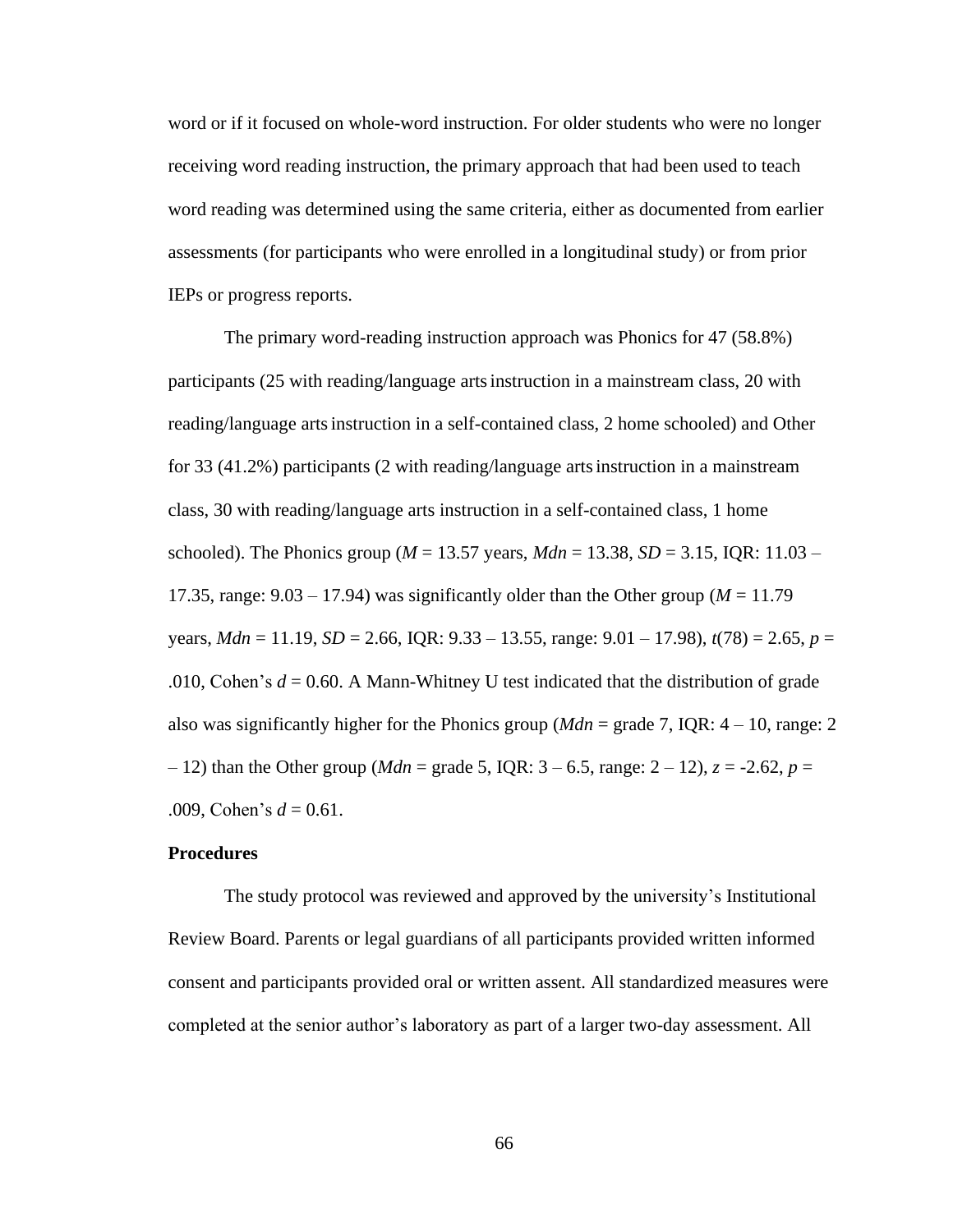word or if it focused on whole-word instruction. For older students who were no longer receiving word reading instruction, the primary approach that had been used to teach word reading was determined using the same criteria, either as documented from earlier assessments (for participants who were enrolled in a longitudinal study) or from prior IEPs or progress reports.

The primary word-reading instruction approach was Phonics for 47 (58.8%) participants (25 with reading/language arts instruction in a mainstream class, 20 with reading/language arts instruction in a self-contained class, 2 home schooled) and Other for 33 (41.2%) participants (2 with reading/language arts instruction in a mainstream class, 30 with reading/language arts instruction in a self-contained class, 1 home schooled). The Phonics group ($M = 13.57$ years, $Mdn = 13.38$, $SD = 3.15$, IQR: 11.03 – 17.35, range: 9.03 – 17.94) was significantly older than the Other group ($M = 11.79$ years, $Mdn = 11.19$, $SD = 2.66$, IQR: 9.33 – 13.55, range: 9.01 – 17.98), $t(78) = 2.65$, $p = .010$, Cohen's $d = 0.60$. A Mann-Whitney U test indicated that the distribution of grade also was significantly higher for the Phonics group ($Mdn$ = grade 7, IQR: 4 – 10, range: 2 – 12) than the Other group ($Mdn$ = grade 5, IQR: 3 – 6.5, range: 2 – 12), $z = -2.62$, $p = .009$, Cohen's $d = 0.61$.

**Procedures**

The study protocol was reviewed and approved by the university's Institutional Review Board. Parents or legal guardians of all participants provided written informed consent and participants provided oral or written assent. All standardized measures were completed at the senior author's laboratory as part of a larger two-day assessment. All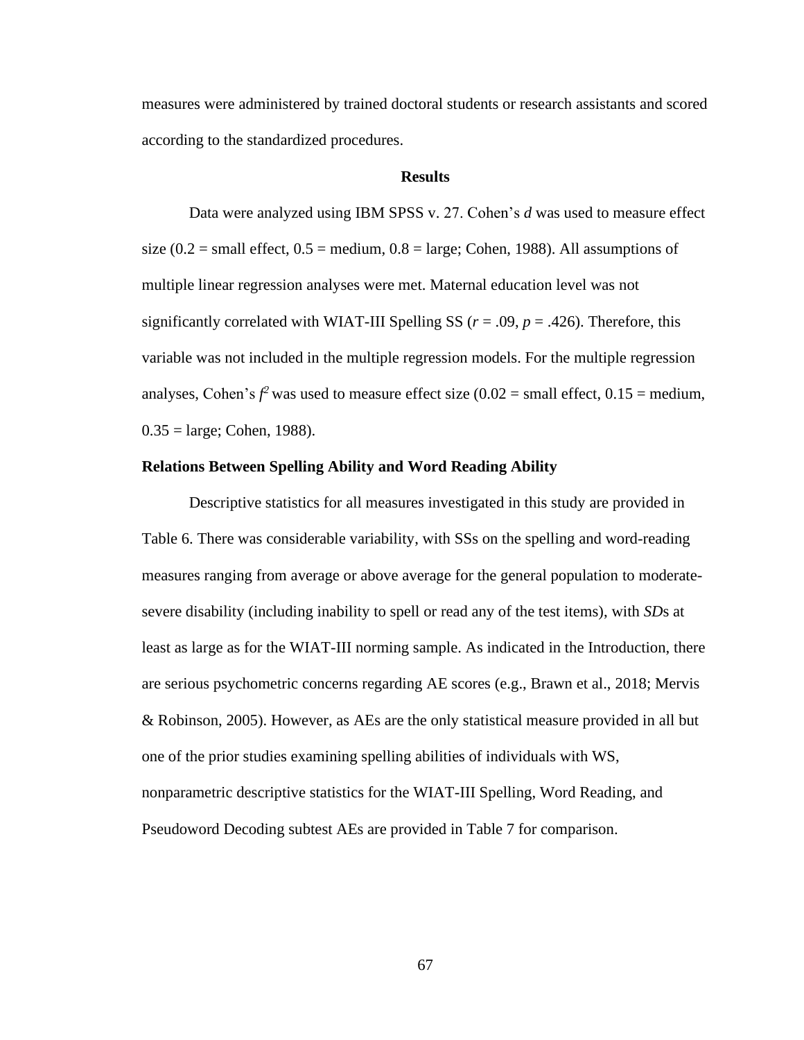measures were administered by trained doctoral students or research assistants and scored according to the standardized procedures.

## Results

Data were analyzed using IBM SPSS v. 27. Cohen's *d* was used to measure effect size (0.2 = small effect, 0.5 = medium, 0.8 = large; Cohen, 1988). All assumptions of multiple linear regression analyses were met. Maternal education level was not significantly correlated with WIAT-III Spelling SS ($r = .09$, $p = .426$). Therefore, this variable was not included in the multiple regression models. For the multiple regression analyses, Cohen's $f^2$ was used to measure effect size (0.02 = small effect, 0.15 = medium, 0.35 = large; Cohen, 1988).

### Relations Between Spelling Ability and Word Reading Ability

Descriptive statistics for all measures investigated in this study are provided in Table 6. There was considerable variability, with SSs on the spelling and word-reading measures ranging from average or above average for the general population to moderate-severe disability (including inability to spell or read any of the test items), with *SD*s at least as large as for the WIAT-III norming sample. As indicated in the Introduction, there are serious psychometric concerns regarding AE scores (e.g., Brawn et al., 2018; Mervis & Robinson, 2005). However, as AEs are the only statistical measure provided in all but one of the prior studies examining spelling abilities of individuals with WS, nonparametric descriptive statistics for the WIAT-III Spelling, Word Reading, and Pseudoword Decoding subtest AEs are provided in Table 7 for comparison.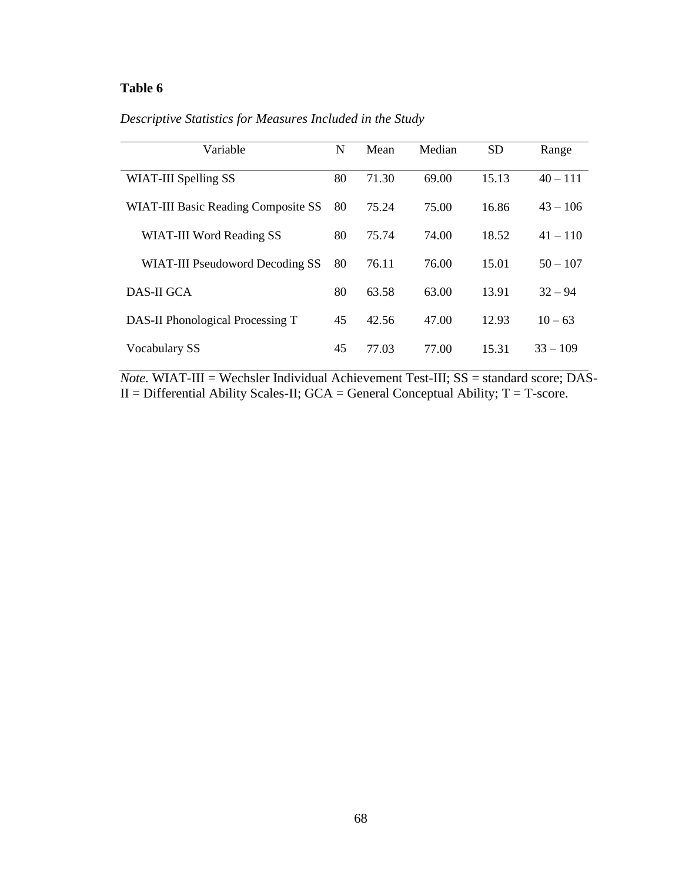**Table 6**

*Descriptive Statistics for Measures Included in the Study*

| Variable | N | Mean | Median | SD | Range |
|---|---|---|---|---|---|
| WIAT-III Spelling SS | 80 | 71.30 | 69.00 | 15.13 | 40 – 111 |
| WIAT-III Basic Reading Composite SS | 80 | 75.24 | 75.00 | 16.86 | 43 – 106 |
| WIAT-III Word Reading SS | 80 | 75.74 | 74.00 | 18.52 | 41 – 110 |
| WIAT-III Pseudoword Decoding SS | 80 | 76.11 | 76.00 | 15.01 | 50 – 107 |
| DAS-II GCA | 80 | 63.58 | 63.00 | 13.91 | 32 – 94 |
| DAS-II Phonological Processing T | 45 | 42.56 | 47.00 | 12.93 | 10 – 63 |
| Vocabulary SS | 45 | 77.03 | 77.00 | 15.31 | 33 – 109 |

*Note.* WIAT-III = Wechsler Individual Achievement Test-III; SS = standard score; DAS-II = Differential Ability Scales-II; GCA = General Conceptual Ability; T = T-score.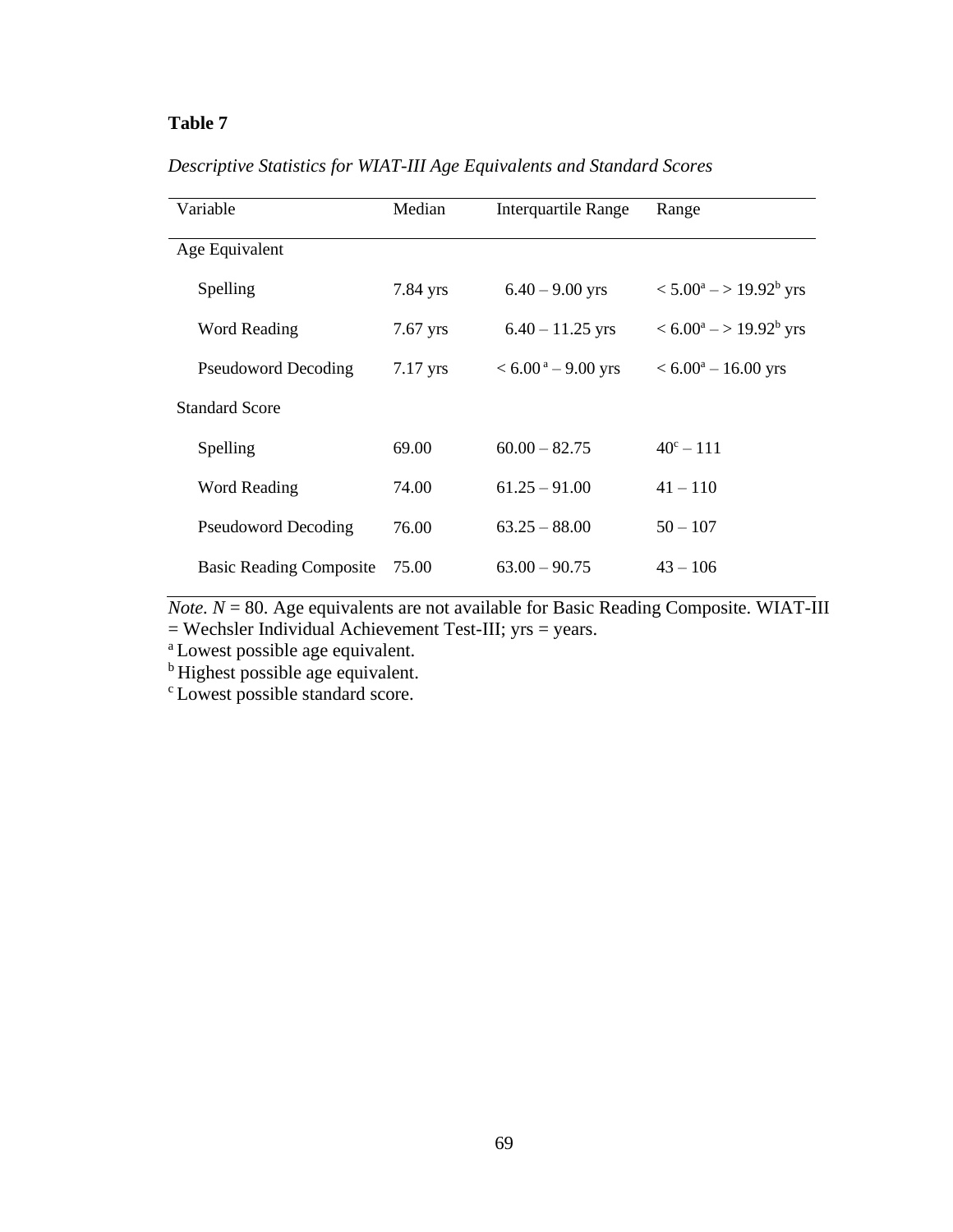**Table 7**

*Descriptive Statistics for WIAT-III Age Equivalents and Standard Scores*

| Variable | Median | Interquartile Range | Range |
|---|---|---|---|
| Age Equivalent | | | |
| Spelling | 7.84 yrs | 6.40 – 9.00 yrs | < 5.00[a] – > 19.92[b] yrs |
| Word Reading | 7.67 yrs | 6.40 – 11.25 yrs | < 6.00[a] – > 19.92[b] yrs |
| Pseudoword Decoding | 7.17 yrs | < 6.00[a] – 9.00 yrs | < 6.00[a] – 16.00 yrs |
| Standard Score | | | |
| Spelling | 69.00 | 60.00 – 82.75 | 40[c] – 111 |
| Word Reading | 74.00 | 61.25 – 91.00 | 41 – 110 |
| Pseudoword Decoding | 76.00 | 63.25 – 88.00 | 50 – 107 |
| Basic Reading Composite | 75.00 | 63.00 – 90.75 | 43 – 106 |

*Note.* $N$ = 80. Age equivalents are not available for Basic Reading Composite. WIAT-III = Wechsler Individual Achievement Test-III; yrs = years.
[a] Lowest possible age equivalent.
[b] Highest possible age equivalent.
[c] Lowest possible standard score.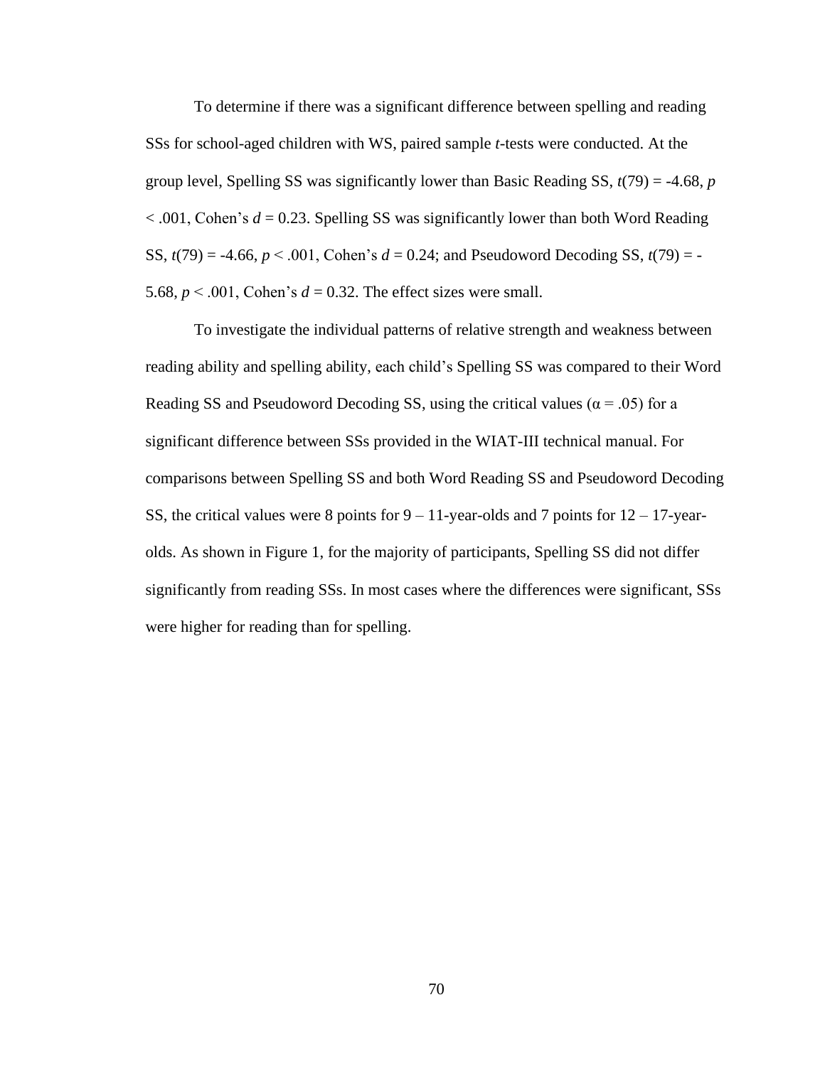To determine if there was a significant difference between spelling and reading SSs for school-aged children with WS, paired sample *t*-tests were conducted. At the group level, Spelling SS was significantly lower than Basic Reading SS, $t(79) = -4.68$, $p < .001$, Cohen's $d = 0.23$. Spelling SS was significantly lower than both Word Reading SS, $t(79) = -4.66$, $p < .001$, Cohen's $d = 0.24$; and Pseudoword Decoding SS, $t(79) = -5.68$, $p < .001$, Cohen's $d = 0.32$. The effect sizes were small.

To investigate the individual patterns of relative strength and weakness between reading ability and spelling ability, each child's Spelling SS was compared to their Word Reading SS and Pseudoword Decoding SS, using the critical values ($\alpha = .05$) for a significant difference between SSs provided in the WIAT-III technical manual. For comparisons between Spelling SS and both Word Reading SS and Pseudoword Decoding SS, the critical values were 8 points for 9 – 11-year-olds and 7 points for 12 – 17-year-olds. As shown in Figure 1, for the majority of participants, Spelling SS did not differ significantly from reading SSs. In most cases where the differences were significant, SSs were higher for reading than for spelling.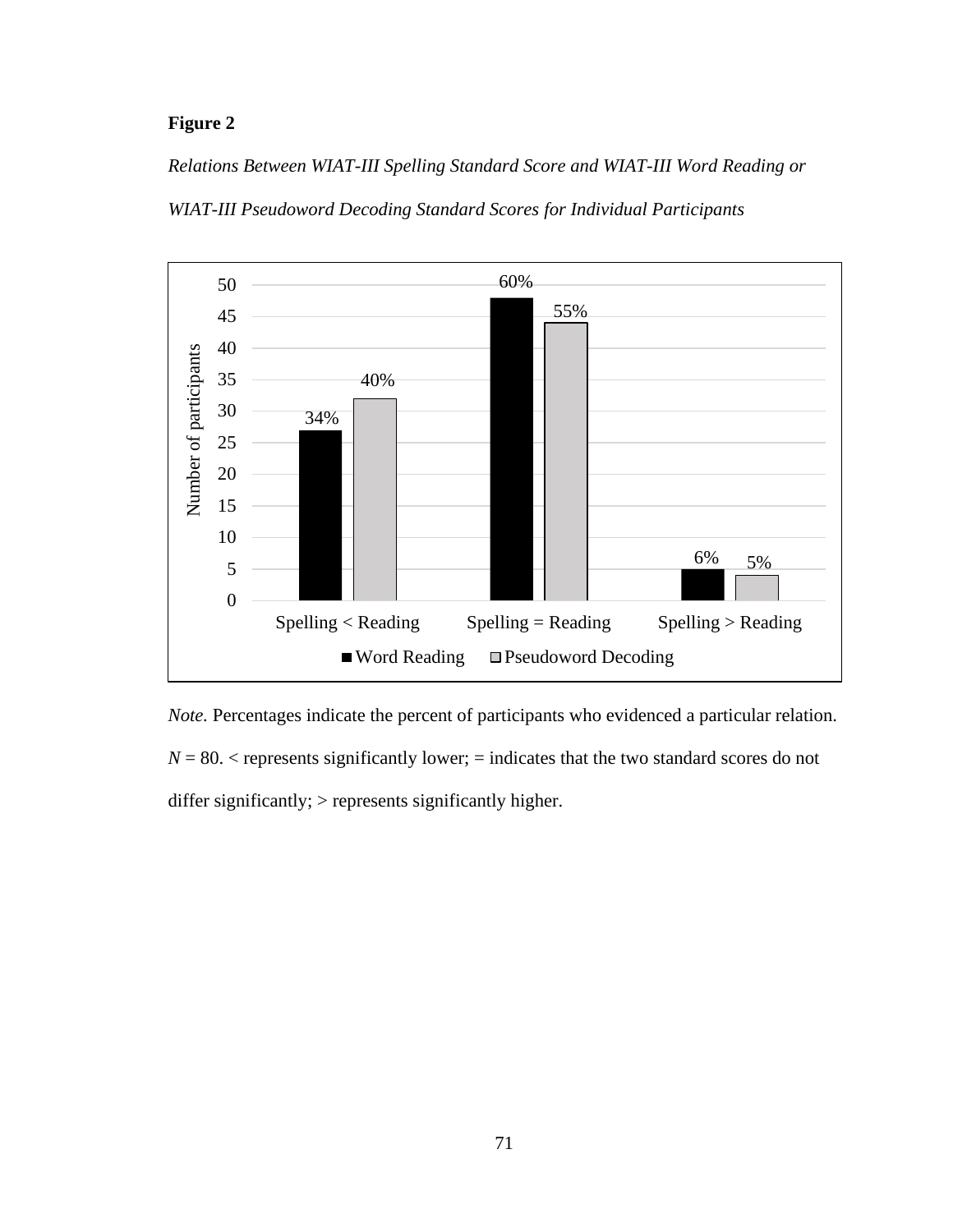**Figure 2**

*Relations Between WIAT-III Spelling Standard Score and WIAT-III Word Reading or WIAT-III Pseudoword Decoding Standard Scores for Individual Participants*

Number of participants

50
45
40
35
30
25
20
15
10
5
0

34%
40%
60%
55%
6%
5%

Spelling < Reading
Spelling = Reading
Spelling > Reading

Word Reading
Pseudoword Decoding

*Note.* Percentages indicate the percent of participants who evidenced a particular relation. $N = 80$. < represents significantly lower; = indicates that the two standard scores do not differ significantly; > represents significantly higher.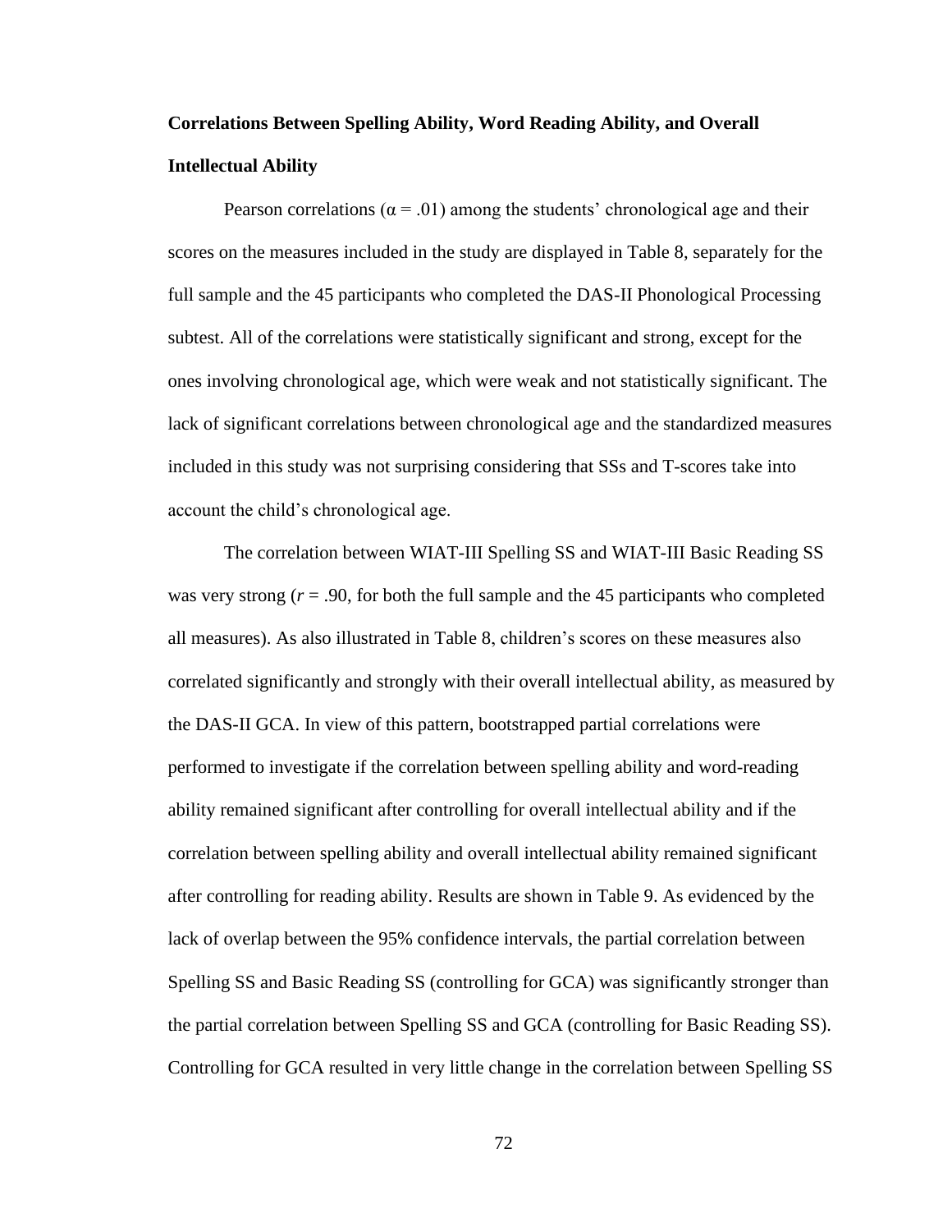**Correlations Between Spelling Ability, Word Reading Ability, and Overall Intellectual Ability**

Pearson correlations ($\alpha = .01$) among the students' chronological age and their scores on the measures included in the study are displayed in Table 8, separately for the full sample and the 45 participants who completed the DAS-II Phonological Processing subtest. All of the correlations were statistically significant and strong, except for the ones involving chronological age, which were weak and not statistically significant. The lack of significant correlations between chronological age and the standardized measures included in this study was not surprising considering that SSs and T-scores take into account the child's chronological age.

The correlation between WIAT-III Spelling SS and WIAT-III Basic Reading SS was very strong ($r = .90$, for both the full sample and the 45 participants who completed all measures). As also illustrated in Table 8, children's scores on these measures also correlated significantly and strongly with their overall intellectual ability, as measured by the DAS-II GCA. In view of this pattern, bootstrapped partial correlations were performed to investigate if the correlation between spelling ability and word-reading ability remained significant after controlling for overall intellectual ability and if the correlation between spelling ability and overall intellectual ability remained significant after controlling for reading ability. Results are shown in Table 9. As evidenced by the lack of overlap between the 95% confidence intervals, the partial correlation between Spelling SS and Basic Reading SS (controlling for GCA) was significantly stronger than the partial correlation between Spelling SS and GCA (controlling for Basic Reading SS). Controlling for GCA resulted in very little change in the correlation between Spelling SS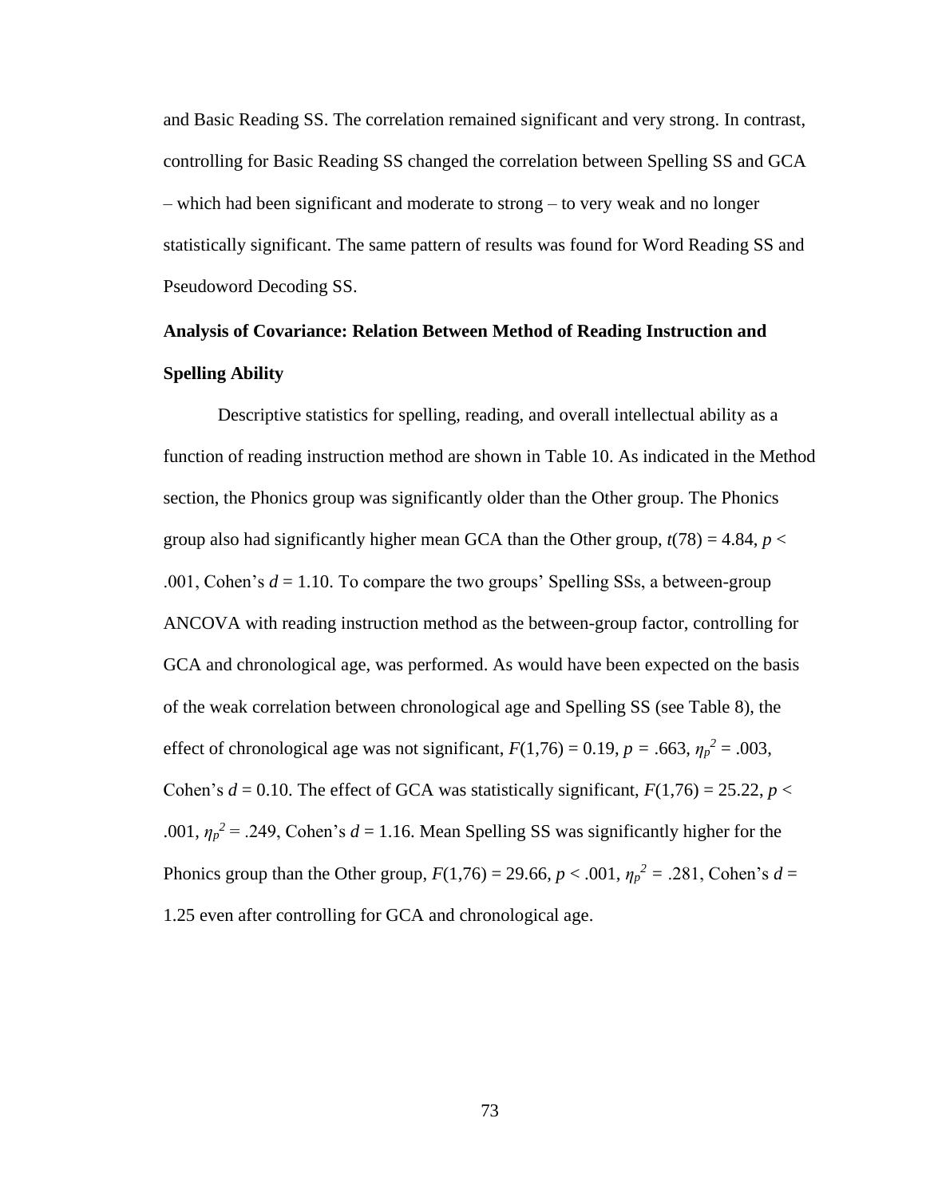and Basic Reading SS. The correlation remained significant and very strong. In contrast, controlling for Basic Reading SS changed the correlation between Spelling SS and GCA – which had been significant and moderate to strong – to very weak and no longer statistically significant. The same pattern of results was found for Word Reading SS and Pseudoword Decoding SS.

## Analysis of Covariance: Relation Between Method of Reading Instruction and Spelling Ability

Descriptive statistics for spelling, reading, and overall intellectual ability as a function of reading instruction method are shown in Table 10. As indicated in the Method section, the Phonics group was significantly older than the Other group. The Phonics group also had significantly higher mean GCA than the Other group, $t(78) = 4.84$, $p < .001$, Cohen's $d = 1.10$. To compare the two groups' Spelling SSs, a between-group ANCOVA with reading instruction method as the between-group factor, controlling for GCA and chronological age, was performed. As would have been expected on the basis of the weak correlation between chronological age and Spelling SS (see Table 8), the effect of chronological age was not significant, $F(1,76) = 0.19$, $p = .663$, $\eta_p^2 = .003$, Cohen's $d = 0.10$. The effect of GCA was statistically significant, $F(1,76) = 25.22$, $p < .001$, $\eta_p^2 = .249$, Cohen's $d = 1.16$. Mean Spelling SS was significantly higher for the Phonics group than the Other group, $F(1,76) = 29.66$, $p < .001$, $\eta_p^2 = .281$, Cohen's $d = 1.25$ even after controlling for GCA and chronological age.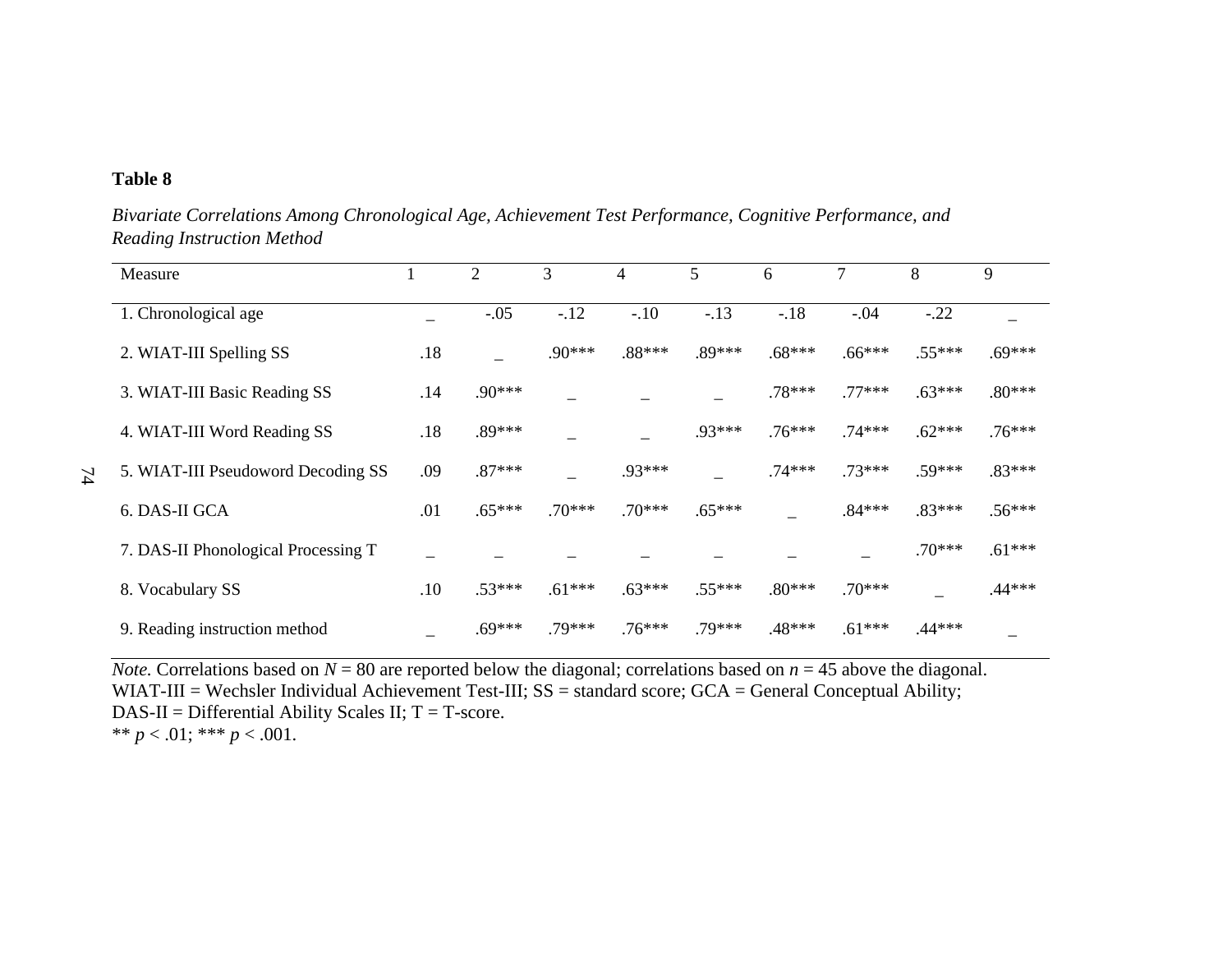**Table 8**

*Bivariate Correlations Among Chronological Age, Achievement Test Performance, Cognitive Performance, and Reading Instruction Method*

| Measure | 1 | 2 | 3 | 4 | 5 | 6 | 7 | 8 | 9 |
|---|---|---|---|---|---|---|---|---|---|
| 1. Chronological age | _ | -.05 | -.12 | -.10 | -.13 | -.18 | -.04 | -.22 | _ |
| 2. WIAT-III Spelling SS | .18 | _ | .90*** | .88*** | .89*** | .68*** | .66*** | .55*** | .69*** |
| 3. WIAT-III Basic Reading SS | .14 | .90*** | _ | _ | _ | .78*** | .77*** | .63*** | .80*** |
| 4. WIAT-III Word Reading SS | .18 | .89*** | _ | _ | .93*** | .76*** | .74*** | .62*** | .76*** |
| 5. WIAT-III Pseudoword Decoding SS | .09 | .87*** | _ | .93*** | _ | .74*** | .73*** | .59*** | .83*** |
| 6. DAS-II GCA | .01 | .65*** | .70*** | .70*** | .65*** | _ | .84*** | .83*** | .56*** |
| 7. DAS-II Phonological Processing T | _ | _ | _ | _ | _ | _ | _ | .70*** | .61*** |
| 8. Vocabulary SS | .10 | .53*** | .61*** | .63*** | .55*** | .80*** | .70*** | _ | .44*** |
| 9. Reading instruction method | _ | .69*** | .79*** | .76*** | .79*** | .48*** | .61*** | .44*** | _ |

*Note.* Correlations based on $N = 80$ are reported below the diagonal; correlations based on $n = 45$ above the diagonal. WIAT-III = Wechsler Individual Achievement Test-III; SS = standard score; GCA = General Conceptual Ability; DAS-II = Differential Ability Scales II; T = T-score.
** $p < .01$; *** $p < .001$.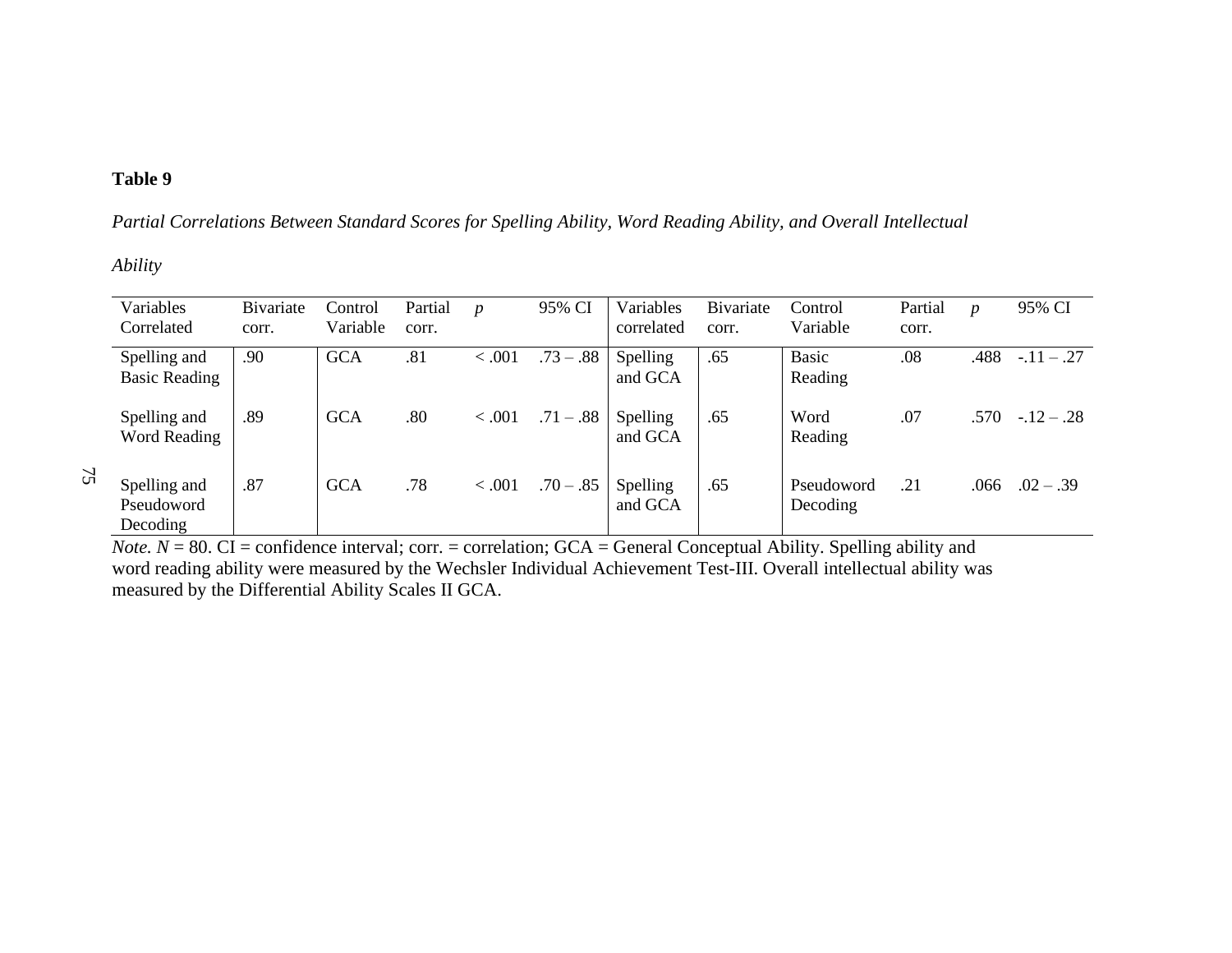**Table 9**

*Partial Correlations Between Standard Scores for Spelling Ability, Word Reading Ability, and Overall Intellectual Ability*

| Variables Correlated | Bivariate corr. | Control Variable | Partial corr. | *p* | 95% CI | Variables correlated | Bivariate corr. | Control Variable | Partial corr. | *p* | 95% CI |
|---|---|---|---|---|---|---|---|---|---|---|---|
| Spelling and Basic Reading | .90 | GCA | .81 | < .001 | .73 – .88 | Spelling and GCA | .65 | Basic Reading | .08 | .488 | -.11 – .27 |
| Spelling and Word Reading | .89 | GCA | .80 | < .001 | .71 – .88 | Spelling and GCA | .65 | Word Reading | .07 | .570 | -.12 – .28 |
| Spelling and Pseudoword Decoding | .87 | GCA | .78 | < .001 | .70 – .85 | Spelling and GCA | .65 | Pseudoword Decoding | .21 | .066 | .02 – .39 |

*Note.* $N = 80$. CI = confidence interval; corr. = correlation; GCA = General Conceptual Ability. Spelling ability and word reading ability were measured by the Wechsler Individual Achievement Test-III. Overall intellectual ability was measured by the Differential Ability Scales II GCA.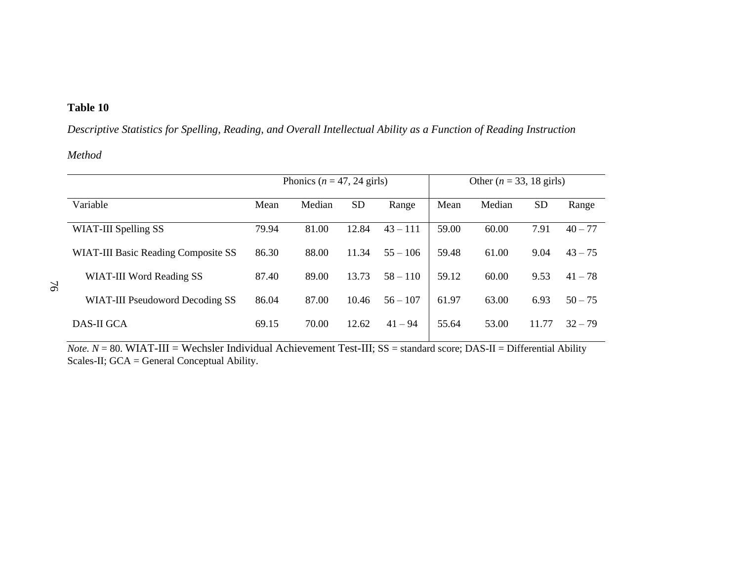**Table 10**

*Descriptive Statistics for Spelling, Reading, and Overall Intellectual Ability as a Function of Reading Instruction Method*

| | Phonics ($n$ = 47, 24 girls) | | | | Other ($n$ = 33, 18 girls) | | | |
|---|---|---|---|---|---|---|---|---|
| Variable | Mean | Median | SD | Range | Mean | Median | SD | Range |
| WIAT-III Spelling SS | 79.94 | 81.00 | 12.84 | 43 – 111 | 59.00 | 60.00 | 7.91 | 40 – 77 |
| WIAT-III Basic Reading Composite SS | 86.30 | 88.00 | 11.34 | 55 – 106 | 59.48 | 61.00 | 9.04 | 43 – 75 |
| WIAT-III Word Reading SS | 87.40 | 89.00 | 13.73 | 58 – 110 | 59.12 | 60.00 | 9.53 | 41 – 78 |
| WIAT-III Pseudoword Decoding SS | 86.04 | 87.00 | 10.46 | 56 – 107 | 61.97 | 63.00 | 6.93 | 50 – 75 |
| DAS-II GCA | 69.15 | 70.00 | 12.62 | 41 – 94 | 55.64 | 53.00 | 11.77 | 32 – 79 |

*Note.* $N$ = 80. WIAT-III = Wechsler Individual Achievement Test-III; SS = standard score; DAS-II = Differential Ability Scales-II; GCA = General Conceptual Ability.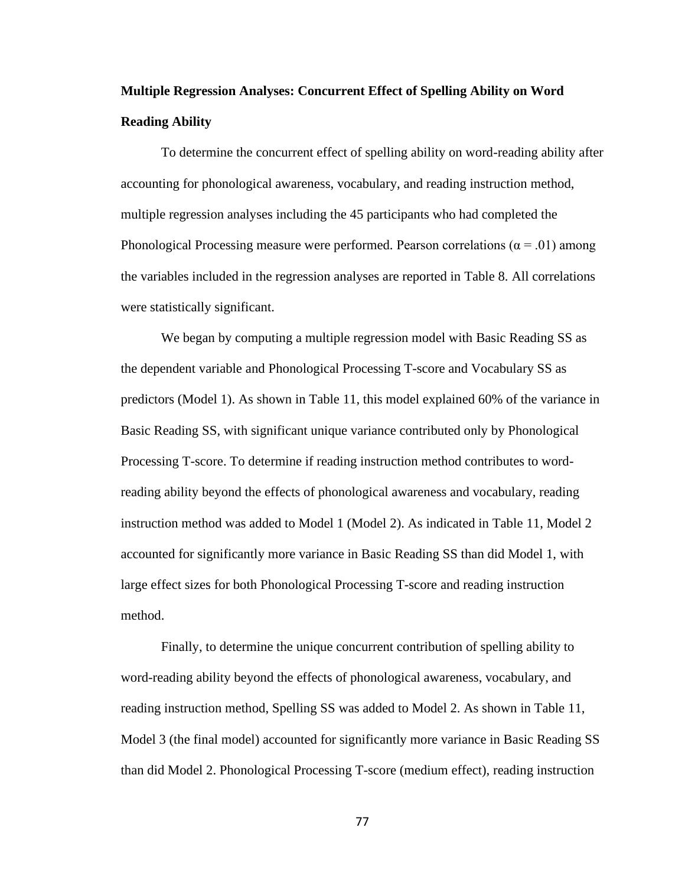**Multiple Regression Analyses: Concurrent Effect of Spelling Ability on Word Reading Ability**

To determine the concurrent effect of spelling ability on word-reading ability after accounting for phonological awareness, vocabulary, and reading instruction method, multiple regression analyses including the 45 participants who had completed the Phonological Processing measure were performed. Pearson correlations ($\alpha = .01$) among the variables included in the regression analyses are reported in Table 8. All correlations were statistically significant.

We began by computing a multiple regression model with Basic Reading SS as the dependent variable and Phonological Processing T-score and Vocabulary SS as predictors (Model 1). As shown in Table 11, this model explained 60% of the variance in Basic Reading SS, with significant unique variance contributed only by Phonological Processing T-score. To determine if reading instruction method contributes to word-reading ability beyond the effects of phonological awareness and vocabulary, reading instruction method was added to Model 1 (Model 2). As indicated in Table 11, Model 2 accounted for significantly more variance in Basic Reading SS than did Model 1, with large effect sizes for both Phonological Processing T-score and reading instruction method.

Finally, to determine the unique concurrent contribution of spelling ability to word-reading ability beyond the effects of phonological awareness, vocabulary, and reading instruction method, Spelling SS was added to Model 2. As shown in Table 11, Model 3 (the final model) accounted for significantly more variance in Basic Reading SS than did Model 2. Phonological Processing T-score (medium effect), reading instruction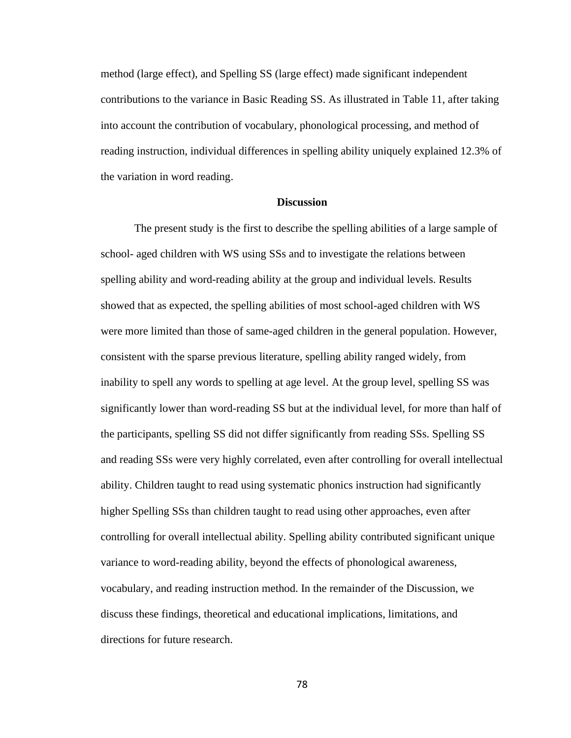method (large effect), and Spelling SS (large effect) made significant independent contributions to the variance in Basic Reading SS. As illustrated in Table 11, after taking into account the contribution of vocabulary, phonological processing, and method of reading instruction, individual differences in spelling ability uniquely explained 12.3% of the variation in word reading.

## Discussion

The present study is the first to describe the spelling abilities of a large sample of school- aged children with WS using SSs and to investigate the relations between spelling ability and word-reading ability at the group and individual levels. Results showed that as expected, the spelling abilities of most school-aged children with WS were more limited than those of same-aged children in the general population. However, consistent with the sparse previous literature, spelling ability ranged widely, from inability to spell any words to spelling at age level. At the group level, spelling SS was significantly lower than word-reading SS but at the individual level, for more than half of the participants, spelling SS did not differ significantly from reading SSs. Spelling SS and reading SSs were very highly correlated, even after controlling for overall intellectual ability. Children taught to read using systematic phonics instruction had significantly higher Spelling SSs than children taught to read using other approaches, even after controlling for overall intellectual ability. Spelling ability contributed significant unique variance to word-reading ability, beyond the effects of phonological awareness, vocabulary, and reading instruction method. In the remainder of the Discussion, we discuss these findings, theoretical and educational implications, limitations, and directions for future research.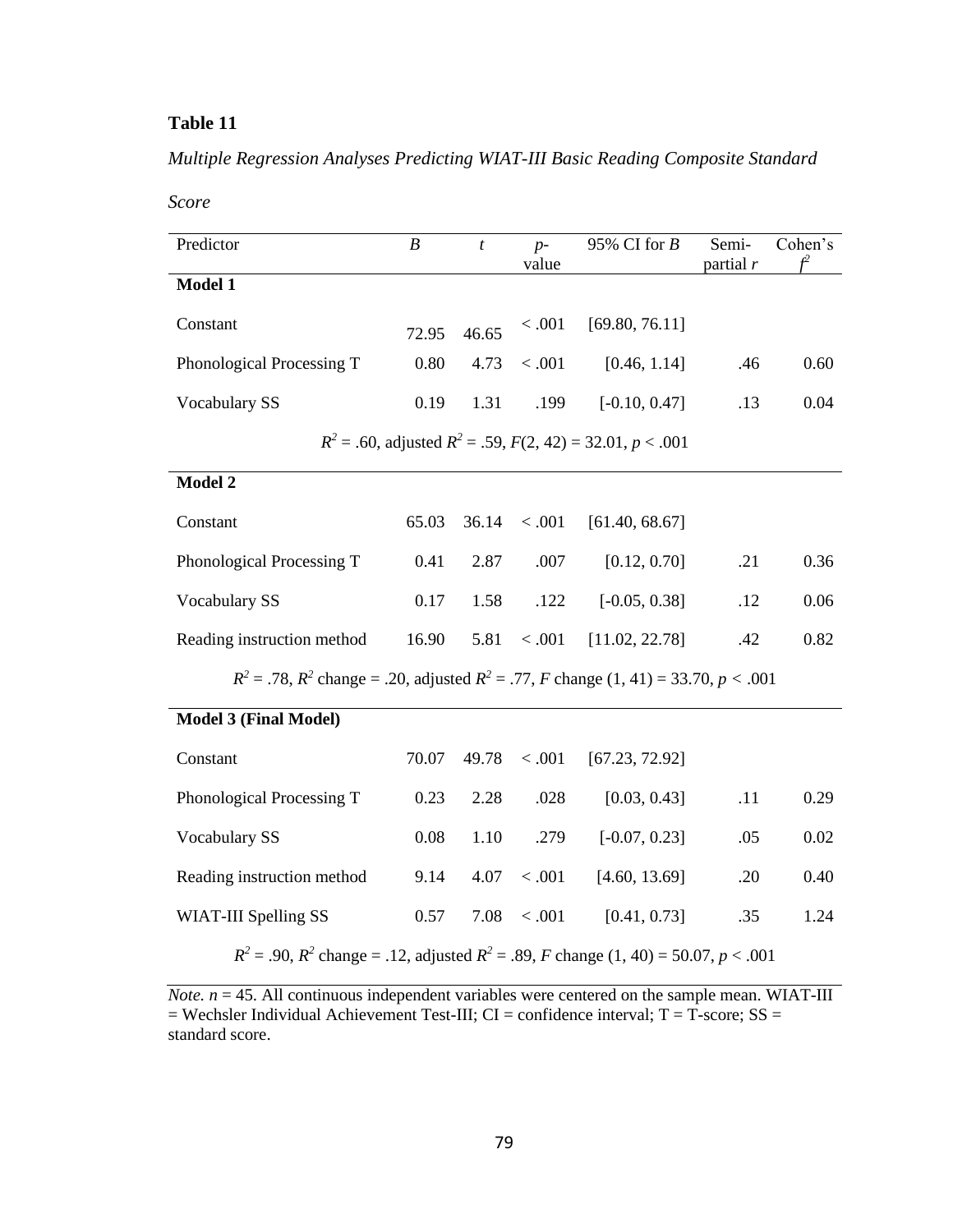**Table 11**

*Multiple Regression Analyses Predicting WIAT-III Basic Reading Composite Standard Score*

| Predictor | *B* | *t* | *p*-value | 95% CI for *B* | Semi-partial *r* | Cohen's $f^2$ |
|---|---|---|---|---|---|---|
| **Model 1** | | | | | | |
| Constant | 72.95 | 46.65 | < .001 | [69.80, 76.11] | | |
| Phonological Processing T | 0.80 | 4.73 | < .001 | [0.46, 1.14] | .46 | 0.60 |
| Vocabulary SS | 0.19 | 1.31 | .199 | [-0.10, 0.47] | .13 | 0.04 |
| $R^2$ = .60, adjusted $R^2$ = .59, $F(2, 42) = 32.01$, $p < .001$ | | | | | | |
| **Model 2** | | | | | | |
| Constant | 65.03 | 36.14 | < .001 | [61.40, 68.67] | | |
| Phonological Processing T | 0.41 | 2.87 | .007 | [0.12, 0.70] | .21 | 0.36 |
| Vocabulary SS | 0.17 | 1.58 | .122 | [-0.05, 0.38] | .12 | 0.06 |
| Reading instruction method | 16.90 | 5.81 | < .001 | [11.02, 22.78] | .42 | 0.82 |
| $R^2$ = .78, $R^2$ change = .20, adjusted $R^2$ = .77, $F$ change $(1, 41) = 33.70$, $p < .001$ | | | | | | |
| **Model 3 (Final Model)** | | | | | | |
| Constant | 70.07 | 49.78 | < .001 | [67.23, 72.92] | | |
| Phonological Processing T | 0.23 | 2.28 | .028 | [0.03, 0.43] | .11 | 0.29 |
| Vocabulary SS | 0.08 | 1.10 | .279 | [-0.07, 0.23] | .05 | 0.02 |
| Reading instruction method | 9.14 | 4.07 | < .001 | [4.60, 13.69] | .20 | 0.40 |
| WIAT-III Spelling SS | 0.57 | 7.08 | < .001 | [0.41, 0.73] | .35 | 1.24 |
| $R^2$ = .90, $R^2$ change = .12, adjusted $R^2$ = .89, $F$ change $(1, 40) = 50.07$, $p < .001$ | | | | | | |

*Note.* $n = 45$. All continuous independent variables were centered on the sample mean. WIAT-III = Wechsler Individual Achievement Test-III; CI = confidence interval; T = T-score; SS = standard score.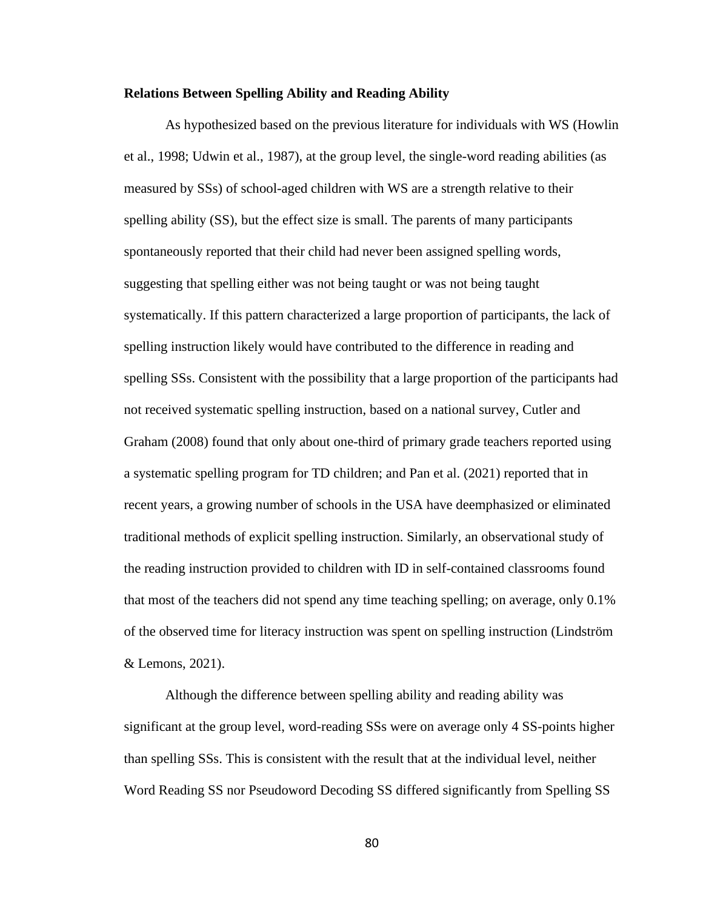### Relations Between Spelling Ability and Reading Ability

As hypothesized based on the previous literature for individuals with WS (Howlin et al., 1998; Udwin et al., 1987), at the group level, the single-word reading abilities (as measured by SSs) of school-aged children with WS are a strength relative to their spelling ability (SS), but the effect size is small. The parents of many participants spontaneously reported that their child had never been assigned spelling words, suggesting that spelling either was not being taught or was not being taught systematically. If this pattern characterized a large proportion of participants, the lack of spelling instruction likely would have contributed to the difference in reading and spelling SSs. Consistent with the possibility that a large proportion of the participants had not received systematic spelling instruction, based on a national survey, Cutler and Graham (2008) found that only about one-third of primary grade teachers reported using a systematic spelling program for TD children; and Pan et al. (2021) reported that in recent years, a growing number of schools in the USA have deemphasized or eliminated traditional methods of explicit spelling instruction. Similarly, an observational study of the reading instruction provided to children with ID in self-contained classrooms found that most of the teachers did not spend any time teaching spelling; on average, only 0.1% of the observed time for literacy instruction was spent on spelling instruction (Lindström & Lemons, 2021).

Although the difference between spelling ability and reading ability was significant at the group level, word-reading SSs were on average only 4 SS-points higher than spelling SSs. This is consistent with the result that at the individual level, neither Word Reading SS nor Pseudoword Decoding SS differed significantly from Spelling SS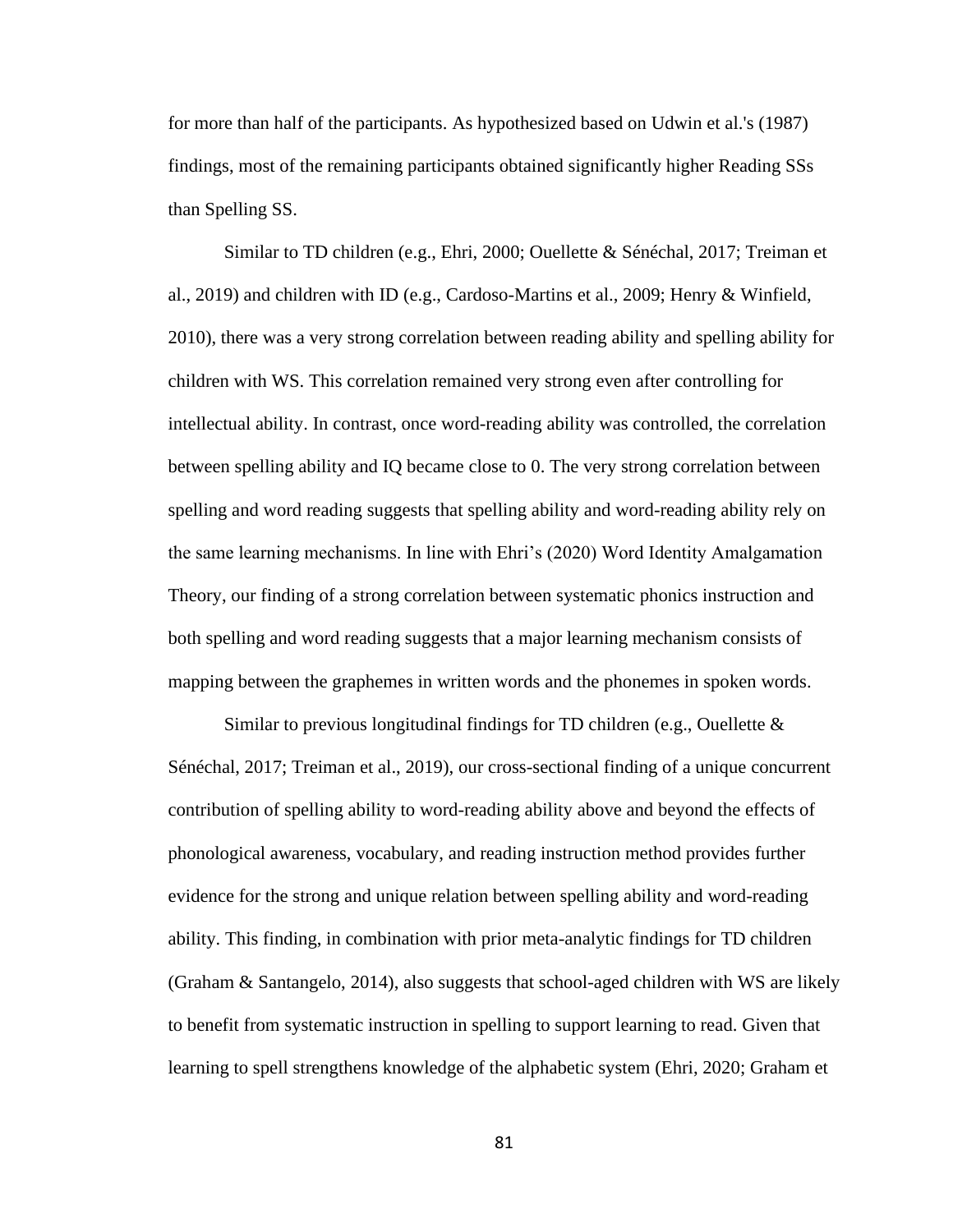for more than half of the participants. As hypothesized based on Udwin et al.'s (1987) findings, most of the remaining participants obtained significantly higher Reading SSs than Spelling SS.

Similar to TD children (e.g., Ehri, 2000; Ouellette & Sénéchal, 2017; Treiman et al., 2019) and children with ID (e.g., Cardoso-Martins et al., 2009; Henry & Winfield, 2010), there was a very strong correlation between reading ability and spelling ability for children with WS. This correlation remained very strong even after controlling for intellectual ability. In contrast, once word-reading ability was controlled, the correlation between spelling ability and IQ became close to 0. The very strong correlation between spelling and word reading suggests that spelling ability and word-reading ability rely on the same learning mechanisms. In line with Ehri's (2020) Word Identity Amalgamation Theory, our finding of a strong correlation between systematic phonics instruction and both spelling and word reading suggests that a major learning mechanism consists of mapping between the graphemes in written words and the phonemes in spoken words.

Similar to previous longitudinal findings for TD children (e.g., Ouellette & Sénéchal, 2017; Treiman et al., 2019), our cross-sectional finding of a unique concurrent contribution of spelling ability to word-reading ability above and beyond the effects of phonological awareness, vocabulary, and reading instruction method provides further evidence for the strong and unique relation between spelling ability and word-reading ability. This finding, in combination with prior meta-analytic findings for TD children (Graham & Santangelo, 2014), also suggests that school-aged children with WS are likely to benefit from systematic instruction in spelling to support learning to read. Given that learning to spell strengthens knowledge of the alphabetic system (Ehri, 2020; Graham et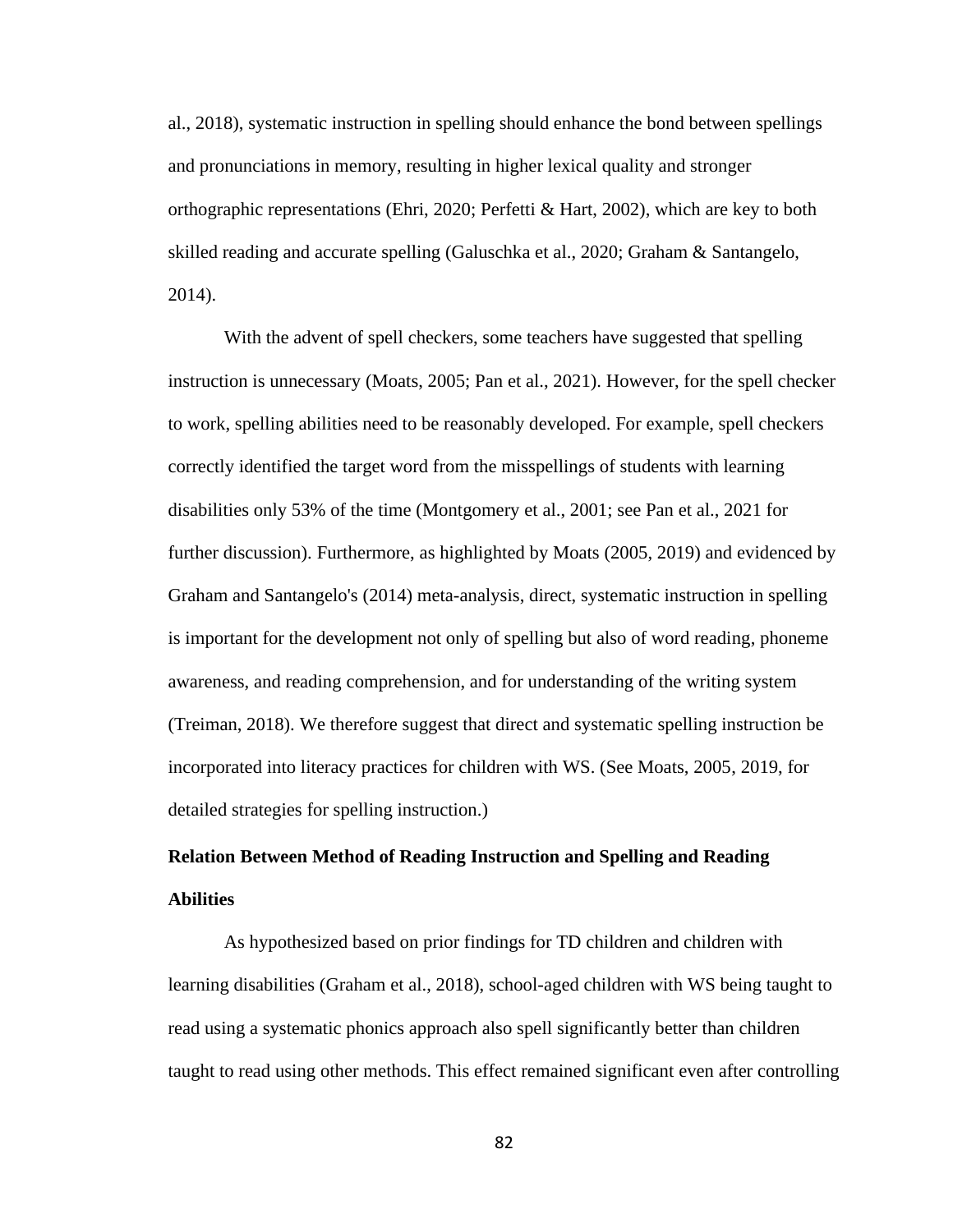al., 2018), systematic instruction in spelling should enhance the bond between spellings and pronunciations in memory, resulting in higher lexical quality and stronger orthographic representations (Ehri, 2020; Perfetti & Hart, 2002), which are key to both skilled reading and accurate spelling (Galuschka et al., 2020; Graham & Santangelo, 2014).

With the advent of spell checkers, some teachers have suggested that spelling instruction is unnecessary (Moats, 2005; Pan et al., 2021). However, for the spell checker to work, spelling abilities need to be reasonably developed. For example, spell checkers correctly identified the target word from the misspellings of students with learning disabilities only 53% of the time (Montgomery et al., 2001; see Pan et al., 2021 for further discussion). Furthermore, as highlighted by Moats (2005, 2019) and evidenced by Graham and Santangelo's (2014) meta-analysis, direct, systematic instruction in spelling is important for the development not only of spelling but also of word reading, phoneme awareness, and reading comprehension, and for understanding of the writing system (Treiman, 2018). We therefore suggest that direct and systematic spelling instruction be incorporated into literacy practices for children with WS. (See Moats, 2005, 2019, for detailed strategies for spelling instruction.)

**Relation Between Method of Reading Instruction and Spelling and Reading Abilities**

As hypothesized based on prior findings for TD children and children with learning disabilities (Graham et al., 2018), school-aged children with WS being taught to read using a systematic phonics approach also spell significantly better than children taught to read using other methods. This effect remained significant even after controlling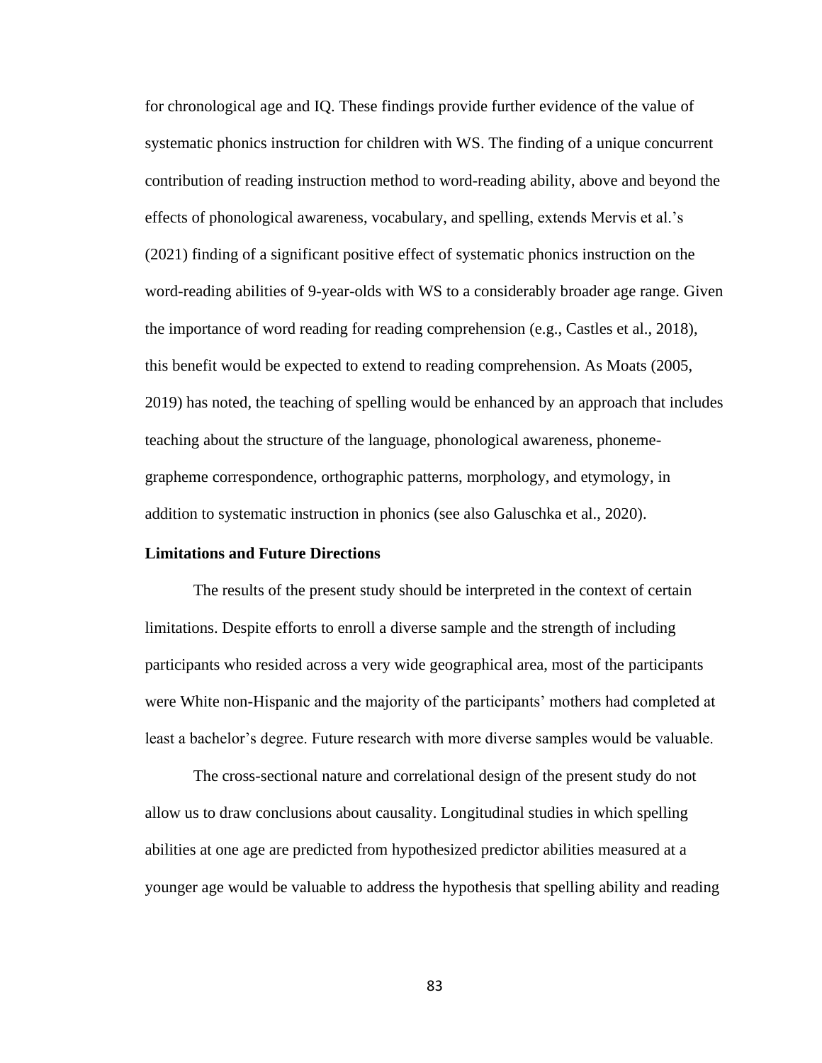for chronological age and IQ. These findings provide further evidence of the value of systematic phonics instruction for children with WS. The finding of a unique concurrent contribution of reading instruction method to word-reading ability, above and beyond the effects of phonological awareness, vocabulary, and spelling, extends Mervis et al.'s (2021) finding of a significant positive effect of systematic phonics instruction on the word-reading abilities of 9-year-olds with WS to a considerably broader age range. Given the importance of word reading for reading comprehension (e.g., Castles et al., 2018), this benefit would be expected to extend to reading comprehension. As Moats (2005, 2019) has noted, the teaching of spelling would be enhanced by an approach that includes teaching about the structure of the language, phonological awareness, phoneme-grapheme correspondence, orthographic patterns, morphology, and etymology, in addition to systematic instruction in phonics (see also Galuschka et al., 2020).

**Limitations and Future Directions**

The results of the present study should be interpreted in the context of certain limitations. Despite efforts to enroll a diverse sample and the strength of including participants who resided across a very wide geographical area, most of the participants were White non-Hispanic and the majority of the participants' mothers had completed at least a bachelor's degree. Future research with more diverse samples would be valuable.

The cross-sectional nature and correlational design of the present study do not allow us to draw conclusions about causality. Longitudinal studies in which spelling abilities at one age are predicted from hypothesized predictor abilities measured at a younger age would be valuable to address the hypothesis that spelling ability and reading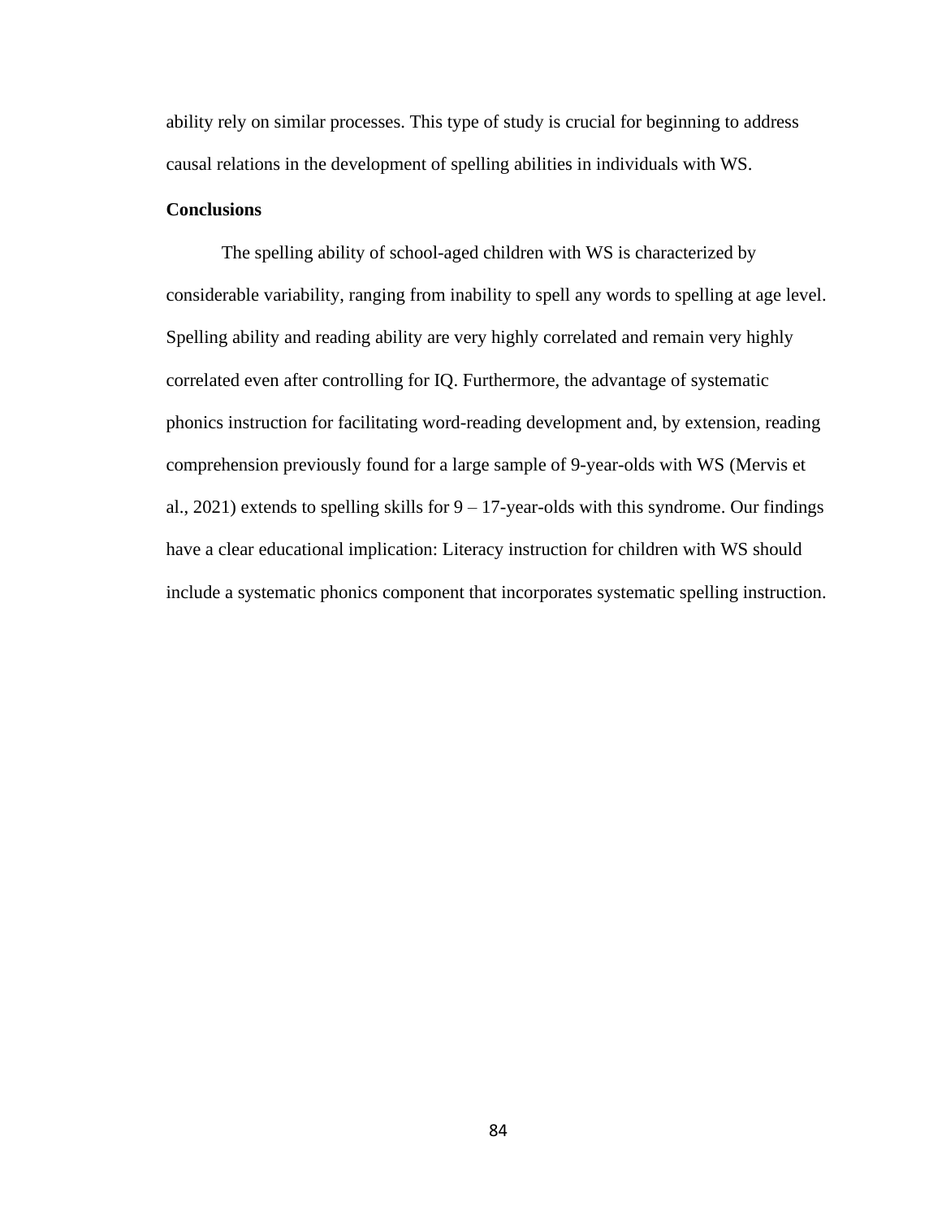ability rely on similar processes. This type of study is crucial for beginning to address causal relations in the development of spelling abilities in individuals with WS.

**Conclusions**

The spelling ability of school-aged children with WS is characterized by considerable variability, ranging from inability to spell any words to spelling at age level. Spelling ability and reading ability are very highly correlated and remain very highly correlated even after controlling for IQ. Furthermore, the advantage of systematic phonics instruction for facilitating word-reading development and, by extension, reading comprehension previously found for a large sample of 9-year-olds with WS (Mervis et al., 2021) extends to spelling skills for 9 – 17-year-olds with this syndrome. Our findings have a clear educational implication: Literacy instruction for children with WS should include a systematic phonics component that incorporates systematic spelling instruction.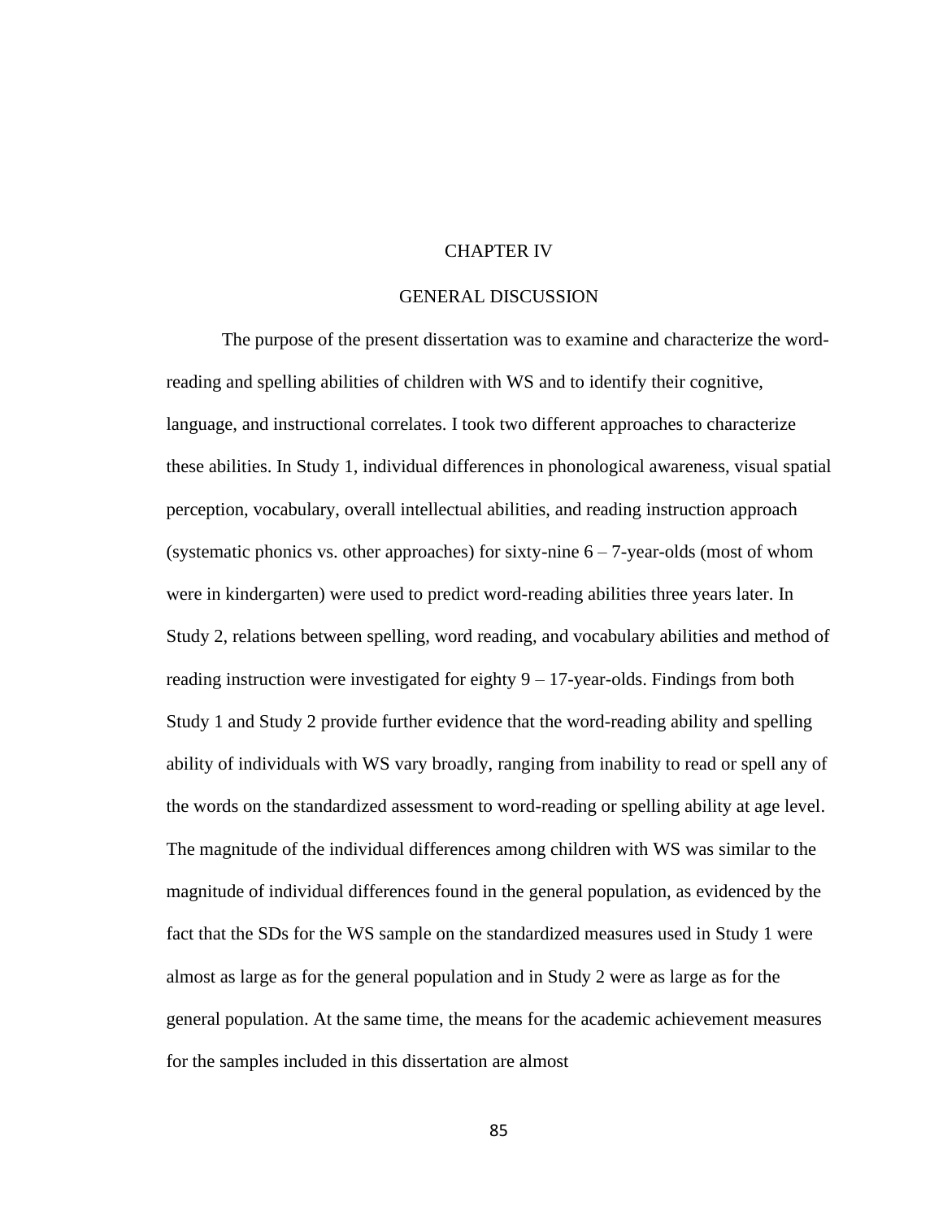# CHAPTER IV

## GENERAL DISCUSSION

The purpose of the present dissertation was to examine and characterize the word-reading and spelling abilities of children with WS and to identify their cognitive, language, and instructional correlates. I took two different approaches to characterize these abilities. In Study 1, individual differences in phonological awareness, visual spatial perception, vocabulary, overall intellectual abilities, and reading instruction approach (systematic phonics vs. other approaches) for sixty-nine 6 – 7-year-olds (most of whom were in kindergarten) were used to predict word-reading abilities three years later. In Study 2, relations between spelling, word reading, and vocabulary abilities and method of reading instruction were investigated for eighty 9 – 17-year-olds. Findings from both Study 1 and Study 2 provide further evidence that the word-reading ability and spelling ability of individuals with WS vary broadly, ranging from inability to read or spell any of the words on the standardized assessment to word-reading or spelling ability at age level. The magnitude of the individual differences among children with WS was similar to the magnitude of individual differences found in the general population, as evidenced by the fact that the SDs for the WS sample on the standardized measures used in Study 1 were almost as large as for the general population and in Study 2 were as large as for the general population. At the same time, the means for the academic achievement measures for the samples included in this dissertation are almost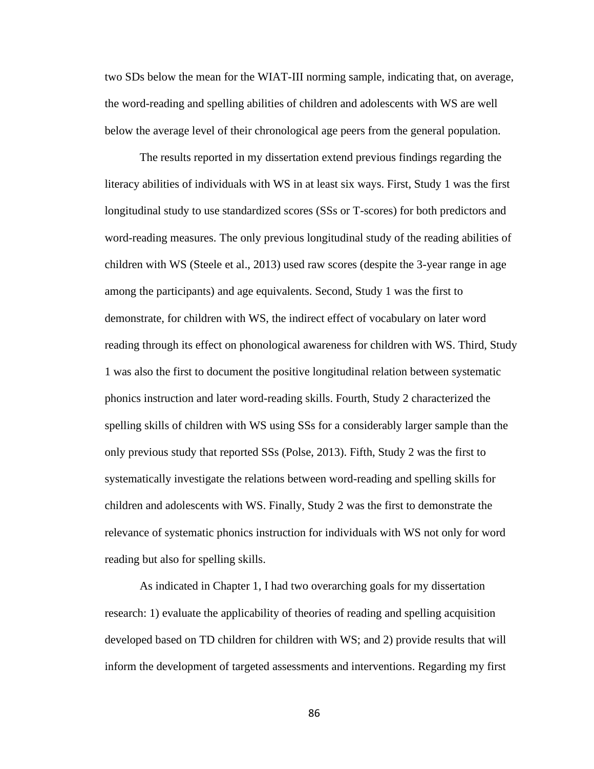two SDs below the mean for the WIAT-III norming sample, indicating that, on average, the word-reading and spelling abilities of children and adolescents with WS are well below the average level of their chronological age peers from the general population.

The results reported in my dissertation extend previous findings regarding the literacy abilities of individuals with WS in at least six ways. First, Study 1 was the first longitudinal study to use standardized scores (SSs or T-scores) for both predictors and word-reading measures. The only previous longitudinal study of the reading abilities of children with WS (Steele et al., 2013) used raw scores (despite the 3-year range in age among the participants) and age equivalents. Second, Study 1 was the first to demonstrate, for children with WS, the indirect effect of vocabulary on later word reading through its effect on phonological awareness for children with WS. Third, Study 1 was also the first to document the positive longitudinal relation between systematic phonics instruction and later word-reading skills. Fourth, Study 2 characterized the spelling skills of children with WS using SSs for a considerably larger sample than the only previous study that reported SSs (Polse, 2013). Fifth, Study 2 was the first to systematically investigate the relations between word-reading and spelling skills for children and adolescents with WS. Finally, Study 2 was the first to demonstrate the relevance of systematic phonics instruction for individuals with WS not only for word reading but also for spelling skills.

As indicated in Chapter 1, I had two overarching goals for my dissertation research: 1) evaluate the applicability of theories of reading and spelling acquisition developed based on TD children for children with WS; and 2) provide results that will inform the development of targeted assessments and interventions. Regarding my first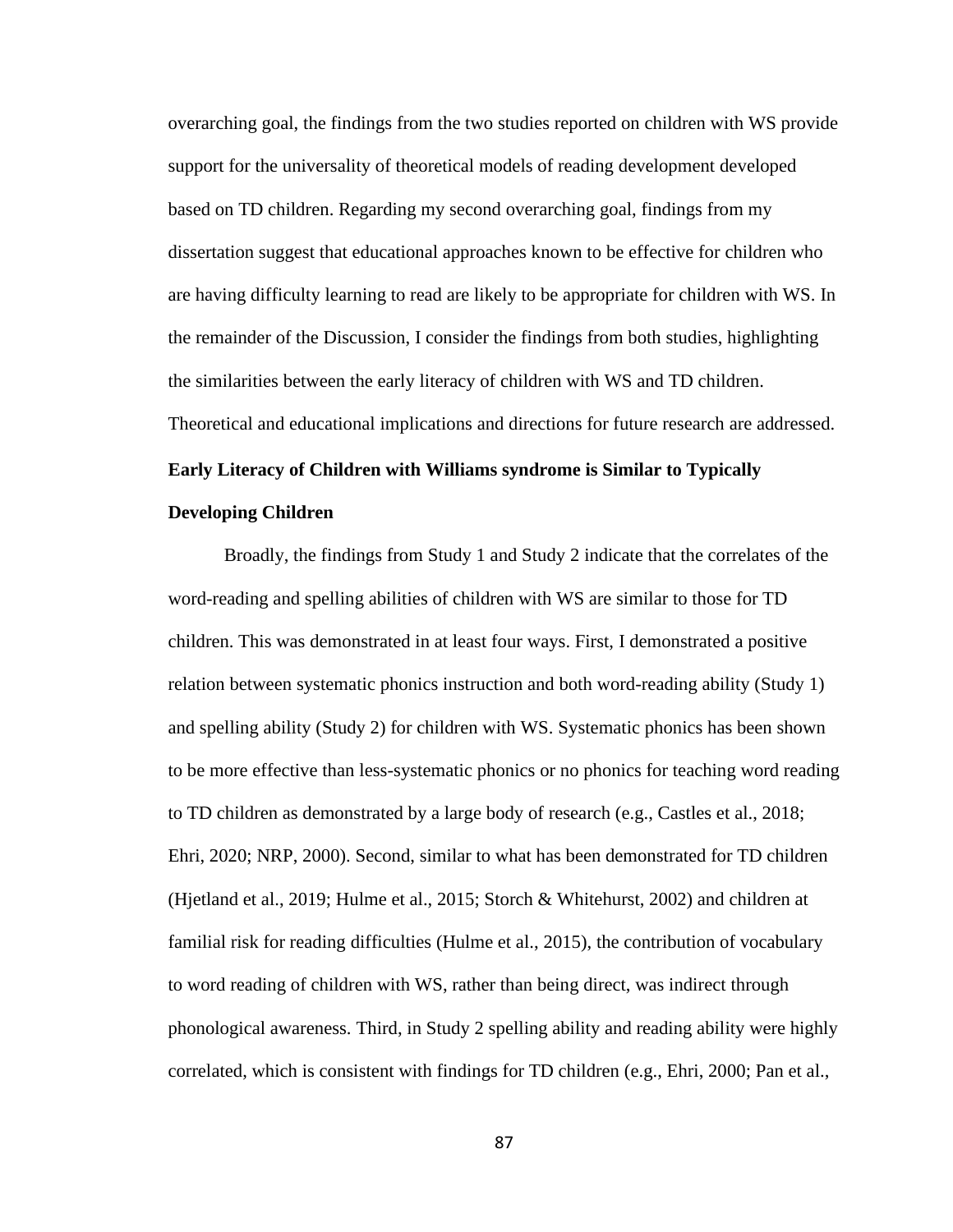overarching goal, the findings from the two studies reported on children with WS provide support for the universality of theoretical models of reading development developed based on TD children. Regarding my second overarching goal, findings from my dissertation suggest that educational approaches known to be effective for children who are having difficulty learning to read are likely to be appropriate for children with WS. In the remainder of the Discussion, I consider the findings from both studies, highlighting the similarities between the early literacy of children with WS and TD children. Theoretical and educational implications and directions for future research are addressed.

**Early Literacy of Children with Williams syndrome is Similar to Typically Developing Children**

Broadly, the findings from Study 1 and Study 2 indicate that the correlates of the word-reading and spelling abilities of children with WS are similar to those for TD children. This was demonstrated in at least four ways. First, I demonstrated a positive relation between systematic phonics instruction and both word-reading ability (Study 1) and spelling ability (Study 2) for children with WS. Systematic phonics has been shown to be more effective than less-systematic phonics or no phonics for teaching word reading to TD children as demonstrated by a large body of research (e.g., Castles et al., 2018; Ehri, 2020; NRP, 2000). Second, similar to what has been demonstrated for TD children (Hjetland et al., 2019; Hulme et al., 2015; Storch & Whitehurst, 2002) and children at familial risk for reading difficulties (Hulme et al., 2015), the contribution of vocabulary to word reading of children with WS, rather than being direct, was indirect through phonological awareness. Third, in Study 2 spelling ability and reading ability were highly correlated, which is consistent with findings for TD children (e.g., Ehri, 2000; Pan et al.,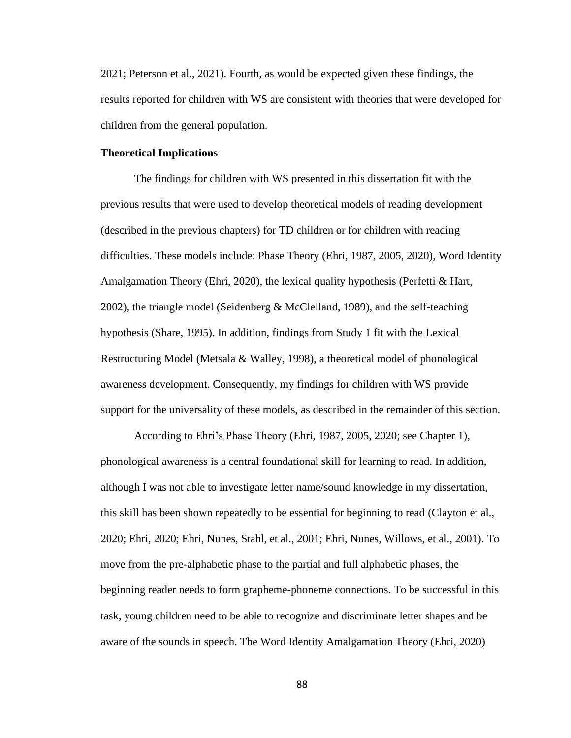2021; Peterson et al., 2021). Fourth, as would be expected given these findings, the results reported for children with WS are consistent with theories that were developed for children from the general population.

**Theoretical Implications**

The findings for children with WS presented in this dissertation fit with the previous results that were used to develop theoretical models of reading development (described in the previous chapters) for TD children or for children with reading difficulties. These models include: Phase Theory (Ehri, 1987, 2005, 2020), Word Identity Amalgamation Theory (Ehri, 2020), the lexical quality hypothesis (Perfetti & Hart, 2002), the triangle model (Seidenberg & McClelland, 1989), and the self-teaching hypothesis (Share, 1995). In addition, findings from Study 1 fit with the Lexical Restructuring Model (Metsala & Walley, 1998), a theoretical model of phonological awareness development. Consequently, my findings for children with WS provide support for the universality of these models, as described in the remainder of this section.

According to Ehri's Phase Theory (Ehri, 1987, 2005, 2020; see Chapter 1), phonological awareness is a central foundational skill for learning to read. In addition, although I was not able to investigate letter name/sound knowledge in my dissertation, this skill has been shown repeatedly to be essential for beginning to read (Clayton et al., 2020; Ehri, 2020; Ehri, Nunes, Stahl, et al., 2001; Ehri, Nunes, Willows, et al., 2001). To move from the pre-alphabetic phase to the partial and full alphabetic phases, the beginning reader needs to form grapheme-phoneme connections. To be successful in this task, young children need to be able to recognize and discriminate letter shapes and be aware of the sounds in speech. The Word Identity Amalgamation Theory (Ehri, 2020)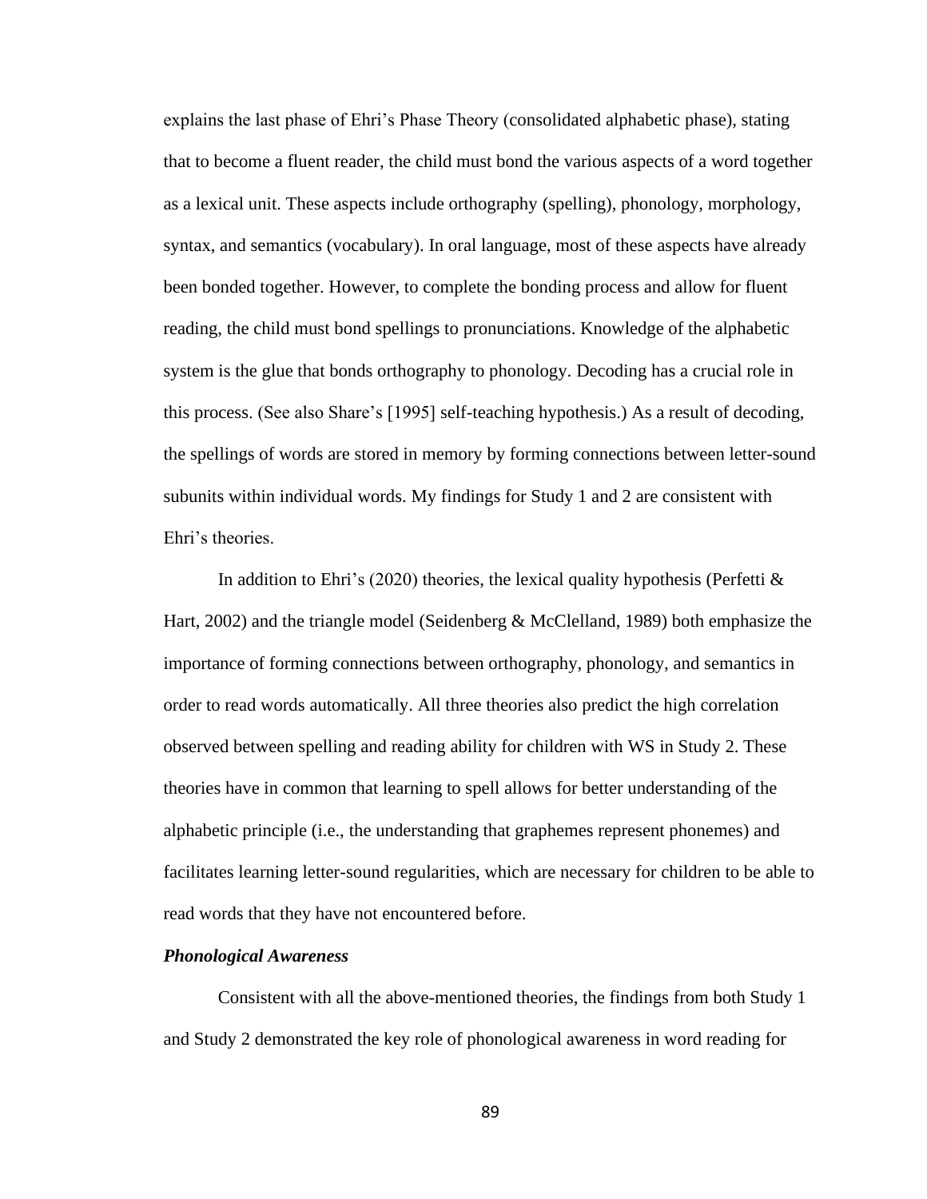explains the last phase of Ehri's Phase Theory (consolidated alphabetic phase), stating that to become a fluent reader, the child must bond the various aspects of a word together as a lexical unit. These aspects include orthography (spelling), phonology, morphology, syntax, and semantics (vocabulary). In oral language, most of these aspects have already been bonded together. However, to complete the bonding process and allow for fluent reading, the child must bond spellings to pronunciations. Knowledge of the alphabetic system is the glue that bonds orthography to phonology. Decoding has a crucial role in this process. (See also Share's [1995] self-teaching hypothesis.) As a result of decoding, the spellings of words are stored in memory by forming connections between letter-sound subunits within individual words. My findings for Study 1 and 2 are consistent with Ehri's theories.

In addition to Ehri's (2020) theories, the lexical quality hypothesis (Perfetti & Hart, 2002) and the triangle model (Seidenberg & McClelland, 1989) both emphasize the importance of forming connections between orthography, phonology, and semantics in order to read words automatically. All three theories also predict the high correlation observed between spelling and reading ability for children with WS in Study 2. These theories have in common that learning to spell allows for better understanding of the alphabetic principle (i.e., the understanding that graphemes represent phonemes) and facilitates learning letter-sound regularities, which are necessary for children to be able to read words that they have not encountered before.

### *Phonological Awareness*

Consistent with all the above-mentioned theories, the findings from both Study 1 and Study 2 demonstrated the key role of phonological awareness in word reading for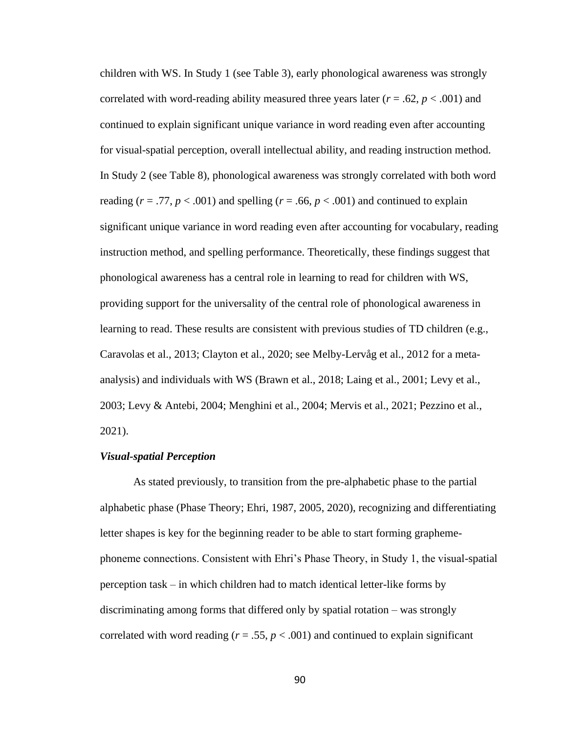children with WS. In Study 1 (see Table 3), early phonological awareness was strongly correlated with word-reading ability measured three years later ($r = .62$, $p < .001$) and continued to explain significant unique variance in word reading even after accounting for visual-spatial perception, overall intellectual ability, and reading instruction method. In Study 2 (see Table 8), phonological awareness was strongly correlated with both word reading ($r = .77$, $p < .001$) and spelling ($r = .66$, $p < .001$) and continued to explain significant unique variance in word reading even after accounting for vocabulary, reading instruction method, and spelling performance. Theoretically, these findings suggest that phonological awareness has a central role in learning to read for children with WS, providing support for the universality of the central role of phonological awareness in learning to read. These results are consistent with previous studies of TD children (e.g., Caravolas et al., 2013; Clayton et al., 2020; see Melby-Lervåg et al., 2012 for a meta-analysis) and individuals with WS (Brawn et al., 2018; Laing et al., 2001; Levy et al., 2003; Levy & Antebi, 2004; Menghini et al., 2004; Mervis et al., 2021; Pezzino et al., 2021).

***Visual-spatial Perception***

As stated previously, to transition from the pre-alphabetic phase to the partial alphabetic phase (Phase Theory; Ehri, 1987, 2005, 2020), recognizing and differentiating letter shapes is key for the beginning reader to be able to start forming grapheme-phoneme connections. Consistent with Ehri's Phase Theory, in Study 1, the visual-spatial perception task – in which children had to match identical letter-like forms by discriminating among forms that differed only by spatial rotation – was strongly correlated with word reading ($r = .55$, $p < .001$) and continued to explain significant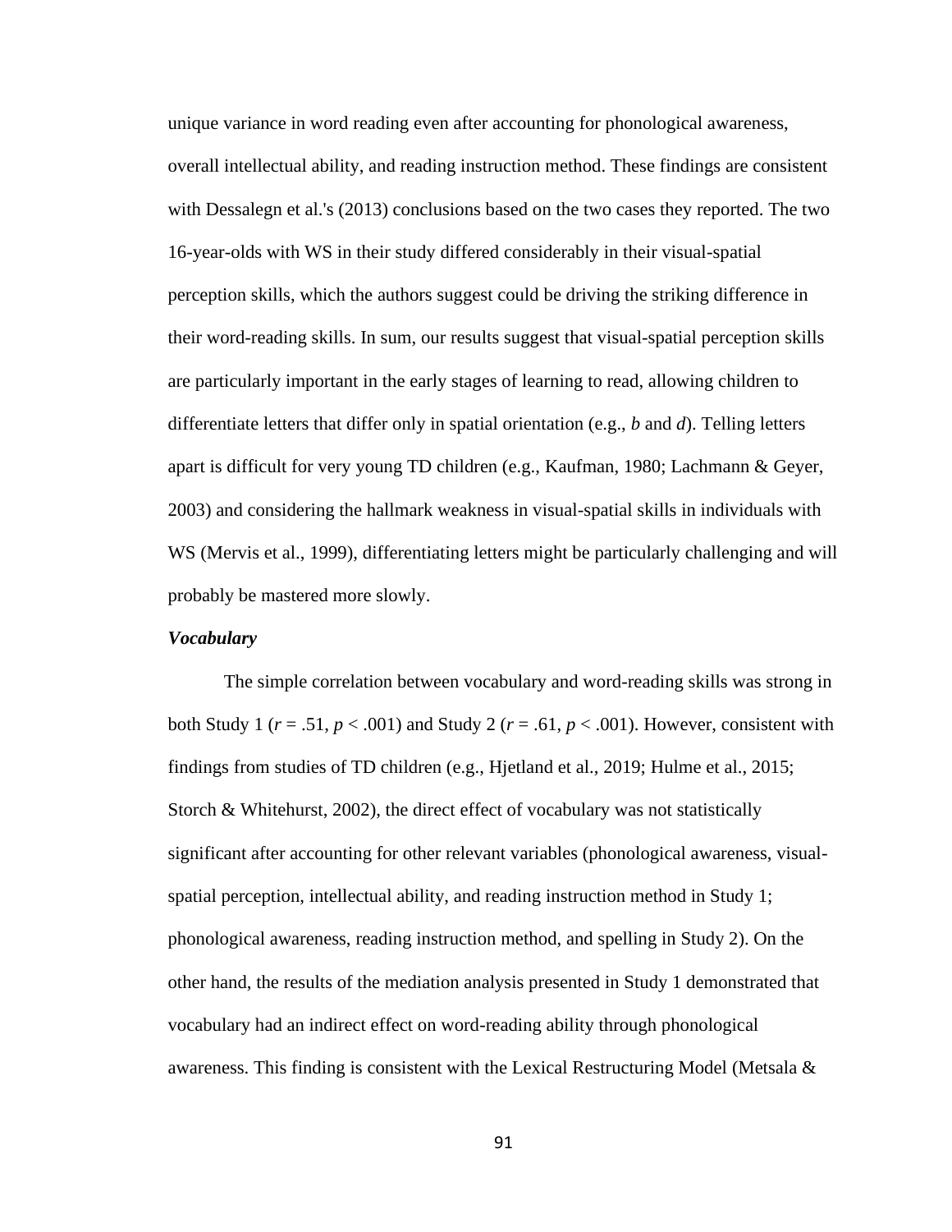unique variance in word reading even after accounting for phonological awareness, overall intellectual ability, and reading instruction method. These findings are consistent with Dessalegn et al.'s (2013) conclusions based on the two cases they reported. The two 16-year-olds with WS in their study differed considerably in their visual-spatial perception skills, which the authors suggest could be driving the striking difference in their word-reading skills. In sum, our results suggest that visual-spatial perception skills are particularly important in the early stages of learning to read, allowing children to differentiate letters that differ only in spatial orientation (e.g., *b* and *d*). Telling letters apart is difficult for very young TD children (e.g., Kaufman, 1980; Lachmann & Geyer, 2003) and considering the hallmark weakness in visual-spatial skills in individuals with WS (Mervis et al., 1999), differentiating letters might be particularly challenging and will probably be mastered more slowly.

***Vocabulary***

The simple correlation between vocabulary and word-reading skills was strong in both Study 1 ($r = .51$, $p < .001$) and Study 2 ($r = .61$, $p < .001$). However, consistent with findings from studies of TD children (e.g., Hjetland et al., 2019; Hulme et al., 2015; Storch & Whitehurst, 2002), the direct effect of vocabulary was not statistically significant after accounting for other relevant variables (phonological awareness, visual-spatial perception, intellectual ability, and reading instruction method in Study 1; phonological awareness, reading instruction method, and spelling in Study 2). On the other hand, the results of the mediation analysis presented in Study 1 demonstrated that vocabulary had an indirect effect on word-reading ability through phonological awareness. This finding is consistent with the Lexical Restructuring Model (Metsala &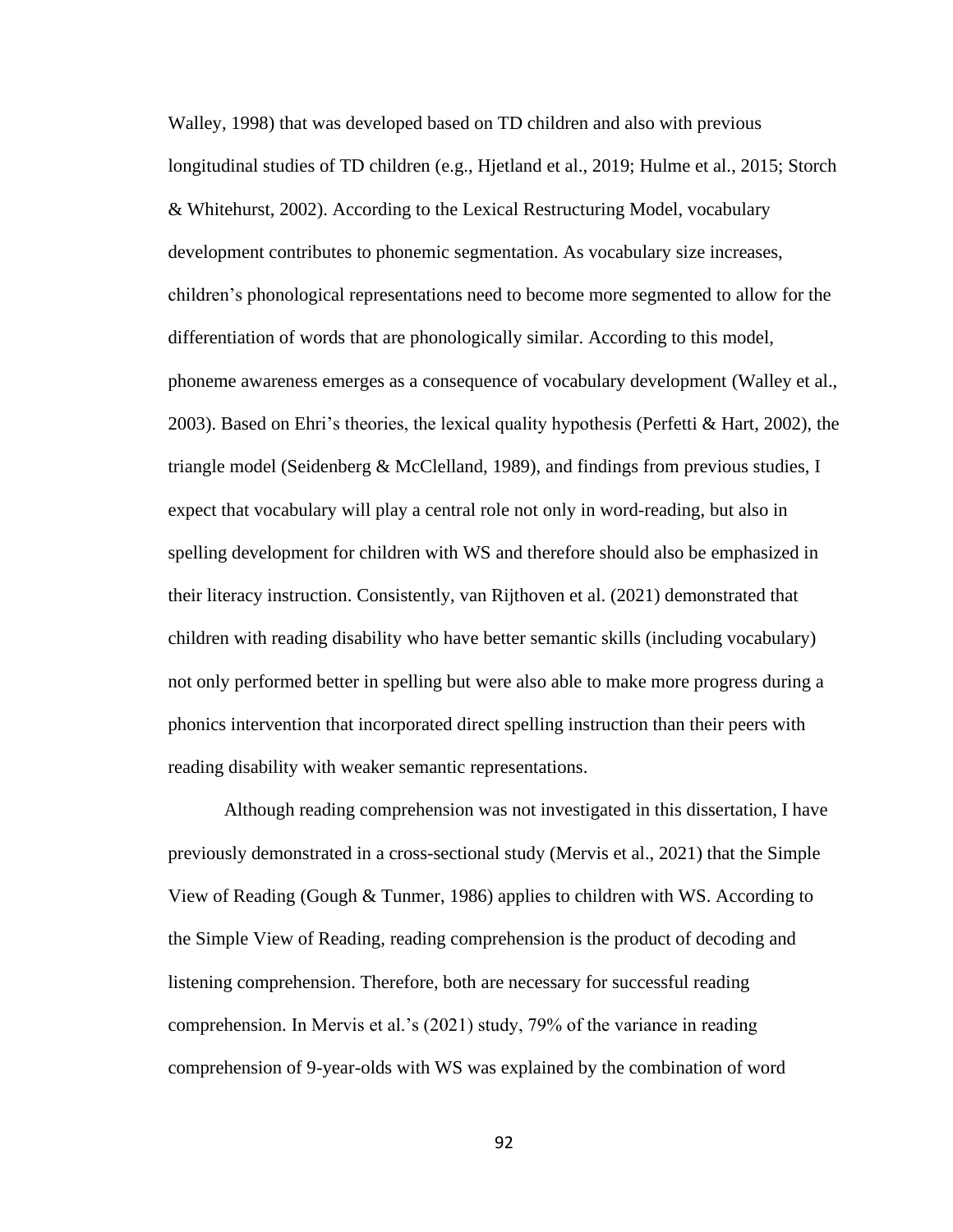Walley, 1998) that was developed based on TD children and also with previous longitudinal studies of TD children (e.g., Hjetland et al., 2019; Hulme et al., 2015; Storch & Whitehurst, 2002). According to the Lexical Restructuring Model, vocabulary development contributes to phonemic segmentation. As vocabulary size increases, children's phonological representations need to become more segmented to allow for the differentiation of words that are phonologically similar. According to this model, phoneme awareness emerges as a consequence of vocabulary development (Walley et al., 2003). Based on Ehri's theories, the lexical quality hypothesis (Perfetti & Hart, 2002), the triangle model (Seidenberg & McClelland, 1989), and findings from previous studies, I expect that vocabulary will play a central role not only in word-reading, but also in spelling development for children with WS and therefore should also be emphasized in their literacy instruction. Consistently, van Rijthoven et al. (2021) demonstrated that children with reading disability who have better semantic skills (including vocabulary) not only performed better in spelling but were also able to make more progress during a phonics intervention that incorporated direct spelling instruction than their peers with reading disability with weaker semantic representations.

Although reading comprehension was not investigated in this dissertation, I have previously demonstrated in a cross-sectional study (Mervis et al., 2021) that the Simple View of Reading (Gough & Tunmer, 1986) applies to children with WS. According to the Simple View of Reading, reading comprehension is the product of decoding and listening comprehension. Therefore, both are necessary for successful reading comprehension. In Mervis et al.'s (2021) study, 79% of the variance in reading comprehension of 9-year-olds with WS was explained by the combination of word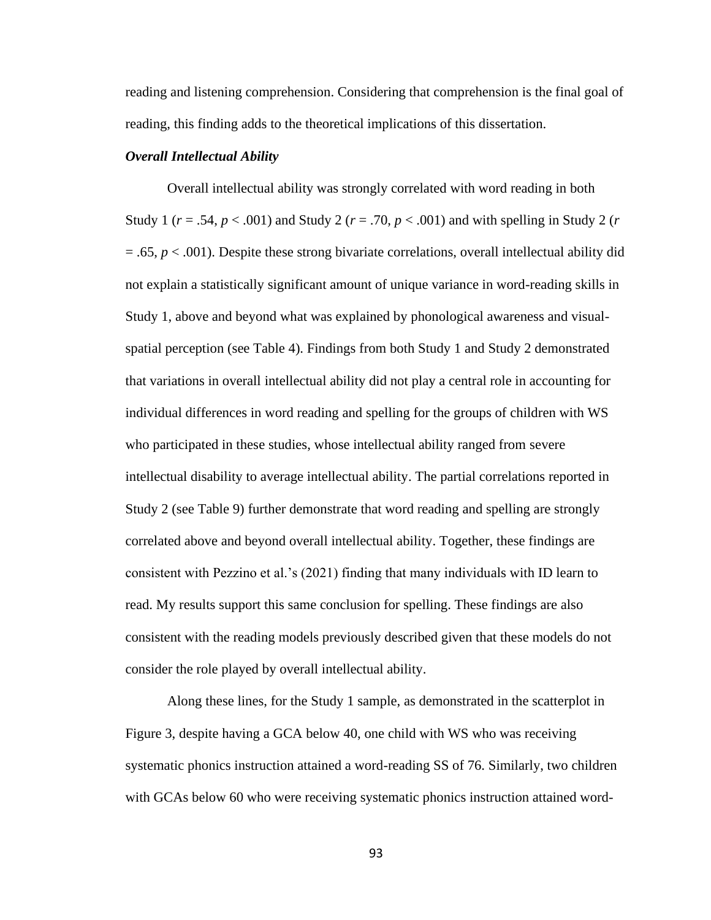reading and listening comprehension. Considering that comprehension is the final goal of reading, this finding adds to the theoretical implications of this dissertation.

### *Overall Intellectual Ability*

Overall intellectual ability was strongly correlated with word reading in both Study 1 ($r = .54$, $p < .001$) and Study 2 ($r = .70$, $p < .001$) and with spelling in Study 2 ($r = .65$, $p < .001$). Despite these strong bivariate correlations, overall intellectual ability did not explain a statistically significant amount of unique variance in word-reading skills in Study 1, above and beyond what was explained by phonological awareness and visual-spatial perception (see Table 4). Findings from both Study 1 and Study 2 demonstrated that variations in overall intellectual ability did not play a central role in accounting for individual differences in word reading and spelling for the groups of children with WS who participated in these studies, whose intellectual ability ranged from severe intellectual disability to average intellectual ability. The partial correlations reported in Study 2 (see Table 9) further demonstrate that word reading and spelling are strongly correlated above and beyond overall intellectual ability. Together, these findings are consistent with Pezzino et al.'s (2021) finding that many individuals with ID learn to read. My results support this same conclusion for spelling. These findings are also consistent with the reading models previously described given that these models do not consider the role played by overall intellectual ability.

Along these lines, for the Study 1 sample, as demonstrated in the scatterplot in Figure 3, despite having a GCA below 40, one child with WS who was receiving systematic phonics instruction attained a word-reading SS of 76. Similarly, two children with GCAs below 60 who were receiving systematic phonics instruction attained word-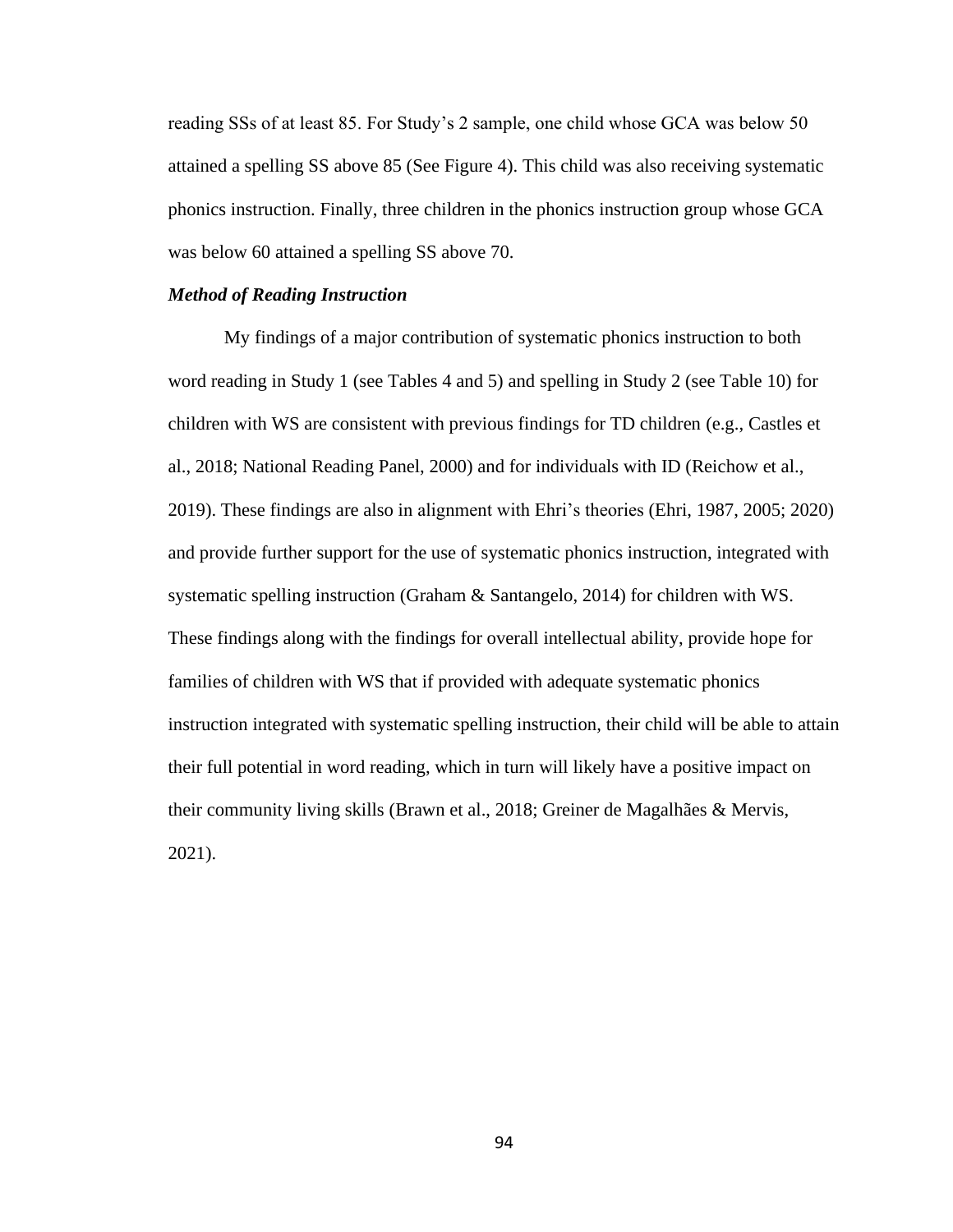reading SSs of at least 85. For Study's 2 sample, one child whose GCA was below 50 attained a spelling SS above 85 (See Figure 4). This child was also receiving systematic phonics instruction. Finally, three children in the phonics instruction group whose GCA was below 60 attained a spelling SS above 70.

***Method of Reading Instruction***

My findings of a major contribution of systematic phonics instruction to both word reading in Study 1 (see Tables 4 and 5) and spelling in Study 2 (see Table 10) for children with WS are consistent with previous findings for TD children (e.g., Castles et al., 2018; National Reading Panel, 2000) and for individuals with ID (Reichow et al., 2019). These findings are also in alignment with Ehri's theories (Ehri, 1987, 2005; 2020) and provide further support for the use of systematic phonics instruction, integrated with systematic spelling instruction (Graham & Santangelo, 2014) for children with WS. These findings along with the findings for overall intellectual ability, provide hope for families of children with WS that if provided with adequate systematic phonics instruction integrated with systematic spelling instruction, their child will be able to attain their full potential in word reading, which in turn will likely have a positive impact on their community living skills (Brawn et al., 2018; Greiner de Magalhães & Mervis, 2021).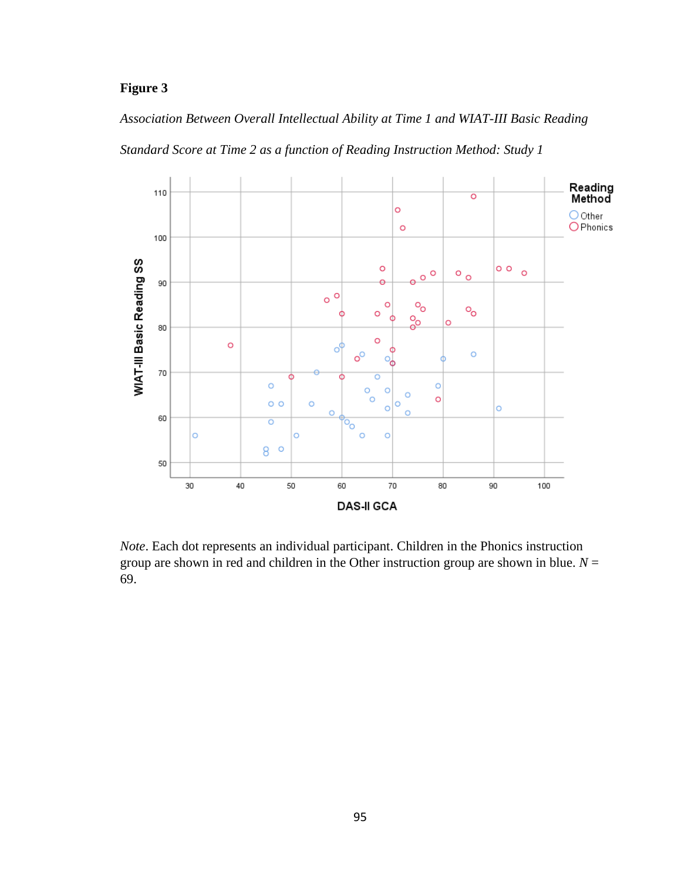**Figure 3**

*Association Between Overall Intellectual Ability at Time 1 and WIAT-III Basic Reading Standard Score at Time 2 as a function of Reading Instruction Method: Study 1*

WIAT-III Basic Reading SS

110
100
90
80
70
60
50

30 40 50 60 70 80 90 100

DAS-II GCA

Reading Method
Other
Phonics

*Note*. Each dot represents an individual participant. Children in the Phonics instruction group are shown in red and children in the Other instruction group are shown in blue. *N* = 69.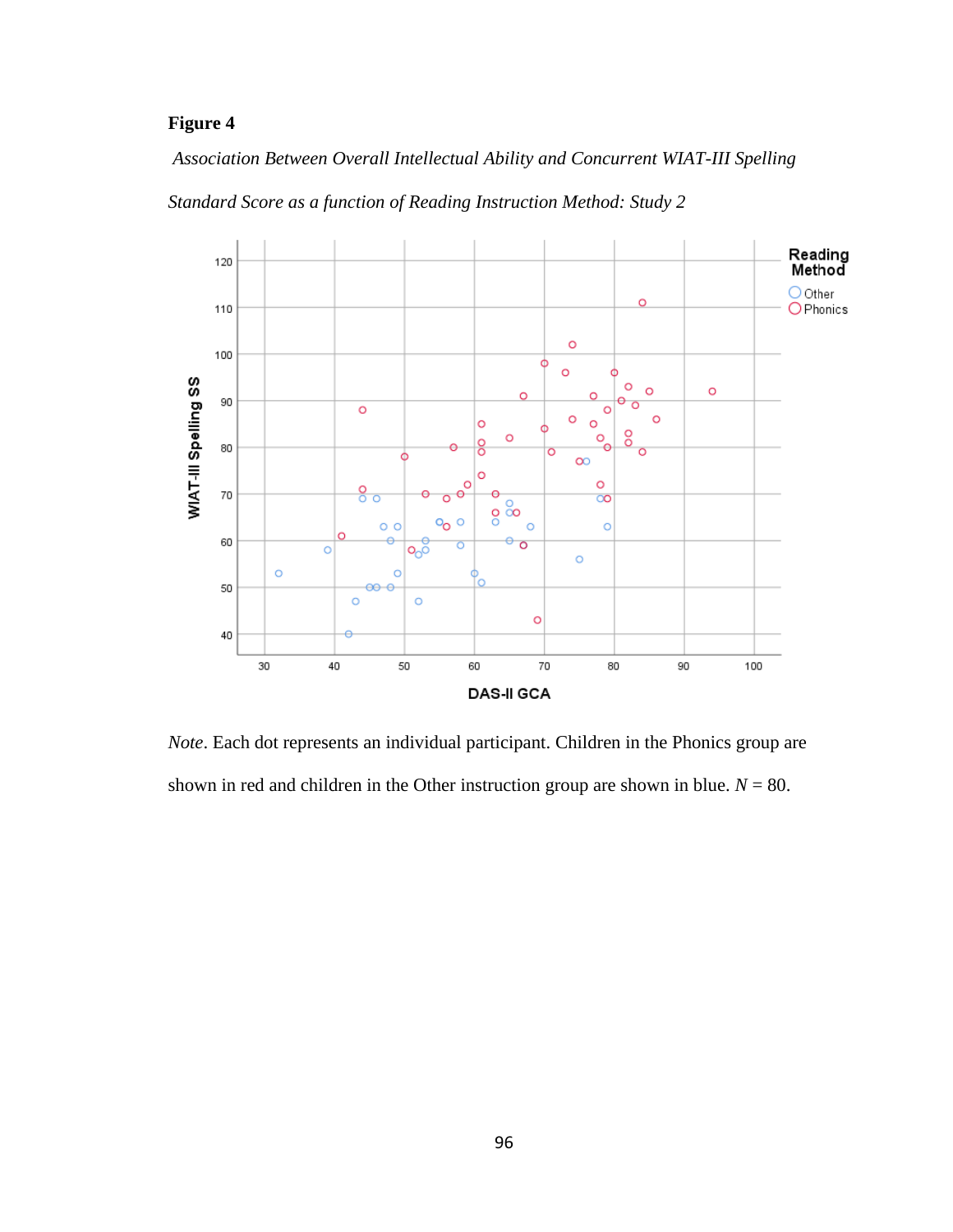**Figure 4**

*Association Between Overall Intellectual Ability and Concurrent WIAT-III Spelling Standard Score as a function of Reading Instruction Method: Study 2*

Reading Method

Other

Phonics

WIAT-III Spelling SS

120

110

100

90

80

70

60

50

40

30

40

50

60

70

80

90

100

DAS-II GCA

*Note*. Each dot represents an individual participant. Children in the Phonics group are shown in red and children in the Other instruction group are shown in blue. *N* = 80.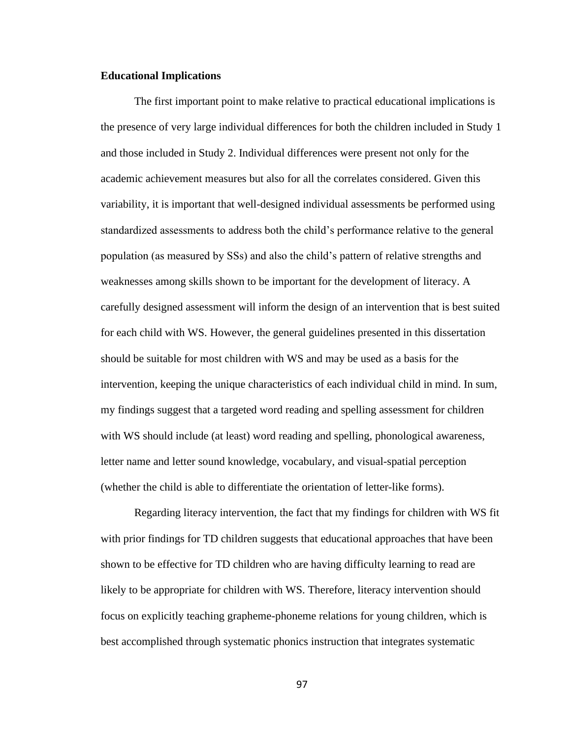**Educational Implications**

The first important point to make relative to practical educational implications is the presence of very large individual differences for both the children included in Study 1 and those included in Study 2. Individual differences were present not only for the academic achievement measures but also for all the correlates considered. Given this variability, it is important that well-designed individual assessments be performed using standardized assessments to address both the child's performance relative to the general population (as measured by SSs) and also the child's pattern of relative strengths and weaknesses among skills shown to be important for the development of literacy. A carefully designed assessment will inform the design of an intervention that is best suited for each child with WS. However, the general guidelines presented in this dissertation should be suitable for most children with WS and may be used as a basis for the intervention, keeping the unique characteristics of each individual child in mind. In sum, my findings suggest that a targeted word reading and spelling assessment for children with WS should include (at least) word reading and spelling, phonological awareness, letter name and letter sound knowledge, vocabulary, and visual-spatial perception (whether the child is able to differentiate the orientation of letter-like forms).

Regarding literacy intervention, the fact that my findings for children with WS fit with prior findings for TD children suggests that educational approaches that have been shown to be effective for TD children who are having difficulty learning to read are likely to be appropriate for children with WS. Therefore, literacy intervention should focus on explicitly teaching grapheme-phoneme relations for young children, which is best accomplished through systematic phonics instruction that integrates systematic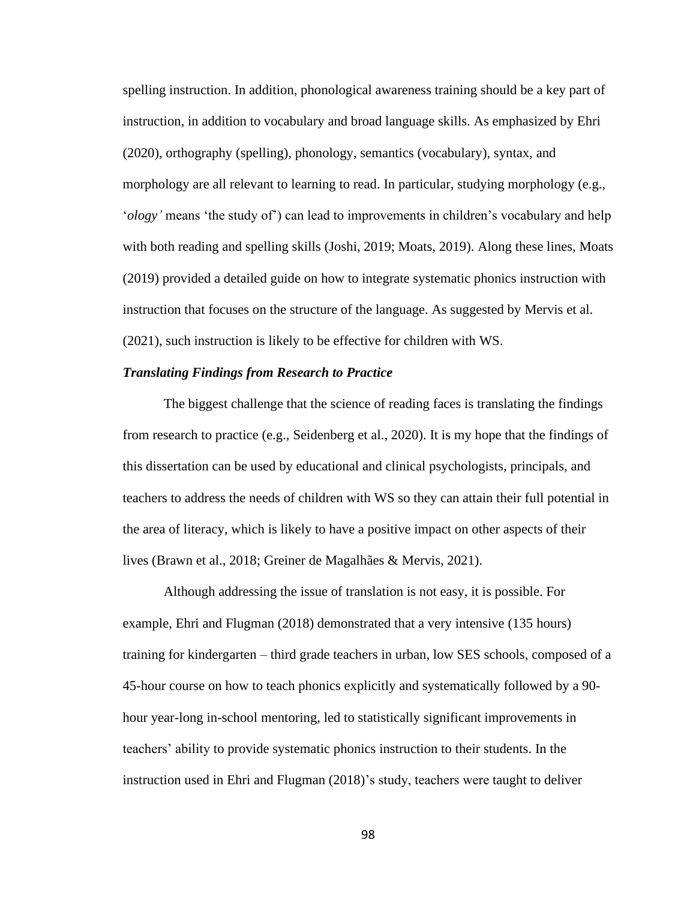spelling instruction. In addition, phonological awareness training should be a key part of instruction, in addition to vocabulary and broad language skills. As emphasized by Ehri (2020), orthography (spelling), phonology, semantics (vocabulary), syntax, and morphology are all relevant to learning to read. In particular, studying morphology (e.g., '*ology'* means 'the study of') can lead to improvements in children's vocabulary and help with both reading and spelling skills (Joshi, 2019; Moats, 2019). Along these lines, Moats (2019) provided a detailed guide on how to integrate systematic phonics instruction with instruction that focuses on the structure of the language. As suggested by Mervis et al. (2021), such instruction is likely to be effective for children with WS.

### *Translating Findings from Research to Practice*

The biggest challenge that the science of reading faces is translating the findings from research to practice (e.g., Seidenberg et al., 2020). It is my hope that the findings of this dissertation can be used by educational and clinical psychologists, principals, and teachers to address the needs of children with WS so they can attain their full potential in the area of literacy, which is likely to have a positive impact on other aspects of their lives (Brawn et al., 2018; Greiner de Magalhães & Mervis, 2021).

Although addressing the issue of translation is not easy, it is possible. For example, Ehri and Flugman (2018) demonstrated that a very intensive (135 hours) training for kindergarten – third grade teachers in urban, low SES schools, composed of a 45-hour course on how to teach phonics explicitly and systematically followed by a 90-hour year-long in-school mentoring, led to statistically significant improvements in teachers' ability to provide systematic phonics instruction to their students. In the instruction used in Ehri and Flugman (2018)'s study, teachers were taught to deliver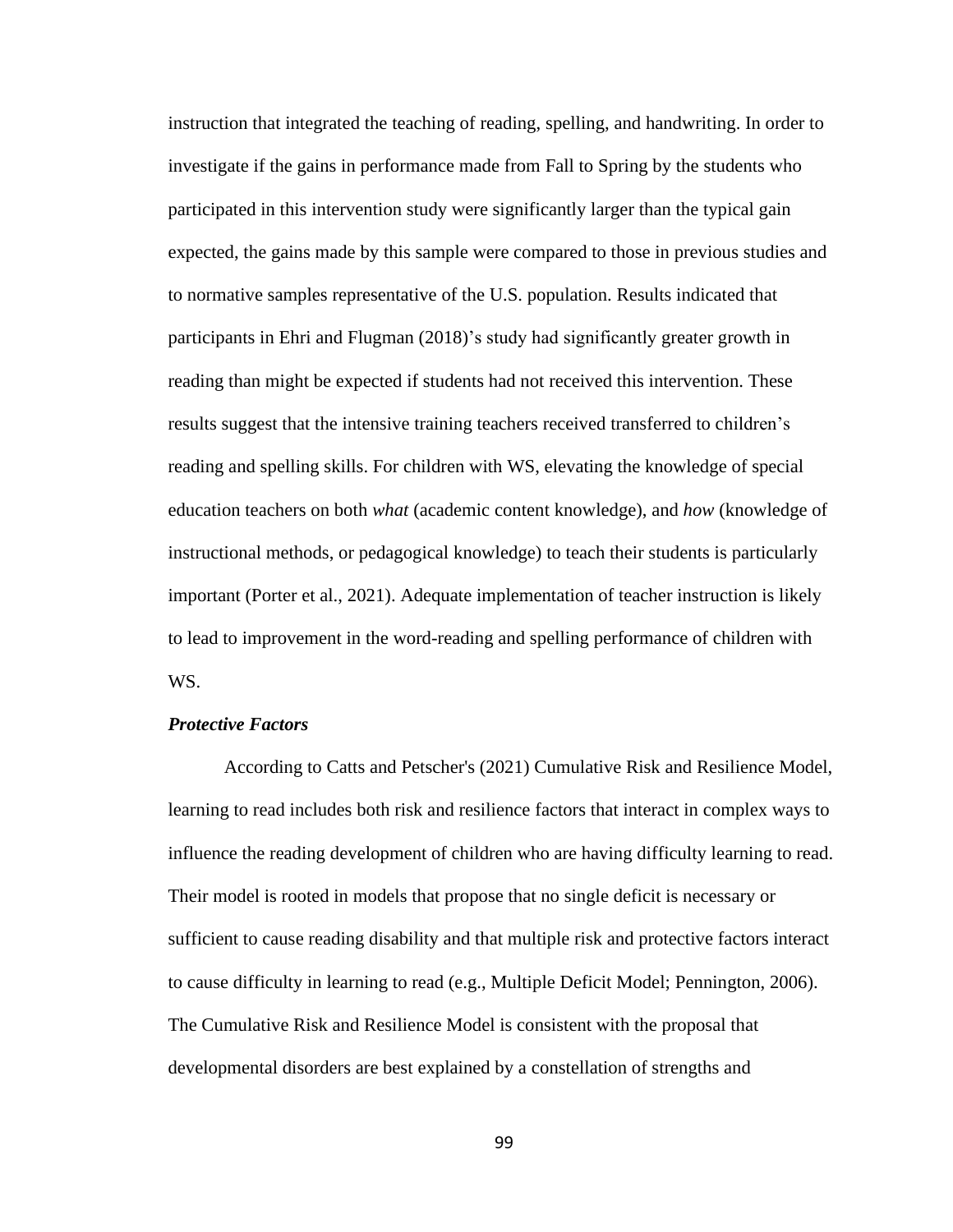instruction that integrated the teaching of reading, spelling, and handwriting. In order to investigate if the gains in performance made from Fall to Spring by the students who participated in this intervention study were significantly larger than the typical gain expected, the gains made by this sample were compared to those in previous studies and to normative samples representative of the U.S. population. Results indicated that participants in Ehri and Flugman (2018)'s study had significantly greater growth in reading than might be expected if students had not received this intervention. These results suggest that the intensive training teachers received transferred to children's reading and spelling skills. For children with WS, elevating the knowledge of special education teachers on both *what* (academic content knowledge), and *how* (knowledge of instructional methods, or pedagogical knowledge) to teach their students is particularly important (Porter et al., 2021). Adequate implementation of teacher instruction is likely to lead to improvement in the word-reading and spelling performance of children with WS.

### ***Protective Factors***

According to Catts and Petscher's (2021) Cumulative Risk and Resilience Model, learning to read includes both risk and resilience factors that interact in complex ways to influence the reading development of children who are having difficulty learning to read. Their model is rooted in models that propose that no single deficit is necessary or sufficient to cause reading disability and that multiple risk and protective factors interact to cause difficulty in learning to read (e.g., Multiple Deficit Model; Pennington, 2006). The Cumulative Risk and Resilience Model is consistent with the proposal that developmental disorders are best explained by a constellation of strengths and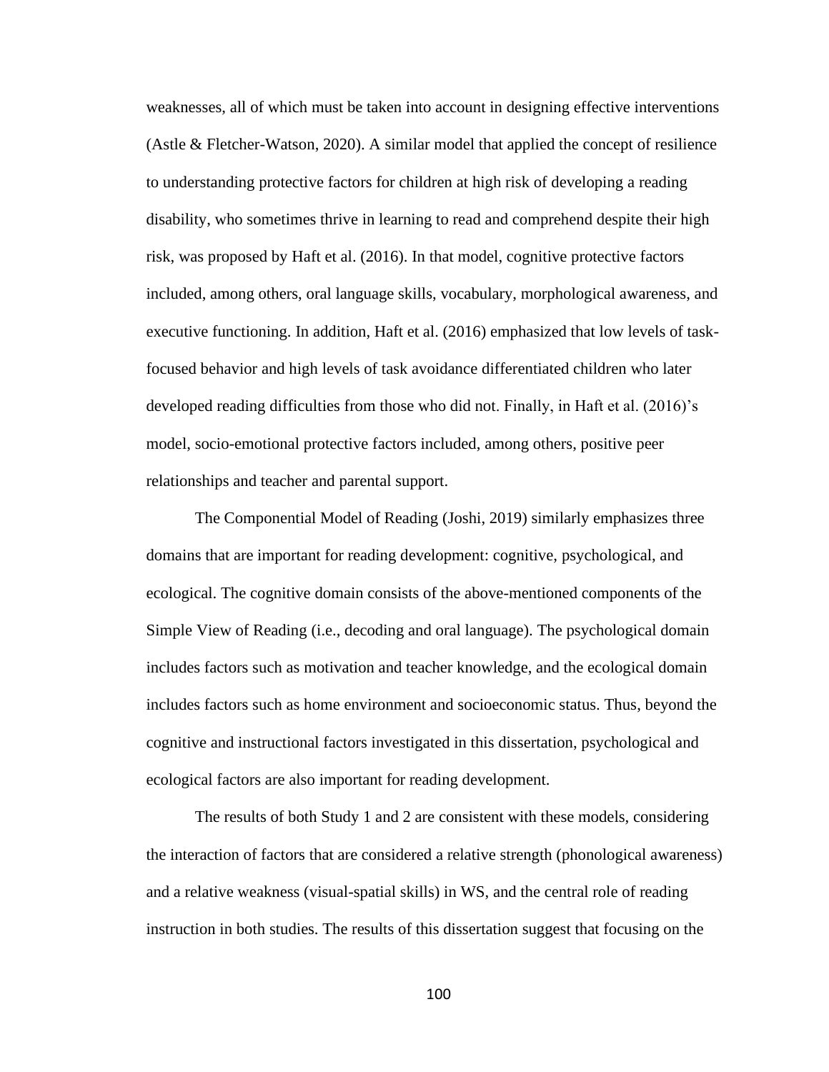weaknesses, all of which must be taken into account in designing effective interventions (Astle & Fletcher-Watson, 2020). A similar model that applied the concept of resilience to understanding protective factors for children at high risk of developing a reading disability, who sometimes thrive in learning to read and comprehend despite their high risk, was proposed by Haft et al. (2016). In that model, cognitive protective factors included, among others, oral language skills, vocabulary, morphological awareness, and executive functioning. In addition, Haft et al. (2016) emphasized that low levels of task-focused behavior and high levels of task avoidance differentiated children who later developed reading difficulties from those who did not. Finally, in Haft et al. (2016)'s model, socio-emotional protective factors included, among others, positive peer relationships and teacher and parental support.

The Componential Model of Reading (Joshi, 2019) similarly emphasizes three domains that are important for reading development: cognitive, psychological, and ecological. The cognitive domain consists of the above-mentioned components of the Simple View of Reading (i.e., decoding and oral language). The psychological domain includes factors such as motivation and teacher knowledge, and the ecological domain includes factors such as home environment and socioeconomic status. Thus, beyond the cognitive and instructional factors investigated in this dissertation, psychological and ecological factors are also important for reading development.

The results of both Study 1 and 2 are consistent with these models, considering the interaction of factors that are considered a relative strength (phonological awareness) and a relative weakness (visual-spatial skills) in WS, and the central role of reading instruction in both studies. The results of this dissertation suggest that focusing on the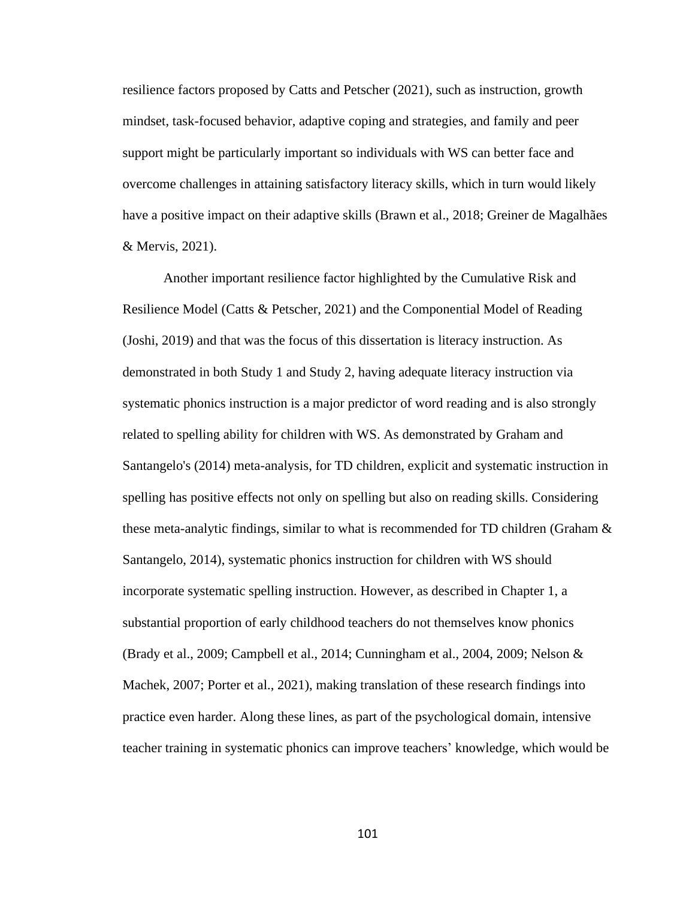resilience factors proposed by Catts and Petscher (2021), such as instruction, growth mindset, task-focused behavior, adaptive coping and strategies, and family and peer support might be particularly important so individuals with WS can better face and overcome challenges in attaining satisfactory literacy skills, which in turn would likely have a positive impact on their adaptive skills (Brawn et al., 2018; Greiner de Magalhães & Mervis, 2021).

Another important resilience factor highlighted by the Cumulative Risk and Resilience Model (Catts & Petscher, 2021) and the Componential Model of Reading (Joshi, 2019) and that was the focus of this dissertation is literacy instruction. As demonstrated in both Study 1 and Study 2, having adequate literacy instruction via systematic phonics instruction is a major predictor of word reading and is also strongly related to spelling ability for children with WS. As demonstrated by Graham and Santangelo's (2014) meta-analysis, for TD children, explicit and systematic instruction in spelling has positive effects not only on spelling but also on reading skills. Considering these meta-analytic findings, similar to what is recommended for TD children (Graham & Santangelo, 2014), systematic phonics instruction for children with WS should incorporate systematic spelling instruction. However, as described in Chapter 1, a substantial proportion of early childhood teachers do not themselves know phonics (Brady et al., 2009; Campbell et al., 2014; Cunningham et al., 2004, 2009; Nelson & Machek, 2007; Porter et al., 2021), making translation of these research findings into practice even harder. Along these lines, as part of the psychological domain, intensive teacher training in systematic phonics can improve teachers' knowledge, which would be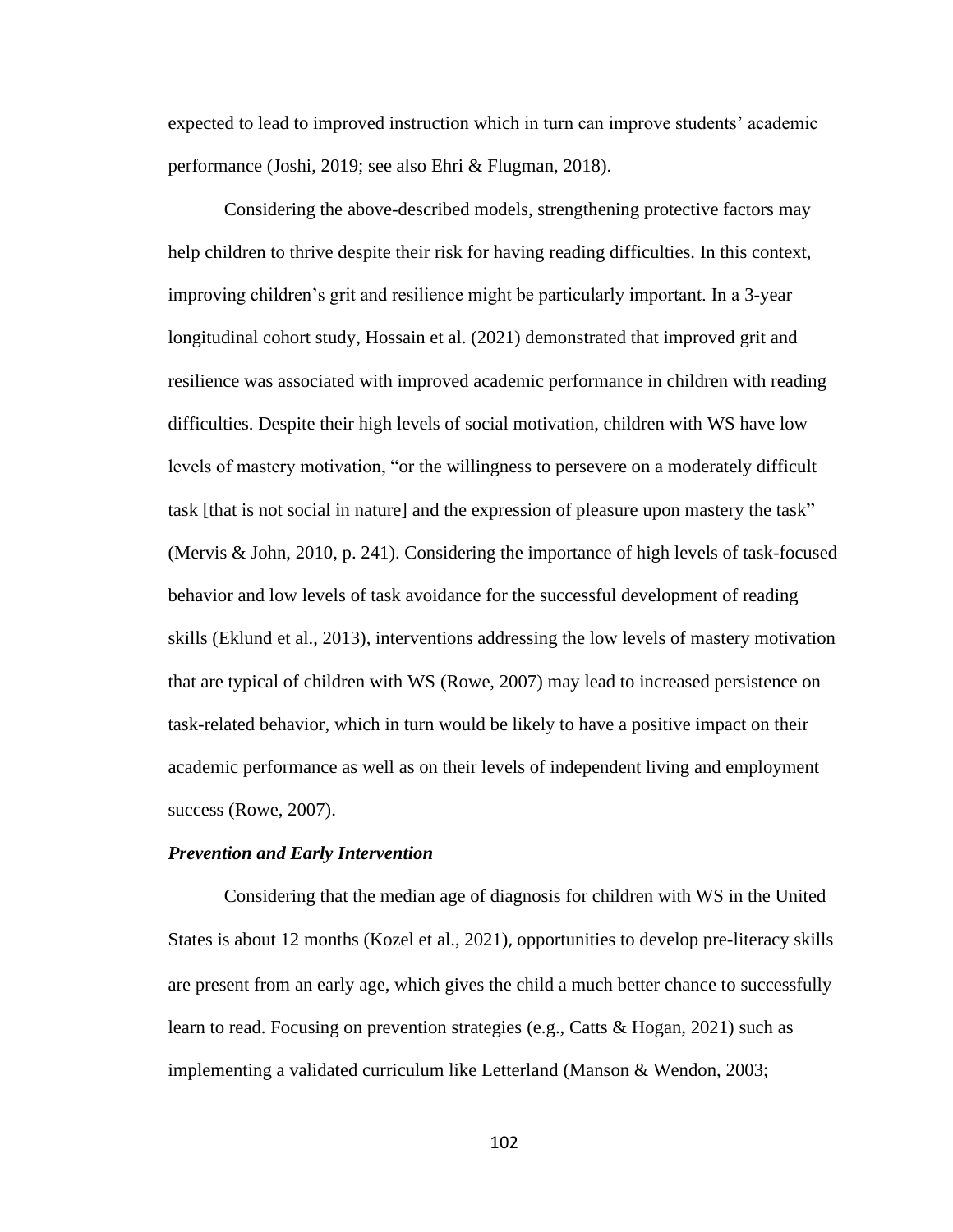expected to lead to improved instruction which in turn can improve students' academic performance (Joshi, 2019; see also Ehri & Flugman, 2018).

Considering the above-described models, strengthening protective factors may help children to thrive despite their risk for having reading difficulties. In this context, improving children's grit and resilience might be particularly important. In a 3-year longitudinal cohort study, Hossain et al. (2021) demonstrated that improved grit and resilience was associated with improved academic performance in children with reading difficulties. Despite their high levels of social motivation, children with WS have low levels of mastery motivation, "or the willingness to persevere on a moderately difficult task [that is not social in nature] and the expression of pleasure upon mastery the task" (Mervis & John, 2010, p. 241). Considering the importance of high levels of task-focused behavior and low levels of task avoidance for the successful development of reading skills (Eklund et al., 2013), interventions addressing the low levels of mastery motivation that are typical of children with WS (Rowe, 2007) may lead to increased persistence on task-related behavior, which in turn would be likely to have a positive impact on their academic performance as well as on their levels of independent living and employment success (Rowe, 2007).

### *Prevention and Early Intervention*

Considering that the median age of diagnosis for children with WS in the United States is about 12 months (Kozel et al., 2021), opportunities to develop pre-literacy skills are present from an early age, which gives the child a much better chance to successfully learn to read. Focusing on prevention strategies (e.g., Catts & Hogan, 2021) such as implementing a validated curriculum like Letterland (Manson & Wendon, 2003;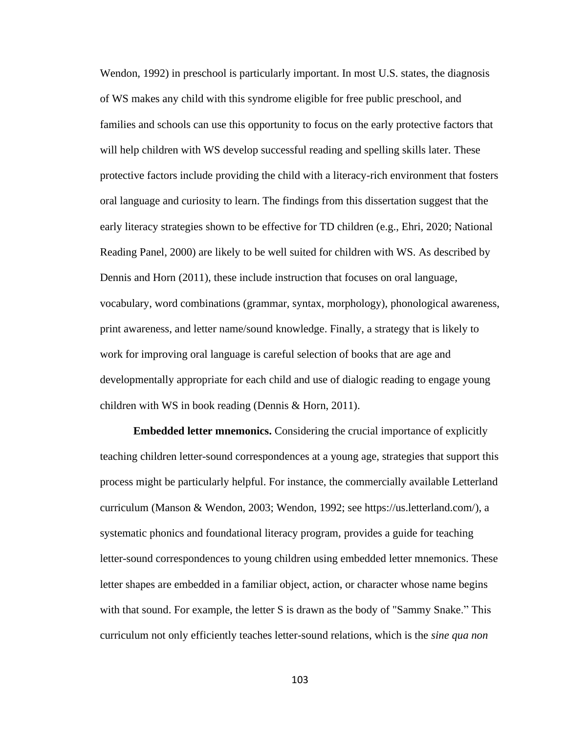Wendon, 1992) in preschool is particularly important. In most U.S. states, the diagnosis of WS makes any child with this syndrome eligible for free public preschool, and families and schools can use this opportunity to focus on the early protective factors that will help children with WS develop successful reading and spelling skills later. These protective factors include providing the child with a literacy-rich environment that fosters oral language and curiosity to learn. The findings from this dissertation suggest that the early literacy strategies shown to be effective for TD children (e.g., Ehri, 2020; National Reading Panel, 2000) are likely to be well suited for children with WS. As described by Dennis and Horn (2011), these include instruction that focuses on oral language, vocabulary, word combinations (grammar, syntax, morphology), phonological awareness, print awareness, and letter name/sound knowledge. Finally, a strategy that is likely to work for improving oral language is careful selection of books that are age and developmentally appropriate for each child and use of dialogic reading to engage young children with WS in book reading (Dennis & Horn, 2011).

**Embedded letter mnemonics.** Considering the crucial importance of explicitly teaching children letter-sound correspondences at a young age, strategies that support this process might be particularly helpful. For instance, the commercially available Letterland curriculum (Manson & Wendon, 2003; Wendon, 1992; see https://us.letterland.com/), a systematic phonics and foundational literacy program, provides a guide for teaching letter-sound correspondences to young children using embedded letter mnemonics. These letter shapes are embedded in a familiar object, action, or character whose name begins with that sound. For example, the letter S is drawn as the body of "Sammy Snake." This curriculum not only efficiently teaches letter-sound relations, which is the *sine qua non*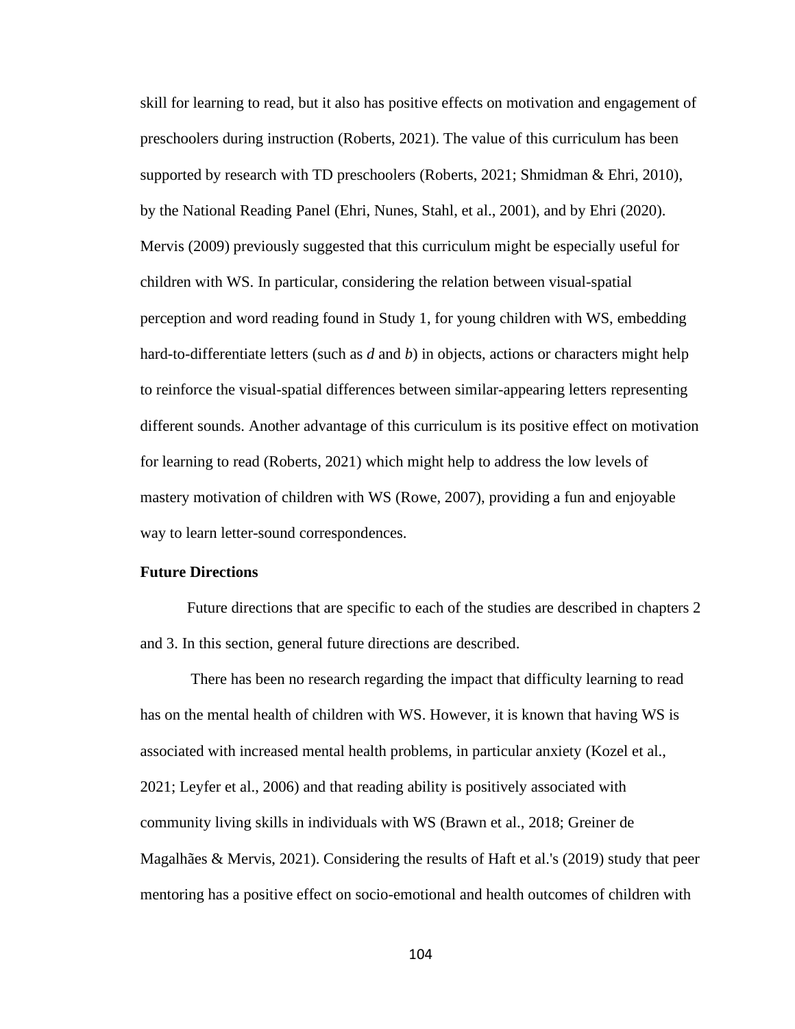skill for learning to read, but it also has positive effects on motivation and engagement of preschoolers during instruction (Roberts, 2021). The value of this curriculum has been supported by research with TD preschoolers (Roberts, 2021; Shmidman & Ehri, 2010), by the National Reading Panel (Ehri, Nunes, Stahl, et al., 2001), and by Ehri (2020). Mervis (2009) previously suggested that this curriculum might be especially useful for children with WS. In particular, considering the relation between visual-spatial perception and word reading found in Study 1, for young children with WS, embedding hard-to-differentiate letters (such as *d* and *b*) in objects, actions or characters might help to reinforce the visual-spatial differences between similar-appearing letters representing different sounds. Another advantage of this curriculum is its positive effect on motivation for learning to read (Roberts, 2021) which might help to address the low levels of mastery motivation of children with WS (Rowe, 2007), providing a fun and enjoyable way to learn letter-sound correspondences.

**Future Directions**

Future directions that are specific to each of the studies are described in chapters 2 and 3. In this section, general future directions are described.

There has been no research regarding the impact that difficulty learning to read has on the mental health of children with WS. However, it is known that having WS is associated with increased mental health problems, in particular anxiety (Kozel et al., 2021; Leyfer et al., 2006) and that reading ability is positively associated with community living skills in individuals with WS (Brawn et al., 2018; Greiner de Magalhães & Mervis, 2021). Considering the results of Haft et al.'s (2019) study that peer mentoring has a positive effect on socio-emotional and health outcomes of children with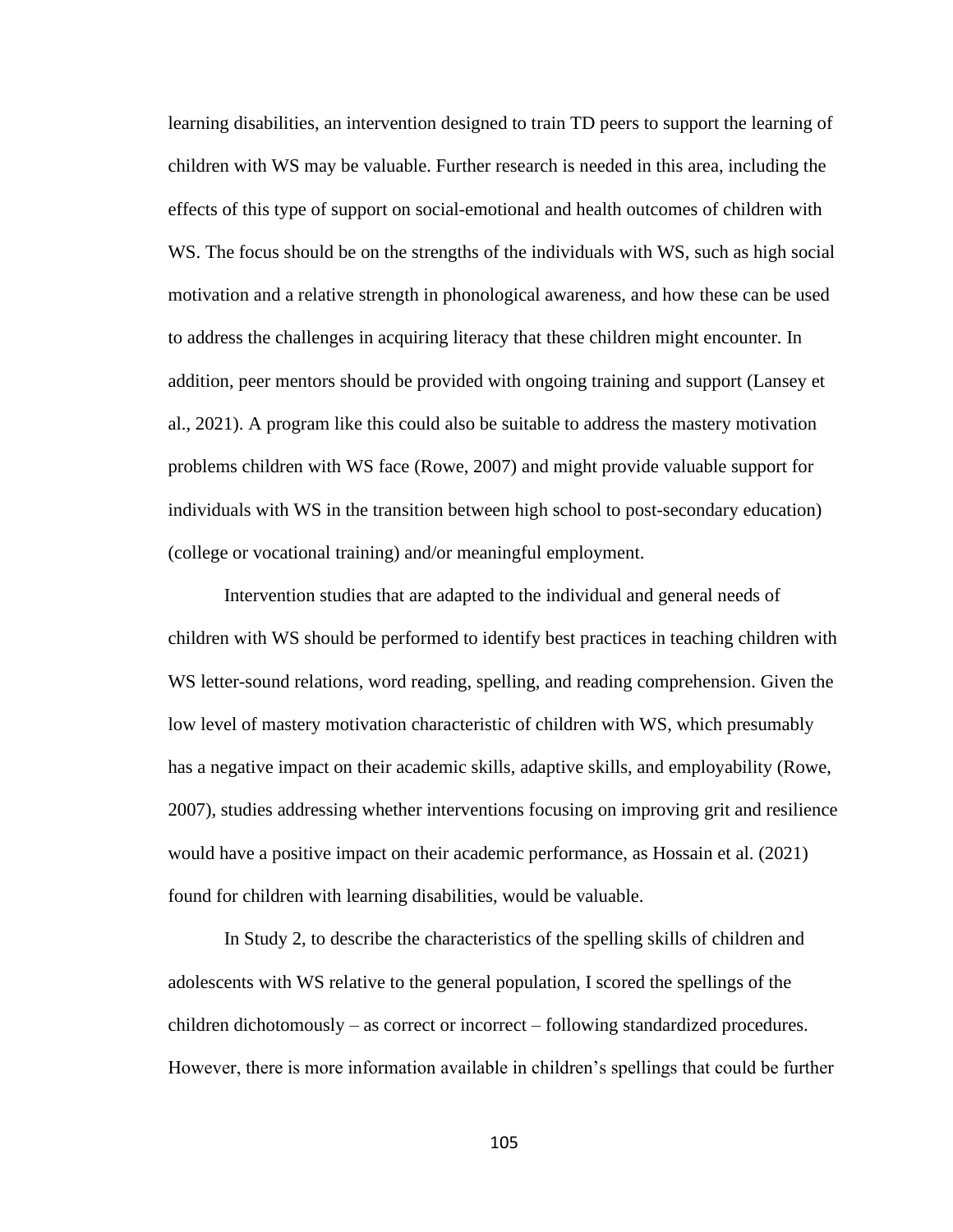learning disabilities, an intervention designed to train TD peers to support the learning of children with WS may be valuable. Further research is needed in this area, including the effects of this type of support on social-emotional and health outcomes of children with WS. The focus should be on the strengths of the individuals with WS, such as high social motivation and a relative strength in phonological awareness, and how these can be used to address the challenges in acquiring literacy that these children might encounter. In addition, peer mentors should be provided with ongoing training and support (Lansey et al., 2021). A program like this could also be suitable to address the mastery motivation problems children with WS face (Rowe, 2007) and might provide valuable support for individuals with WS in the transition between high school to post-secondary education) (college or vocational training) and/or meaningful employment.

Intervention studies that are adapted to the individual and general needs of children with WS should be performed to identify best practices in teaching children with WS letter-sound relations, word reading, spelling, and reading comprehension. Given the low level of mastery motivation characteristic of children with WS, which presumably has a negative impact on their academic skills, adaptive skills, and employability (Rowe, 2007), studies addressing whether interventions focusing on improving grit and resilience would have a positive impact on their academic performance, as Hossain et al. (2021) found for children with learning disabilities, would be valuable.

In Study 2, to describe the characteristics of the spelling skills of children and adolescents with WS relative to the general population, I scored the spellings of the children dichotomously – as correct or incorrect – following standardized procedures. However, there is more information available in children's spellings that could be further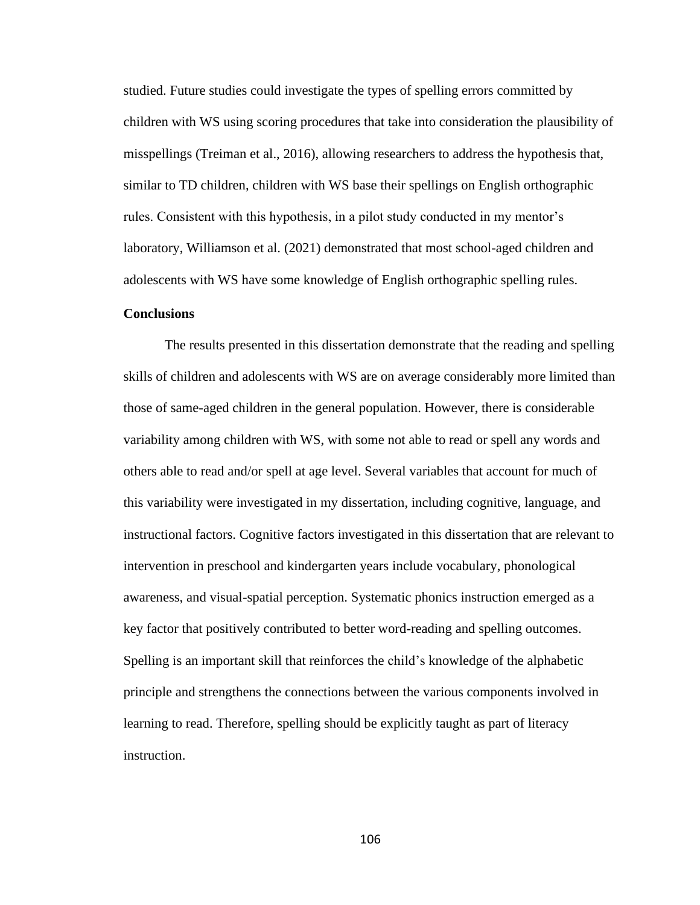studied. Future studies could investigate the types of spelling errors committed by children with WS using scoring procedures that take into consideration the plausibility of misspellings (Treiman et al., 2016), allowing researchers to address the hypothesis that, similar to TD children, children with WS base their spellings on English orthographic rules. Consistent with this hypothesis, in a pilot study conducted in my mentor's laboratory, Williamson et al. (2021) demonstrated that most school-aged children and adolescents with WS have some knowledge of English orthographic spelling rules.

**Conclusions**

The results presented in this dissertation demonstrate that the reading and spelling skills of children and adolescents with WS are on average considerably more limited than those of same-aged children in the general population. However, there is considerable variability among children with WS, with some not able to read or spell any words and others able to read and/or spell at age level. Several variables that account for much of this variability were investigated in my dissertation, including cognitive, language, and instructional factors. Cognitive factors investigated in this dissertation that are relevant to intervention in preschool and kindergarten years include vocabulary, phonological awareness, and visual-spatial perception. Systematic phonics instruction emerged as a key factor that positively contributed to better word-reading and spelling outcomes. Spelling is an important skill that reinforces the child's knowledge of the alphabetic principle and strengthens the connections between the various components involved in learning to read. Therefore, spelling should be explicitly taught as part of literacy instruction.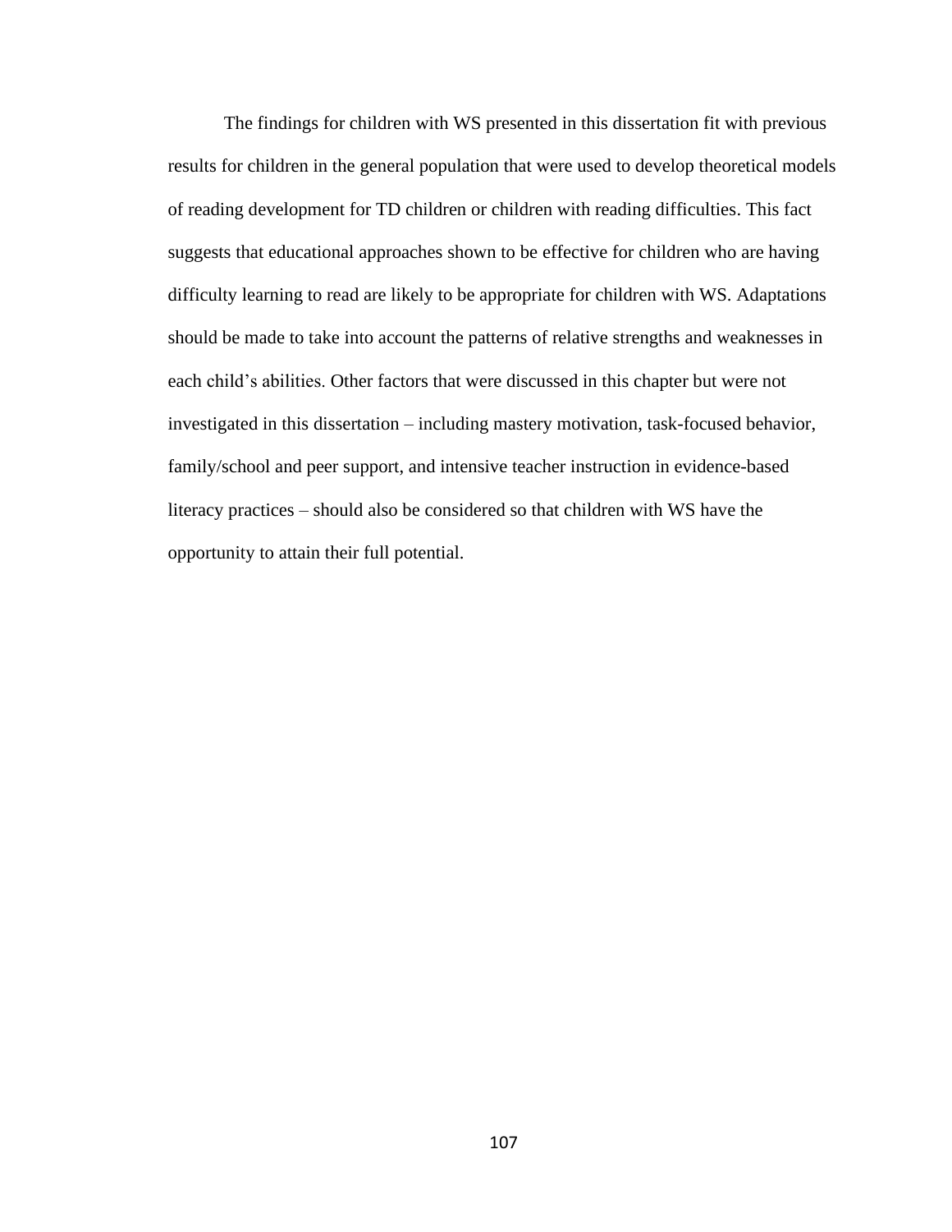The findings for children with WS presented in this dissertation fit with previous results for children in the general population that were used to develop theoretical models of reading development for TD children or children with reading difficulties. This fact suggests that educational approaches shown to be effective for children who are having difficulty learning to read are likely to be appropriate for children with WS. Adaptations should be made to take into account the patterns of relative strengths and weaknesses in each child's abilities. Other factors that were discussed in this chapter but were not investigated in this dissertation – including mastery motivation, task-focused behavior, family/school and peer support, and intensive teacher instruction in evidence-based literacy practices – should also be considered so that children with WS have the opportunity to attain their full potential.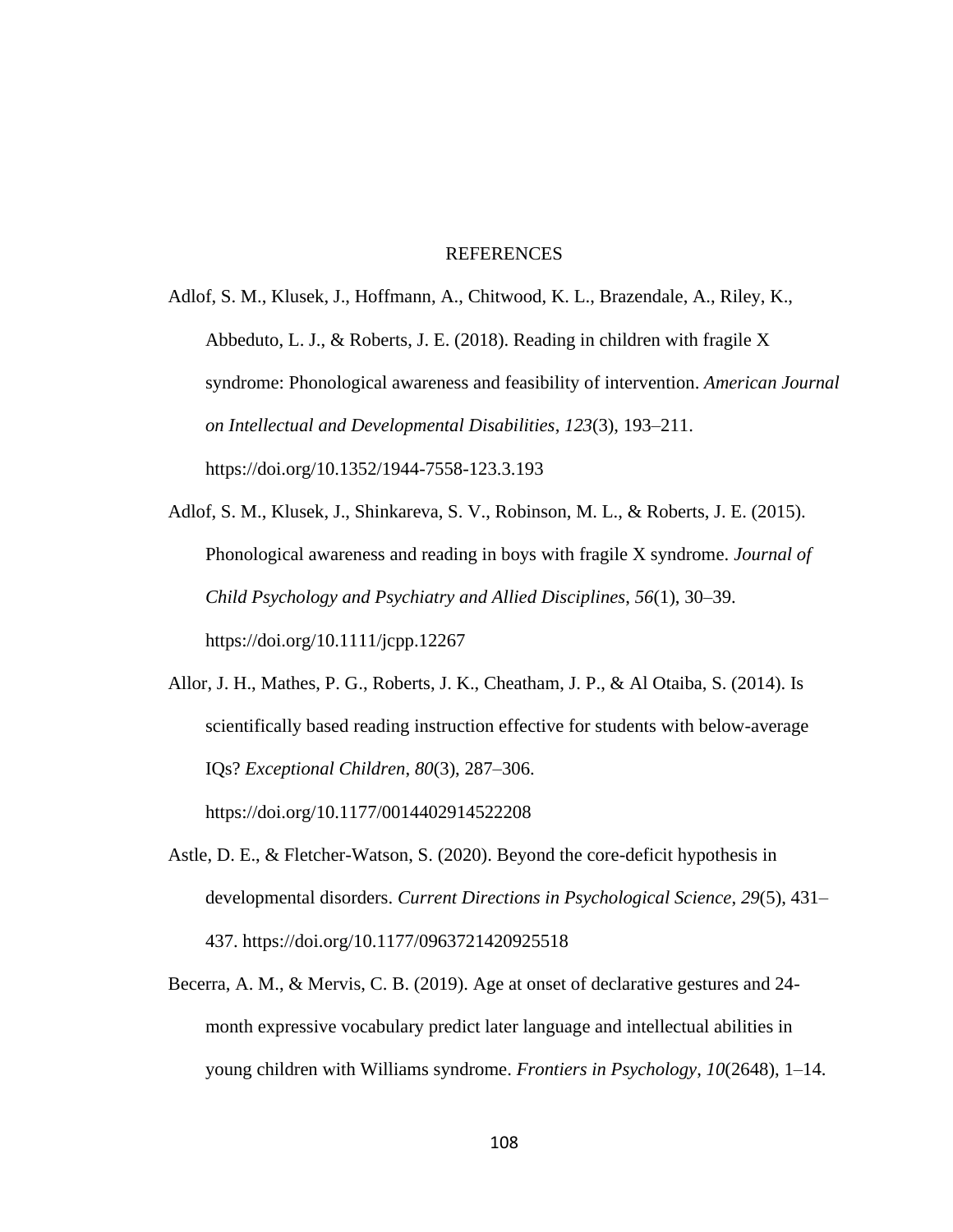# REFERENCES

Adlof, S. M., Klusek, J., Hoffmann, A., Chitwood, K. L., Brazendale, A., Riley, K., Abbeduto, L. J., & Roberts, J. E. (2018). Reading in children with fragile X syndrome: Phonological awareness and feasibility of intervention. *American Journal on Intellectual and Developmental Disabilities*, *123*(3), 193–211. https://doi.org/10.1352/1944-7558-123.3.193

Adlof, S. M., Klusek, J., Shinkareva, S. V., Robinson, M. L., & Roberts, J. E. (2015). Phonological awareness and reading in boys with fragile X syndrome. *Journal of Child Psychology and Psychiatry and Allied Disciplines*, *56*(1), 30–39. https://doi.org/10.1111/jcpp.12267

Allor, J. H., Mathes, P. G., Roberts, J. K., Cheatham, J. P., & Al Otaiba, S. (2014). Is scientifically based reading instruction effective for students with below-average IQs? *Exceptional Children*, *80*(3), 287–306. https://doi.org/10.1177/0014402914522208

Astle, D. E., & Fletcher-Watson, S. (2020). Beyond the core-deficit hypothesis in developmental disorders. *Current Directions in Psychological Science*, *29*(5), 431–437. https://doi.org/10.1177/0963721420925518

Becerra, A. M., & Mervis, C. B. (2019). Age at onset of declarative gestures and 24-month expressive vocabulary predict later language and intellectual abilities in young children with Williams syndrome. *Frontiers in Psychology*, *10*(2648), 1–14.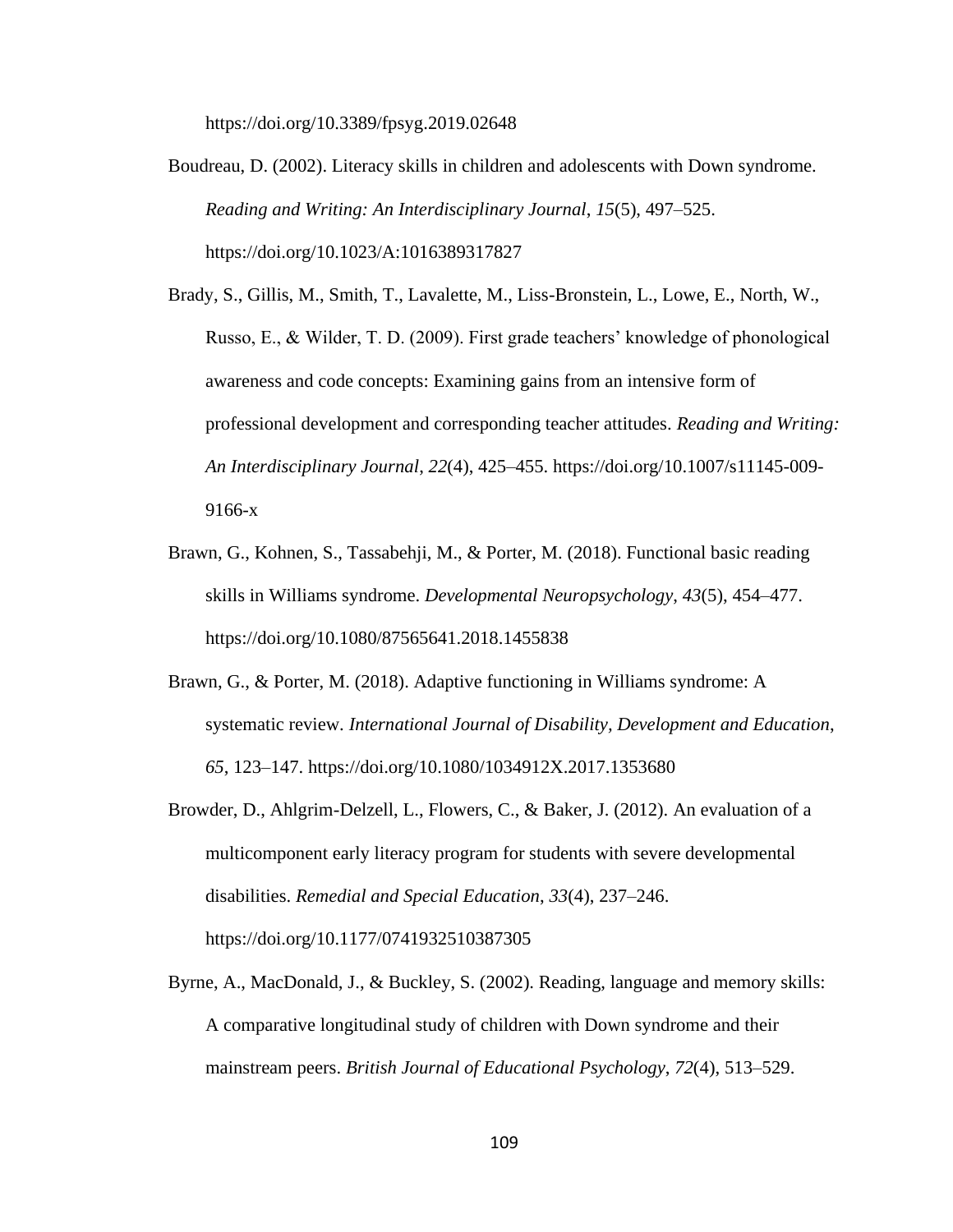https://doi.org/10.3389/fpsyg.2019.02648

Boudreau, D. (2002). Literacy skills in children and adolescents with Down syndrome. *Reading and Writing: An Interdisciplinary Journal*, *15*(5), 497–525. https://doi.org/10.1023/A:1016389317827

Brady, S., Gillis, M., Smith, T., Lavalette, M., Liss-Bronstein, L., Lowe, E., North, W., Russo, E., & Wilder, T. D. (2009). First grade teachers' knowledge of phonological awareness and code concepts: Examining gains from an intensive form of professional development and corresponding teacher attitudes. *Reading and Writing: An Interdisciplinary Journal*, *22*(4), 425–455. https://doi.org/10.1007/s11145-009-9166-x

Brawn, G., Kohnen, S., Tassabehji, M., & Porter, M. (2018). Functional basic reading skills in Williams syndrome. *Developmental Neuropsychology*, *43*(5), 454–477. https://doi.org/10.1080/87565641.2018.1455838

Brawn, G., & Porter, M. (2018). Adaptive functioning in Williams syndrome: A systematic review. *International Journal of Disability, Development and Education*, *65*, 123–147. https://doi.org/10.1080/1034912X.2017.1353680

Browder, D., Ahlgrim-Delzell, L., Flowers, C., & Baker, J. (2012). An evaluation of a multicomponent early literacy program for students with severe developmental disabilities. *Remedial and Special Education*, *33*(4), 237–246. https://doi.org/10.1177/0741932510387305

Byrne, A., MacDonald, J., & Buckley, S. (2002). Reading, language and memory skills: A comparative longitudinal study of children with Down syndrome and their mainstream peers. *British Journal of Educational Psychology*, *72*(4), 513–529.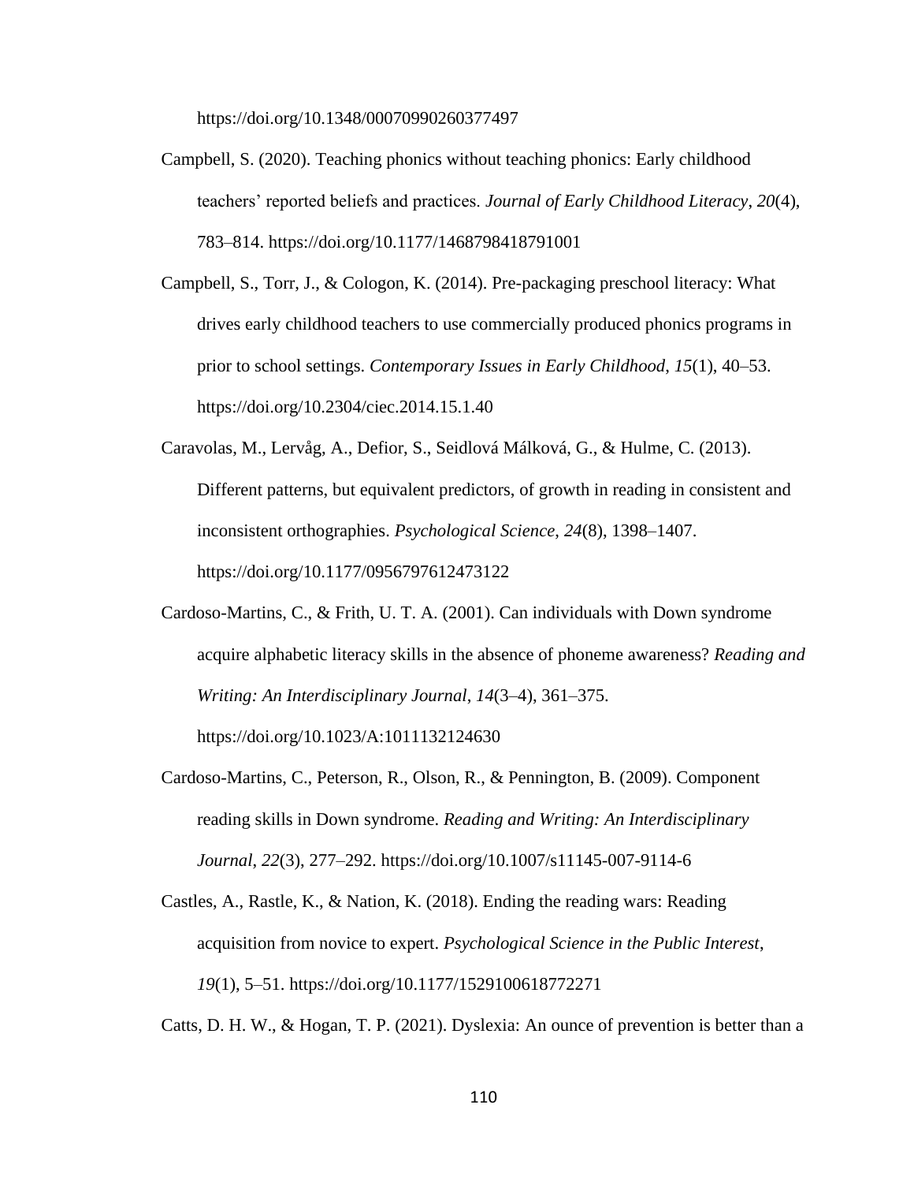https://doi.org/10.1348/00070990260377497

Campbell, S. (2020). Teaching phonics without teaching phonics: Early childhood teachers' reported beliefs and practices. *Journal of Early Childhood Literacy*, *20*(4), 783–814. https://doi.org/10.1177/1468798418791001

Campbell, S., Torr, J., & Cologon, K. (2014). Pre-packaging preschool literacy: What drives early childhood teachers to use commercially produced phonics programs in prior to school settings. *Contemporary Issues in Early Childhood*, *15*(1), 40–53. https://doi.org/10.2304/ciec.2014.15.1.40

Caravolas, M., Lervåg, A., Defior, S., Seidlová Málková, G., & Hulme, C. (2013). Different patterns, but equivalent predictors, of growth in reading in consistent and inconsistent orthographies. *Psychological Science, 24*(8), 1398–1407. https://doi.org/10.1177/0956797612473122

Cardoso-Martins, C., & Frith, U. T. A. (2001). Can individuals with Down syndrome acquire alphabetic literacy skills in the absence of phoneme awareness? *Reading and Writing: An Interdisciplinary Journal*, *14*(3–4), 361–375. https://doi.org/10.1023/A:1011132124630

Cardoso-Martins, C., Peterson, R., Olson, R., & Pennington, B. (2009). Component reading skills in Down syndrome. *Reading and Writing: An Interdisciplinary Journal*, *22*(3), 277–292. https://doi.org/10.1007/s11145-007-9114-6

Castles, A., Rastle, K., & Nation, K. (2018). Ending the reading wars: Reading acquisition from novice to expert. *Psychological Science in the Public Interest*, *19*(1), 5–51. https://doi.org/10.1177/1529100618772271

Catts, D. H. W., & Hogan, T. P. (2021). Dyslexia: An ounce of prevention is better than a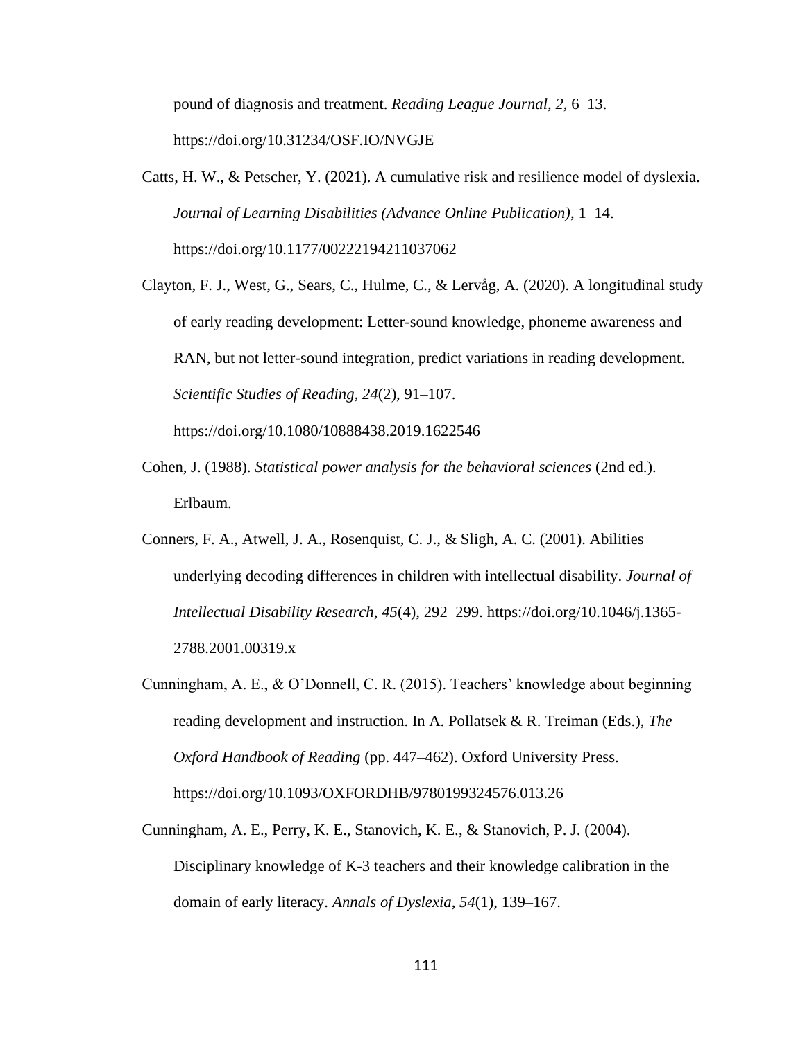pound of diagnosis and treatment. *Reading League Journal*, *2*, 6–13. https://doi.org/10.31234/OSF.IO/NVGJE

Catts, H. W., & Petscher, Y. (2021). A cumulative risk and resilience model of dyslexia. *Journal of Learning Disabilities (Advance Online Publication)*, 1–14. https://doi.org/10.1177/00222194211037062

Clayton, F. J., West, G., Sears, C., Hulme, C., & Lervåg, A. (2020). A longitudinal study of early reading development: Letter-sound knowledge, phoneme awareness and RAN, but not letter-sound integration, predict variations in reading development. *Scientific Studies of Reading*, *24*(2), 91–107. https://doi.org/10.1080/10888438.2019.1622546

Cohen, J. (1988). *Statistical power analysis for the behavioral sciences* (2nd ed.). Erlbaum.

Conners, F. A., Atwell, J. A., Rosenquist, C. J., & Sligh, A. C. (2001). Abilities underlying decoding differences in children with intellectual disability. *Journal of Intellectual Disability Research*, *45*(4), 292–299. https://doi.org/10.1046/j.1365-2788.2001.00319.x

Cunningham, A. E., & O'Donnell, C. R. (2015). Teachers' knowledge about beginning reading development and instruction. In A. Pollatsek & R. Treiman (Eds.), *The Oxford Handbook of Reading* (pp. 447–462). Oxford University Press. https://doi.org/10.1093/OXFORDHB/9780199324576.013.26

Cunningham, A. E., Perry, K. E., Stanovich, K. E., & Stanovich, P. J. (2004). Disciplinary knowledge of K-3 teachers and their knowledge calibration in the domain of early literacy. *Annals of Dyslexia*, *54*(1), 139–167.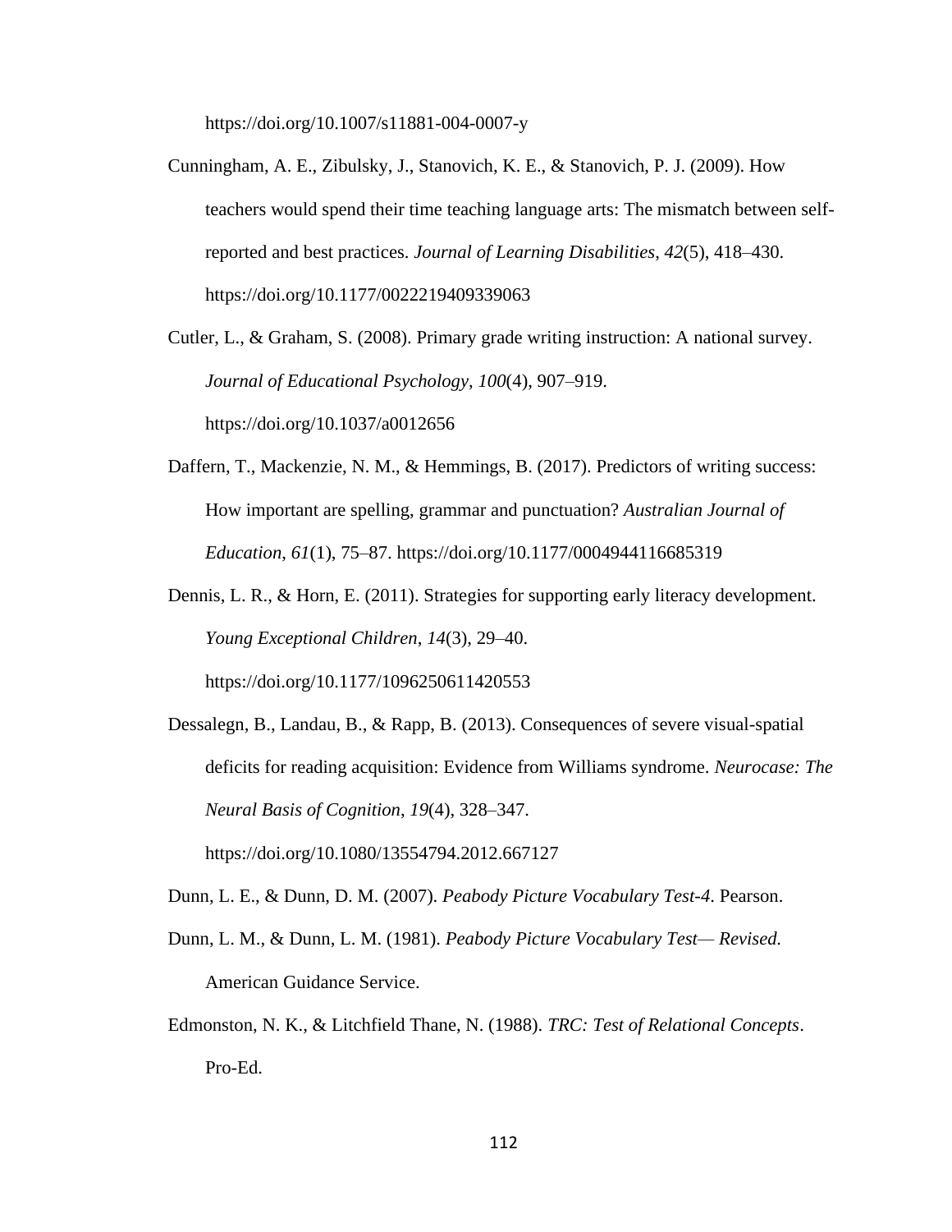https://doi.org/10.1007/s11881-004-0007-y

Cunningham, A. E., Zibulsky, J., Stanovich, K. E., & Stanovich, P. J. (2009). How teachers would spend their time teaching language arts: The mismatch between self-reported and best practices. *Journal of Learning Disabilities*, *42*(5), 418–430. https://doi.org/10.1177/0022219409339063

Cutler, L., & Graham, S. (2008). Primary grade writing instruction: A national survey. *Journal of Educational Psychology*, *100*(4), 907–919. https://doi.org/10.1037/a0012656

Daffern, T., Mackenzie, N. M., & Hemmings, B. (2017). Predictors of writing success: How important are spelling, grammar and punctuation? *Australian Journal of Education*, *61*(1), 75–87. https://doi.org/10.1177/0004944116685319

Dennis, L. R., & Horn, E. (2011). Strategies for supporting early literacy development. *Young Exceptional Children*, *14*(3), 29–40. https://doi.org/10.1177/1096250611420553

Dessalegn, B., Landau, B., & Rapp, B. (2013). Consequences of severe visual-spatial deficits for reading acquisition: Evidence from Williams syndrome. *Neurocase: The Neural Basis of Cognition*, *19*(4), 328–347. https://doi.org/10.1080/13554794.2012.667127

Dunn, L. E., & Dunn, D. M. (2007). *Peabody Picture Vocabulary Test-4*. Pearson.

Dunn, L. M., & Dunn, L. M. (1981). *Peabody Picture Vocabulary Test— Revised.* American Guidance Service.

Edmonston, N. K., & Litchfield Thane, N. (1988). *TRC: Test of Relational Concepts*. Pro-Ed.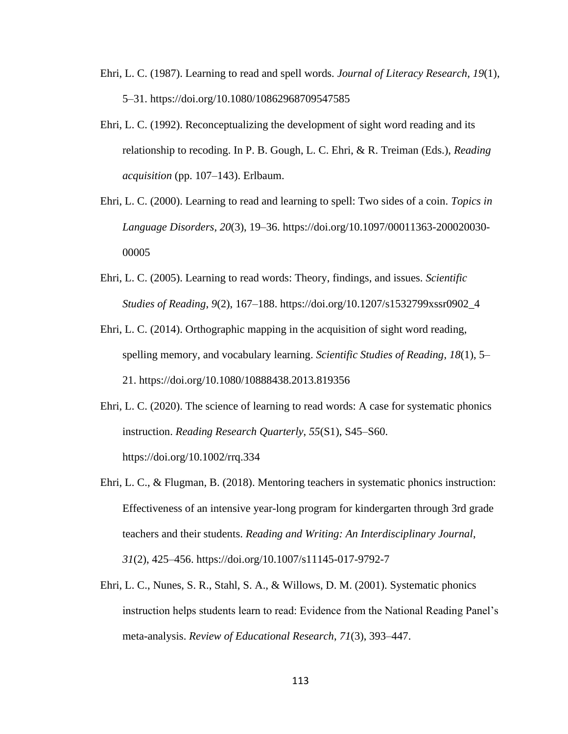Ehri, L. C. (1987). Learning to read and spell words. *Journal of Literacy Research*, *19*(1), 5–31. https://doi.org/10.1080/10862968709547585

Ehri, L. C. (1992). Reconceptualizing the development of sight word reading and its relationship to recoding. In P. B. Gough, L. C. Ehri, & R. Treiman (Eds.), *Reading acquisition* (pp. 107–143). Erlbaum.

Ehri, L. C. (2000). Learning to read and learning to spell: Two sides of a coin. *Topics in Language Disorders*, *20*(3), 19–36. https://doi.org/10.1097/00011363-200020030-00005

Ehri, L. C. (2005). Learning to read words: Theory, findings, and issues. *Scientific Studies of Reading*, *9*(2), 167–188. https://doi.org/10.1207/s1532799xssr0902_4

Ehri, L. C. (2014). Orthographic mapping in the acquisition of sight word reading, spelling memory, and vocabulary learning. *Scientific Studies of Reading*, *18*(1), 5–21. https://doi.org/10.1080/10888438.2013.819356

Ehri, L. C. (2020). The science of learning to read words: A case for systematic phonics instruction. *Reading Research Quarterly*, *55*(S1), S45–S60. https://doi.org/10.1002/rrq.334

Ehri, L. C., & Flugman, B. (2018). Mentoring teachers in systematic phonics instruction: Effectiveness of an intensive year-long program for kindergarten through 3rd grade teachers and their students. *Reading and Writing: An Interdisciplinary Journal*, *31*(2), 425–456. https://doi.org/10.1007/s11145-017-9792-7

Ehri, L. C., Nunes, S. R., Stahl, S. A., & Willows, D. M. (2001). Systematic phonics instruction helps students learn to read: Evidence from the National Reading Panel's meta-analysis. *Review of Educational Research*, *71*(3), 393–447.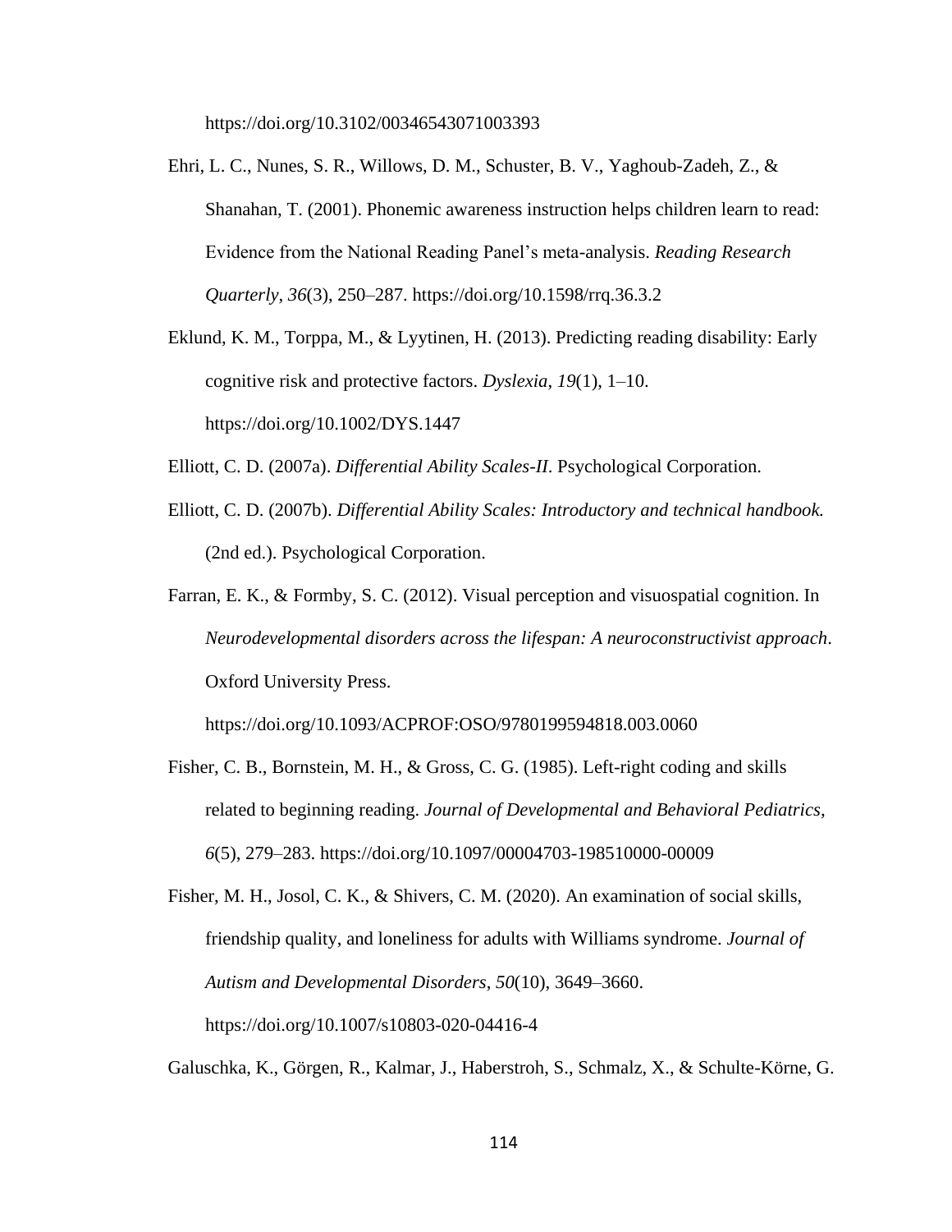https://doi.org/10.3102/00346543071003393

Ehri, L. C., Nunes, S. R., Willows, D. M., Schuster, B. V., Yaghoub-Zadeh, Z., & Shanahan, T. (2001). Phonemic awareness instruction helps children learn to read: Evidence from the National Reading Panel's meta-analysis. *Reading Research Quarterly*, *36*(3), 250–287. https://doi.org/10.1598/rrq.36.3.2

Eklund, K. M., Torppa, M., & Lyytinen, H. (2013). Predicting reading disability: Early cognitive risk and protective factors. *Dyslexia*, *19*(1), 1–10. https://doi.org/10.1002/DYS.1447

Elliott, C. D. (2007a). *Differential Ability Scales-II*. Psychological Corporation.

Elliott, C. D. (2007b). *Differential Ability Scales: Introductory and technical handbook.* (2nd ed.). Psychological Corporation.

Farran, E. K., & Formby, S. C. (2012). Visual perception and visuospatial cognition. In *Neurodevelopmental disorders across the lifespan: A neuroconstructivist approach*. Oxford University Press. https://doi.org/10.1093/ACPROF:OSO/9780199594818.003.0060

Fisher, C. B., Bornstein, M. H., & Gross, C. G. (1985). Left-right coding and skills related to beginning reading. *Journal of Developmental and Behavioral Pediatrics*, *6*(5), 279–283. https://doi.org/10.1097/00004703-198510000-00009

Fisher, M. H., Josol, C. K., & Shivers, C. M. (2020). An examination of social skills, friendship quality, and loneliness for adults with Williams syndrome. *Journal of Autism and Developmental Disorders*, *50*(10), 3649–3660. https://doi.org/10.1007/s10803-020-04416-4

Galuschka, K., Görgen, R., Kalmar, J., Haberstroh, S., Schmalz, X., & Schulte-Körne, G.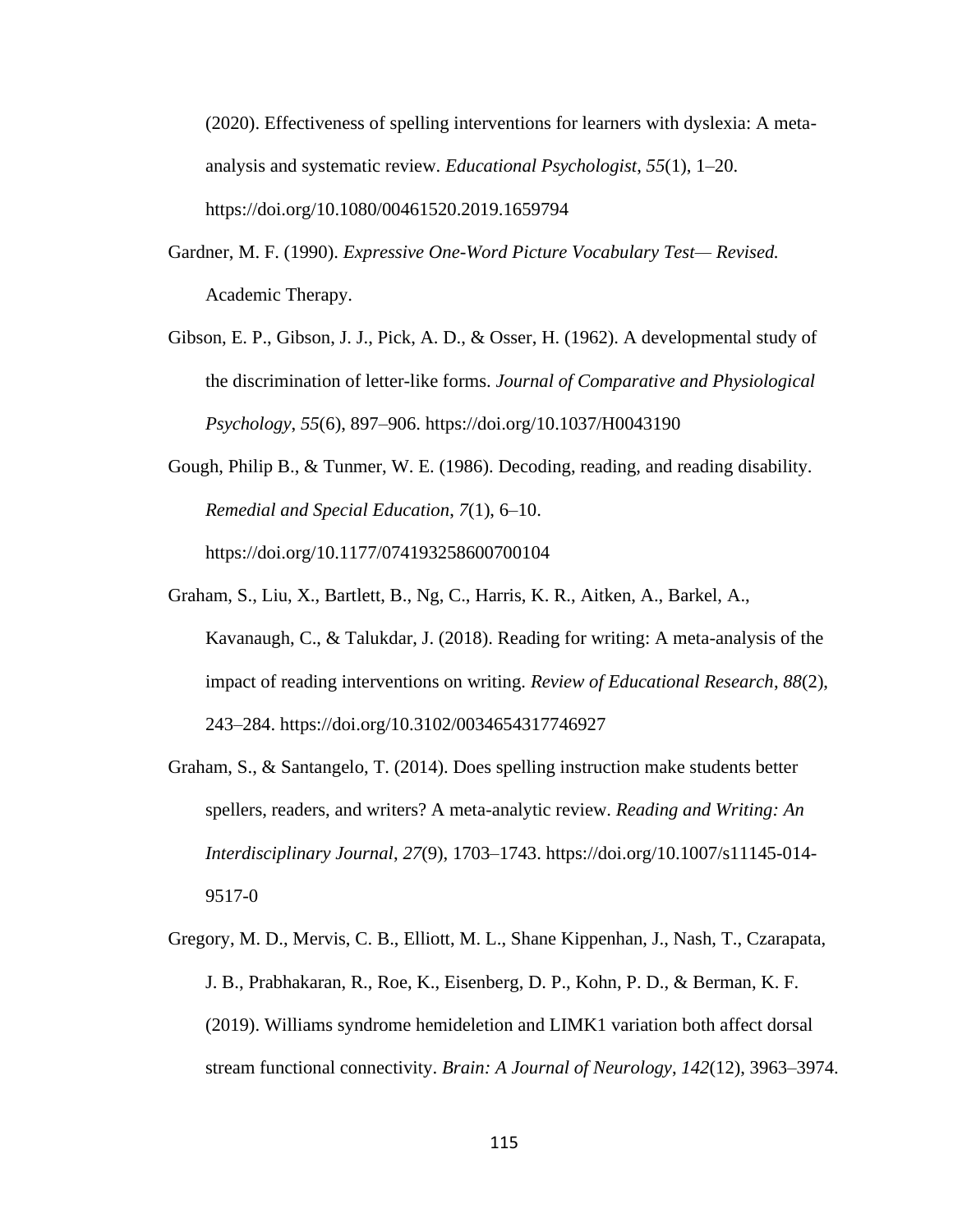(2020). Effectiveness of spelling interventions for learners with dyslexia: A meta-analysis and systematic review. *Educational Psychologist*, *55*(1), 1–20. https://doi.org/10.1080/00461520.2019.1659794

Gardner, M. F. (1990). *Expressive One-Word Picture Vocabulary Test— Revised.* Academic Therapy.

Gibson, E. P., Gibson, J. J., Pick, A. D., & Osser, H. (1962). A developmental study of the discrimination of letter-like forms. *Journal of Comparative and Physiological Psychology*, *55*(6), 897–906. https://doi.org/10.1037/H0043190

Gough, Philip B., & Tunmer, W. E. (1986). Decoding, reading, and reading disability. *Remedial and Special Education*, *7*(1), 6–10. https://doi.org/10.1177/074193258600700104

Graham, S., Liu, X., Bartlett, B., Ng, C., Harris, K. R., Aitken, A., Barkel, A., Kavanaugh, C., & Talukdar, J. (2018). Reading for writing: A meta-analysis of the impact of reading interventions on writing. *Review of Educational Research*, *88*(2), 243–284. https://doi.org/10.3102/0034654317746927

Graham, S., & Santangelo, T. (2014). Does spelling instruction make students better spellers, readers, and writers? A meta-analytic review. *Reading and Writing: An Interdisciplinary Journal*, *27*(9), 1703–1743. https://doi.org/10.1007/s11145-014-9517-0

Gregory, M. D., Mervis, C. B., Elliott, M. L., Shane Kippenhan, J., Nash, T., Czarapata, J. B., Prabhakaran, R., Roe, K., Eisenberg, D. P., Kohn, P. D., & Berman, K. F. (2019). Williams syndrome hemideletion and LIMK1 variation both affect dorsal stream functional connectivity. *Brain: A Journal of Neurology*, *142*(12), 3963–3974.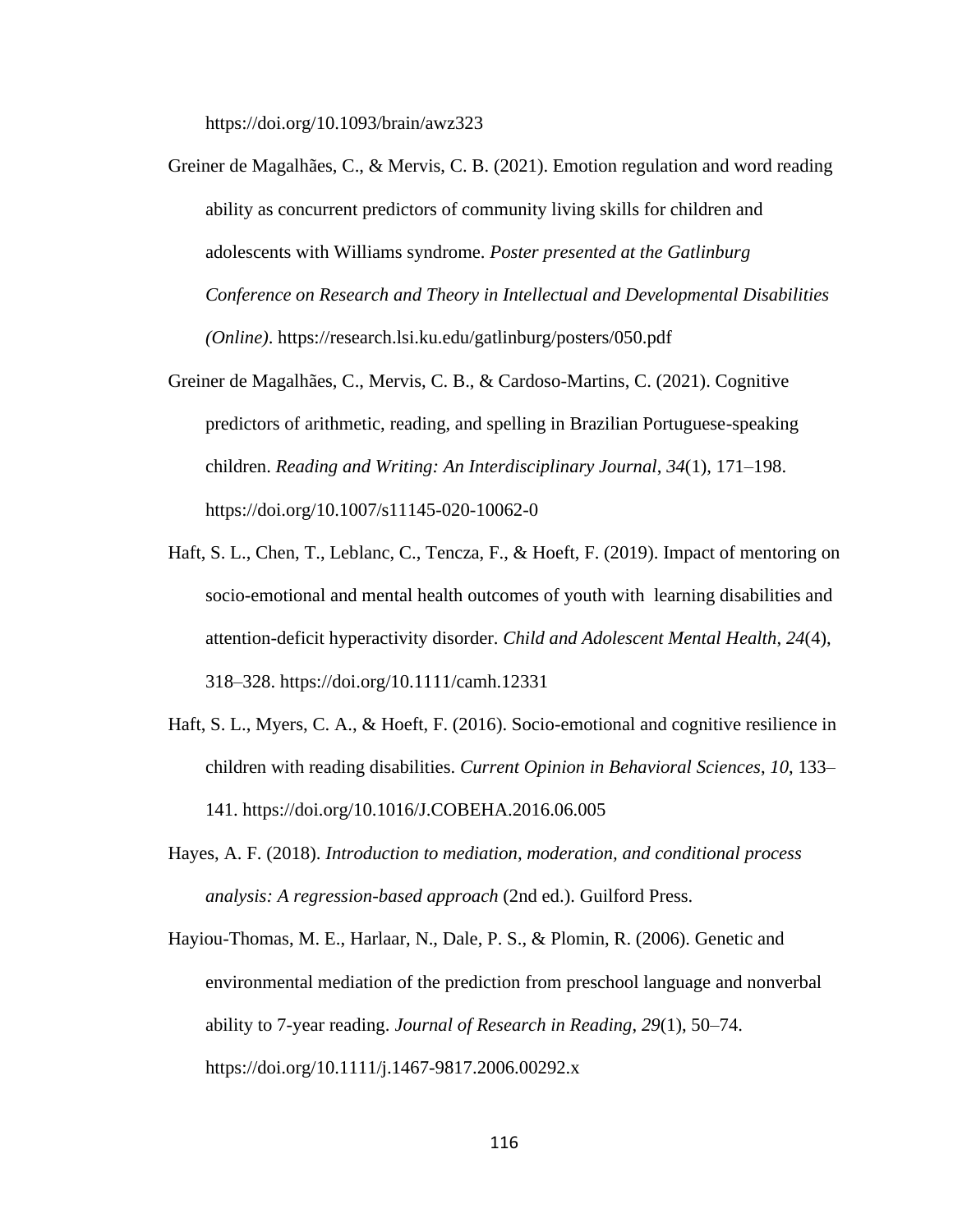https://doi.org/10.1093/brain/awz323

Greiner de Magalhães, C., & Mervis, C. B. (2021). Emotion regulation and word reading ability as concurrent predictors of community living skills for children and adolescents with Williams syndrome. *Poster presented at the Gatlinburg Conference on Research and Theory in Intellectual and Developmental Disabilities (Online)*. https://research.lsi.ku.edu/gatlinburg/posters/050.pdf

Greiner de Magalhães, C., Mervis, C. B., & Cardoso-Martins, C. (2021). Cognitive predictors of arithmetic, reading, and spelling in Brazilian Portuguese-speaking children. *Reading and Writing: An Interdisciplinary Journal*, *34*(1), 171–198. https://doi.org/10.1007/s11145-020-10062-0

Haft, S. L., Chen, T., Leblanc, C., Tencza, F., & Hoeft, F. (2019). Impact of mentoring on socio-emotional and mental health outcomes of youth with learning disabilities and attention-deficit hyperactivity disorder. *Child and Adolescent Mental Health*, *24*(4), 318–328. https://doi.org/10.1111/camh.12331

Haft, S. L., Myers, C. A., & Hoeft, F. (2016). Socio-emotional and cognitive resilience in children with reading disabilities. *Current Opinion in Behavioral Sciences*, *10*, 133–141. https://doi.org/10.1016/J.COBEHA.2016.06.005

Hayes, A. F. (2018). *Introduction to mediation, moderation, and conditional process analysis: A regression-based approach* (2nd ed.). Guilford Press.

Hayiou-Thomas, M. E., Harlaar, N., Dale, P. S., & Plomin, R. (2006). Genetic and environmental mediation of the prediction from preschool language and nonverbal ability to 7-year reading. *Journal of Research in Reading*, *29*(1), 50–74. https://doi.org/10.1111/j.1467-9817.2006.00292.x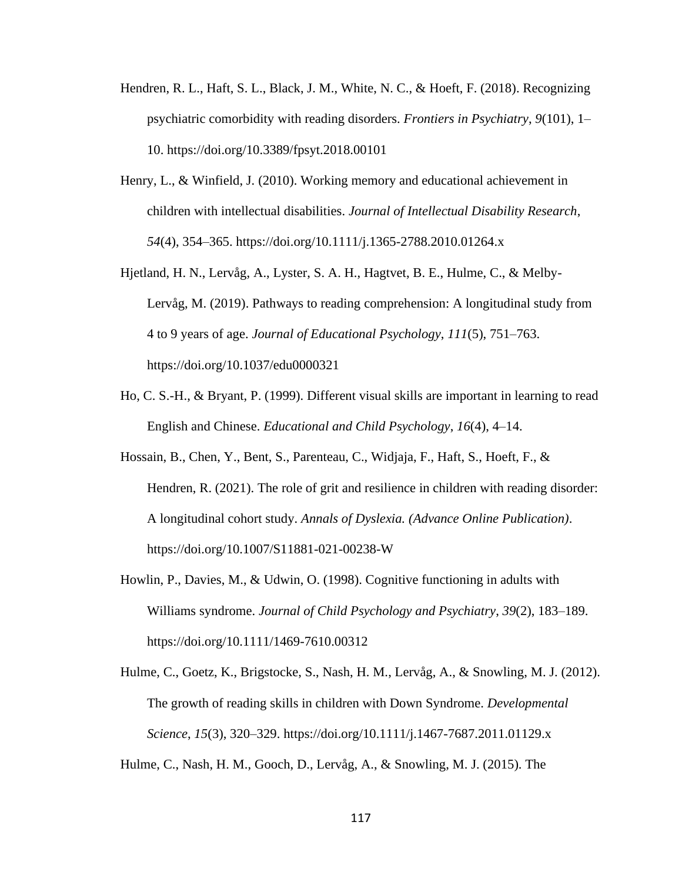Hendren, R. L., Haft, S. L., Black, J. M., White, N. C., & Hoeft, F. (2018). Recognizing psychiatric comorbidity with reading disorders. *Frontiers in Psychiatry*, *9*(101), 1–10. https://doi.org/10.3389/fpsyt.2018.00101

Henry, L., & Winfield, J. (2010). Working memory and educational achievement in children with intellectual disabilities. *Journal of Intellectual Disability Research*, *54*(4), 354–365. https://doi.org/10.1111/j.1365-2788.2010.01264.x

Hjetland, H. N., Lervåg, A., Lyster, S. A. H., Hagtvet, B. E., Hulme, C., & Melby-Lervåg, M. (2019). Pathways to reading comprehension: A longitudinal study from 4 to 9 years of age. *Journal of Educational Psychology*, *111*(5), 751–763. https://doi.org/10.1037/edu0000321

Ho, C. S.-H., & Bryant, P. (1999). Different visual skills are important in learning to read English and Chinese. *Educational and Child Psychology*, *16*(4), 4–14.

Hossain, B., Chen, Y., Bent, S., Parenteau, C., Widjaja, F., Haft, S., Hoeft, F., & Hendren, R. (2021). The role of grit and resilience in children with reading disorder: A longitudinal cohort study. *Annals of Dyslexia. (Advance Online Publication)*. https://doi.org/10.1007/S11881-021-00238-W

Howlin, P., Davies, M., & Udwin, O. (1998). Cognitive functioning in adults with Williams syndrome. *Journal of Child Psychology and Psychiatry*, *39*(2), 183–189. https://doi.org/10.1111/1469-7610.00312

Hulme, C., Goetz, K., Brigstocke, S., Nash, H. M., Lervåg, A., & Snowling, M. J. (2012). The growth of reading skills in children with Down Syndrome. *Developmental Science*, *15*(3), 320–329. https://doi.org/10.1111/j.1467-7687.2011.01129.x

Hulme, C., Nash, H. M., Gooch, D., Lervåg, A., & Snowling, M. J. (2015). The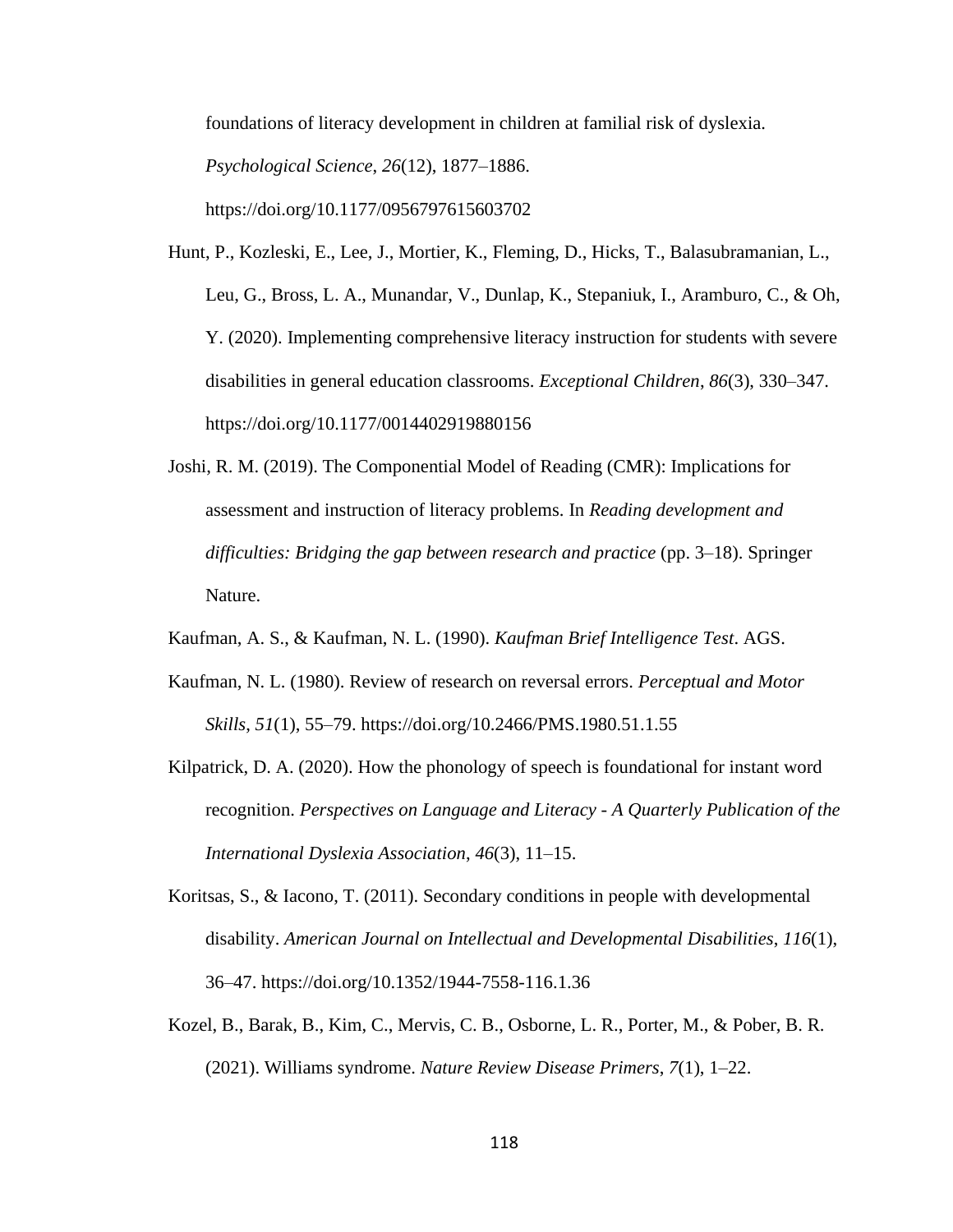foundations of literacy development in children at familial risk of dyslexia. *Psychological Science*, *26*(12), 1877–1886. https://doi.org/10.1177/0956797615603702

Hunt, P., Kozleski, E., Lee, J., Mortier, K., Fleming, D., Hicks, T., Balasubramanian, L., Leu, G., Bross, L. A., Munandar, V., Dunlap, K., Stepaniuk, I., Aramburo, C., & Oh, Y. (2020). Implementing comprehensive literacy instruction for students with severe disabilities in general education classrooms. *Exceptional Children*, *86*(3), 330–347. https://doi.org/10.1177/0014402919880156

Joshi, R. M. (2019). The Componential Model of Reading (CMR): Implications for assessment and instruction of literacy problems. In *Reading development and difficulties: Bridging the gap between research and practice* (pp. 3–18). Springer Nature.

Kaufman, A. S., & Kaufman, N. L. (1990). *Kaufman Brief Intelligence Test*. AGS.

Kaufman, N. L. (1980). Review of research on reversal errors. *Perceptual and Motor Skills*, *51*(1), 55–79. https://doi.org/10.2466/PMS.1980.51.1.55

Kilpatrick, D. A. (2020). How the phonology of speech is foundational for instant word recognition. *Perspectives on Language and Literacy - A Quarterly Publication of the International Dyslexia Association*, *46*(3), 11–15.

Koritsas, S., & Iacono, T. (2011). Secondary conditions in people with developmental disability. *American Journal on Intellectual and Developmental Disabilities*, *116*(1), 36–47. https://doi.org/10.1352/1944-7558-116.1.36

Kozel, B., Barak, B., Kim, C., Mervis, C. B., Osborne, L. R., Porter, M., & Pober, B. R. (2021). Williams syndrome. *Nature Review Disease Primers*, *7*(1), 1–22.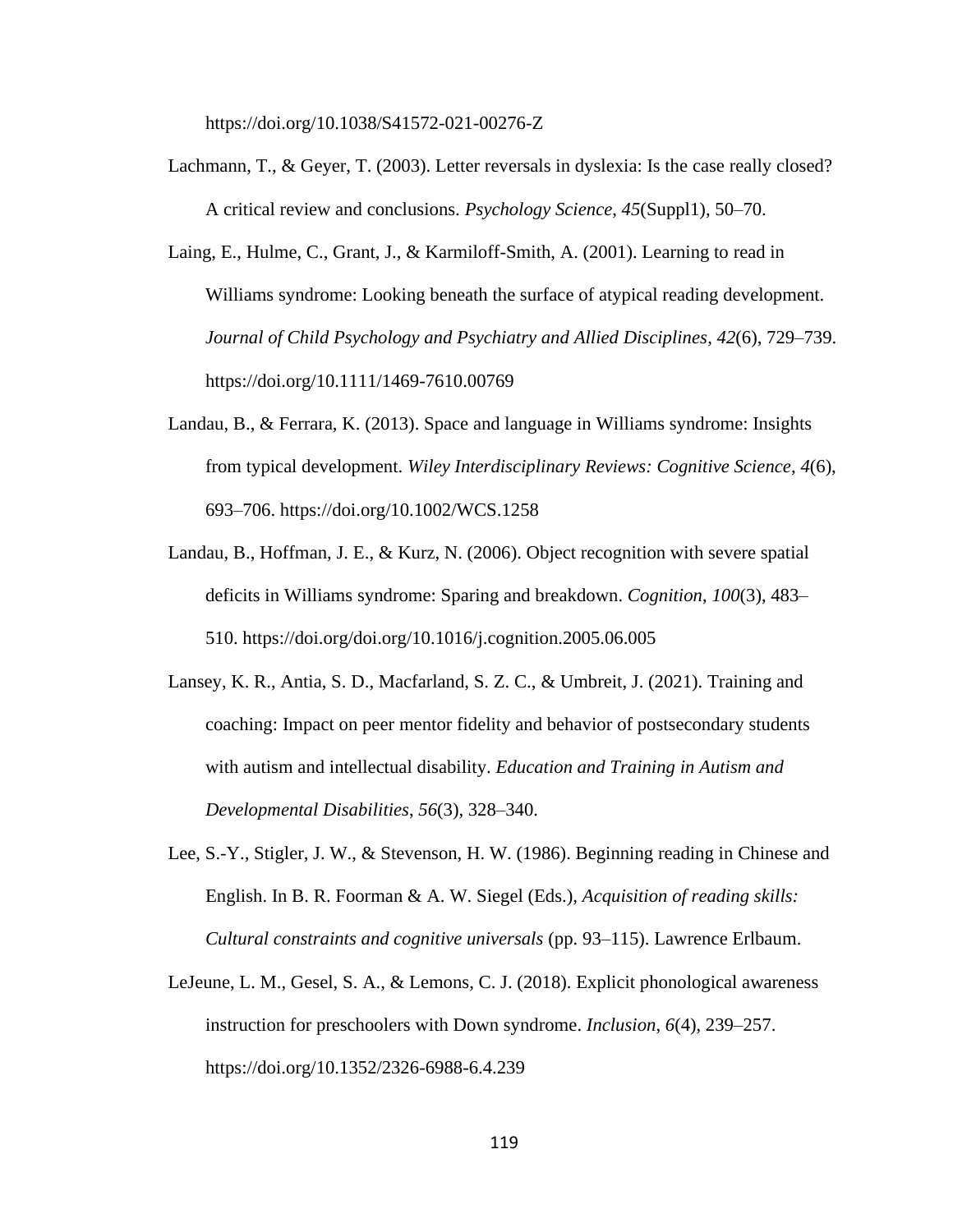https://doi.org/10.1038/S41572-021-00276-Z

Lachmann, T., & Geyer, T. (2003). Letter reversals in dyslexia: Is the case really closed? A critical review and conclusions. *Psychology Science*, *45*(Suppl1), 50–70.

Laing, E., Hulme, C., Grant, J., & Karmiloff-Smith, A. (2001). Learning to read in Williams syndrome: Looking beneath the surface of atypical reading development. *Journal of Child Psychology and Psychiatry and Allied Disciplines*, *42*(6), 729–739. https://doi.org/10.1111/1469-7610.00769

Landau, B., & Ferrara, K. (2013). Space and language in Williams syndrome: Insights from typical development. *Wiley Interdisciplinary Reviews: Cognitive Science*, *4*(6), 693–706. https://doi.org/10.1002/WCS.1258

Landau, B., Hoffman, J. E., & Kurz, N. (2006). Object recognition with severe spatial deficits in Williams syndrome: Sparing and breakdown. *Cognition*, *100*(3), 483–510. https://doi.org/doi.org/10.1016/j.cognition.2005.06.005

Lansey, K. R., Antia, S. D., Macfarland, S. Z. C., & Umbreit, J. (2021). Training and coaching: Impact on peer mentor fidelity and behavior of postsecondary students with autism and intellectual disability. *Education and Training in Autism and Developmental Disabilities*, *56*(3), 328–340.

Lee, S.-Y., Stigler, J. W., & Stevenson, H. W. (1986). Beginning reading in Chinese and English. In B. R. Foorman & A. W. Siegel (Eds.), *Acquisition of reading skills: Cultural constraints and cognitive universals* (pp. 93–115). Lawrence Erlbaum.

LeJeune, L. M., Gesel, S. A., & Lemons, C. J. (2018). Explicit phonological awareness instruction for preschoolers with Down syndrome. *Inclusion*, *6*(4), 239–257. https://doi.org/10.1352/2326-6988-6.4.239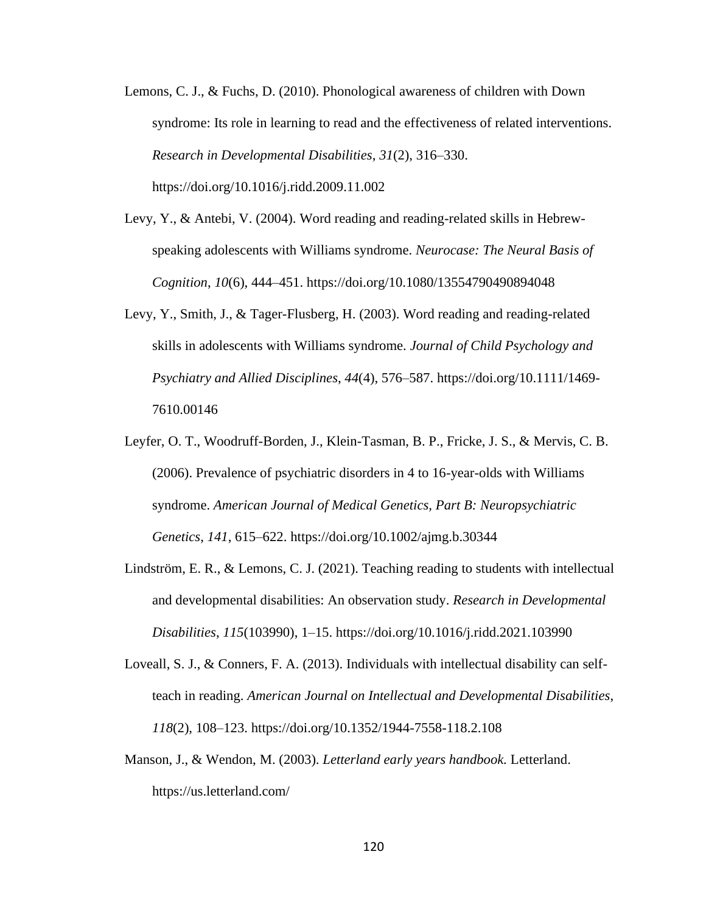Lemons, C. J., & Fuchs, D. (2010). Phonological awareness of children with Down syndrome: Its role in learning to read and the effectiveness of related interventions. *Research in Developmental Disabilities*, *31*(2), 316–330. https://doi.org/10.1016/j.ridd.2009.11.002

Levy, Y., & Antebi, V. (2004). Word reading and reading-related skills in Hebrew-speaking adolescents with Williams syndrome. *Neurocase: The Neural Basis of Cognition*, *10*(6), 444–451. https://doi.org/10.1080/13554790490894048

Levy, Y., Smith, J., & Tager-Flusberg, H. (2003). Word reading and reading-related skills in adolescents with Williams syndrome. *Journal of Child Psychology and Psychiatry and Allied Disciplines*, *44*(4), 576–587. https://doi.org/10.1111/1469-7610.00146

Leyfer, O. T., Woodruff-Borden, J., Klein-Tasman, B. P., Fricke, J. S., & Mervis, C. B. (2006). Prevalence of psychiatric disorders in 4 to 16-year-olds with Williams syndrome. *American Journal of Medical Genetics, Part B: Neuropsychiatric Genetics*, *141*, 615–622. https://doi.org/10.1002/ajmg.b.30344

Lindström, E. R., & Lemons, C. J. (2021). Teaching reading to students with intellectual and developmental disabilities: An observation study. *Research in Developmental Disabilities*, *115*(103990), 1–15. https://doi.org/10.1016/j.ridd.2021.103990

Loveall, S. J., & Conners, F. A. (2013). Individuals with intellectual disability can self-teach in reading. *American Journal on Intellectual and Developmental Disabilities*, *118*(2), 108–123. https://doi.org/10.1352/1944-7558-118.2.108

Manson, J., & Wendon, M. (2003). *Letterland early years handbook.* Letterland. https://us.letterland.com/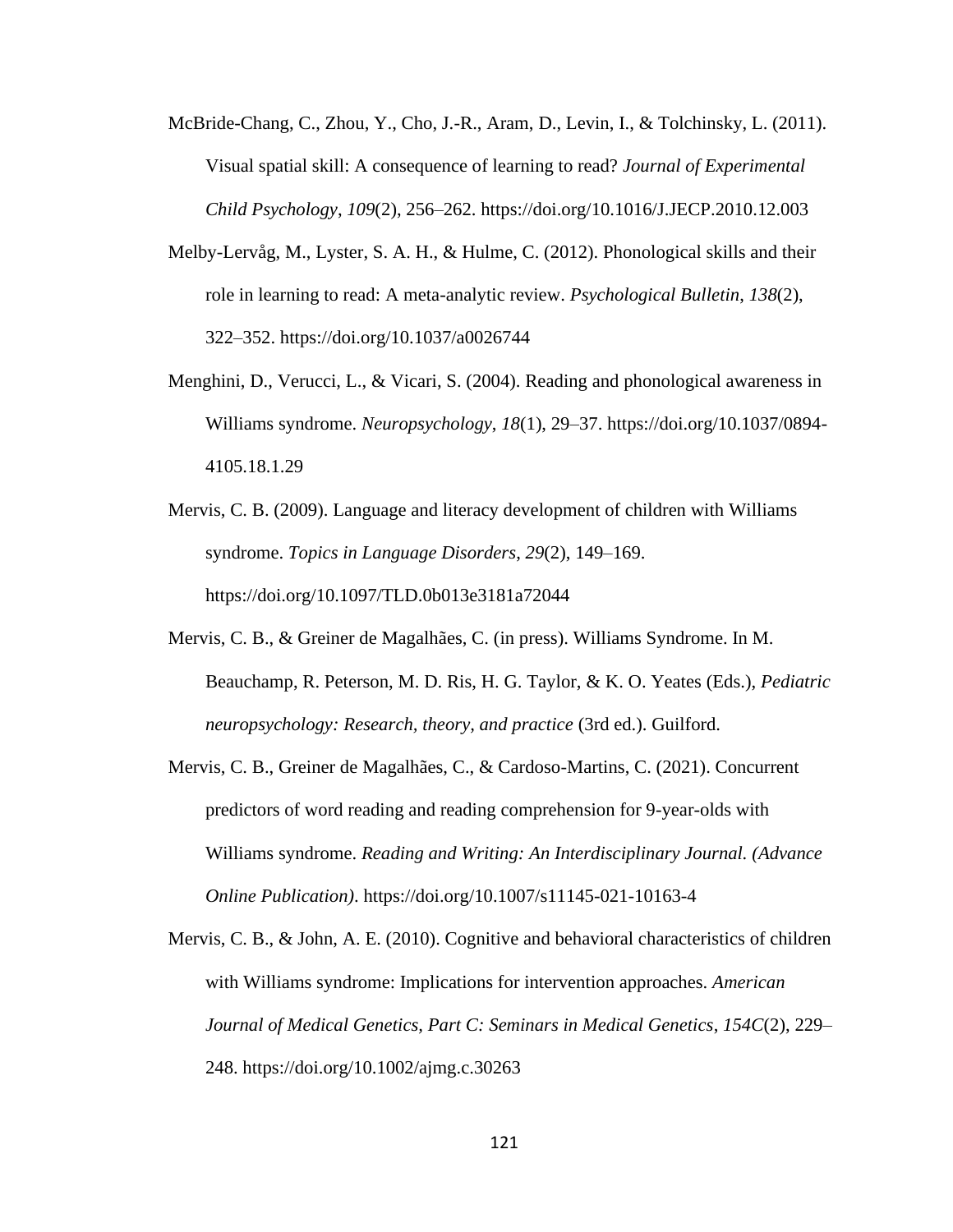McBride-Chang, C., Zhou, Y., Cho, J.-R., Aram, D., Levin, I., & Tolchinsky, L. (2011). Visual spatial skill: A consequence of learning to read? *Journal of Experimental Child Psychology*, *109*(2), 256–262. https://doi.org/10.1016/J.JECP.2010.12.003

Melby-Lervåg, M., Lyster, S. A. H., & Hulme, C. (2012). Phonological skills and their role in learning to read: A meta-analytic review. *Psychological Bulletin*, *138*(2), 322–352. https://doi.org/10.1037/a0026744

Menghini, D., Verucci, L., & Vicari, S. (2004). Reading and phonological awareness in Williams syndrome. *Neuropsychology*, *18*(1), 29–37. https://doi.org/10.1037/0894-4105.18.1.29

Mervis, C. B. (2009). Language and literacy development of children with Williams syndrome. *Topics in Language Disorders*, *29*(2), 149–169. https://doi.org/10.1097/TLD.0b013e3181a72044

Mervis, C. B., & Greiner de Magalhães, C. (in press). Williams Syndrome. In M. Beauchamp, R. Peterson, M. D. Ris, H. G. Taylor, & K. O. Yeates (Eds.), *Pediatric neuropsychology: Research, theory, and practice* (3rd ed.). Guilford.

Mervis, C. B., Greiner de Magalhães, C., & Cardoso-Martins, C. (2021). Concurrent predictors of word reading and reading comprehension for 9-year-olds with Williams syndrome. *Reading and Writing: An Interdisciplinary Journal. (Advance Online Publication)*. https://doi.org/10.1007/s11145-021-10163-4

Mervis, C. B., & John, A. E. (2010). Cognitive and behavioral characteristics of children with Williams syndrome: Implications for intervention approaches. *American Journal of Medical Genetics, Part C: Seminars in Medical Genetics*, *154C*(2), 229–248. https://doi.org/10.1002/ajmg.c.30263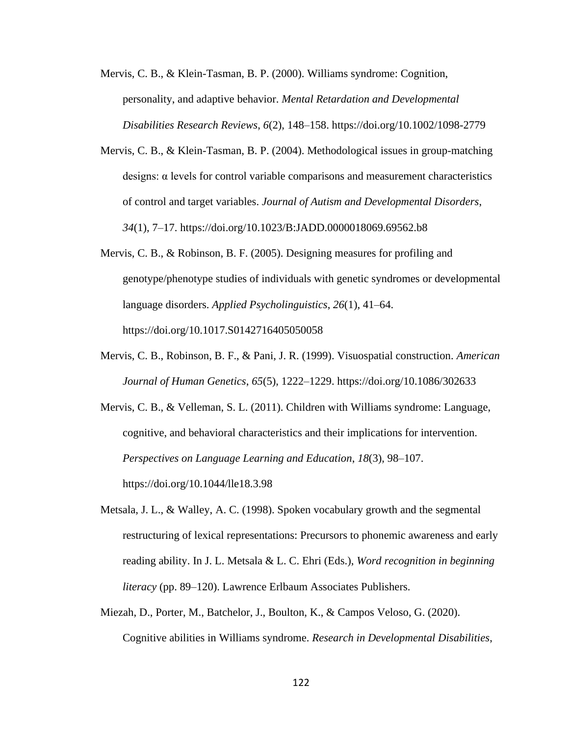Mervis, C. B., & Klein-Tasman, B. P. (2000). Williams syndrome: Cognition, personality, and adaptive behavior. *Mental Retardation and Developmental Disabilities Research Reviews*, *6*(2), 148–158. https://doi.org/10.1002/1098-2779

Mervis, C. B., & Klein-Tasman, B. P. (2004). Methodological issues in group-matching designs: α levels for control variable comparisons and measurement characteristics of control and target variables. *Journal of Autism and Developmental Disorders*, *34*(1), 7–17. https://doi.org/10.1023/B:JADD.0000018069.69562.b8

Mervis, C. B., & Robinson, B. F. (2005). Designing measures for profiling and genotype/phenotype studies of individuals with genetic syndromes or developmental language disorders. *Applied Psycholinguistics*, *26*(1), 41–64. https://doi.org/10.1017.S0142716405050058

Mervis, C. B., Robinson, B. F., & Pani, J. R. (1999). Visuospatial construction. *American Journal of Human Genetics*, *65*(5), 1222–1229. https://doi.org/10.1086/302633

Mervis, C. B., & Velleman, S. L. (2011). Children with Williams syndrome: Language, cognitive, and behavioral characteristics and their implications for intervention. *Perspectives on Language Learning and Education*, *18*(3), 98–107. https://doi.org/10.1044/lle18.3.98

Metsala, J. L., & Walley, A. C. (1998). Spoken vocabulary growth and the segmental restructuring of lexical representations: Precursors to phonemic awareness and early reading ability. In J. L. Metsala & L. C. Ehri (Eds.), *Word recognition in beginning literacy* (pp. 89–120). Lawrence Erlbaum Associates Publishers.

Miezah, D., Porter, M., Batchelor, J., Boulton, K., & Campos Veloso, G. (2020). Cognitive abilities in Williams syndrome. *Research in Developmental Disabilities*,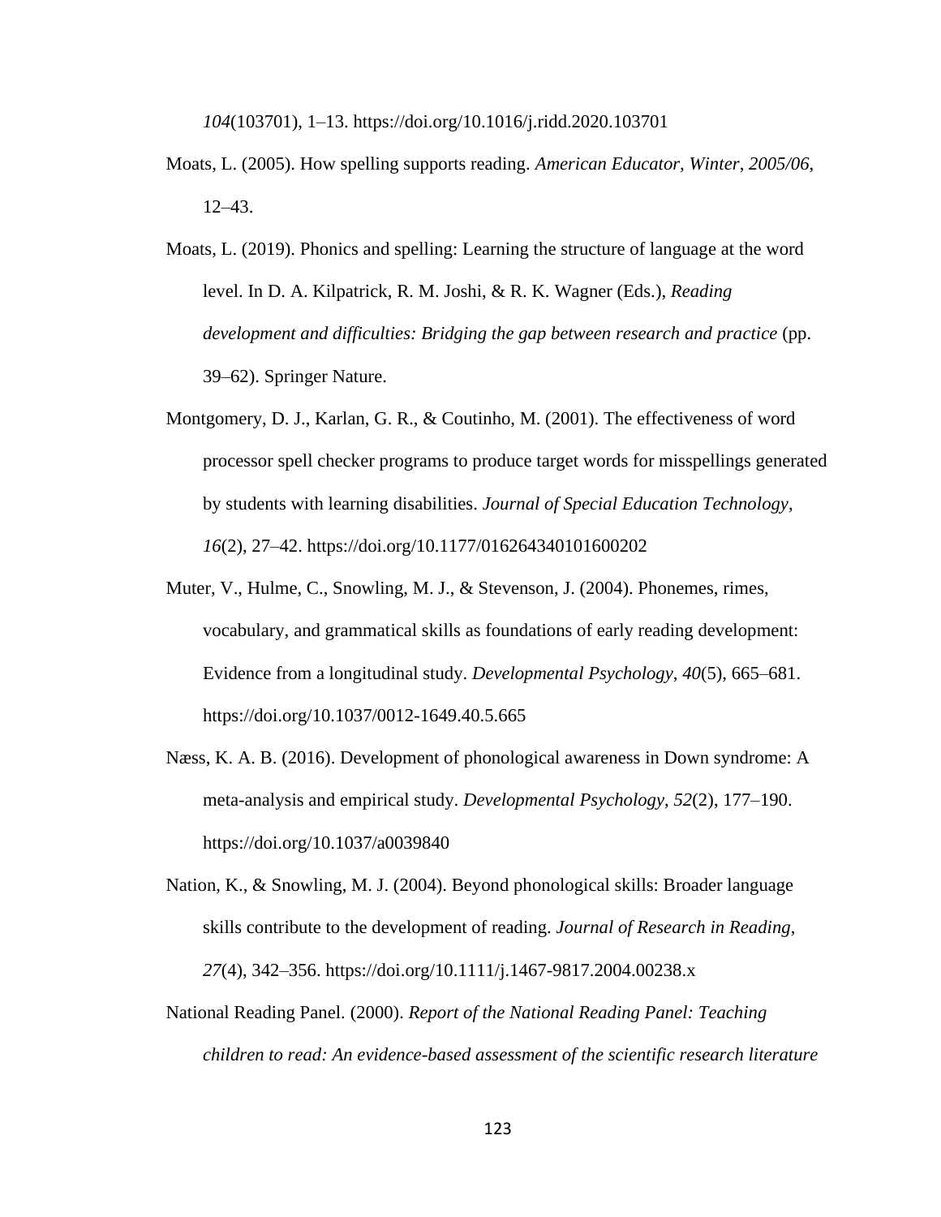*104*(103701), 1–13. https://doi.org/10.1016/j.ridd.2020.103701

Moats, L. (2005). How spelling supports reading. *American Educator*, *Winter*, *2005/06*, 12–43.

Moats, L. (2019). Phonics and spelling: Learning the structure of language at the word level. In D. A. Kilpatrick, R. M. Joshi, & R. K. Wagner (Eds.), *Reading development and difficulties: Bridging the gap between research and practice* (pp. 39–62). Springer Nature.

Montgomery, D. J., Karlan, G. R., & Coutinho, M. (2001). The effectiveness of word processor spell checker programs to produce target words for misspellings generated by students with learning disabilities. *Journal of Special Education Technology*, *16*(2), 27–42. https://doi.org/10.1177/016264340101600202

Muter, V., Hulme, C., Snowling, M. J., & Stevenson, J. (2004). Phonemes, rimes, vocabulary, and grammatical skills as foundations of early reading development: Evidence from a longitudinal study. *Developmental Psychology*, *40*(5), 665–681. https://doi.org/10.1037/0012-1649.40.5.665

Næss, K. A. B. (2016). Development of phonological awareness in Down syndrome: A meta-analysis and empirical study. *Developmental Psychology*, *52*(2), 177–190. https://doi.org/10.1037/a0039840

Nation, K., & Snowling, M. J. (2004). Beyond phonological skills: Broader language skills contribute to the development of reading. *Journal of Research in Reading*, *27*(4), 342–356. https://doi.org/10.1111/j.1467-9817.2004.00238.x

National Reading Panel. (2000). *Report of the National Reading Panel: Teaching children to read: An evidence-based assessment of the scientific research literature*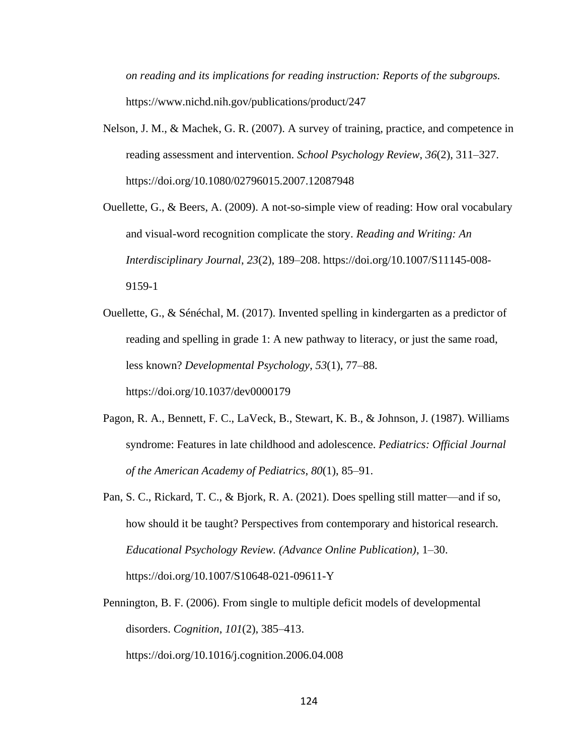*on reading and its implications for reading instruction: Reports of the subgroups.* https://www.nichd.nih.gov/publications/product/247

Nelson, J. M., & Machek, G. R. (2007). A survey of training, practice, and competence in reading assessment and intervention. *School Psychology Review*, *36*(2), 311–327. https://doi.org/10.1080/02796015.2007.12087948

Ouellette, G., & Beers, A. (2009). A not-so-simple view of reading: How oral vocabulary and visual-word recognition complicate the story. *Reading and Writing: An Interdisciplinary Journal*, *23*(2), 189–208. https://doi.org/10.1007/S11145-008-9159-1

Ouellette, G., & Sénéchal, M. (2017). Invented spelling in kindergarten as a predictor of reading and spelling in grade 1: A new pathway to literacy, or just the same road, less known? *Developmental Psychology*, *53*(1), 77–88. https://doi.org/10.1037/dev0000179

Pagon, R. A., Bennett, F. C., LaVeck, B., Stewart, K. B., & Johnson, J. (1987). Williams syndrome: Features in late childhood and adolescence. *Pediatrics: Official Journal of the American Academy of Pediatrics*, *80*(1), 85–91.

Pan, S. C., Rickard, T. C., & Bjork, R. A. (2021). Does spelling still matter—and if so, how should it be taught? Perspectives from contemporary and historical research. *Educational Psychology Review. (Advance Online Publication)*, 1–30. https://doi.org/10.1007/S10648-021-09611-Y

Pennington, B. F. (2006). From single to multiple deficit models of developmental disorders. *Cognition*, *101*(2), 385–413. https://doi.org/10.1016/j.cognition.2006.04.008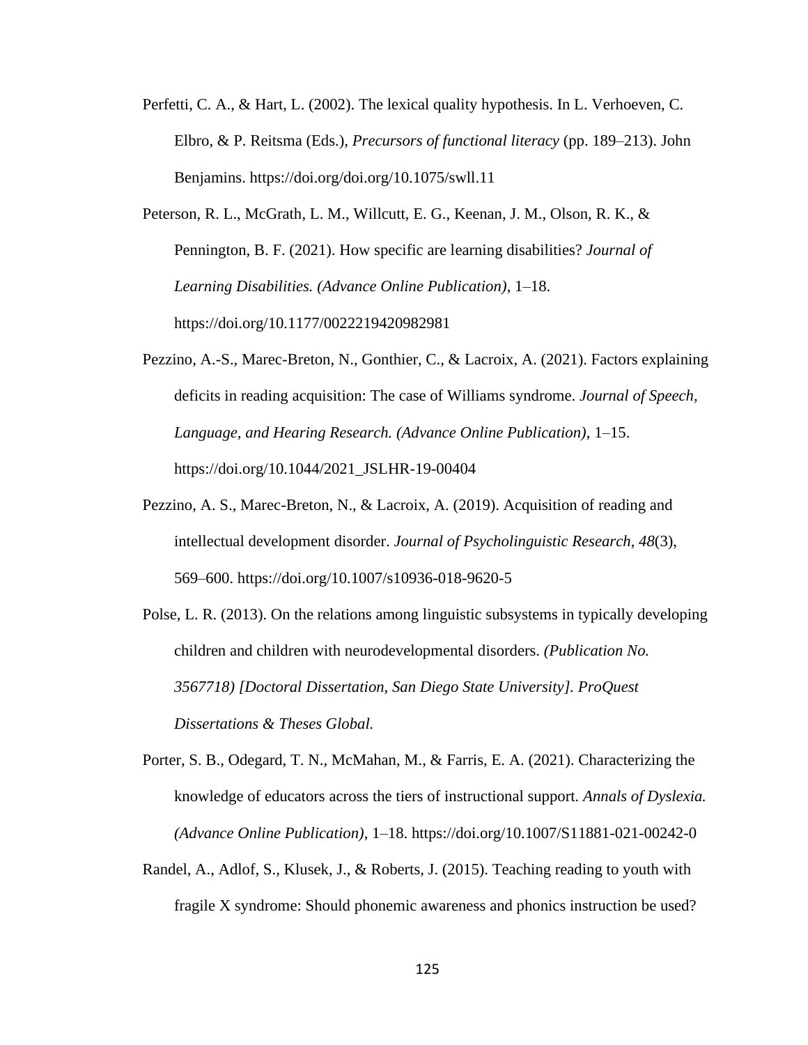Perfetti, C. A., & Hart, L. (2002). The lexical quality hypothesis. In L. Verhoeven, C. Elbro, & P. Reitsma (Eds.), *Precursors of functional literacy* (pp. 189–213). John Benjamins. https://doi.org/doi.org/10.1075/swll.11

Peterson, R. L., McGrath, L. M., Willcutt, E. G., Keenan, J. M., Olson, R. K., & Pennington, B. F. (2021). How specific are learning disabilities? *Journal of Learning Disabilities. (Advance Online Publication)*, 1–18. https://doi.org/10.1177/0022219420982981

Pezzino, A.-S., Marec-Breton, N., Gonthier, C., & Lacroix, A. (2021). Factors explaining deficits in reading acquisition: The case of Williams syndrome. *Journal of Speech, Language, and Hearing Research. (Advance Online Publication)*, 1–15. https://doi.org/10.1044/2021_JSLHR-19-00404

Pezzino, A. S., Marec-Breton, N., & Lacroix, A. (2019). Acquisition of reading and intellectual development disorder. *Journal of Psycholinguistic Research*, *48*(3), 569–600. https://doi.org/10.1007/s10936-018-9620-5

Polse, L. R. (2013). On the relations among linguistic subsystems in typically developing children and children with neurodevelopmental disorders. *(Publication No. 3567718) [Doctoral Dissertation, San Diego State University]. ProQuest Dissertations & Theses Global.*

Porter, S. B., Odegard, T. N., McMahan, M., & Farris, E. A. (2021). Characterizing the knowledge of educators across the tiers of instructional support. *Annals of Dyslexia. (Advance Online Publication)*, 1–18. https://doi.org/10.1007/S11881-021-00242-0

Randel, A., Adlof, S., Klusek, J., & Roberts, J. (2015). Teaching reading to youth with fragile X syndrome: Should phonemic awareness and phonics instruction be used?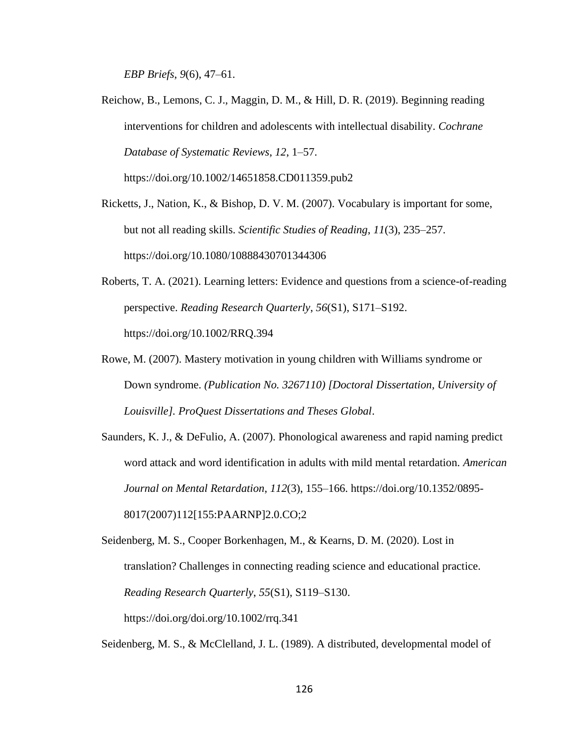*EBP Briefs*, *9*(6), 47–61.

Reichow, B., Lemons, C. J., Maggin, D. M., & Hill, D. R. (2019). Beginning reading interventions for children and adolescents with intellectual disability. *Cochrane Database of Systematic Reviews*, *12*, 1–57. https://doi.org/10.1002/14651858.CD011359.pub2

Ricketts, J., Nation, K., & Bishop, D. V. M. (2007). Vocabulary is important for some, but not all reading skills. *Scientific Studies of Reading*, *11*(3), 235–257. https://doi.org/10.1080/10888430701344306

Roberts, T. A. (2021). Learning letters: Evidence and questions from a science-of-reading perspective. *Reading Research Quarterly*, *56*(S1), S171–S192. https://doi.org/10.1002/RRQ.394

Rowe, M. (2007). Mastery motivation in young children with Williams syndrome or Down syndrome. *(Publication No. 3267110) [Doctoral Dissertation, University of Louisville]. ProQuest Dissertations and Theses Global*.

Saunders, K. J., & DeFulio, A. (2007). Phonological awareness and rapid naming predict word attack and word identification in adults with mild mental retardation. *American Journal on Mental Retardation*, *112*(3), 155–166. https://doi.org/10.1352/0895-8017(2007)112[155:PAARNP]2.0.CO;2

Seidenberg, M. S., Cooper Borkenhagen, M., & Kearns, D. M. (2020). Lost in translation? Challenges in connecting reading science and educational practice. *Reading Research Quarterly*, *55*(S1), S119–S130. https://doi.org/doi.org/10.1002/rrq.341

Seidenberg, M. S., & McClelland, J. L. (1989). A distributed, developmental model of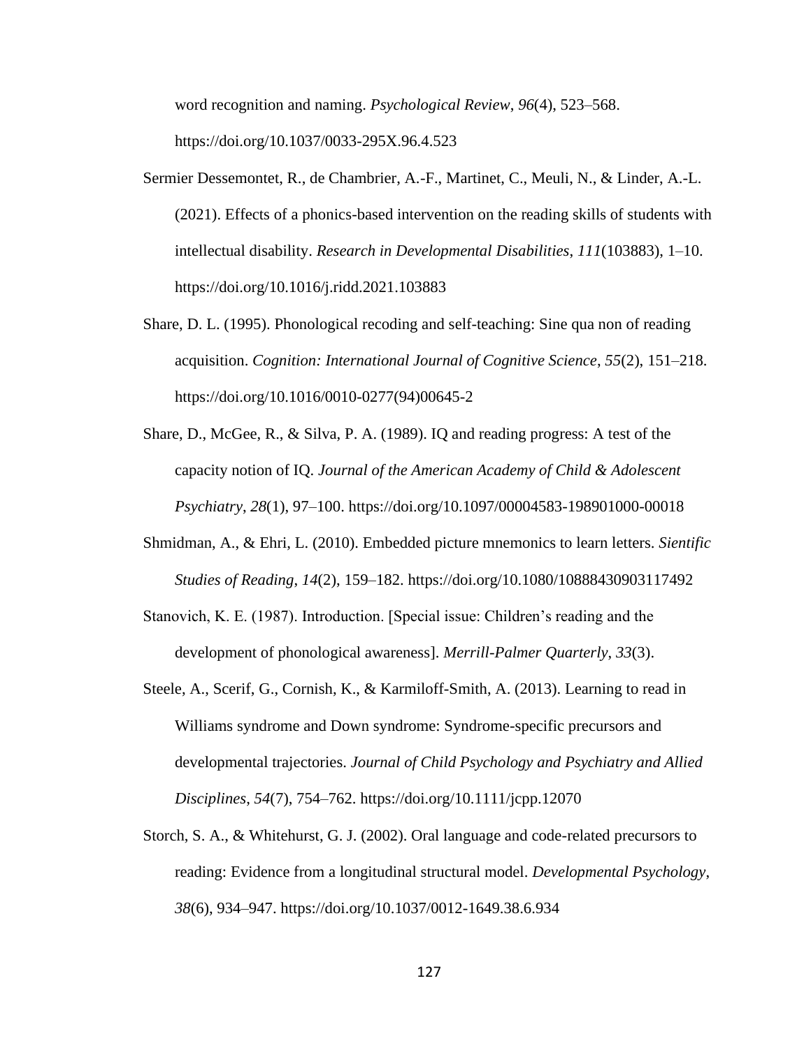word recognition and naming. *Psychological Review*, *96*(4), 523–568. https://doi.org/10.1037/0033-295X.96.4.523

Sermier Dessemontet, R., de Chambrier, A.-F., Martinet, C., Meuli, N., & Linder, A.-L. (2021). Effects of a phonics-based intervention on the reading skills of students with intellectual disability. *Research in Developmental Disabilities*, *111*(103883), 1–10. https://doi.org/10.1016/j.ridd.2021.103883

Share, D. L. (1995). Phonological recoding and self-teaching: Sine qua non of reading acquisition. *Cognition: International Journal of Cognitive Science*, *55*(2), 151–218. https://doi.org/10.1016/0010-0277(94)00645-2

Share, D., McGee, R., & Silva, P. A. (1989). IQ and reading progress: A test of the capacity notion of IQ. *Journal of the American Academy of Child & Adolescent Psychiatry*, *28*(1), 97–100. https://doi.org/10.1097/00004583-198901000-00018

Shmidman, A., & Ehri, L. (2010). Embedded picture mnemonics to learn letters. *Sientific Studies of Reading*, *14*(2), 159–182. https://doi.org/10.1080/10888430903117492

Stanovich, K. E. (1987). Introduction. [Special issue: Children's reading and the development of phonological awareness]. *Merrill-Palmer Quarterly*, *33*(3).

Steele, A., Scerif, G., Cornish, K., & Karmiloff-Smith, A. (2013). Learning to read in Williams syndrome and Down syndrome: Syndrome-specific precursors and developmental trajectories. *Journal of Child Psychology and Psychiatry and Allied Disciplines*, *54*(7), 754–762. https://doi.org/10.1111/jcpp.12070

Storch, S. A., & Whitehurst, G. J. (2002). Oral language and code-related precursors to reading: Evidence from a longitudinal structural model. *Developmental Psychology*, *38*(6), 934–947. https://doi.org/10.1037/0012-1649.38.6.934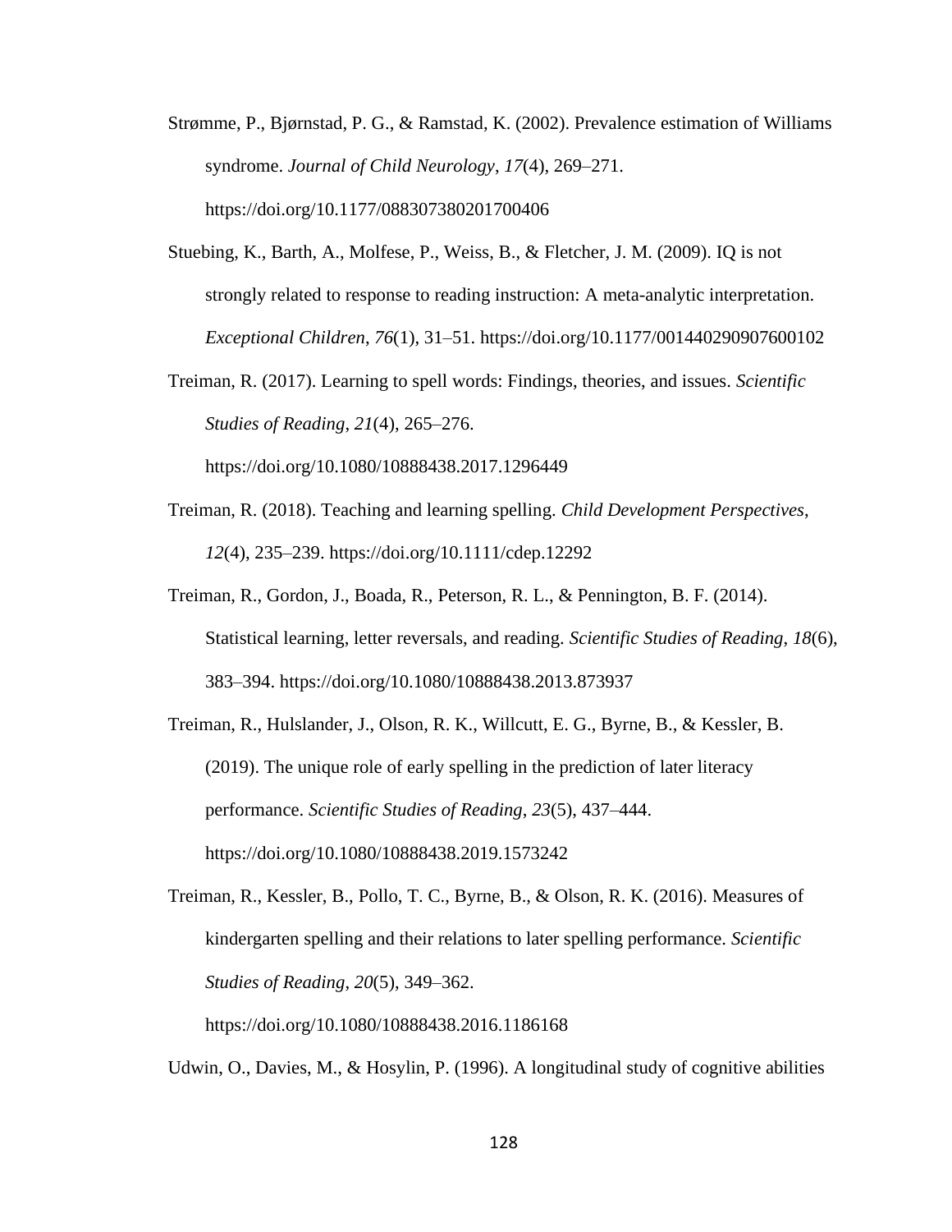Strømme, P., Bjørnstad, P. G., & Ramstad, K. (2002). Prevalence estimation of Williams syndrome. *Journal of Child Neurology*, *17*(4), 269–271. https://doi.org/10.1177/088307380201700406

Stuebing, K., Barth, A., Molfese, P., Weiss, B., & Fletcher, J. M. (2009). IQ is not strongly related to response to reading instruction: A meta-analytic interpretation. *Exceptional Children*, *76*(1), 31–51. https://doi.org/10.1177/001440290907600102

Treiman, R. (2017). Learning to spell words: Findings, theories, and issues. *Scientific Studies of Reading*, *21*(4), 265–276. https://doi.org/10.1080/10888438.2017.1296449

Treiman, R. (2018). Teaching and learning spelling. *Child Development Perspectives*, *12*(4), 235–239. https://doi.org/10.1111/cdep.12292

Treiman, R., Gordon, J., Boada, R., Peterson, R. L., & Pennington, B. F. (2014). Statistical learning, letter reversals, and reading. *Scientific Studies of Reading*, *18*(6), 383–394. https://doi.org/10.1080/10888438.2013.873937

Treiman, R., Hulslander, J., Olson, R. K., Willcutt, E. G., Byrne, B., & Kessler, B. (2019). The unique role of early spelling in the prediction of later literacy performance. *Scientific Studies of Reading*, *23*(5), 437–444. https://doi.org/10.1080/10888438.2019.1573242

Treiman, R., Kessler, B., Pollo, T. C., Byrne, B., & Olson, R. K. (2016). Measures of kindergarten spelling and their relations to later spelling performance. *Scientific Studies of Reading*, *20*(5), 349–362. https://doi.org/10.1080/10888438.2016.1186168

Udwin, O., Davies, M., & Hosylin, P. (1996). A longitudinal study of cognitive abilities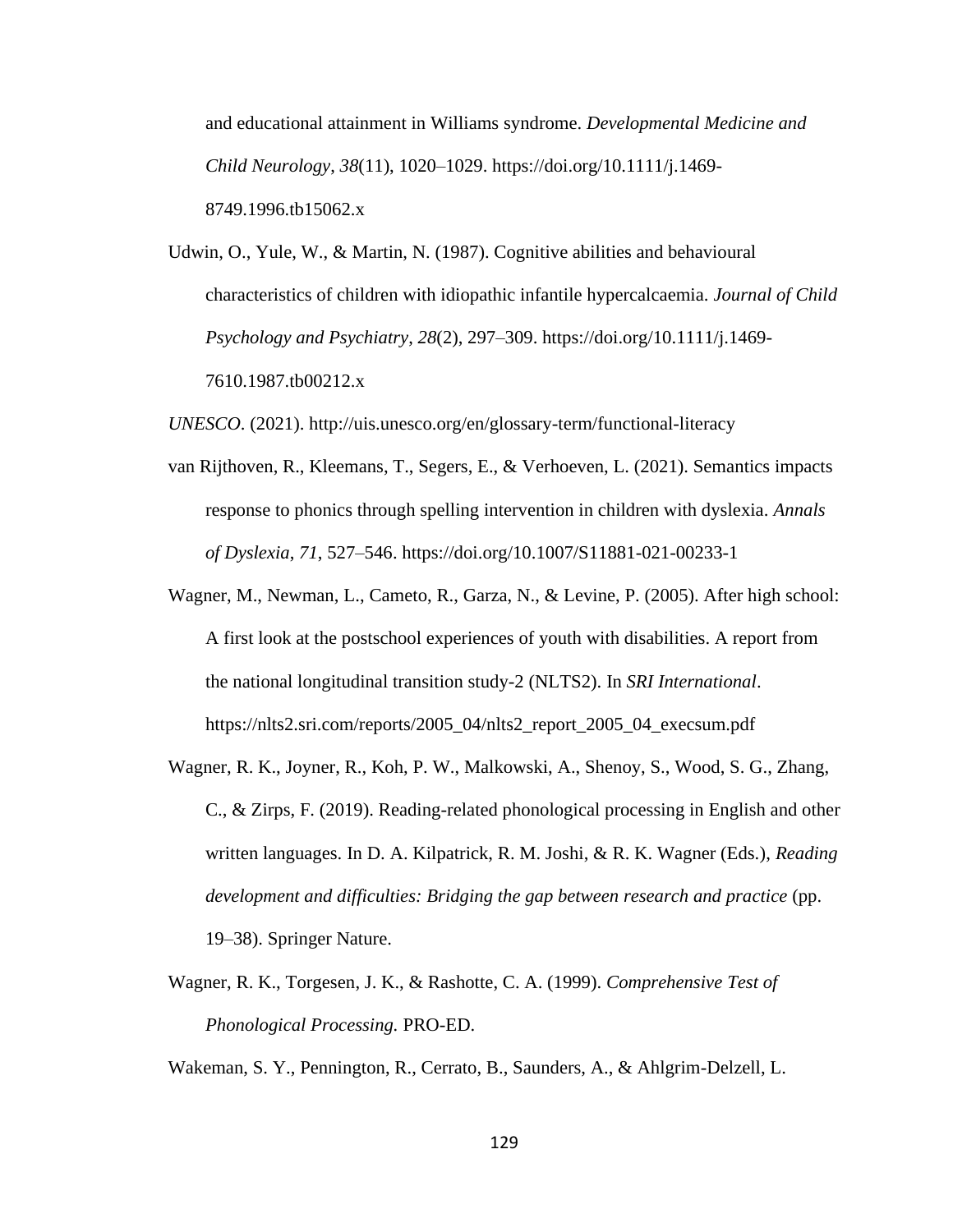and educational attainment in Williams syndrome. *Developmental Medicine and Child Neurology*, *38*(11), 1020–1029. https://doi.org/10.1111/j.1469-8749.1996.tb15062.x

Udwin, O., Yule, W., & Martin, N. (1987). Cognitive abilities and behavioural characteristics of children with idiopathic infantile hypercalcaemia. *Journal of Child Psychology and Psychiatry*, *28*(2), 297–309. https://doi.org/10.1111/j.1469-7610.1987.tb00212.x

*UNESCO*. (2021). http://uis.unesco.org/en/glossary-term/functional-literacy

van Rijthoven, R., Kleemans, T., Segers, E., & Verhoeven, L. (2021). Semantics impacts response to phonics through spelling intervention in children with dyslexia. *Annals of Dyslexia*, *71*, 527–546. https://doi.org/10.1007/S11881-021-00233-1

Wagner, M., Newman, L., Cameto, R., Garza, N., & Levine, P. (2005). After high school: A first look at the postschool experiences of youth with disabilities. A report from the national longitudinal transition study-2 (NLTS2). In *SRI International*. https://nlts2.sri.com/reports/2005_04/nlts2_report_2005_04_execsum.pdf

Wagner, R. K., Joyner, R., Koh, P. W., Malkowski, A., Shenoy, S., Wood, S. G., Zhang, C., & Zirps, F. (2019). Reading-related phonological processing in English and other written languages. In D. A. Kilpatrick, R. M. Joshi, & R. K. Wagner (Eds.), *Reading development and difficulties: Bridging the gap between research and practice* (pp. 19–38). Springer Nature.

Wagner, R. K., Torgesen, J. K., & Rashotte, C. A. (1999). *Comprehensive Test of Phonological Processing.* PRO-ED.

Wakeman, S. Y., Pennington, R., Cerrato, B., Saunders, A., & Ahlgrim-Delzell, L.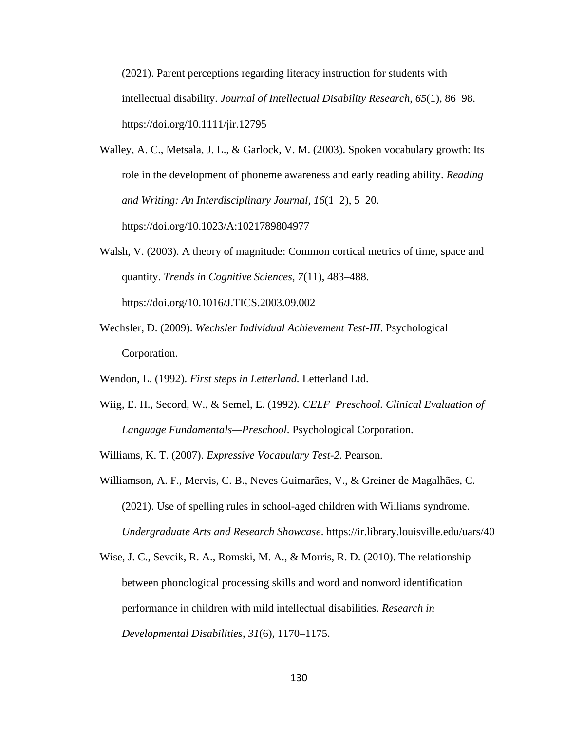(2021). Parent perceptions regarding literacy instruction for students with intellectual disability. *Journal of Intellectual Disability Research*, *65*(1), 86–98. https://doi.org/10.1111/jir.12795

Walley, A. C., Metsala, J. L., & Garlock, V. M. (2003). Spoken vocabulary growth: Its role in the development of phoneme awareness and early reading ability. *Reading and Writing: An Interdisciplinary Journal*, *16*(1–2), 5–20. https://doi.org/10.1023/A:1021789804977

Walsh, V. (2003). A theory of magnitude: Common cortical metrics of time, space and quantity. *Trends in Cognitive Sciences*, *7*(11), 483–488. https://doi.org/10.1016/J.TICS.2003.09.002

Wechsler, D. (2009). *Wechsler Individual Achievement Test-III*. Psychological Corporation.

Wendon, L. (1992). *First steps in Letterland.* Letterland Ltd.

Wiig, E. H., Secord, W., & Semel, E. (1992). *CELF–Preschool. Clinical Evaluation of Language Fundamentals—Preschool*. Psychological Corporation.

Williams, K. T. (2007). *Expressive Vocabulary Test-2*. Pearson.

Williamson, A. F., Mervis, C. B., Neves Guimarães, V., & Greiner de Magalhães, C. (2021). Use of spelling rules in school-aged children with Williams syndrome. *Undergraduate Arts and Research Showcase*. https://ir.library.louisville.edu/uars/40

Wise, J. C., Sevcik, R. A., Romski, M. A., & Morris, R. D. (2010). The relationship between phonological processing skills and word and nonword identification performance in children with mild intellectual disabilities. *Research in Developmental Disabilities*, *31*(6), 1170–1175.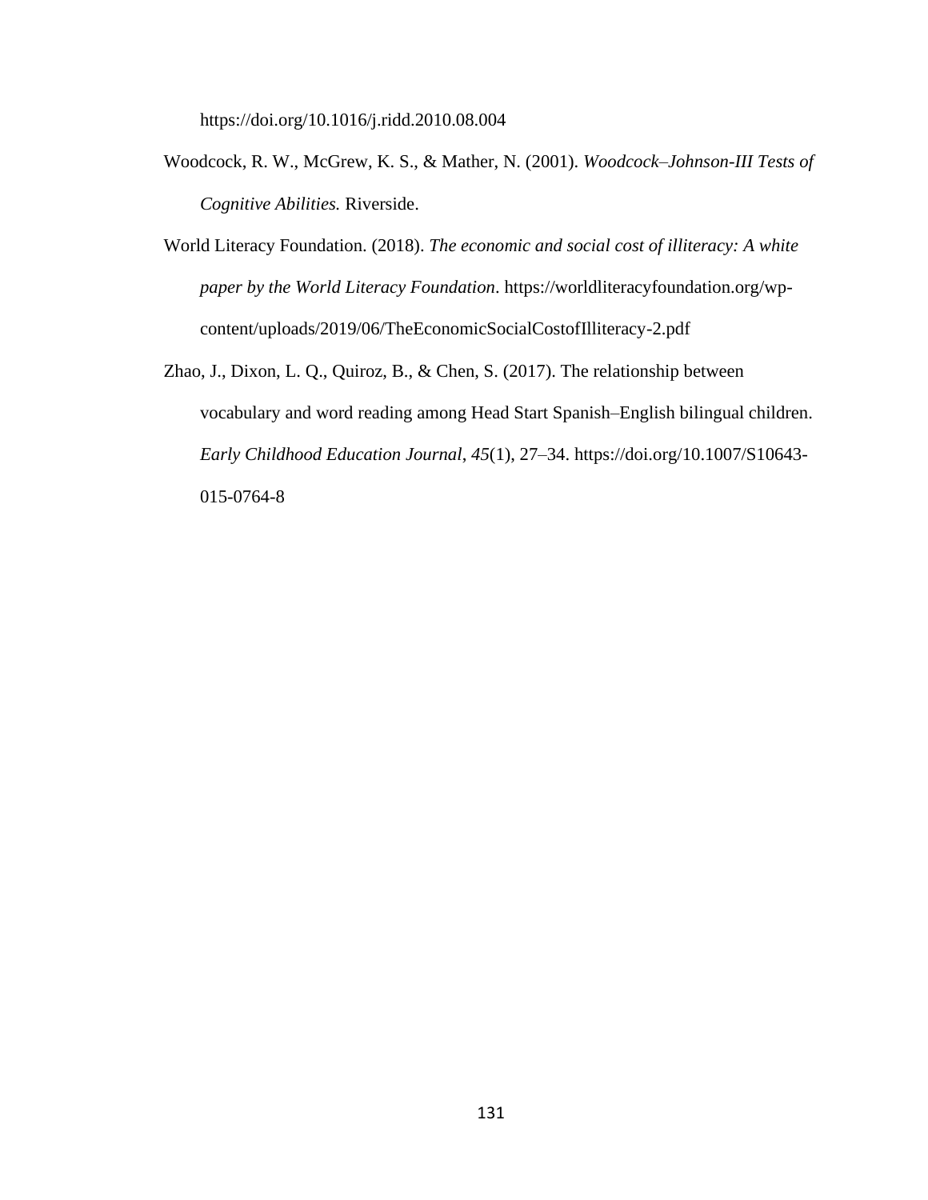https://doi.org/10.1016/j.ridd.2010.08.004

Woodcock, R. W., McGrew, K. S., & Mather, N. (2001). *Woodcock–Johnson-III Tests of Cognitive Abilities.* Riverside.

World Literacy Foundation. (2018). *The economic and social cost of illiteracy: A white paper by the World Literacy Foundation*. https://worldliteracyfoundation.org/wp-content/uploads/2019/06/TheEconomicSocialCostofIlliteracy-2.pdf

Zhao, J., Dixon, L. Q., Quiroz, B., & Chen, S. (2017). The relationship between vocabulary and word reading among Head Start Spanish–English bilingual children. *Early Childhood Education Journal*, *45*(1), 27–34. https://doi.org/10.1007/S10643-015-0764-8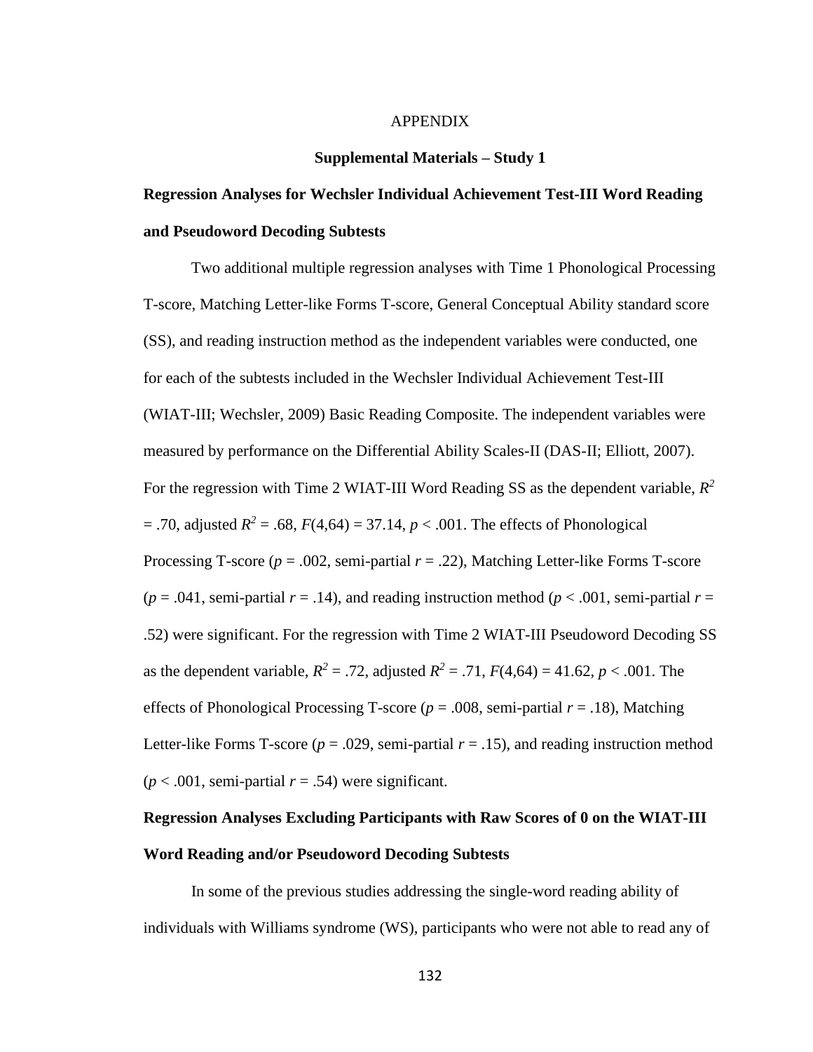APPENDIX

## Supplemental Materials – Study 1

### Regression Analyses for Wechsler Individual Achievement Test-III Word Reading and Pseudoword Decoding Subtests

Two additional multiple regression analyses with Time 1 Phonological Processing T-score, Matching Letter-like Forms T-score, General Conceptual Ability standard score (SS), and reading instruction method as the independent variables were conducted, one for each of the subtests included in the Wechsler Individual Achievement Test-III (WIAT-III; Wechsler, 2009) Basic Reading Composite. The independent variables were measured by performance on the Differential Ability Scales-II (DAS-II; Elliott, 2007). For the regression with Time 2 WIAT-III Word Reading SS as the dependent variable, $R^2$ = .70, adjusted $R^2$ = .68, $F(4,64)$ = 37.14, $p$ < .001. The effects of Phonological Processing T-score ($p$ = .002, semi-partial $r$ = .22), Matching Letter-like Forms T-score ($p$ = .041, semi-partial $r$ = .14), and reading instruction method ($p$ < .001, semi-partial $r$ = .52) were significant. For the regression with Time 2 WIAT-III Pseudoword Decoding SS as the dependent variable, $R^2$ = .72, adjusted $R^2$ = .71, $F(4,64)$ = 41.62, $p$ < .001. The effects of Phonological Processing T-score ($p$ = .008, semi-partial $r$ = .18), Matching Letter-like Forms T-score ($p$ = .029, semi-partial $r$ = .15), and reading instruction method ($p$ < .001, semi-partial $r$ = .54) were significant.

### Regression Analyses Excluding Participants with Raw Scores of 0 on the WIAT-III Word Reading and/or Pseudoword Decoding Subtests

In some of the previous studies addressing the single-word reading ability of individuals with Williams syndrome (WS), participants who were not able to read any of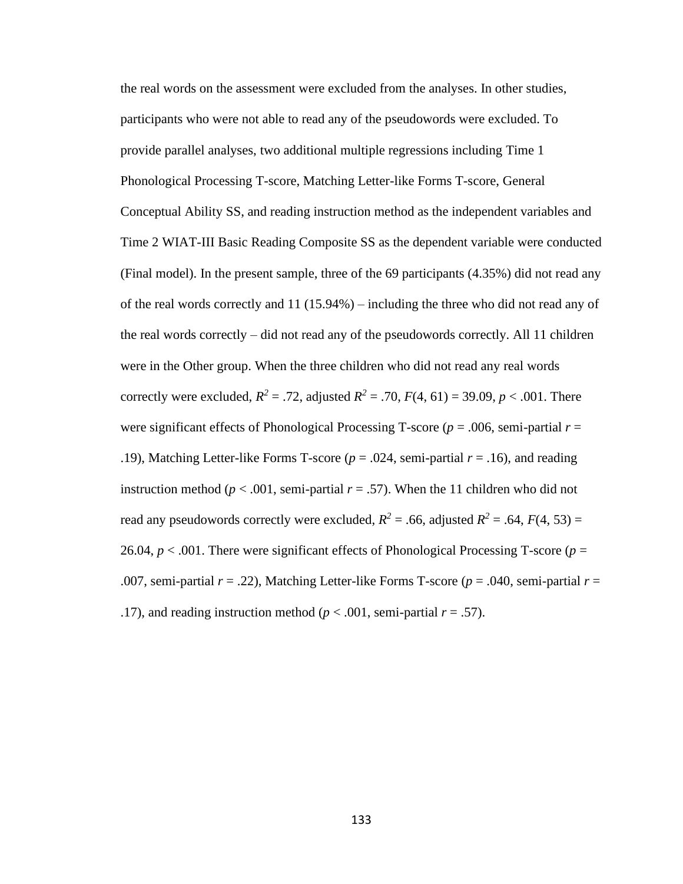the real words on the assessment were excluded from the analyses. In other studies, participants who were not able to read any of the pseudowords were excluded. To provide parallel analyses, two additional multiple regressions including Time 1 Phonological Processing T-score, Matching Letter-like Forms T-score, General Conceptual Ability SS, and reading instruction method as the independent variables and Time 2 WIAT-III Basic Reading Composite SS as the dependent variable were conducted (Final model). In the present sample, three of the 69 participants (4.35%) did not read any of the real words correctly and 11 (15.94%) – including the three who did not read any of the real words correctly – did not read any of the pseudowords correctly. All 11 children were in the Other group. When the three children who did not read any real words correctly were excluded, $R^2 = .72$, adjusted $R^2 = .70$, $F(4, 61) = 39.09$, $p < .001$. There were significant effects of Phonological Processing T-score ($p = .006$, semi-partial $r = .19$), Matching Letter-like Forms T-score ($p = .024$, semi-partial $r = .16$), and reading instruction method ($p < .001$, semi-partial $r = .57$). When the 11 children who did not read any pseudowords correctly were excluded, $R^2 = .66$, adjusted $R^2 = .64$, $F(4, 53) = 26.04$, $p < .001$. There were significant effects of Phonological Processing T-score ($p = .007$, semi-partial $r = .22$), Matching Letter-like Forms T-score ($p = .040$, semi-partial $r = .17$), and reading instruction method ($p < .001$, semi-partial $r = .57$).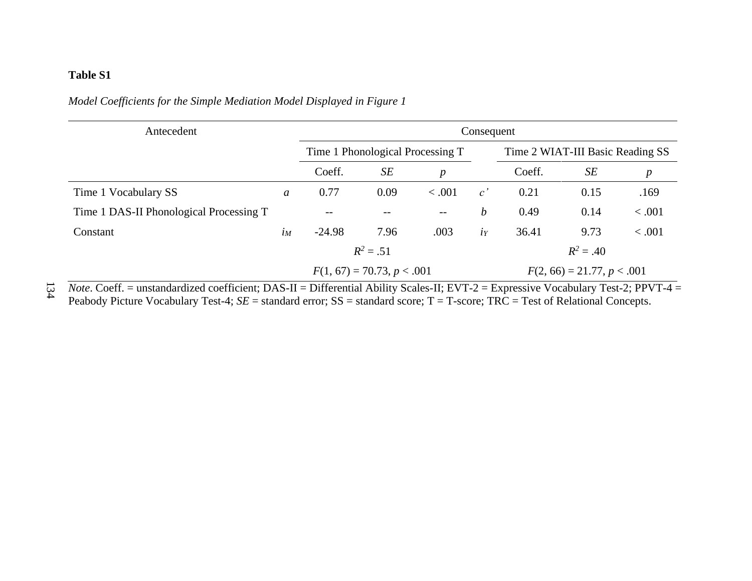**Table S1**

*Model Coefficients for the Simple Mediation Model Displayed in Figure 1*

| Antecedent | | Consequent | | | | | | |
|---|---|---|---|---|---|---|---|---|
| | | Time 1 Phonological Processing T | | | | Time 2 WIAT-III Basic Reading SS | | |
| | | Coeff. | *SE* | *p* | | Coeff. | *SE* | *p* |
| Time 1 Vocabulary SS | *a* | 0.77 | 0.09 | < .001 | *c'* | 0.21 | 0.15 | .169 |
| Time 1 DAS-II Phonological Processing T | | -- | -- | -- | *b* | 0.49 | 0.14 | < .001 |
| Constant | $i_M$ | -24.98 | 7.96 | .003 | $i_Y$ | 36.41 | 9.73 | < .001 |
| | | $R^2 = .51$ | | | | $R^2 = .40$ | | |
| | | $F(1, 67) = 70.73$, $p < .001$ | | | | $F(2, 66) = 21.77$, $p < .001$ | | |

*Note*. Coeff. = unstandardized coefficient; DAS-II = Differential Ability Scales-II; EVT-2 = Expressive Vocabulary Test-2; PPVT-4 = Peabody Picture Vocabulary Test-4; *SE* = standard error; SS = standard score; T = T-score; TRC = Test of Relational Concepts.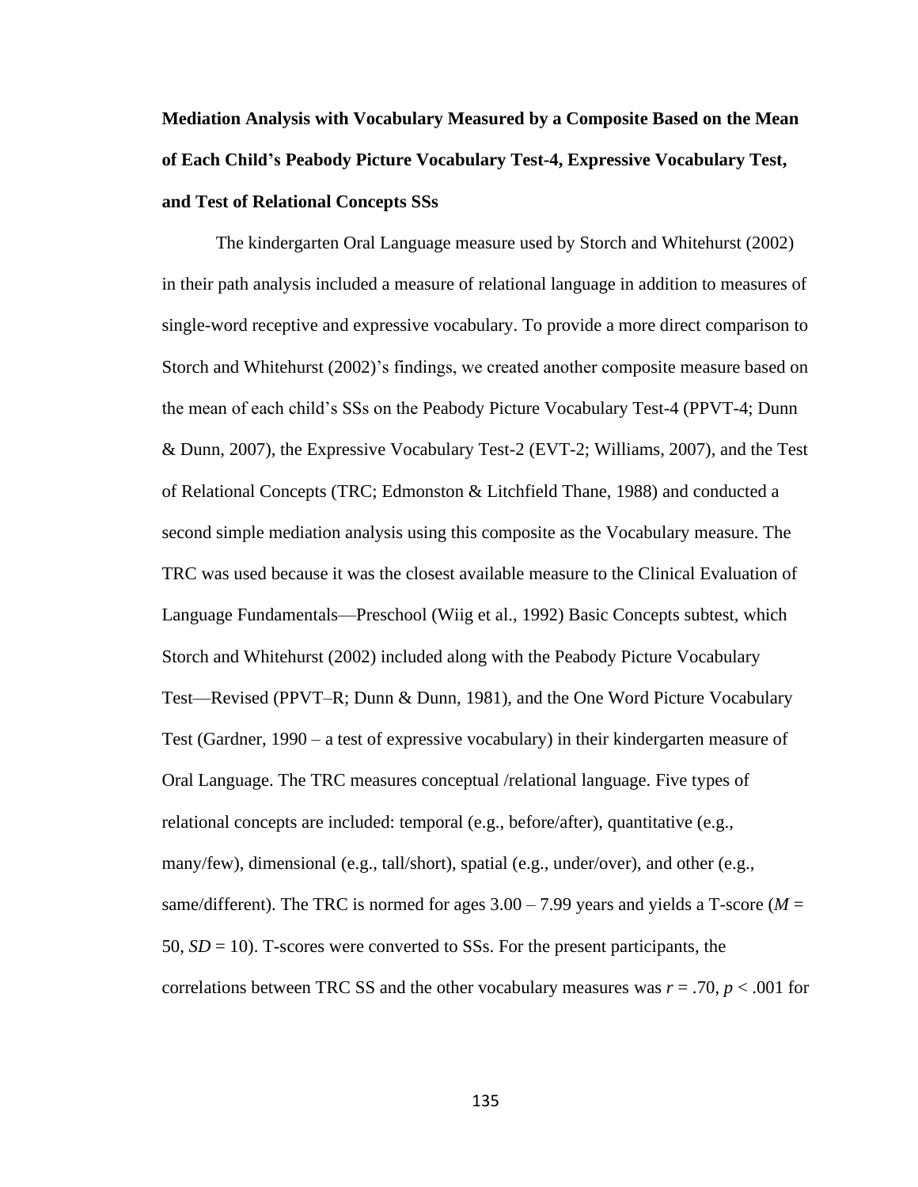**Mediation Analysis with Vocabulary Measured by a Composite Based on the Mean of Each Child's Peabody Picture Vocabulary Test-4, Expressive Vocabulary Test, and Test of Relational Concepts SSs**

The kindergarten Oral Language measure used by Storch and Whitehurst (2002) in their path analysis included a measure of relational language in addition to measures of single-word receptive and expressive vocabulary. To provide a more direct comparison to Storch and Whitehurst (2002)'s findings, we created another composite measure based on the mean of each child's SSs on the Peabody Picture Vocabulary Test-4 (PPVT-4; Dunn & Dunn, 2007), the Expressive Vocabulary Test-2 (EVT-2; Williams, 2007), and the Test of Relational Concepts (TRC; Edmonston & Litchfield Thane, 1988) and conducted a second simple mediation analysis using this composite as the Vocabulary measure. The TRC was used because it was the closest available measure to the Clinical Evaluation of Language Fundamentals—Preschool (Wiig et al., 1992) Basic Concepts subtest, which Storch and Whitehurst (2002) included along with the Peabody Picture Vocabulary Test—Revised (PPVT–R; Dunn & Dunn, 1981), and the One Word Picture Vocabulary Test (Gardner, 1990 – a test of expressive vocabulary) in their kindergarten measure of Oral Language. The TRC measures conceptual /relational language. Five types of relational concepts are included: temporal (e.g., before/after), quantitative (e.g., many/few), dimensional (e.g., tall/short), spatial (e.g., under/over), and other (e.g., same/different). The TRC is normed for ages 3.00 – 7.99 years and yields a T-score ($M$ = 50, $SD$ = 10). T-scores were converted to SSs. For the present participants, the correlations between TRC SS and the other vocabulary measures was $r = .70$, $p < .001$ for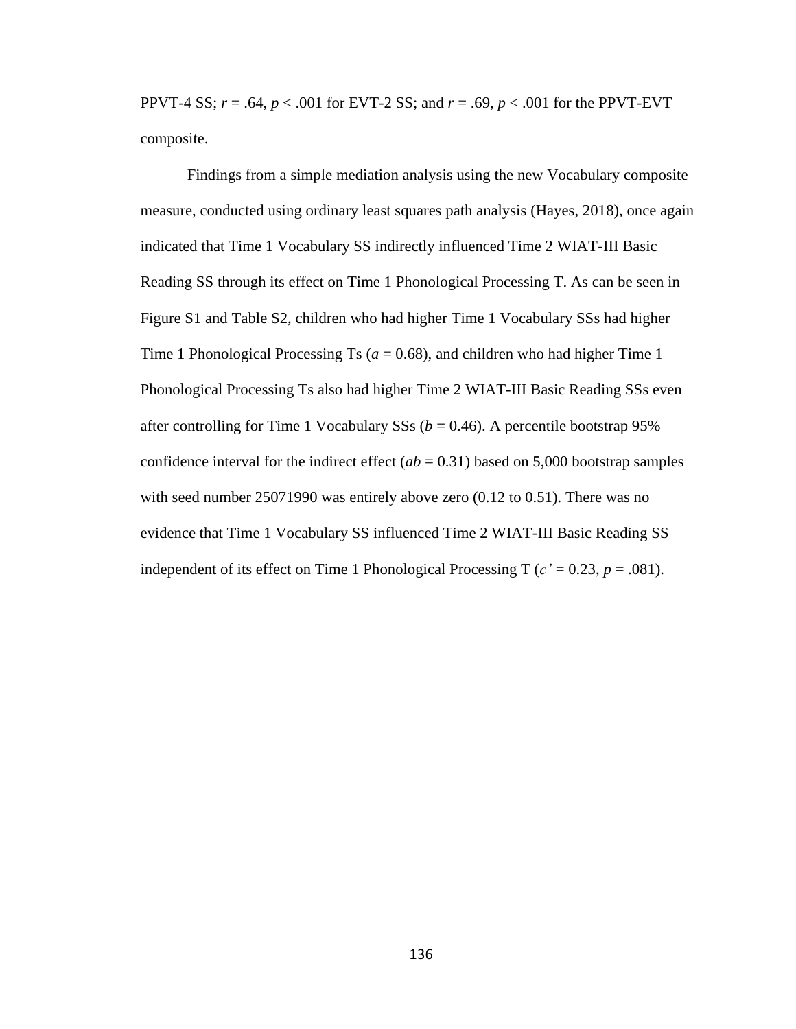PPVT-4 SS; $r = .64$, $p < .001$ for EVT-2 SS; and $r = .69$, $p < .001$ for the PPVT-EVT composite.

Findings from a simple mediation analysis using the new Vocabulary composite measure, conducted using ordinary least squares path analysis (Hayes, 2018), once again indicated that Time 1 Vocabulary SS indirectly influenced Time 2 WIAT-III Basic Reading SS through its effect on Time 1 Phonological Processing T. As can be seen in Figure S1 and Table S2, children who had higher Time 1 Vocabulary SSs had higher Time 1 Phonological Processing Ts ($a = 0.68$), and children who had higher Time 1 Phonological Processing Ts also had higher Time 2 WIAT-III Basic Reading SSs even after controlling for Time 1 Vocabulary SSs ($b = 0.46$). A percentile bootstrap 95% confidence interval for the indirect effect ($ab = 0.31$) based on 5,000 bootstrap samples with seed number 25071990 was entirely above zero (0.12 to 0.51). There was no evidence that Time 1 Vocabulary SS influenced Time 2 WIAT-III Basic Reading SS independent of its effect on Time 1 Phonological Processing T ($c' = 0.23$, $p = .081$).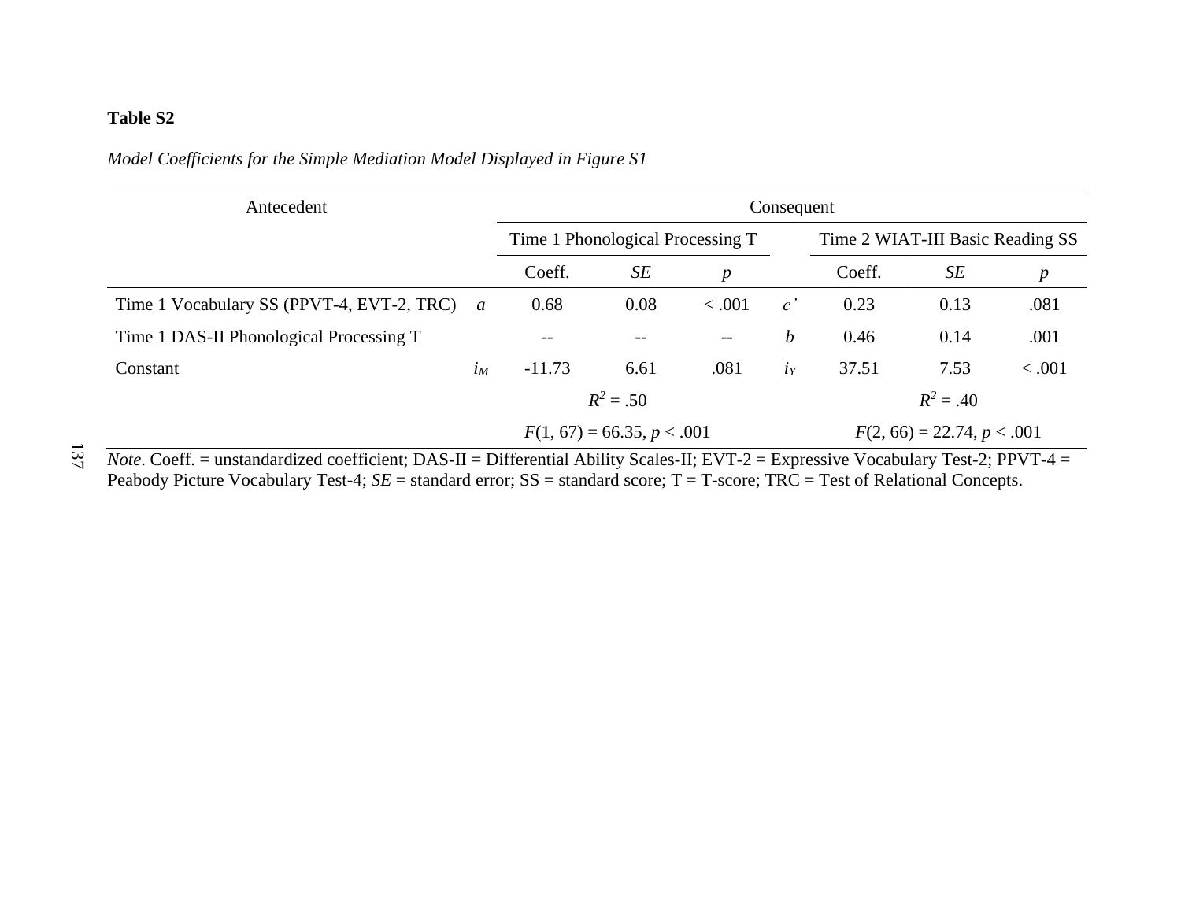**Table S2**

*Model Coefficients for the Simple Mediation Model Displayed in Figure S1*

| Antecedent | | Consequent | | | | | | |
|---|---|---|---|---|---|---|---|---|
| | | Time 1 Phonological Processing T | | | | Time 2 WIAT-III Basic Reading SS | | |
| | | Coeff. | *SE* | *p* | | Coeff. | *SE* | *p* |
| Time 1 Vocabulary SS (PPVT-4, EVT-2, TRC) | *a* | 0.68 | 0.08 | < .001 | *c'* | 0.23 | 0.13 | .081 |
| Time 1 DAS-II Phonological Processing T | | -- | -- | -- | *b* | 0.46 | 0.14 | .001 |
| Constant | $i_M$ | -11.73 | 6.61 | .081 | $i_Y$ | 37.51 | 7.53 | < .001 |
| | | $R^2 = .50$ | | | | $R^2 = .40$ | | |
| | | $F(1, 67) = 66.35$, $p < .001$ | | | | $F(2, 66) = 22.74$, $p < .001$ | | |

*Note*. Coeff. = unstandardized coefficient; DAS-II = Differential Ability Scales-II; EVT-2 = Expressive Vocabulary Test-2; PPVT-4 = Peabody Picture Vocabulary Test-4; *SE* = standard error; SS = standard score; T = T-score; TRC = Test of Relational Concepts.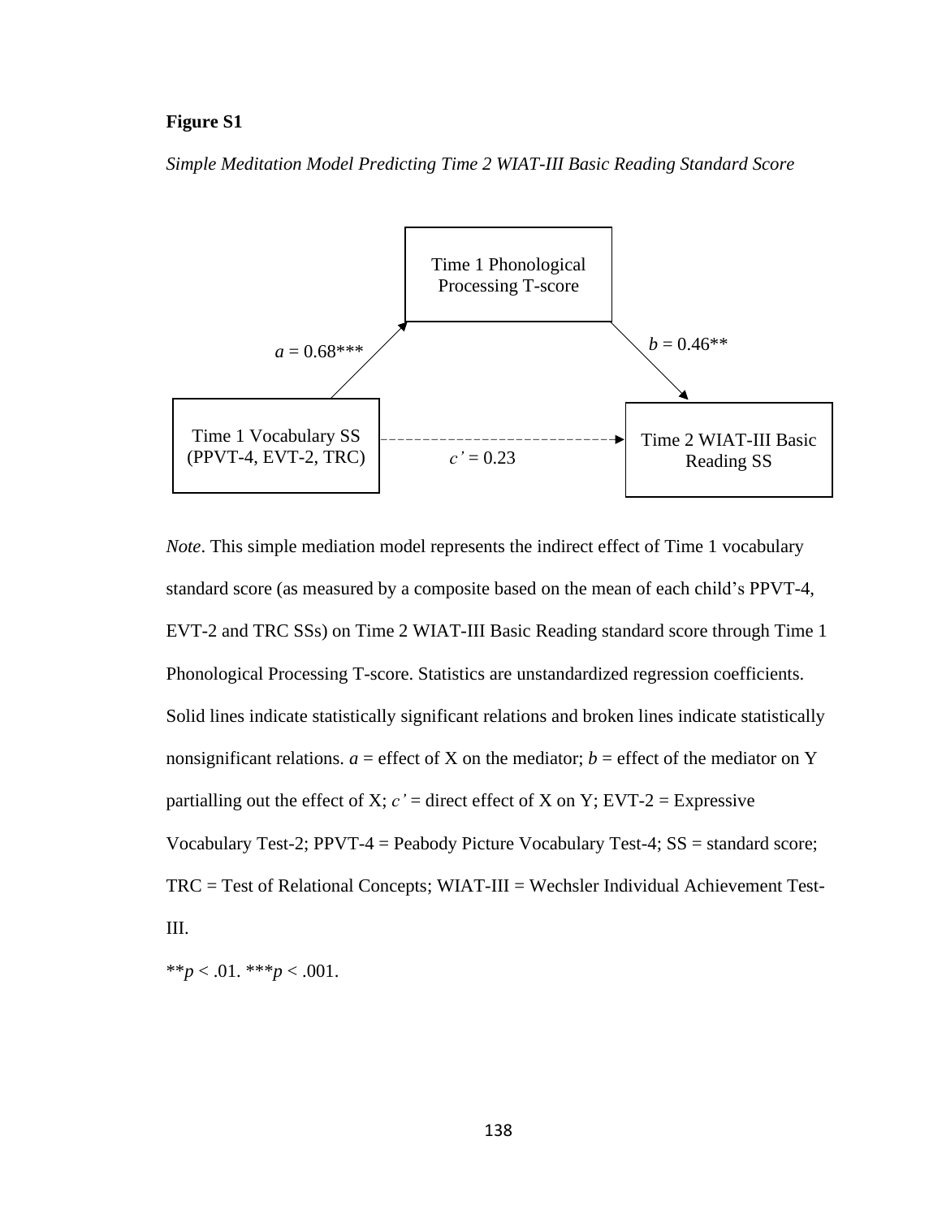**Figure S1**

*Simple Meditation Model Predicting Time 2 WIAT-III Basic Reading Standard Score*

Time 1 Phonological Processing T-score

$a$ = 0.68***

$b$ = 0.46**

Time 1 Vocabulary SS (PPVT-4, EVT-2, TRC)

$c'$ = 0.23

Time 2 WIAT-III Basic Reading SS

*Note*. This simple mediation model represents the indirect effect of Time 1 vocabulary standard score (as measured by a composite based on the mean of each child's PPVT-4, EVT-2 and TRC SSs) on Time 2 WIAT-III Basic Reading standard score through Time 1 Phonological Processing T-score. Statistics are unstandardized regression coefficients. Solid lines indicate statistically significant relations and broken lines indicate statistically nonsignificant relations. $a$ = effect of X on the mediator; $b$ = effect of the mediator on Y partialling out the effect of X; $c'$ = direct effect of X on Y; EVT-2 = Expressive Vocabulary Test-2; PPVT-4 = Peabody Picture Vocabulary Test-4; SS = standard score; TRC = Test of Relational Concepts; WIAT-III = Wechsler Individual Achievement Test-III.

**$p < .01$. ***$p < .001$.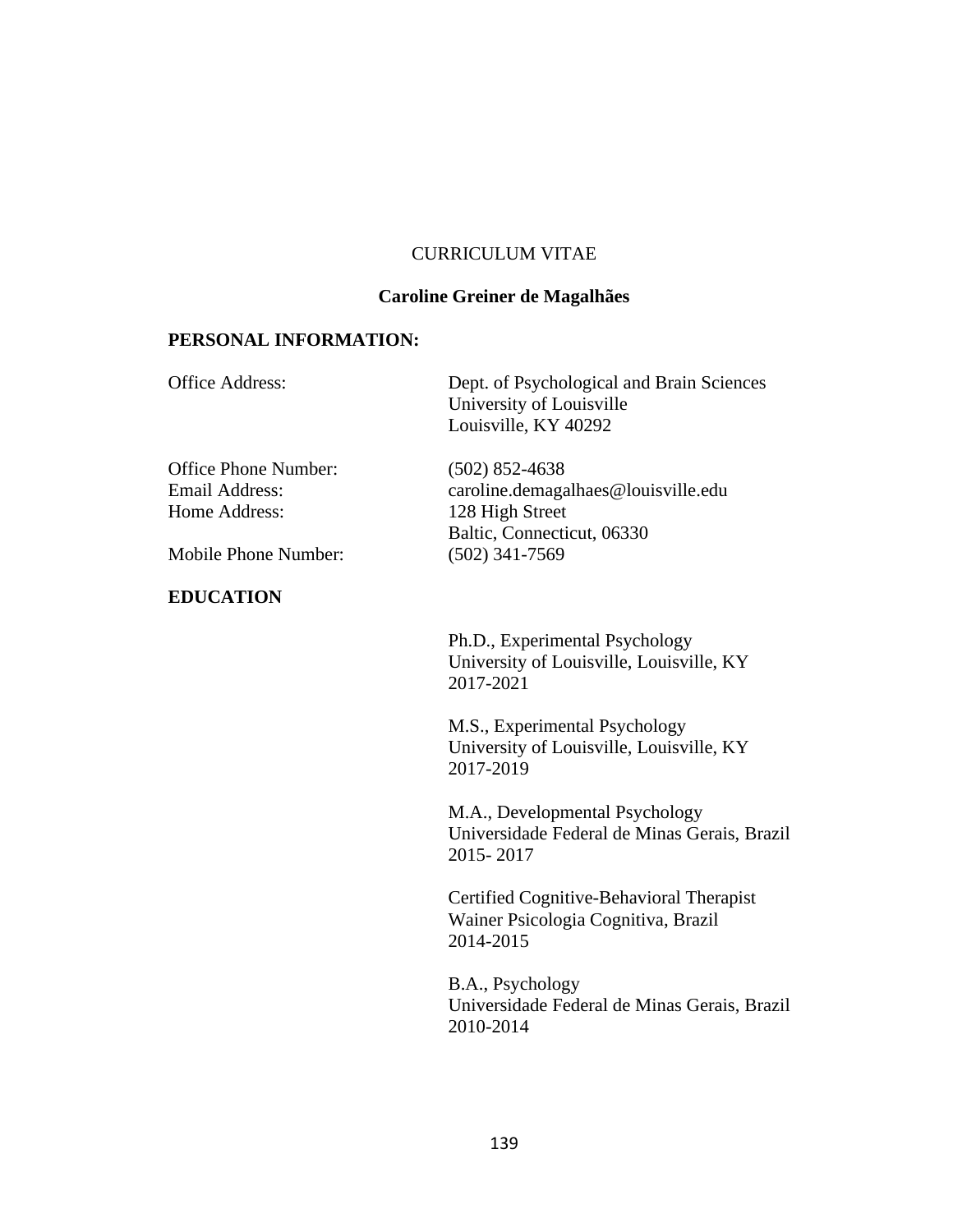CURRICULUM VITAE

**Caroline Greiner de Magalhães**

**PERSONAL INFORMATION:**

| | |
|---|---|
| Office Address: | Dept. of Psychological and Brain Sciences<br>University of Louisville<br>Louisville, KY 40292 |
| Office Phone Number: | (502) 852-4638 |
| Email Address: | caroline.demagalhaes@louisville.edu |
| Home Address: | 128 High Street<br>Baltic, Connecticut, 06330 |
| Mobile Phone Number: | (502) 341-7569 |

**EDUCATION**

Ph.D., Experimental Psychology
University of Louisville, Louisville, KY
2017-2021

M.S., Experimental Psychology
University of Louisville, Louisville, KY
2017-2019

M.A., Developmental Psychology
Universidade Federal de Minas Gerais, Brazil
2015- 2017

Certified Cognitive-Behavioral Therapist
Wainer Psicologia Cognitiva, Brazil
2014-2015

B.A., Psychology
Universidade Federal de Minas Gerais, Brazil
2010-2014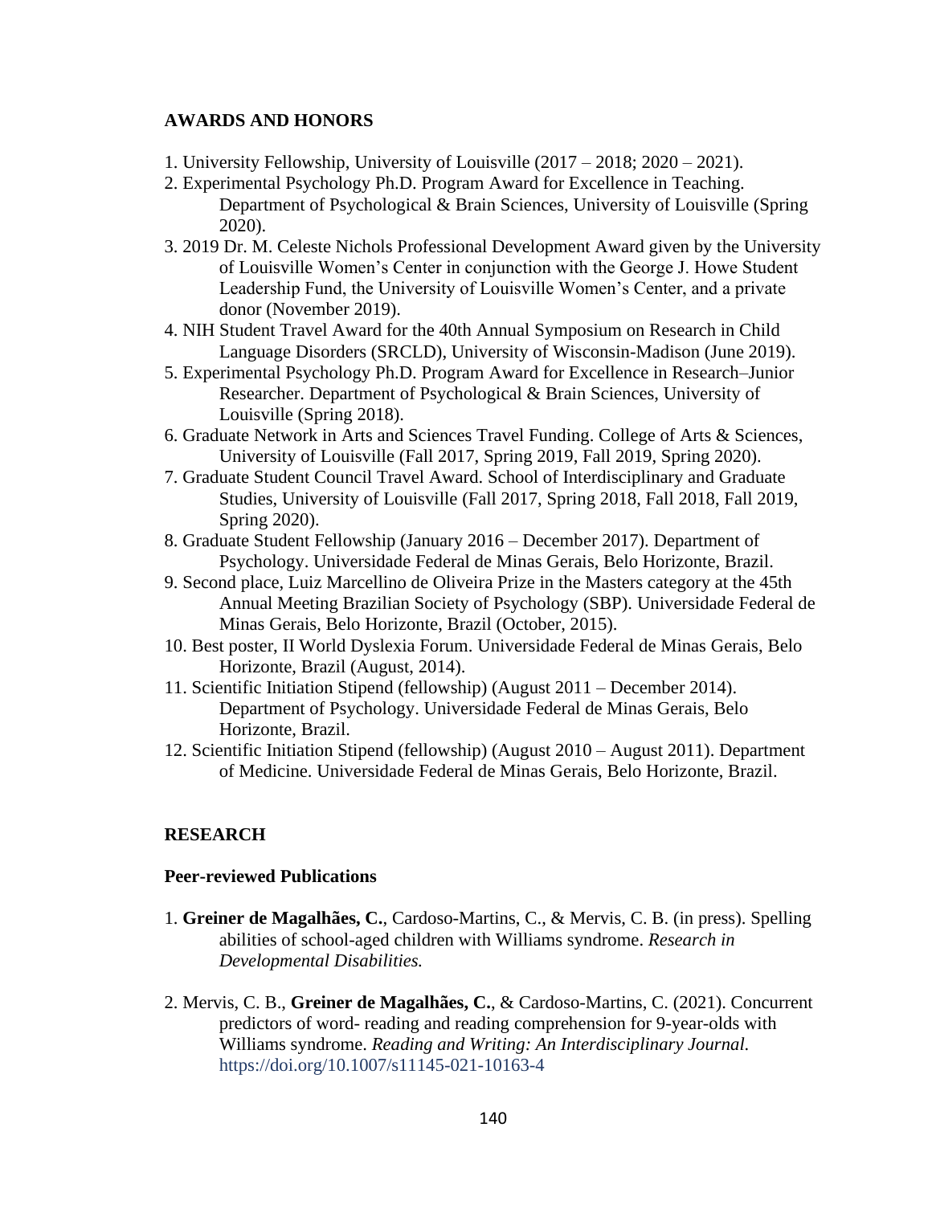## AWARDS AND HONORS

1. University Fellowship, University of Louisville (2017 – 2018; 2020 – 2021).
2. Experimental Psychology Ph.D. Program Award for Excellence in Teaching. Department of Psychological & Brain Sciences, University of Louisville (Spring 2020).
3. 2019 Dr. M. Celeste Nichols Professional Development Award given by the University of Louisville Women's Center in conjunction with the George J. Howe Student Leadership Fund, the University of Louisville Women's Center, and a private donor (November 2019).
4. NIH Student Travel Award for the 40th Annual Symposium on Research in Child Language Disorders (SRCLD), University of Wisconsin-Madison (June 2019).
5. Experimental Psychology Ph.D. Program Award for Excellence in Research–Junior Researcher. Department of Psychological & Brain Sciences, University of Louisville (Spring 2018).
6. Graduate Network in Arts and Sciences Travel Funding. College of Arts & Sciences, University of Louisville (Fall 2017, Spring 2019, Fall 2019, Spring 2020).
7. Graduate Student Council Travel Award. School of Interdisciplinary and Graduate Studies, University of Louisville (Fall 2017, Spring 2018, Fall 2018, Fall 2019, Spring 2020).
8. Graduate Student Fellowship (January 2016 – December 2017). Department of Psychology. Universidade Federal de Minas Gerais, Belo Horizonte, Brazil.
9. Second place, Luiz Marcellino de Oliveira Prize in the Masters category at the 45th Annual Meeting Brazilian Society of Psychology (SBP). Universidade Federal de Minas Gerais, Belo Horizonte, Brazil (October, 2015).
10. Best poster, II World Dyslexia Forum. Universidade Federal de Minas Gerais, Belo Horizonte, Brazil (August, 2014).
11. Scientific Initiation Stipend (fellowship) (August 2011 – December 2014). Department of Psychology. Universidade Federal de Minas Gerais, Belo Horizonte, Brazil.
12. Scientific Initiation Stipend (fellowship) (August 2010 – August 2011). Department of Medicine. Universidade Federal de Minas Gerais, Belo Horizonte, Brazil.

## RESEARCH

### Peer-reviewed Publications

1. **Greiner de Magalhães, C.**, Cardoso-Martins, C., & Mervis, C. B. (in press). Spelling abilities of school-aged children with Williams syndrome. *Research in Developmental Disabilities.*

2. Mervis, C. B., **Greiner de Magalhães, C.**, & Cardoso-Martins, C. (2021). Concurrent predictors of word- reading and reading comprehension for 9-year-olds with Williams syndrome. *Reading and Writing: An Interdisciplinary Journal.* https://doi.org/10.1007/s11145-021-10163-4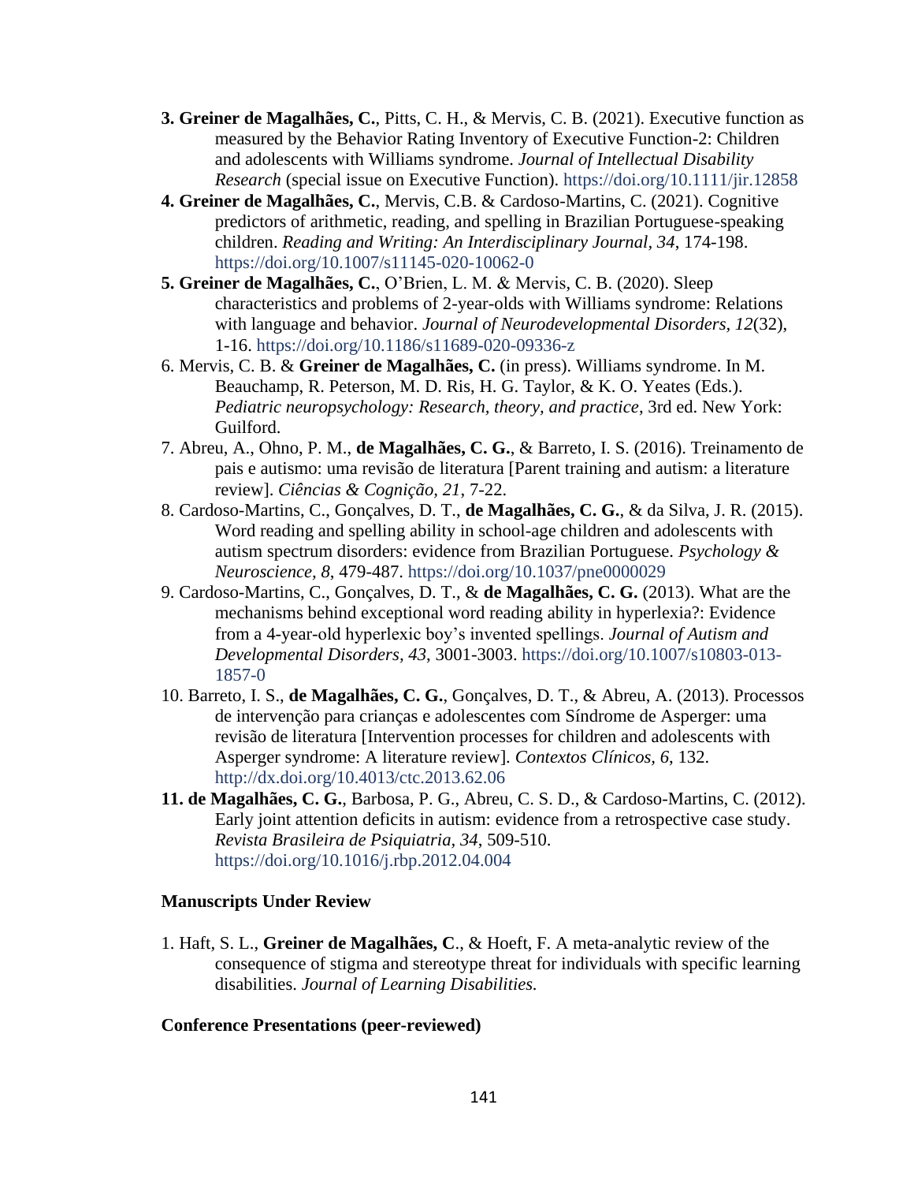**3. Greiner de Magalhães, C.**, Pitts, C. H., & Mervis, C. B. (2021). Executive function as measured by the Behavior Rating Inventory of Executive Function-2: Children and adolescents with Williams syndrome. *Journal of Intellectual Disability Research* (special issue on Executive Function). https://doi.org/10.1111/jir.12858

**4. Greiner de Magalhães, C.**, Mervis, C.B. & Cardoso-Martins, C. (2021). Cognitive predictors of arithmetic, reading, and spelling in Brazilian Portuguese-speaking children. *Reading and Writing: An Interdisciplinary Journal, 34*, 174-198. https://doi.org/10.1007/s11145-020-10062-0

**5. Greiner de Magalhães, C.**, O'Brien, L. M. & Mervis, C. B. (2020). Sleep characteristics and problems of 2-year-olds with Williams syndrome: Relations with language and behavior. *Journal of Neurodevelopmental Disorders, 12*(32), 1-16. https://doi.org/10.1186/s11689-020-09336-z

6. Mervis, C. B. & **Greiner de Magalhães, C.** (in press). Williams syndrome. In M. Beauchamp, R. Peterson, M. D. Ris, H. G. Taylor, & K. O. Yeates (Eds.). *Pediatric neuropsychology: Research, theory, and practice*, 3rd ed. New York: Guilford.

7. Abreu, A., Ohno, P. M., **de Magalhães, C. G.**, & Barreto, I. S. (2016). Treinamento de pais e autismo: uma revisão de literatura [Parent training and autism: a literature review]. *Ciências & Cognição, 21*, 7-22.

8. Cardoso-Martins, C., Gonçalves, D. T., **de Magalhães, C. G.**, & da Silva, J. R. (2015). Word reading and spelling ability in school-age children and adolescents with autism spectrum disorders: evidence from Brazilian Portuguese. *Psychology & Neuroscience, 8*, 479-487. https://doi.org/10.1037/pne0000029

9. Cardoso-Martins, C., Gonçalves, D. T., & **de Magalhães, C. G.** (2013). What are the mechanisms behind exceptional word reading ability in hyperlexia?: Evidence from a 4-year-old hyperlexic boy's invented spellings. *Journal of Autism and Developmental Disorders, 43*, 3001-3003. https://doi.org/10.1007/s10803-013-1857-0

10. Barreto, I. S., **de Magalhães, C. G.**, Gonçalves, D. T., & Abreu, A. (2013). Processos de intervenção para crianças e adolescentes com Síndrome de Asperger: uma revisão de literatura [Intervention processes for children and adolescents with Asperger syndrome: A literature review]. *Contextos Clínicos, 6*, 132. http://dx.doi.org/10.4013/ctc.2013.62.06

**11. de Magalhães, C. G.**, Barbosa, P. G., Abreu, C. S. D., & Cardoso-Martins, C. (2012). Early joint attention deficits in autism: evidence from a retrospective case study. *Revista Brasileira de Psiquiatria, 34*, 509-510. https://doi.org/10.1016/j.rbp.2012.04.004

### Manuscripts Under Review

1. Haft, S. L., **Greiner de Magalhães, C**., & Hoeft, F. A meta-analytic review of the consequence of stigma and stereotype threat for individuals with specific learning disabilities. *Journal of Learning Disabilities.*

### Conference Presentations (peer-reviewed)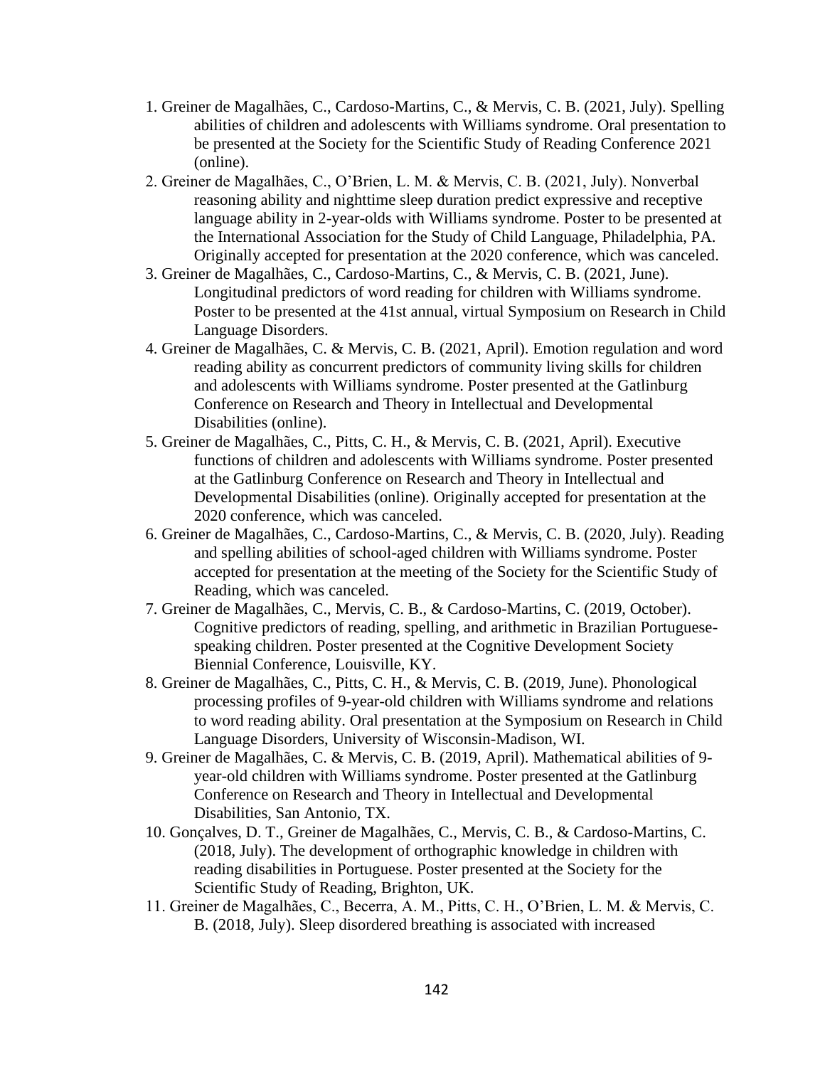1. Greiner de Magalhães, C., Cardoso-Martins, C., & Mervis, C. B. (2021, July). Spelling abilities of children and adolescents with Williams syndrome. Oral presentation to be presented at the Society for the Scientific Study of Reading Conference 2021 (online).
2. Greiner de Magalhães, C., O'Brien, L. M. & Mervis, C. B. (2021, July). Nonverbal reasoning ability and nighttime sleep duration predict expressive and receptive language ability in 2-year-olds with Williams syndrome. Poster to be presented at the International Association for the Study of Child Language, Philadelphia, PA. Originally accepted for presentation at the 2020 conference, which was canceled.
3. Greiner de Magalhães, C., Cardoso-Martins, C., & Mervis, C. B. (2021, June). Longitudinal predictors of word reading for children with Williams syndrome. Poster to be presented at the 41st annual, virtual Symposium on Research in Child Language Disorders.
4. Greiner de Magalhães, C. & Mervis, C. B. (2021, April). Emotion regulation and word reading ability as concurrent predictors of community living skills for children and adolescents with Williams syndrome. Poster presented at the Gatlinburg Conference on Research and Theory in Intellectual and Developmental Disabilities (online).
5. Greiner de Magalhães, C., Pitts, C. H., & Mervis, C. B. (2021, April). Executive functions of children and adolescents with Williams syndrome. Poster presented at the Gatlinburg Conference on Research and Theory in Intellectual and Developmental Disabilities (online). Originally accepted for presentation at the 2020 conference, which was canceled.
6. Greiner de Magalhães, C., Cardoso-Martins, C., & Mervis, C. B. (2020, July). Reading and spelling abilities of school-aged children with Williams syndrome. Poster accepted for presentation at the meeting of the Society for the Scientific Study of Reading, which was canceled.
7. Greiner de Magalhães, C., Mervis, C. B., & Cardoso-Martins, C. (2019, October). Cognitive predictors of reading, spelling, and arithmetic in Brazilian Portuguese-speaking children. Poster presented at the Cognitive Development Society Biennial Conference, Louisville, KY.
8. Greiner de Magalhães, C., Pitts, C. H., & Mervis, C. B. (2019, June). Phonological processing profiles of 9-year-old children with Williams syndrome and relations to word reading ability. Oral presentation at the Symposium on Research in Child Language Disorders, University of Wisconsin-Madison, WI.
9. Greiner de Magalhães, C. & Mervis, C. B. (2019, April). Mathematical abilities of 9-year-old children with Williams syndrome. Poster presented at the Gatlinburg Conference on Research and Theory in Intellectual and Developmental Disabilities, San Antonio, TX.
10. Gonçalves, D. T., Greiner de Magalhães, C., Mervis, C. B., & Cardoso-Martins, C. (2018, July). The development of orthographic knowledge in children with reading disabilities in Portuguese. Poster presented at the Society for the Scientific Study of Reading, Brighton, UK.
11. Greiner de Magalhães, C., Becerra, A. M., Pitts, C. H., O'Brien, L. M. & Mervis, C. B. (2018, July). Sleep disordered breathing is associated with increased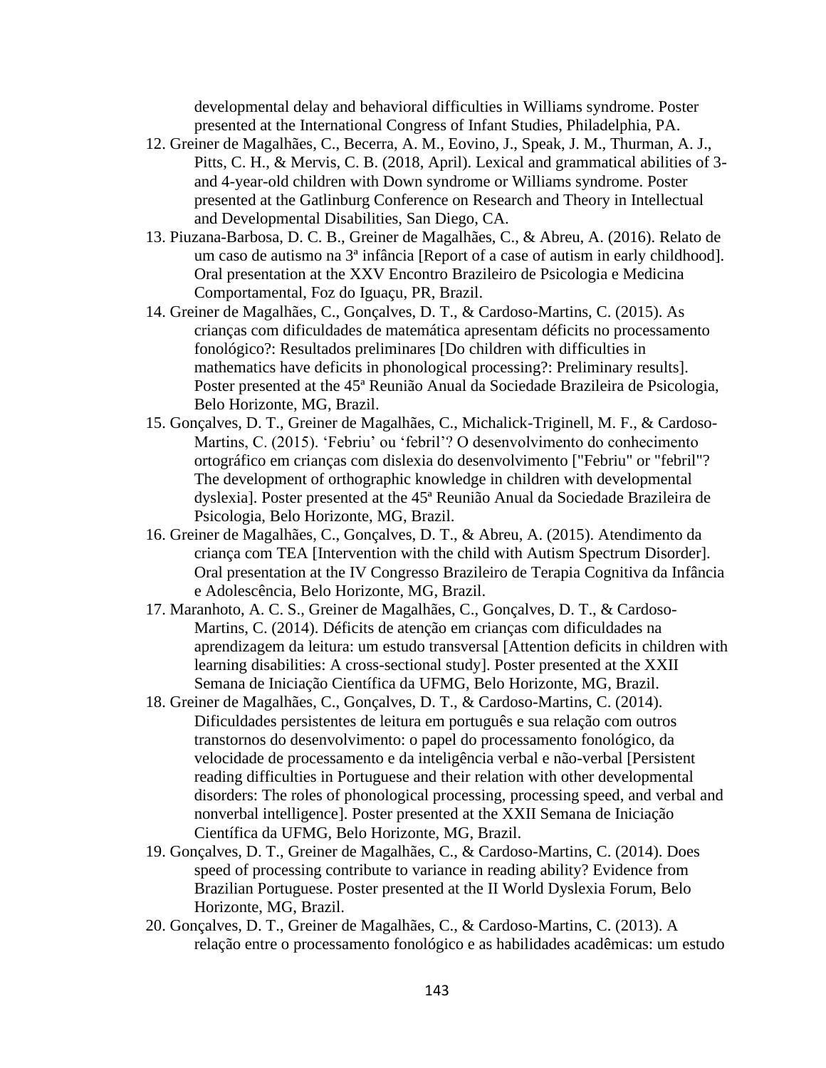developmental delay and behavioral difficulties in Williams syndrome. Poster presented at the International Congress of Infant Studies, Philadelphia, PA.

12. Greiner de Magalhães, C., Becerra, A. M., Eovino, J., Speak, J. M., Thurman, A. J., Pitts, C. H., & Mervis, C. B. (2018, April). Lexical and grammatical abilities of 3- and 4-year-old children with Down syndrome or Williams syndrome. Poster presented at the Gatlinburg Conference on Research and Theory in Intellectual and Developmental Disabilities, San Diego, CA.
13. Piuzana-Barbosa, D. C. B., Greiner de Magalhães, C., & Abreu, A. (2016). Relato de um caso de autismo na 3ª infância [Report of a case of autism in early childhood]. Oral presentation at the XXV Encontro Brazileiro de Psicologia e Medicina Comportamental, Foz do Iguaçu, PR, Brazil.
14. Greiner de Magalhães, C., Gonçalves, D. T., & Cardoso-Martins, C. (2015). As crianças com dificuldades de matemática apresentam déficits no processamento fonológico?: Resultados preliminares [Do children with difficulties in mathematics have deficits in phonological processing?: Preliminary results]. Poster presented at the 45ª Reunião Anual da Sociedade Brazileira de Psicologia, Belo Horizonte, MG, Brazil.
15. Gonçalves, D. T., Greiner de Magalhães, C., Michalick-Triginell, M. F., & Cardoso-Martins, C. (2015). 'Febriu' ou 'febril'? O desenvolvimento do conhecimento ortográfico em crianças com dislexia do desenvolvimento ["Febriu" or "febril"? The development of orthographic knowledge in children with developmental dyslexia]. Poster presented at the 45ª Reunião Anual da Sociedade Brazileira de Psicologia, Belo Horizonte, MG, Brazil.
16. Greiner de Magalhães, C., Gonçalves, D. T., & Abreu, A. (2015). Atendimento da criança com TEA [Intervention with the child with Autism Spectrum Disorder]. Oral presentation at the IV Congresso Brazileiro de Terapia Cognitiva da Infância e Adolescência, Belo Horizonte, MG, Brazil.
17. Maranhoto, A. C. S., Greiner de Magalhães, C., Gonçalves, D. T., & Cardoso-Martins, C. (2014). Déficits de atenção em crianças com dificuldades na aprendizagem da leitura: um estudo transversal [Attention deficits in children with learning disabilities: A cross-sectional study]. Poster presented at the XXII Semana de Iniciação Científica da UFMG, Belo Horizonte, MG, Brazil.
18. Greiner de Magalhães, C., Gonçalves, D. T., & Cardoso-Martins, C. (2014). Dificuldades persistentes de leitura em português e sua relação com outros transtornos do desenvolvimento: o papel do processamento fonológico, da velocidade de processamento e da inteligência verbal e não-verbal [Persistent reading difficulties in Portuguese and their relation with other developmental disorders: The roles of phonological processing, processing speed, and verbal and nonverbal intelligence]. Poster presented at the XXII Semana de Iniciação Científica da UFMG, Belo Horizonte, MG, Brazil.
19. Gonçalves, D. T., Greiner de Magalhães, C., & Cardoso-Martins, C. (2014). Does speed of processing contribute to variance in reading ability? Evidence from Brazilian Portuguese. Poster presented at the II World Dyslexia Forum, Belo Horizonte, MG, Brazil.
20. Gonçalves, D. T., Greiner de Magalhães, C., & Cardoso-Martins, C. (2013). A relação entre o processamento fonológico e as habilidades acadêmicas: um estudo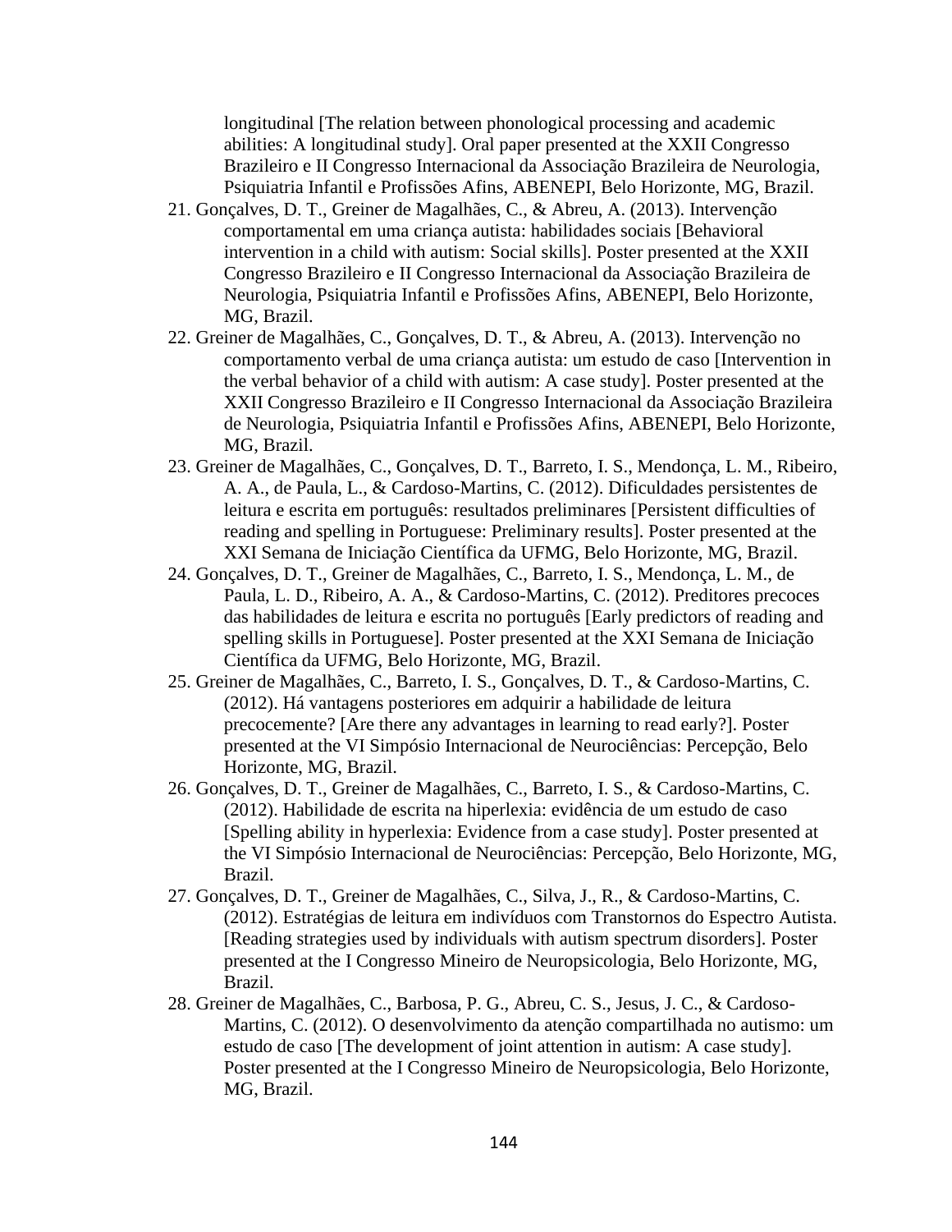longitudinal [The relation between phonological processing and academic abilities: A longitudinal study]. Oral paper presented at the XXII Congresso Brazileiro e II Congresso Internacional da Associação Brazileira de Neurologia, Psiquiatria Infantil e Profissões Afins, ABENEPI, Belo Horizonte, MG, Brazil.

21. Gonçalves, D. T., Greiner de Magalhães, C., & Abreu, A. (2013). Intervenção comportamental em uma criança autista: habilidades sociais [Behavioral intervention in a child with autism: Social skills]. Poster presented at the XXII Congresso Brazileiro e II Congresso Internacional da Associação Brazileira de Neurologia, Psiquiatria Infantil e Profissões Afins, ABENEPI, Belo Horizonte, MG, Brazil.
22. Greiner de Magalhães, C., Gonçalves, D. T., & Abreu, A. (2013). Intervenção no comportamento verbal de uma criança autista: um estudo de caso [Intervention in the verbal behavior of a child with autism: A case study]. Poster presented at the XXII Congresso Brazileiro e II Congresso Internacional da Associação Brazileira de Neurologia, Psiquiatria Infantil e Profissões Afins, ABENEPI, Belo Horizonte, MG, Brazil.
23. Greiner de Magalhães, C., Gonçalves, D. T., Barreto, I. S., Mendonça, L. M., Ribeiro, A. A., de Paula, L., & Cardoso-Martins, C. (2012). Dificuldades persistentes de leitura e escrita em português: resultados preliminares [Persistent difficulties of reading and spelling in Portuguese: Preliminary results]. Poster presented at the XXI Semana de Iniciação Científica da UFMG, Belo Horizonte, MG, Brazil.
24. Gonçalves, D. T., Greiner de Magalhães, C., Barreto, I. S., Mendonça, L. M., de Paula, L. D., Ribeiro, A. A., & Cardoso-Martins, C. (2012). Preditores precoces das habilidades de leitura e escrita no português [Early predictors of reading and spelling skills in Portuguese]. Poster presented at the XXI Semana de Iniciação Científica da UFMG, Belo Horizonte, MG, Brazil.
25. Greiner de Magalhães, C., Barreto, I. S., Gonçalves, D. T., & Cardoso-Martins, C. (2012). Há vantagens posteriores em adquirir a habilidade de leitura precocemente? [Are there any advantages in learning to read early?]. Poster presented at the VI Simpósio Internacional de Neurociências: Percepção, Belo Horizonte, MG, Brazil.
26. Gonçalves, D. T., Greiner de Magalhães, C., Barreto, I. S., & Cardoso-Martins, C. (2012). Habilidade de escrita na hiperlexia: evidência de um estudo de caso [Spelling ability in hyperlexia: Evidence from a case study]. Poster presented at the VI Simpósio Internacional de Neurociências: Percepção, Belo Horizonte, MG, Brazil.
27. Gonçalves, D. T., Greiner de Magalhães, C., Silva, J., R., & Cardoso-Martins, C. (2012). Estratégias de leitura em indivíduos com Transtornos do Espectro Autista. [Reading strategies used by individuals with autism spectrum disorders]. Poster presented at the I Congresso Mineiro de Neuropsicologia, Belo Horizonte, MG, Brazil.
28. Greiner de Magalhães, C., Barbosa, P. G., Abreu, C. S., Jesus, J. C., & Cardoso-Martins, C. (2012). O desenvolvimento da atenção compartilhada no autismo: um estudo de caso [The development of joint attention in autism: A case study]. Poster presented at the I Congresso Mineiro de Neuropsicologia, Belo Horizonte, MG, Brazil.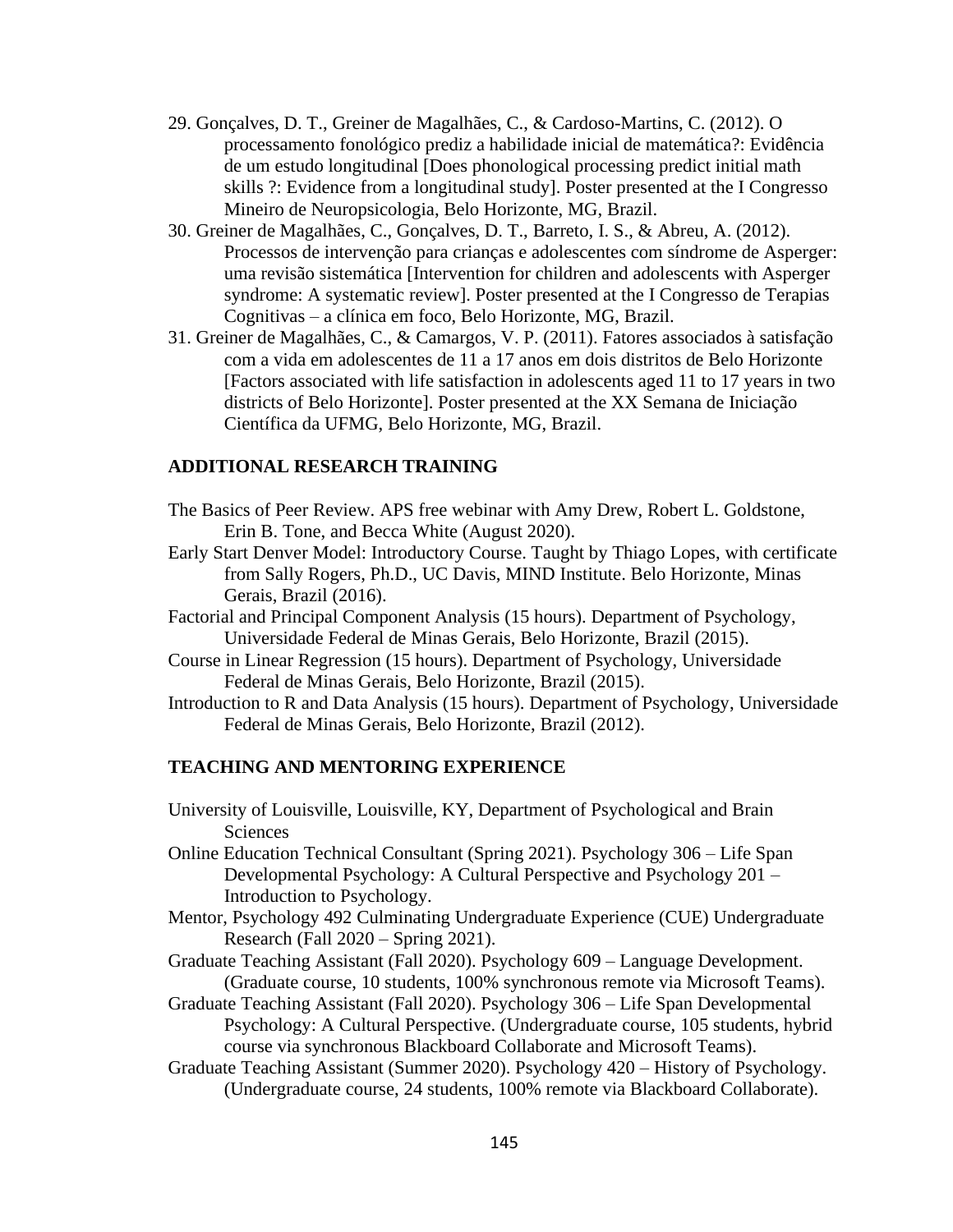29. Gonçalves, D. T., Greiner de Magalhães, C., & Cardoso-Martins, C. (2012). O processamento fonológico prediz a habilidade inicial de matemática?: Evidência de um estudo longitudinal [Does phonological processing predict initial math skills ?: Evidence from a longitudinal study]. Poster presented at the I Congresso Mineiro de Neuropsicologia, Belo Horizonte, MG, Brazil.
30. Greiner de Magalhães, C., Gonçalves, D. T., Barreto, I. S., & Abreu, A. (2012). Processos de intervenção para crianças e adolescentes com síndrome de Asperger: uma revisão sistemática [Intervention for children and adolescents with Asperger syndrome: A systematic review]. Poster presented at the I Congresso de Terapias Cognitivas – a clínica em foco, Belo Horizonte, MG, Brazil.
31. Greiner de Magalhães, C., & Camargos, V. P. (2011). Fatores associados à satisfação com a vida em adolescentes de 11 a 17 anos em dois distritos de Belo Horizonte [Factors associated with life satisfaction in adolescents aged 11 to 17 years in two districts of Belo Horizonte]. Poster presented at the XX Semana de Iniciação Científica da UFMG, Belo Horizonte, MG, Brazil.

**ADDITIONAL RESEARCH TRAINING**

The Basics of Peer Review. APS free webinar with Amy Drew, Robert L. Goldstone, Erin B. Tone, and Becca White (August 2020).

Early Start Denver Model: Introductory Course. Taught by Thiago Lopes, with certificate from Sally Rogers, Ph.D., UC Davis, MIND Institute. Belo Horizonte, Minas Gerais, Brazil (2016).

Factorial and Principal Component Analysis (15 hours). Department of Psychology, Universidade Federal de Minas Gerais, Belo Horizonte, Brazil (2015).

Course in Linear Regression (15 hours). Department of Psychology, Universidade Federal de Minas Gerais, Belo Horizonte, Brazil (2015).

Introduction to R and Data Analysis (15 hours). Department of Psychology, Universidade Federal de Minas Gerais, Belo Horizonte, Brazil (2012).

**TEACHING AND MENTORING EXPERIENCE**

University of Louisville, Louisville, KY, Department of Psychological and Brain Sciences

Online Education Technical Consultant (Spring 2021). Psychology 306 – Life Span Developmental Psychology: A Cultural Perspective and Psychology 201 – Introduction to Psychology.

Mentor, Psychology 492 Culminating Undergraduate Experience (CUE) Undergraduate Research (Fall 2020 – Spring 2021).

Graduate Teaching Assistant (Fall 2020). Psychology 609 – Language Development. (Graduate course, 10 students, 100% synchronous remote via Microsoft Teams).

Graduate Teaching Assistant (Fall 2020). Psychology 306 – Life Span Developmental Psychology: A Cultural Perspective. (Undergraduate course, 105 students, hybrid course via synchronous Blackboard Collaborate and Microsoft Teams).

Graduate Teaching Assistant (Summer 2020). Psychology 420 – History of Psychology. (Undergraduate course, 24 students, 100% remote via Blackboard Collaborate).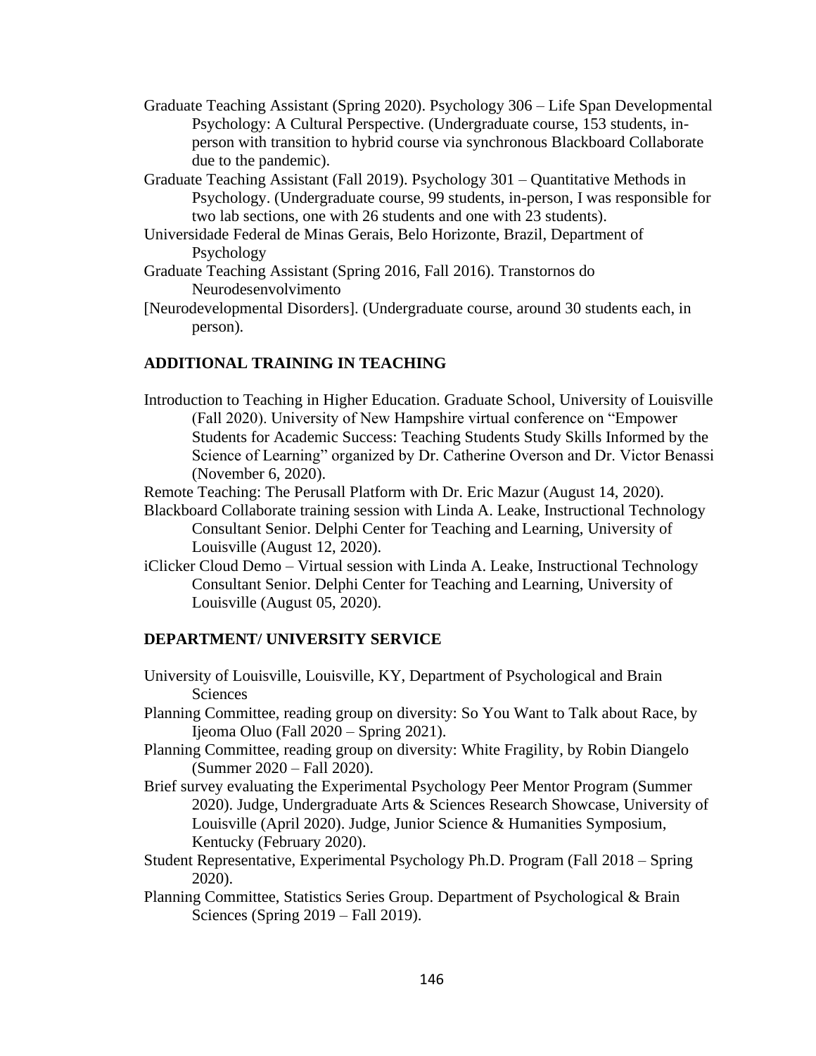Graduate Teaching Assistant (Spring 2020). Psychology 306 – Life Span Developmental Psychology: A Cultural Perspective. (Undergraduate course, 153 students, in-person with transition to hybrid course via synchronous Blackboard Collaborate due to the pandemic).

Graduate Teaching Assistant (Fall 2019). Psychology 301 – Quantitative Methods in Psychology. (Undergraduate course, 99 students, in-person, I was responsible for two lab sections, one with 26 students and one with 23 students).

Universidade Federal de Minas Gerais, Belo Horizonte, Brazil, Department of Psychology

Graduate Teaching Assistant (Spring 2016, Fall 2016). Transtornos do Neurodesenvolvimento

[Neurodevelopmental Disorders]. (Undergraduate course, around 30 students each, in person).

## ADDITIONAL TRAINING IN TEACHING

Introduction to Teaching in Higher Education. Graduate School, University of Louisville (Fall 2020). University of New Hampshire virtual conference on "Empower Students for Academic Success: Teaching Students Study Skills Informed by the Science of Learning" organized by Dr. Catherine Overson and Dr. Victor Benassi (November 6, 2020).

Remote Teaching: The Perusall Platform with Dr. Eric Mazur (August 14, 2020).

Blackboard Collaborate training session with Linda A. Leake, Instructional Technology Consultant Senior. Delphi Center for Teaching and Learning, University of Louisville (August 12, 2020).

iClicker Cloud Demo – Virtual session with Linda A. Leake, Instructional Technology Consultant Senior. Delphi Center for Teaching and Learning, University of Louisville (August 05, 2020).

## DEPARTMENT/ UNIVERSITY SERVICE

University of Louisville, Louisville, KY, Department of Psychological and Brain Sciences

Planning Committee, reading group on diversity: So You Want to Talk about Race, by Ijeoma Oluo (Fall 2020 – Spring 2021).

Planning Committee, reading group on diversity: White Fragility, by Robin Diangelo (Summer 2020 – Fall 2020).

Brief survey evaluating the Experimental Psychology Peer Mentor Program (Summer 2020). Judge, Undergraduate Arts & Sciences Research Showcase, University of Louisville (April 2020). Judge, Junior Science & Humanities Symposium, Kentucky (February 2020).

Student Representative, Experimental Psychology Ph.D. Program (Fall 2018 – Spring 2020).

Planning Committee, Statistics Series Group. Department of Psychological & Brain Sciences (Spring 2019 – Fall 2019).